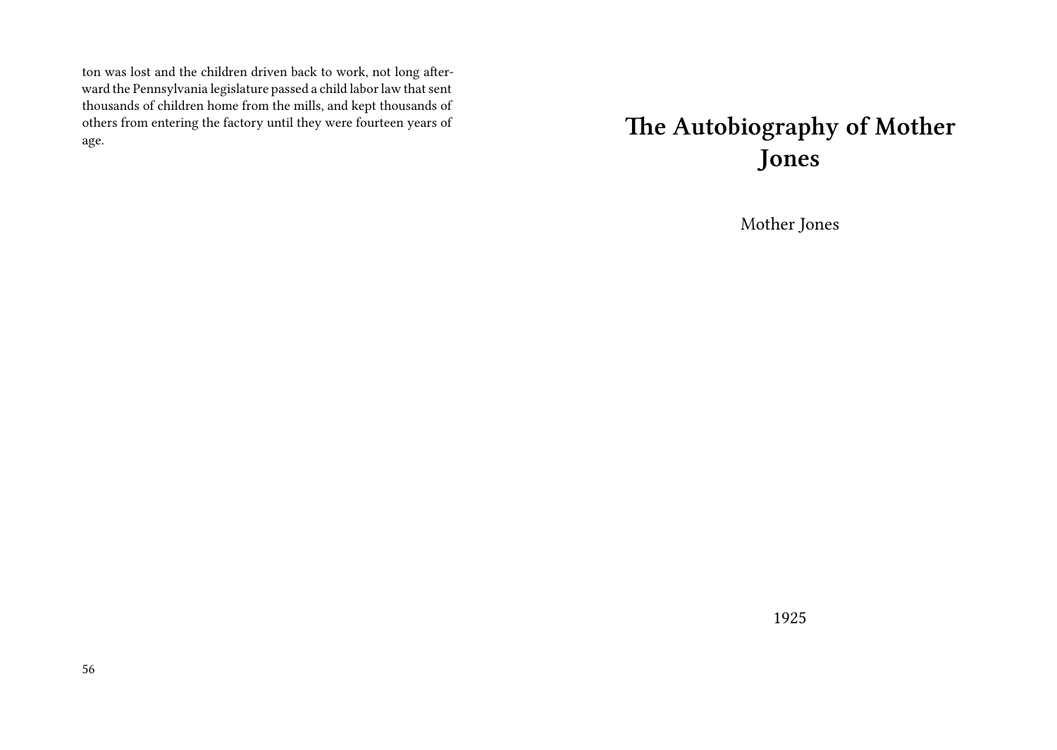ton was lost and the children driven back to work, not long afterward the Pennsylvania legislature passed a child labor law that sent thousands of children home from the mills, and kept thousands of others from entering the factory until they were fourteen years of age.

# The Autobiography of Mother Jones

Mother Jones

1925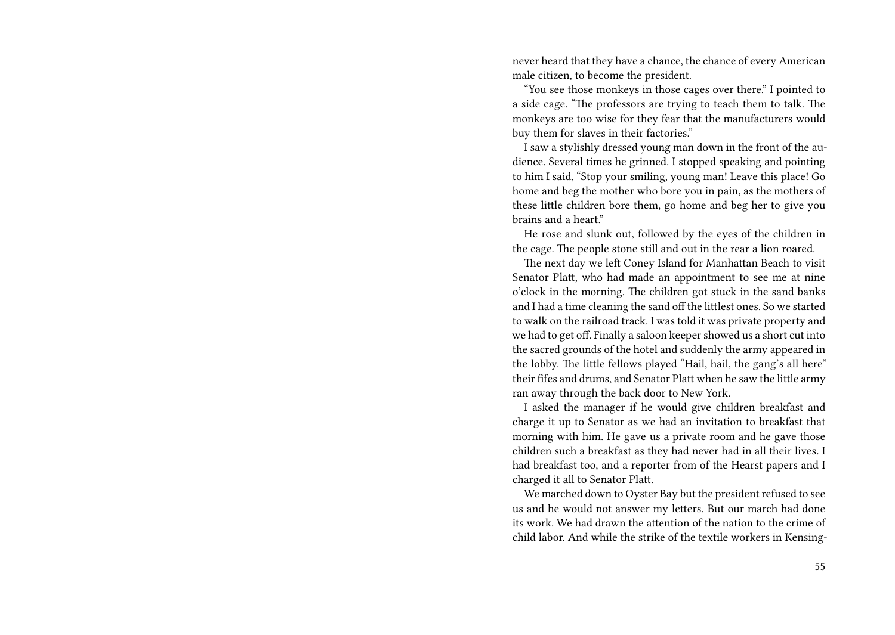never heard that they have a chance, the chance of every American male citizen, to become the president.

"You see those monkeys in those cages over there." I pointed to a side cage. "The professors are trying to teach them to talk. The monkeys are too wise for they fear that the manufacturers would buy them for slaves in their factories."

I saw a stylishly dressed young man down in the front of the audience. Several times he grinned. I stopped speaking and pointing to him I said, "Stop your smiling, young man! Leave this place! Go home and beg the mother who bore you in pain, as the mothers of these little children bore them, go home and beg her to give you brains and a heart."

He rose and slunk out, followed by the eyes of the children in the cage. The people stone still and out in the rear a lion roared.

The next day we left Coney Island for Manhattan Beach to visit Senator Platt, who had made an appointment to see me at nine o'clock in the morning. The children got stuck in the sand banks and I had a time cleaning the sand off the littlest ones. So we started to walk on the railroad track. I was told it was private property and we had to get off. Finally a saloon keeper showed us a short cut into the sacred grounds of the hotel and suddenly the army appeared in the lobby. The little fellows played "Hail, hail, the gang's all here" their fifes and drums, and Senator Platt when he saw the little army ran away through the back door to New York.

I asked the manager if he would give children breakfast and charge it up to Senator as we had an invitation to breakfast that morning with him. He gave us a private room and he gave those children such a breakfast as they had never had in all their lives. I had breakfast too, and a reporter from of the Hearst papers and I charged it all to Senator Platt.

We marched down to Oyster Bay but the president refused to see us and he would not answer my letters. But our march had done its work. We had drawn the attention of the nation to the crime of child labor. And while the strike of the textile workers in Kensing-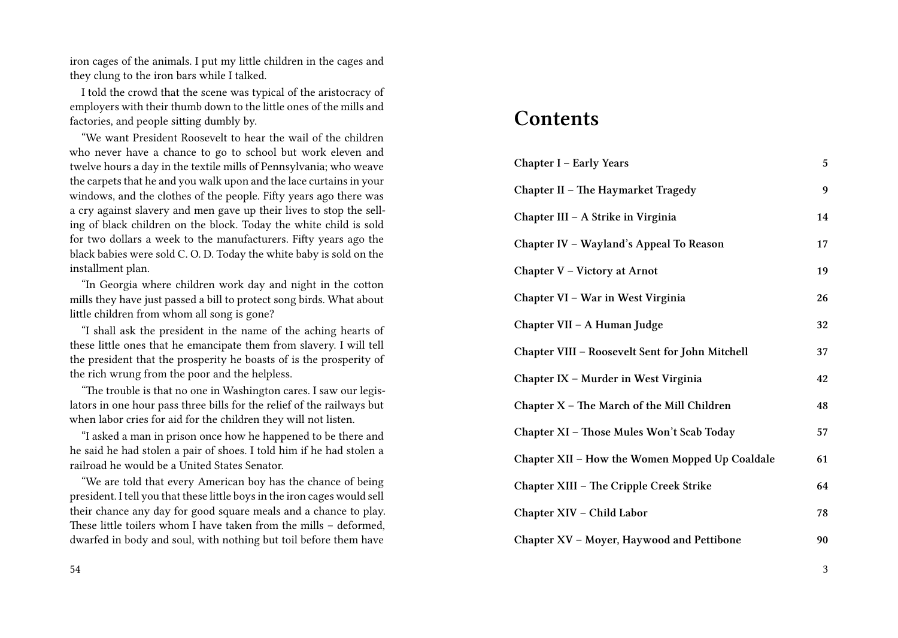iron cages of the animals. I put my little children in the cages and they clung to the iron bars while I talked.

I told the crowd that the scene was typical of the aristocracy of employers with their thumb down to the little ones of the mills and factories, and people sitting dumbly by.

"We want President Roosevelt to hear the wail of the children who never have a chance to go to school but work eleven and twelve hours a day in the textile mills of Pennsylvania; who weave the carpets that he and you walk upon and the lace curtains in your windows, and the clothes of the people. Fifty years ago there was a cry against slavery and men gave up their lives to stop the selling of black children on the block. Today the white child is sold for two dollars a week to the manufacturers. Fifty years ago the black babies were sold C. O. D. Today the white baby is sold on the installment plan.

"In Georgia where children work day and night in the cotton mills they have just passed a bill to protect song birds. What about little children from whom all song is gone?

"I shall ask the president in the name of the aching hearts of these little ones that he emancipate them from slavery. I will tell the president that the prosperity he boasts of is the prosperity of the rich wrung from the poor and the helpless.

"The trouble is that no one in Washington cares. I saw our legislators in one hour pass three bills for the relief of the railways but when labor cries for aid for the children they will not listen.

"I asked a man in prison once how he happened to be there and he said he had stolen a pair of shoes. I told him if he had stolen a railroad he would be a United States Senator.

"We are told that every American boy has the chance of being president. I tell you that these little boys in the iron cages would sell their chance any day for good square meals and a chance to play. These little toilers whom I have taken from the mills – deformed, dwarfed in body and soul, with nothing but toil before them have

# Contents

| | |
|---|---|
| **Chapter I – Early Years** | **5** |
| **Chapter II – The Haymarket Tragedy** | **9** |
| **Chapter III – A Strike in Virginia** | **14** |
| **Chapter IV – Wayland's Appeal To Reason** | **17** |
| **Chapter V – Victory at Arnot** | **19** |
| **Chapter VI – War in West Virginia** | **26** |
| **Chapter VII – A Human Judge** | **32** |
| **Chapter VIII – Roosevelt Sent for John Mitchell** | **37** |
| **Chapter IX – Murder in West Virginia** | **42** |
| **Chapter X – The March of the Mill Children** | **48** |
| **Chapter XI – Those Mules Won't Scab Today** | **57** |
| **Chapter XII – How the Women Mopped Up Coaldale** | **61** |
| **Chapter XIII – The Cripple Creek Strike** | **64** |
| **Chapter XIV – Child Labor** | **78** |
| **Chapter XV – Moyer, Haywood and Pettibone** | **90** |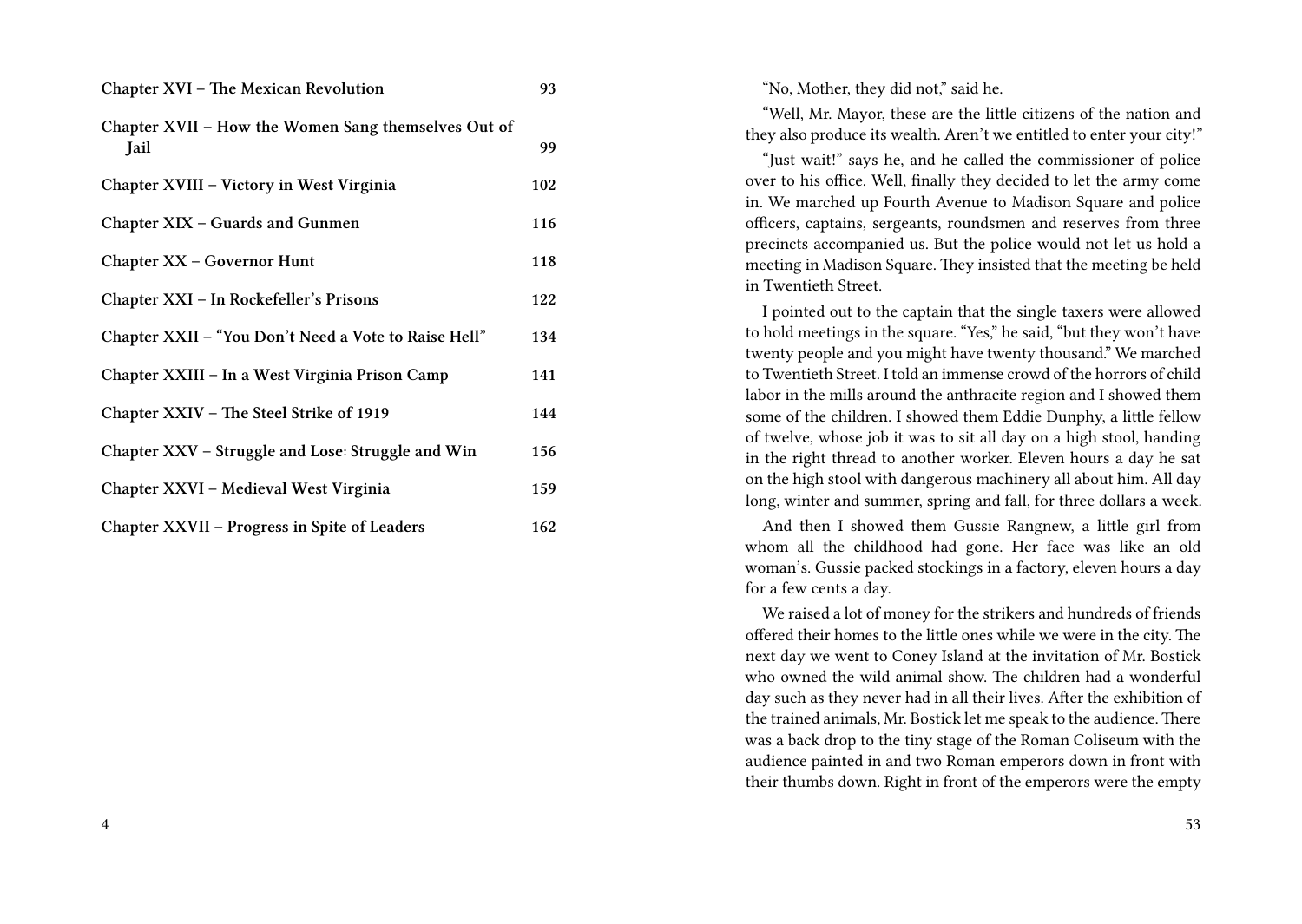| | |
|---|---|
| **Chapter XVI – The Mexican Revolution** | **93** |
| **Chapter XVII – How the Women Sang themselves Out of Jail** | **99** |
| **Chapter XVIII – Victory in West Virginia** | **102** |
| **Chapter XIX – Guards and Gunmen** | **116** |
| **Chapter XX – Governor Hunt** | **118** |
| **Chapter XXI – In Rockefeller's Prisons** | **122** |
| **Chapter XXII – "You Don't Need a Vote to Raise Hell"** | **134** |
| **Chapter XXIII – In a West Virginia Prison Camp** | **141** |
| **Chapter XXIV – The Steel Strike of 1919** | **144** |
| **Chapter XXV – Struggle and Lose: Struggle and Win** | **156** |
| **Chapter XXVI – Medieval West Virginia** | **159** |
| **Chapter XXVII – Progress in Spite of Leaders** | **162** |

"No, Mother, they did not," said he.

"Well, Mr. Mayor, these are the little citizens of the nation and they also produce its wealth. Aren't we entitled to enter your city!"

"Just wait!" says he, and he called the commissioner of police over to his office. Well, finally they decided to let the army come in. We marched up Fourth Avenue to Madison Square and police officers, captains, sergeants, roundsmen and reserves from three precincts accompanied us. But the police would not let us hold a meeting in Madison Square. They insisted that the meeting be held in Twentieth Street.

I pointed out to the captain that the single taxers were allowed to hold meetings in the square. "Yes," he said, "but they won't have twenty people and you might have twenty thousand." We marched to Twentieth Street. I told an immense crowd of the horrors of child labor in the mills around the anthracite region and I showed them some of the children. I showed them Eddie Dunphy, a little fellow of twelve, whose job it was to sit all day on a high stool, handing in the right thread to another worker. Eleven hours a day he sat on the high stool with dangerous machinery all about him. All day long, winter and summer, spring and fall, for three dollars a week.

And then I showed them Gussie Rangnew, a little girl from whom all the childhood had gone. Her face was like an old woman's. Gussie packed stockings in a factory, eleven hours a day for a few cents a day.

We raised a lot of money for the strikers and hundreds of friends offered their homes to the little ones while we were in the city. The next day we went to Coney Island at the invitation of Mr. Bostick who owned the wild animal show. The children had a wonderful day such as they never had in all their lives. After the exhibition of the trained animals, Mr. Bostick let me speak to the audience. There was a back drop to the tiny stage of the Roman Coliseum with the audience painted in and two Roman emperors down in front with their thumbs down. Right in front of the emperors were the empty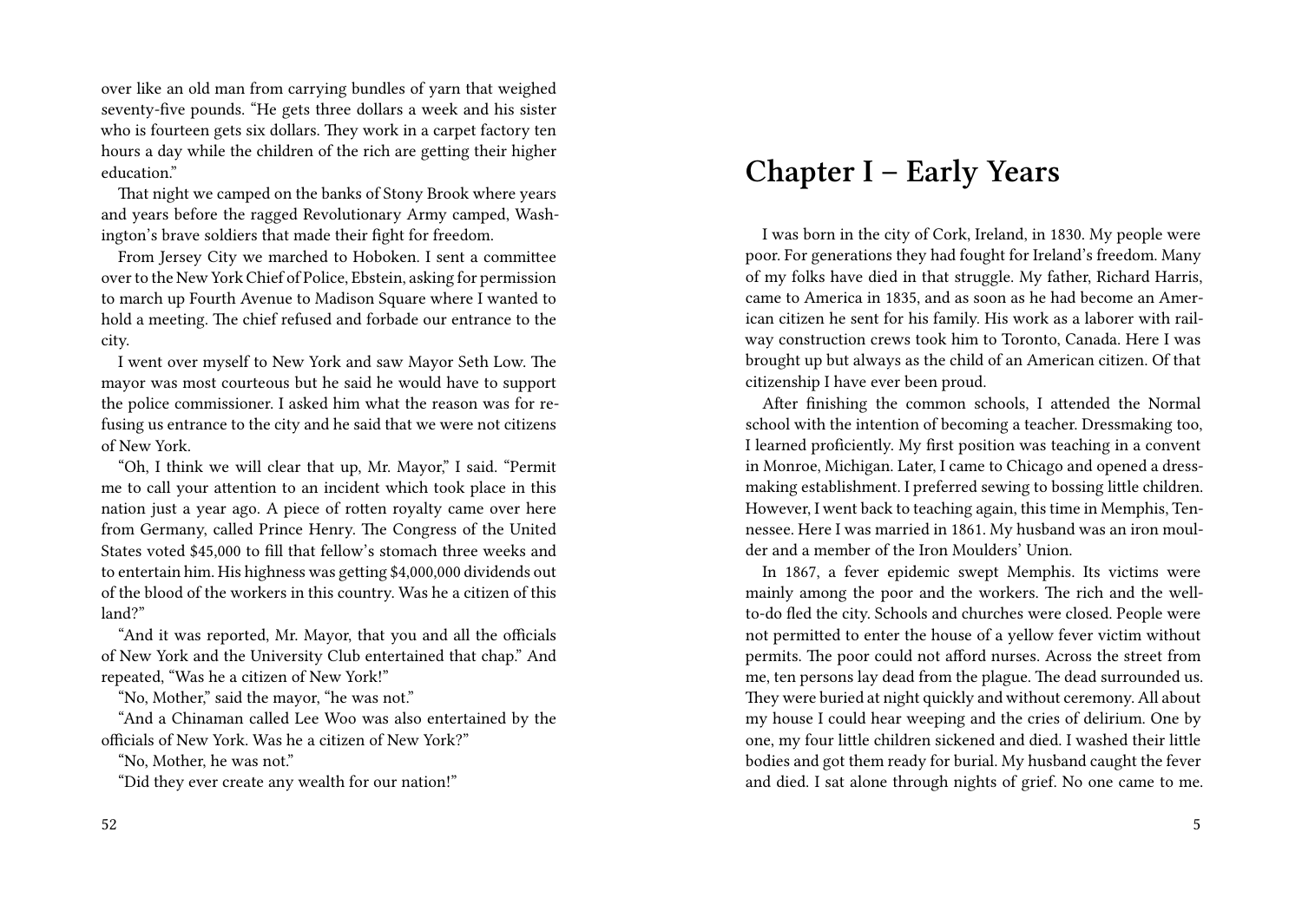over like an old man from carrying bundles of yarn that weighed seventy-five pounds. "He gets three dollars a week and his sister who is fourteen gets six dollars. They work in a carpet factory ten hours a day while the children of the rich are getting their higher education."

That night we camped on the banks of Stony Brook where years and years before the ragged Revolutionary Army camped, Washington's brave soldiers that made their fight for freedom.

From Jersey City we marched to Hoboken. I sent a committee over to the New York Chief of Police, Ebstein, asking for permission to march up Fourth Avenue to Madison Square where I wanted to hold a meeting. The chief refused and forbade our entrance to the city.

I went over myself to New York and saw Mayor Seth Low. The mayor was most courteous but he said he would have to support the police commissioner. I asked him what the reason was for refusing us entrance to the city and he said that we were not citizens of New York.

"Oh, I think we will clear that up, Mr. Mayor," I said. "Permit me to call your attention to an incident which took place in this nation just a year ago. A piece of rotten royalty came over here from Germany, called Prince Henry. The Congress of the United States voted $45,000 to fill that fellow's stomach three weeks and to entertain him. His highness was getting $4,000,000 dividends out of the blood of the workers in this country. Was he a citizen of this land?"

"And it was reported, Mr. Mayor, that you and all the officials of New York and the University Club entertained that chap." And repeated, "Was he a citizen of New York!"

"No, Mother," said the mayor, "he was not."

"And a Chinaman called Lee Woo was also entertained by the officials of New York. Was he a citizen of New York?"

"No, Mother, he was not."

"Did they ever create any wealth for our nation!"

# Chapter I – Early Years

I was born in the city of Cork, Ireland, in 1830. My people were poor. For generations they had fought for Ireland's freedom. Many of my folks have died in that struggle. My father, Richard Harris, came to America in 1835, and as soon as he had become an American citizen he sent for his family. His work as a laborer with railway construction crews took him to Toronto, Canada. Here I was brought up but always as the child of an American citizen. Of that citizenship I have ever been proud.

After finishing the common schools, I attended the Normal school with the intention of becoming a teacher. Dressmaking too, I learned proficiently. My first position was teaching in a convent in Monroe, Michigan. Later, I came to Chicago and opened a dressmaking establishment. I preferred sewing to bossing little children. However, I went back to teaching again, this time in Memphis, Tennessee. Here I was married in 1861. My husband was an iron moulder and a member of the Iron Moulders' Union.

In 1867, a fever epidemic swept Memphis. Its victims were mainly among the poor and the workers. The rich and the well-to-do fled the city. Schools and churches were closed. People were not permitted to enter the house of a yellow fever victim without permits. The poor could not afford nurses. Across the street from me, ten persons lay dead from the plague. The dead surrounded us. They were buried at night quickly and without ceremony. All about my house I could hear weeping and the cries of delirium. One by one, my four little children sickened and died. I washed their little bodies and got them ready for burial. My husband caught the fever and died. I sat alone through nights of grief. No one came to me.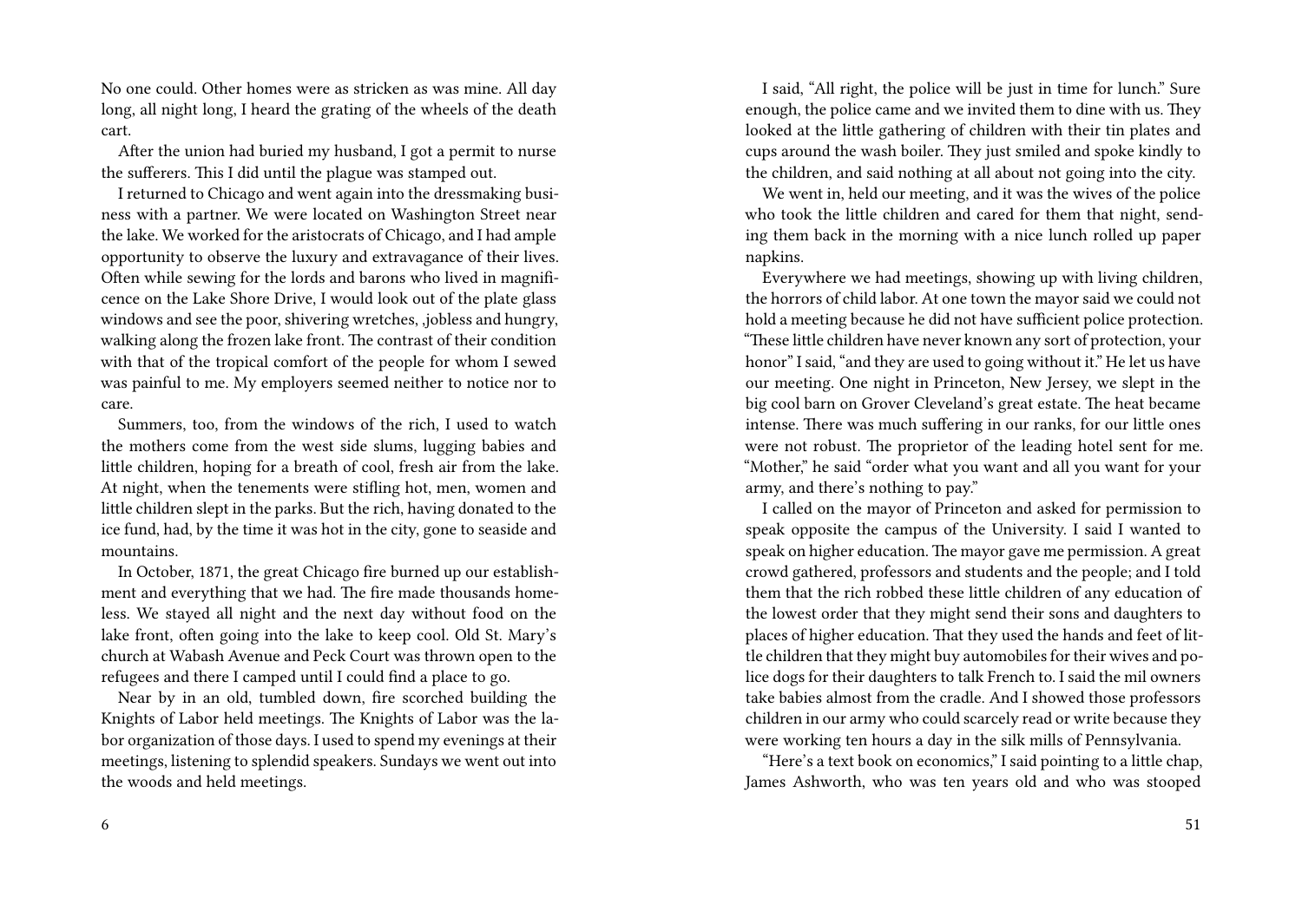No one could. Other homes were as stricken as was mine. All day long, all night long, I heard the grating of the wheels of the death cart.

After the union had buried my husband, I got a permit to nurse the sufferers. This I did until the plague was stamped out.

I returned to Chicago and went again into the dressmaking business with a partner. We were located on Washington Street near the lake. We worked for the aristocrats of Chicago, and I had ample opportunity to observe the luxury and extravagance of their lives. Often while sewing for the lords and barons who lived in magnificence on the Lake Shore Drive, I would look out of the plate glass windows and see the poor, shivering wretches, ,jobless and hungry, walking along the frozen lake front. The contrast of their condition with that of the tropical comfort of the people for whom I sewed was painful to me. My employers seemed neither to notice nor to care.

Summers, too, from the windows of the rich, I used to watch the mothers come from the west side slums, lugging babies and little children, hoping for a breath of cool, fresh air from the lake. At night, when the tenements were stifling hot, men, women and little children slept in the parks. But the rich, having donated to the ice fund, had, by the time it was hot in the city, gone to seaside and mountains.

In October, 1871, the great Chicago fire burned up our establishment and everything that we had. The fire made thousands homeless. We stayed all night and the next day without food on the lake front, often going into the lake to keep cool. Old St. Mary's church at Wabash Avenue and Peck Court was thrown open to the refugees and there I camped until I could find a place to go.

Near by in an old, tumbled down, fire scorched building the Knights of Labor held meetings. The Knights of Labor was the labor organization of those days. I used to spend my evenings at their meetings, listening to splendid speakers. Sundays we went out into the woods and held meetings.

I said, "All right, the police will be just in time for lunch." Sure enough, the police came and we invited them to dine with us. They looked at the little gathering of children with their tin plates and cups around the wash boiler. They just smiled and spoke kindly to the children, and said nothing at all about not going into the city.

We went in, held our meeting, and it was the wives of the police who took the little children and cared for them that night, sending them back in the morning with a nice lunch rolled up paper napkins.

Everywhere we had meetings, showing up with living children, the horrors of child labor. At one town the mayor said we could not hold a meeting because he did not have sufficient police protection. "These little children have never known any sort of protection, your honor" I said, "and they are used to going without it." He let us have our meeting. One night in Princeton, New Jersey, we slept in the big cool barn on Grover Cleveland's great estate. The heat became intense. There was much suffering in our ranks, for our little ones were not robust. The proprietor of the leading hotel sent for me. "Mother," he said "order what you want and all you want for your army, and there's nothing to pay."

I called on the mayor of Princeton and asked for permission to speak opposite the campus of the University. I said I wanted to speak on higher education. The mayor gave me permission. A great crowd gathered, professors and students and the people; and I told them that the rich robbed these little children of any education of the lowest order that they might send their sons and daughters to places of higher education. That they used the hands and feet of little children that they might buy automobiles for their wives and police dogs for their daughters to talk French to. I said the mil owners take babies almost from the cradle. And I showed those professors children in our army who could scarcely read or write because they were working ten hours a day in the silk mills of Pennsylvania.

"Here's a text book on economics," I said pointing to a little chap, James Ashworth, who was ten years old and who was stooped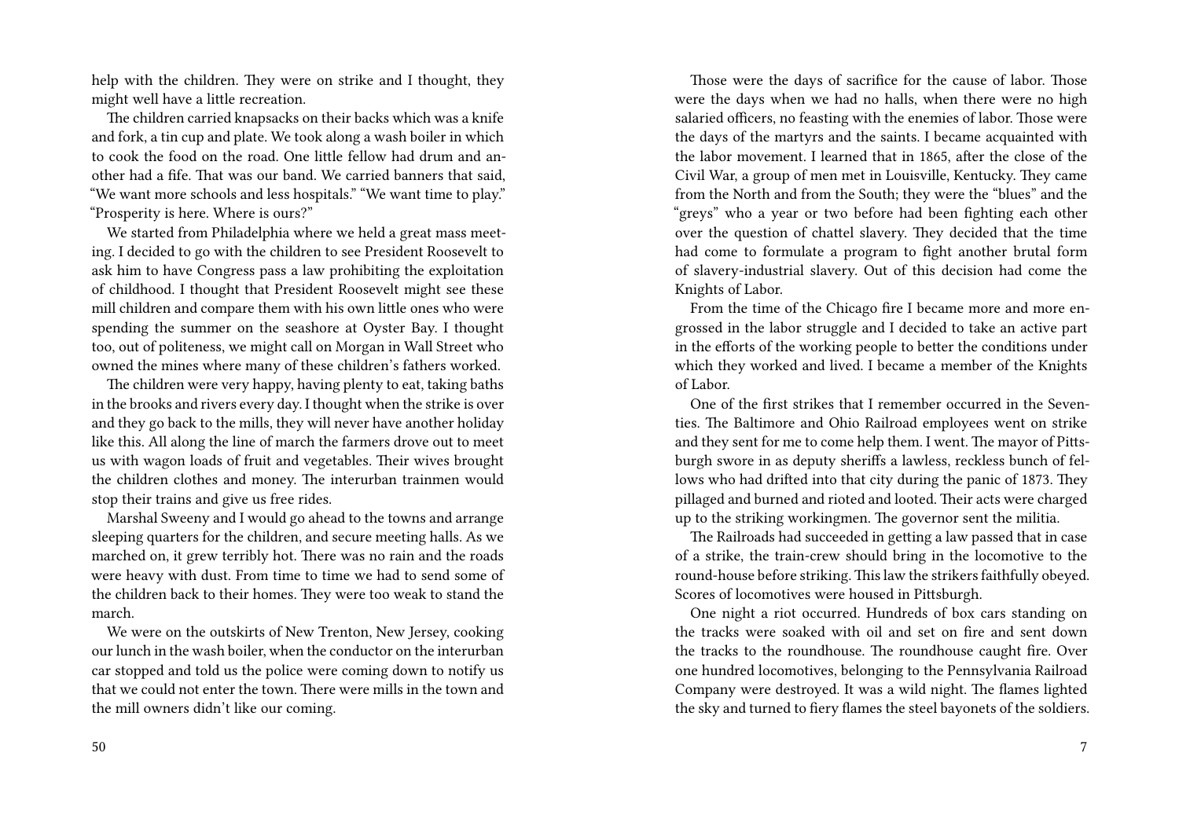help with the children. They were on strike and I thought, they might well have a little recreation.

The children carried knapsacks on their backs which was a knife and fork, a tin cup and plate. We took along a wash boiler in which to cook the food on the road. One little fellow had drum and another had a fife. That was our band. We carried banners that said, "We want more schools and less hospitals." "We want time to play." "Prosperity is here. Where is ours?"

We started from Philadelphia where we held a great mass meeting. I decided to go with the children to see President Roosevelt to ask him to have Congress pass a law prohibiting the exploitation of childhood. I thought that President Roosevelt might see these mill children and compare them with his own little ones who were spending the summer on the seashore at Oyster Bay. I thought too, out of politeness, we might call on Morgan in Wall Street who owned the mines where many of these children's fathers worked.

The children were very happy, having plenty to eat, taking baths in the brooks and rivers every day. I thought when the strike is over and they go back to the mills, they will never have another holiday like this. All along the line of march the farmers drove out to meet us with wagon loads of fruit and vegetables. Their wives brought the children clothes and money. The interurban trainmen would stop their trains and give us free rides.

Marshal Sweeny and I would go ahead to the towns and arrange sleeping quarters for the children, and secure meeting halls. As we marched on, it grew terribly hot. There was no rain and the roads were heavy with dust. From time to time we had to send some of the children back to their homes. They were too weak to stand the march.

We were on the outskirts of New Trenton, New Jersey, cooking our lunch in the wash boiler, when the conductor on the interurban car stopped and told us the police were coming down to notify us that we could not enter the town. There were mills in the town and the mill owners didn't like our coming.

Those were the days of sacrifice for the cause of labor. Those were the days when we had no halls, when there were no high salaried officers, no feasting with the enemies of labor. Those were the days of the martyrs and the saints. I became acquainted with the labor movement. I learned that in 1865, after the close of the Civil War, a group of men met in Louisville, Kentucky. They came from the North and from the South; they were the "blues" and the "greys" who a year or two before had been fighting each other over the question of chattel slavery. They decided that the time had come to formulate a program to fight another brutal form of slavery-industrial slavery. Out of this decision had come the Knights of Labor.

From the time of the Chicago fire I became more and more engrossed in the labor struggle and I decided to take an active part in the efforts of the working people to better the conditions under which they worked and lived. I became a member of the Knights of Labor.

One of the first strikes that I remember occurred in the Seventies. The Baltimore and Ohio Railroad employees went on strike and they sent for me to come help them. I went. The mayor of Pittsburgh swore in as deputy sheriffs a lawless, reckless bunch of fellows who had drifted into that city during the panic of 1873. They pillaged and burned and rioted and looted. Their acts were charged up to the striking workingmen. The governor sent the militia.

The Railroads had succeeded in getting a law passed that in case of a strike, the train-crew should bring in the locomotive to the round-house before striking. This law the strikers faithfully obeyed. Scores of locomotives were housed in Pittsburgh.

One night a riot occurred. Hundreds of box cars standing on the tracks were soaked with oil and set on fire and sent down the tracks to the roundhouse. The roundhouse caught fire. Over one hundred locomotives, belonging to the Pennsylvania Railroad Company were destroyed. It was a wild night. The flames lighted the sky and turned to fiery flames the steel bayonets of the soldiers.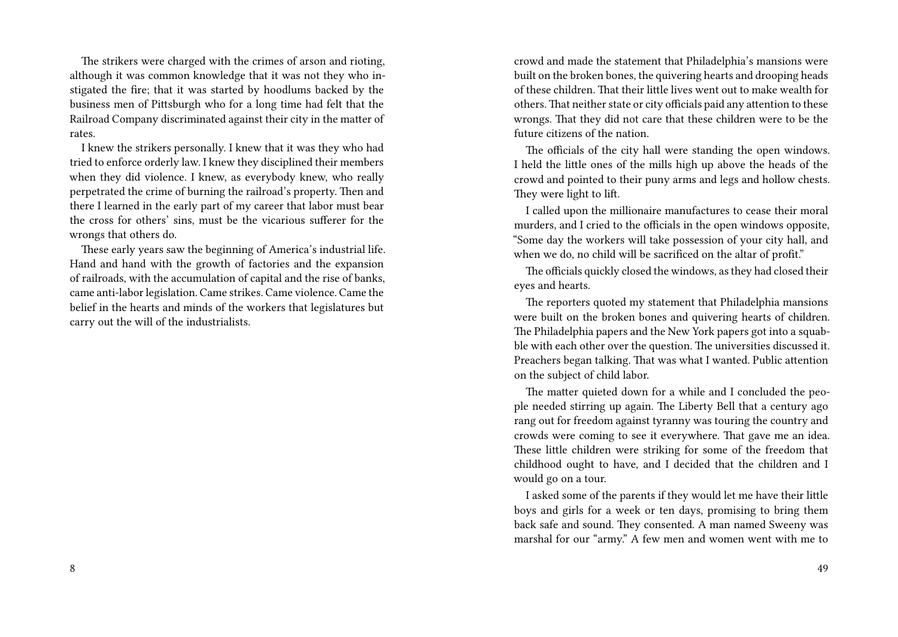The strikers were charged with the crimes of arson and rioting, although it was common knowledge that it was not they who instigated the fire; that it was started by hoodlums backed by the business men of Pittsburgh who for a long time had felt that the Railroad Company discriminated against their city in the matter of rates.

I knew the strikers personally. I knew that it was they who had tried to enforce orderly law. I knew they disciplined their members when they did violence. I knew, as everybody knew, who really perpetrated the crime of burning the railroad's property. Then and there I learned in the early part of my career that labor must bear the cross for others' sins, must be the vicarious sufferer for the wrongs that others do.

These early years saw the beginning of America's industrial life. Hand and hand with the growth of factories and the expansion of railroads, with the accumulation of capital and the rise of banks, came anti-labor legislation. Came strikes. Came violence. Came the belief in the hearts and minds of the workers that legislatures but carry out the will of the industrialists.

crowd and made the statement that Philadelphia's mansions were built on the broken bones, the quivering hearts and drooping heads of these children. That their little lives went out to make wealth for others. That neither state or city officials paid any attention to these wrongs. That they did not care that these children were to be the future citizens of the nation.

The officials of the city hall were standing the open windows. I held the little ones of the mills high up above the heads of the crowd and pointed to their puny arms and legs and hollow chests. They were light to lift.

I called upon the millionaire manufactures to cease their moral murders, and I cried to the officials in the open windows opposite, "Some day the workers will take possession of your city hall, and when we do, no child will be sacrificed on the altar of profit."

The officials quickly closed the windows, as they had closed their eyes and hearts.

The reporters quoted my statement that Philadelphia mansions were built on the broken bones and quivering hearts of children. The Philadelphia papers and the New York papers got into a squabble with each other over the question. The universities discussed it. Preachers began talking. That was what I wanted. Public attention on the subject of child labor.

The matter quieted down for a while and I concluded the people needed stirring up again. The Liberty Bell that a century ago rang out for freedom against tyranny was touring the country and crowds were coming to see it everywhere. That gave me an idea. These little children were striking for some of the freedom that childhood ought to have, and I decided that the children and I would go on a tour.

I asked some of the parents if they would let me have their little boys and girls for a week or ten days, promising to bring them back safe and sound. They consented. A man named Sweeny was marshal for our "army." A few men and women went with me to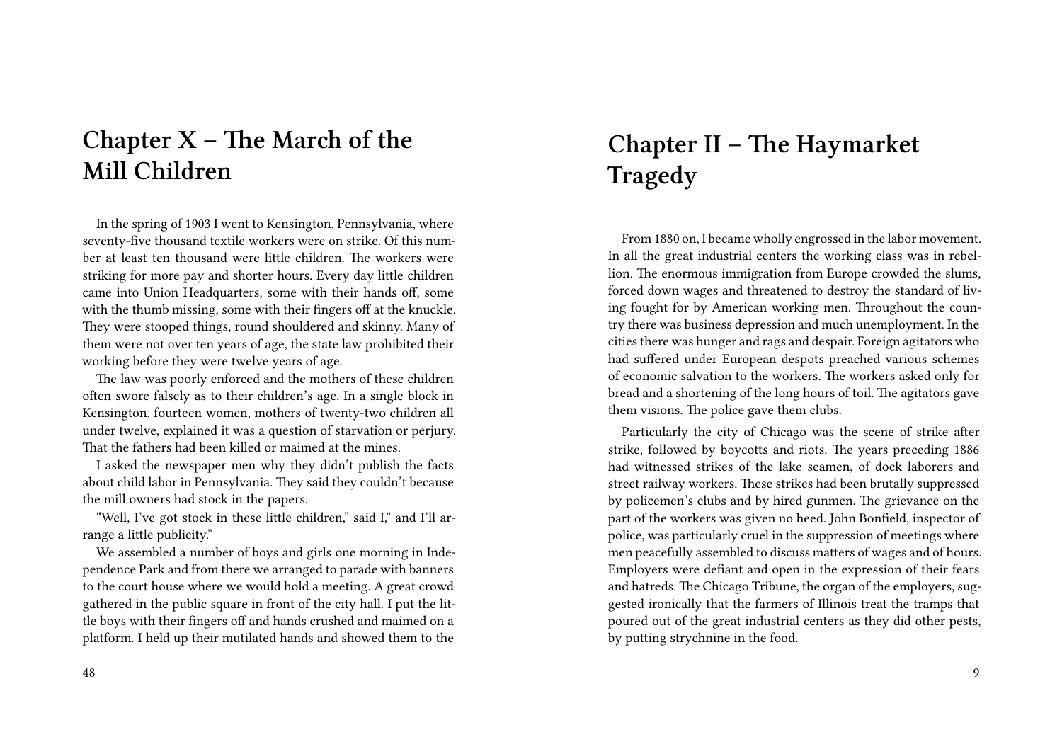# Chapter X – The March of the Mill Children

In the spring of 1903 I went to Kensington, Pennsylvania, where seventy-five thousand textile workers were on strike. Of this number at least ten thousand were little children. The workers were striking for more pay and shorter hours. Every day little children came into Union Headquarters, some with their hands off, some with the thumb missing, some with their fingers off at the knuckle. They were stooped things, round shouldered and skinny. Many of them were not over ten years of age, the state law prohibited their working before they were twelve years of age.

The law was poorly enforced and the mothers of these children often swore falsely as to their children's age. In a single block in Kensington, fourteen women, mothers of twenty-two children all under twelve, explained it was a question of starvation or perjury. That the fathers had been killed or maimed at the mines.

I asked the newspaper men why they didn't publish the facts about child labor in Pennsylvania. They said they couldn't because the mill owners had stock in the papers.

"Well, I've got stock in these little children," said I," and I'll arrange a little publicity."

We assembled a number of boys and girls one morning in Independence Park and from there we arranged to parade with banners to the court house where we would hold a meeting. A great crowd gathered in the public square in front of the city hall. I put the little boys with their fingers off and hands crushed and maimed on a platform. I held up their mutilated hands and showed them to the

# Chapter II – The Haymarket Tragedy

From 1880 on, I became wholly engrossed in the labor movement. In all the great industrial centers the working class was in rebellion. The enormous immigration from Europe crowded the slums, forced down wages and threatened to destroy the standard of living fought for by American working men. Throughout the country there was business depression and much unemployment. In the cities there was hunger and rags and despair. Foreign agitators who had suffered under European despots preached various schemes of economic salvation to the workers. The workers asked only for bread and a shortening of the long hours of toil. The agitators gave them visions. The police gave them clubs.

Particularly the city of Chicago was the scene of strike after strike, followed by boycotts and riots. The years preceding 1886 had witnessed strikes of the lake seamen, of dock laborers and street railway workers. These strikes had been brutally suppressed by policemen's clubs and by hired gunmen. The grievance on the part of the workers was given no heed. John Bonfield, inspector of police, was particularly cruel in the suppression of meetings where men peacefully assembled to discuss matters of wages and of hours. Employers were defiant and open in the expression of their fears and hatreds. The Chicago Tribune, the organ of the employers, suggested ironically that the farmers of Illinois treat the tramps that poured out of the great industrial centers as they did other pests, by putting strychnine in the food.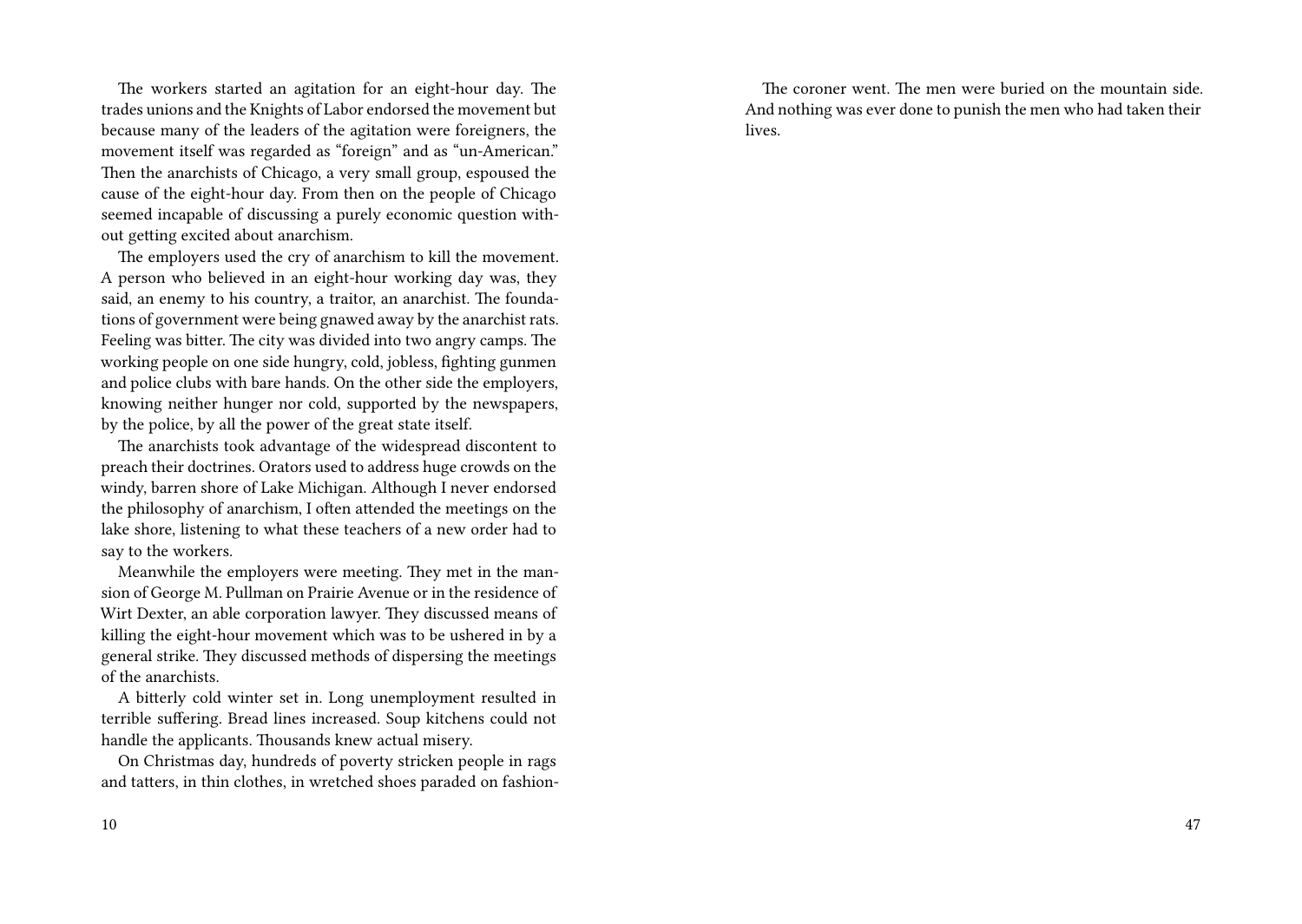The workers started an agitation for an eight-hour day. The trades unions and the Knights of Labor endorsed the movement but because many of the leaders of the agitation were foreigners, the movement itself was regarded as "foreign" and as "un-American." Then the anarchists of Chicago, a very small group, espoused the cause of the eight-hour day. From then on the people of Chicago seemed incapable of discussing a purely economic question without getting excited about anarchism.

The employers used the cry of anarchism to kill the movement. A person who believed in an eight-hour working day was, they said, an enemy to his country, a traitor, an anarchist. The foundations of government were being gnawed away by the anarchist rats. Feeling was bitter. The city was divided into two angry camps. The working people on one side hungry, cold, jobless, fighting gunmen and police clubs with bare hands. On the other side the employers, knowing neither hunger nor cold, supported by the newspapers, by the police, by all the power of the great state itself.

The anarchists took advantage of the widespread discontent to preach their doctrines. Orators used to address huge crowds on the windy, barren shore of Lake Michigan. Although I never endorsed the philosophy of anarchism, I often attended the meetings on the lake shore, listening to what these teachers of a new order had to say to the workers.

Meanwhile the employers were meeting. They met in the mansion of George M. Pullman on Prairie Avenue or in the residence of Wirt Dexter, an able corporation lawyer. They discussed means of killing the eight-hour movement which was to be ushered in by a general strike. They discussed methods of dispersing the meetings of the anarchists.

A bitterly cold winter set in. Long unemployment resulted in terrible suffering. Bread lines increased. Soup kitchens could not handle the applicants. Thousands knew actual misery.

On Christmas day, hundreds of poverty stricken people in rags and tatters, in thin clothes, in wretched shoes paraded on fashion-

The coroner went. The men were buried on the mountain side. And nothing was ever done to punish the men who had taken their lives.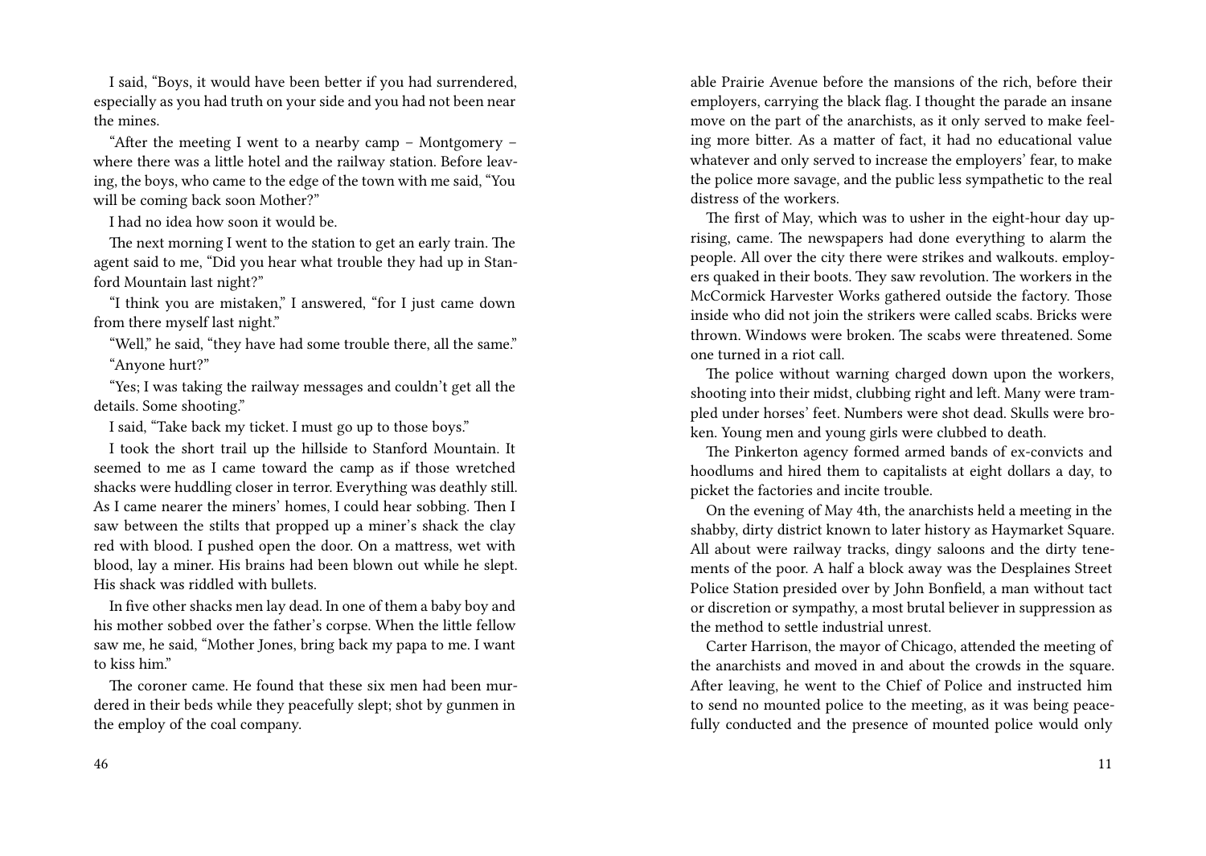I said, "Boys, it would have been better if you had surrendered, especially as you had truth on your side and you had not been near the mines.

"After the meeting I went to a nearby camp – Montgomery – where there was a little hotel and the railway station. Before leaving, the boys, who came to the edge of the town with me said, "You will be coming back soon Mother?"

I had no idea how soon it would be.

The next morning I went to the station to get an early train. The agent said to me, "Did you hear what trouble they had up in Stanford Mountain last night?"

"I think you are mistaken," I answered, "for I just came down from there myself last night."

"Well," he said, "they have had some trouble there, all the same."

"Anyone hurt?"

"Yes; I was taking the railway messages and couldn't get all the details. Some shooting."

I said, "Take back my ticket. I must go up to those boys."

I took the short trail up the hillside to Stanford Mountain. It seemed to me as I came toward the camp as if those wretched shacks were huddling closer in terror. Everything was deathly still. As I came nearer the miners' homes, I could hear sobbing. Then I saw between the stilts that propped up a miner's shack the clay red with blood. I pushed open the door. On a mattress, wet with blood, lay a miner. His brains had been blown out while he slept. His shack was riddled with bullets.

In five other shacks men lay dead. In one of them a baby boy and his mother sobbed over the father's corpse. When the little fellow saw me, he said, "Mother Jones, bring back my papa to me. I want to kiss him."

The coroner came. He found that these six men had been murdered in their beds while they peacefully slept; shot by gunmen in the employ of the coal company.

able Prairie Avenue before the mansions of the rich, before their employers, carrying the black flag. I thought the parade an insane move on the part of the anarchists, as it only served to make feeling more bitter. As a matter of fact, it had no educational value whatever and only served to increase the employers' fear, to make the police more savage, and the public less sympathetic to the real distress of the workers.

The first of May, which was to usher in the eight-hour day uprising, came. The newspapers had done everything to alarm the people. All over the city there were strikes and walkouts. employers quaked in their boots. They saw revolution. The workers in the McCormick Harvester Works gathered outside the factory. Those inside who did not join the strikers were called scabs. Bricks were thrown. Windows were broken. The scabs were threatened. Some one turned in a riot call.

The police without warning charged down upon the workers, shooting into their midst, clubbing right and left. Many were trampled under horses' feet. Numbers were shot dead. Skulls were broken. Young men and young girls were clubbed to death.

The Pinkerton agency formed armed bands of ex-convicts and hoodlums and hired them to capitalists at eight dollars a day, to picket the factories and incite trouble.

On the evening of May 4th, the anarchists held a meeting in the shabby, dirty district known to later history as Haymarket Square. All about were railway tracks, dingy saloons and the dirty tenements of the poor. A half a block away was the Desplaines Street Police Station presided over by John Bonfield, a man without tact or discretion or sympathy, a most brutal believer in suppression as the method to settle industrial unrest.

Carter Harrison, the mayor of Chicago, attended the meeting of the anarchists and moved in and about the crowds in the square. After leaving, he went to the Chief of Police and instructed him to send no mounted police to the meeting, as it was being peacefully conducted and the presence of mounted police would only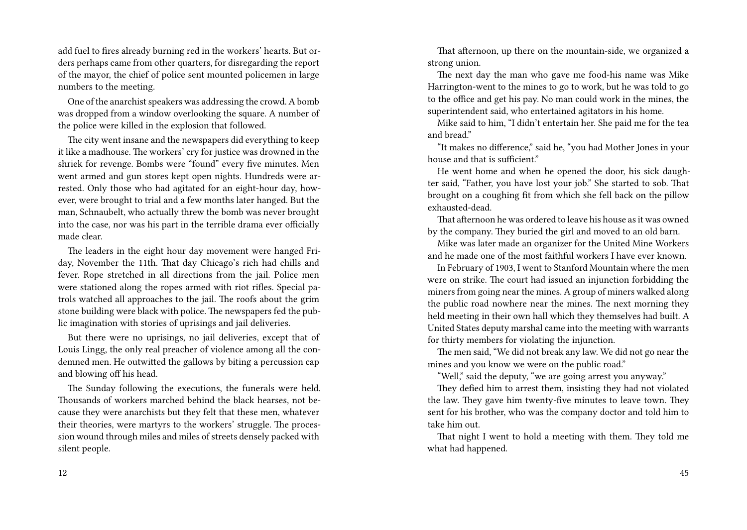add fuel to fires already burning red in the workers' hearts. But orders perhaps came from other quarters, for disregarding the report of the mayor, the chief of police sent mounted policemen in large numbers to the meeting.

One of the anarchist speakers was addressing the crowd. A bomb was dropped from a window overlooking the square. A number of the police were killed in the explosion that followed.

The city went insane and the newspapers did everything to keep it like a madhouse. The workers' cry for justice was drowned in the shriek for revenge. Bombs were "found" every five minutes. Men went armed and gun stores kept open nights. Hundreds were arrested. Only those who had agitated for an eight-hour day, however, were brought to trial and a few months later hanged. But the man, Schnaubelt, who actually threw the bomb was never brought into the case, nor was his part in the terrible drama ever officially made clear.

The leaders in the eight hour day movement were hanged Friday, November the 11th. That day Chicago's rich had chills and fever. Rope stretched in all directions from the jail. Police men were stationed along the ropes armed with riot rifles. Special patrols watched all approaches to the jail. The roofs about the grim stone building were black with police. The newspapers fed the public imagination with stories of uprisings and jail deliveries.

But there were no uprisings, no jail deliveries, except that of Louis Lingg, the only real preacher of violence among all the condemned men. He outwitted the gallows by biting a percussion cap and blowing off his head.

The Sunday following the executions, the funerals were held. Thousands of workers marched behind the black hearses, not because they were anarchists but they felt that these men, whatever their theories, were martyrs to the workers' struggle. The procession wound through miles and miles of streets densely packed with silent people.

That afternoon, up there on the mountain-side, we organized a strong union.

The next day the man who gave me food-his name was Mike Harrington-went to the mines to go to work, but he was told to go to the office and get his pay. No man could work in the mines, the superintendent said, who entertained agitators in his home.

Mike said to him, "I didn't entertain her. She paid me for the tea and bread."

"It makes no difference," said he, "you had Mother Jones in your house and that is sufficient."

He went home and when he opened the door, his sick daughter said, "Father, you have lost your job." She started to sob. That brought on a coughing fit from which she fell back on the pillow exhausted-dead.

That afternoon he was ordered to leave his house as it was owned by the company. They buried the girl and moved to an old barn.

Mike was later made an organizer for the United Mine Workers and he made one of the most faithful workers I have ever known.

In February of 1903, I went to Stanford Mountain where the men were on strike. The court had issued an injunction forbidding the miners from going near the mines. A group of miners walked along the public road nowhere near the mines. The next morning they held meeting in their own hall which they themselves had built. A United States deputy marshal came into the meeting with warrants for thirty members for violating the injunction.

The men said, "We did not break any law. We did not go near the mines and you know we were on the public road."

"Well," said the deputy, "we are going arrest you anyway."

They defied him to arrest them, insisting they had not violated the law. They gave him twenty-five minutes to leave town. They sent for his brother, who was the company doctor and told him to take him out.

That night I went to hold a meeting with them. They told me what had happened.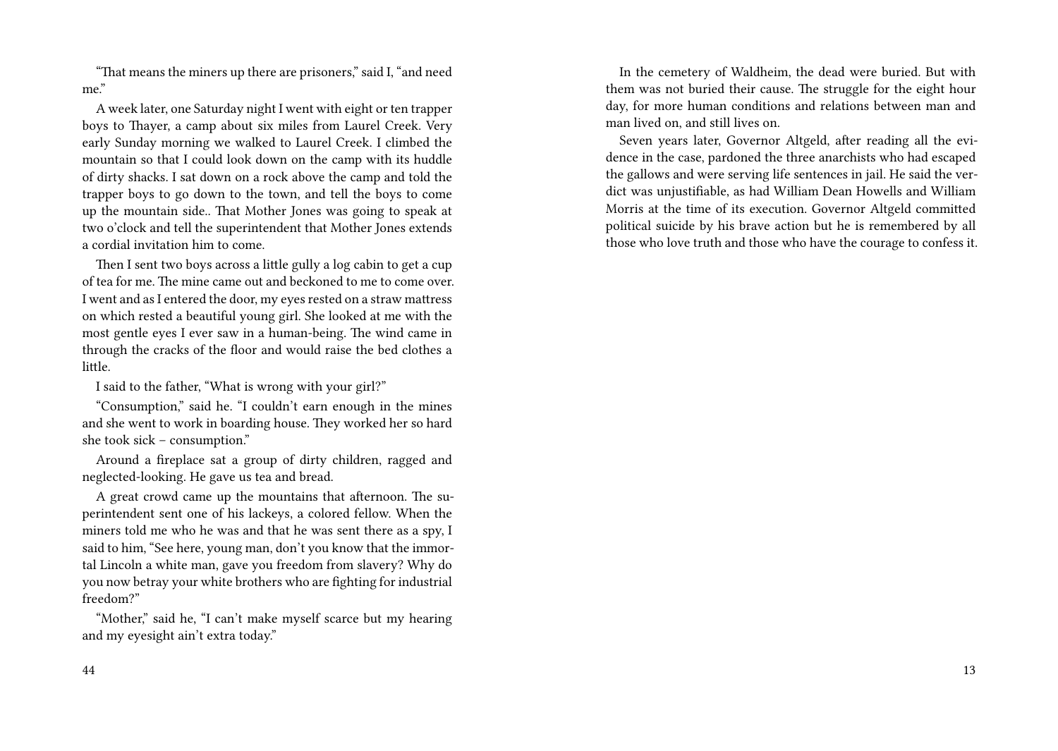"That means the miners up there are prisoners," said I, "and need me."

A week later, one Saturday night I went with eight or ten trapper boys to Thayer, a camp about six miles from Laurel Creek. Very early Sunday morning we walked to Laurel Creek. I climbed the mountain so that I could look down on the camp with its huddle of dirty shacks. I sat down on a rock above the camp and told the trapper boys to go down to the town, and tell the boys to come up the mountain side.. That Mother Jones was going to speak at two o'clock and tell the superintendent that Mother Jones extends a cordial invitation him to come.

Then I sent two boys across a little gully a log cabin to get a cup of tea for me. The mine came out and beckoned to me to come over. I went and as I entered the door, my eyes rested on a straw mattress on which rested a beautiful young girl. She looked at me with the most gentle eyes I ever saw in a human-being. The wind came in through the cracks of the floor and would raise the bed clothes a little.

I said to the father, "What is wrong with your girl?"

"Consumption," said he. "I couldn't earn enough in the mines and she went to work in boarding house. They worked her so hard she took sick – consumption."

Around a fireplace sat a group of dirty children, ragged and neglected-looking. He gave us tea and bread.

A great crowd came up the mountains that afternoon. The superintendent sent one of his lackeys, a colored fellow. When the miners told me who he was and that he was sent there as a spy, I said to him, "See here, young man, don't you know that the immortal Lincoln a white man, gave you freedom from slavery? Why do you now betray your white brothers who are fighting for industrial freedom?"

"Mother," said he, "I can't make myself scarce but my hearing and my eyesight ain't extra today."

In the cemetery of Waldheim, the dead were buried. But with them was not buried their cause. The struggle for the eight hour day, for more human conditions and relations between man and man lived on, and still lives on.

Seven years later, Governor Altgeld, after reading all the evidence in the case, pardoned the three anarchists who had escaped the gallows and were serving life sentences in jail. He said the verdict was unjustifiable, as had William Dean Howells and William Morris at the time of its execution. Governor Altgeld committed political suicide by his brave action but he is remembered by all those who love truth and those who have the courage to confess it.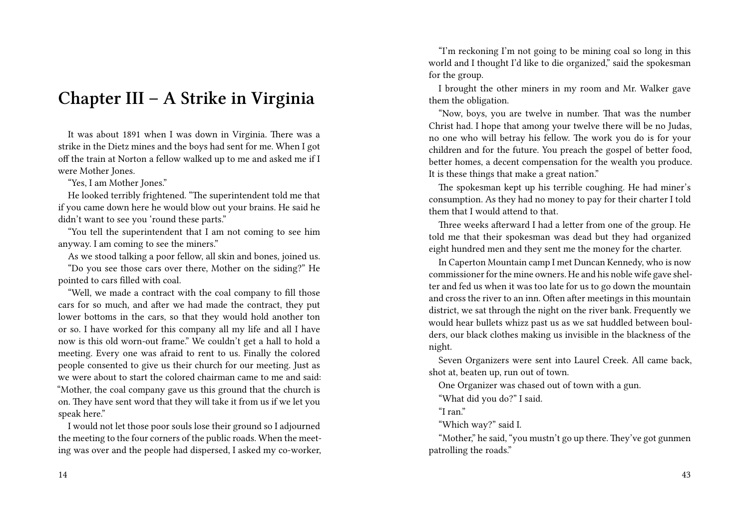# Chapter III – A Strike in Virginia

It was about 1891 when I was down in Virginia. There was a strike in the Dietz mines and the boys had sent for me. When I got off the train at Norton a fellow walked up to me and asked me if I were Mother Jones.

"Yes, I am Mother Jones."

He looked terribly frightened. "The superintendent told me that if you came down here he would blow out your brains. He said he didn't want to see you 'round these parts."

"You tell the superintendent that I am not coming to see him anyway. I am coming to see the miners."

As we stood talking a poor fellow, all skin and bones, joined us.

"Do you see those cars over there, Mother on the siding?" He pointed to cars filled with coal.

"Well, we made a contract with the coal company to fill those cars for so much, and after we had made the contract, they put lower bottoms in the cars, so that they would hold another ton or so. I have worked for this company all my life and all I have now is this old worn-out frame." We couldn't get a hall to hold a meeting. Every one was afraid to rent to us. Finally the colored people consented to give us their church for our meeting. Just as we were about to start the colored chairman came to me and said: "Mother, the coal company gave us this ground that the church is on. They have sent word that they will take it from us if we let you speak here."

I would not let those poor souls lose their ground so I adjourned the meeting to the four corners of the public roads. When the meeting was over and the people had dispersed, I asked my co-worker,

"I'm reckoning I'm not going to be mining coal so long in this world and I thought I'd like to die organized," said the spokesman for the group.

I brought the other miners in my room and Mr. Walker gave them the obligation.

"Now, boys, you are twelve in number. That was the number Christ had. I hope that among your twelve there will be no Judas, no one who will betray his fellow. The work you do is for your children and for the future. You preach the gospel of better food, better homes, a decent compensation for the wealth you produce. It is these things that make a great nation."

The spokesman kept up his terrible coughing. He had miner's consumption. As they had no money to pay for their charter I told them that I would attend to that.

Three weeks afterward I had a letter from one of the group. He told me that their spokesman was dead but they had organized eight hundred men and they sent me the money for the charter.

In Caperton Mountain camp I met Duncan Kennedy, who is now commissioner for the mine owners. He and his noble wife gave shelter and fed us when it was too late for us to go down the mountain and cross the river to an inn. Often after meetings in this mountain district, we sat through the night on the river bank. Frequently we would hear bullets whizz past us as we sat huddled between boulders, our black clothes making us invisible in the blackness of the night.

Seven Organizers were sent into Laurel Creek. All came back, shot at, beaten up, run out of town.

One Organizer was chased out of town with a gun.

"What did you do?" I said.

"I ran."

"Which way?" said I.

"Mother," he said, "you mustn't go up there. They've got gunmen patrolling the roads."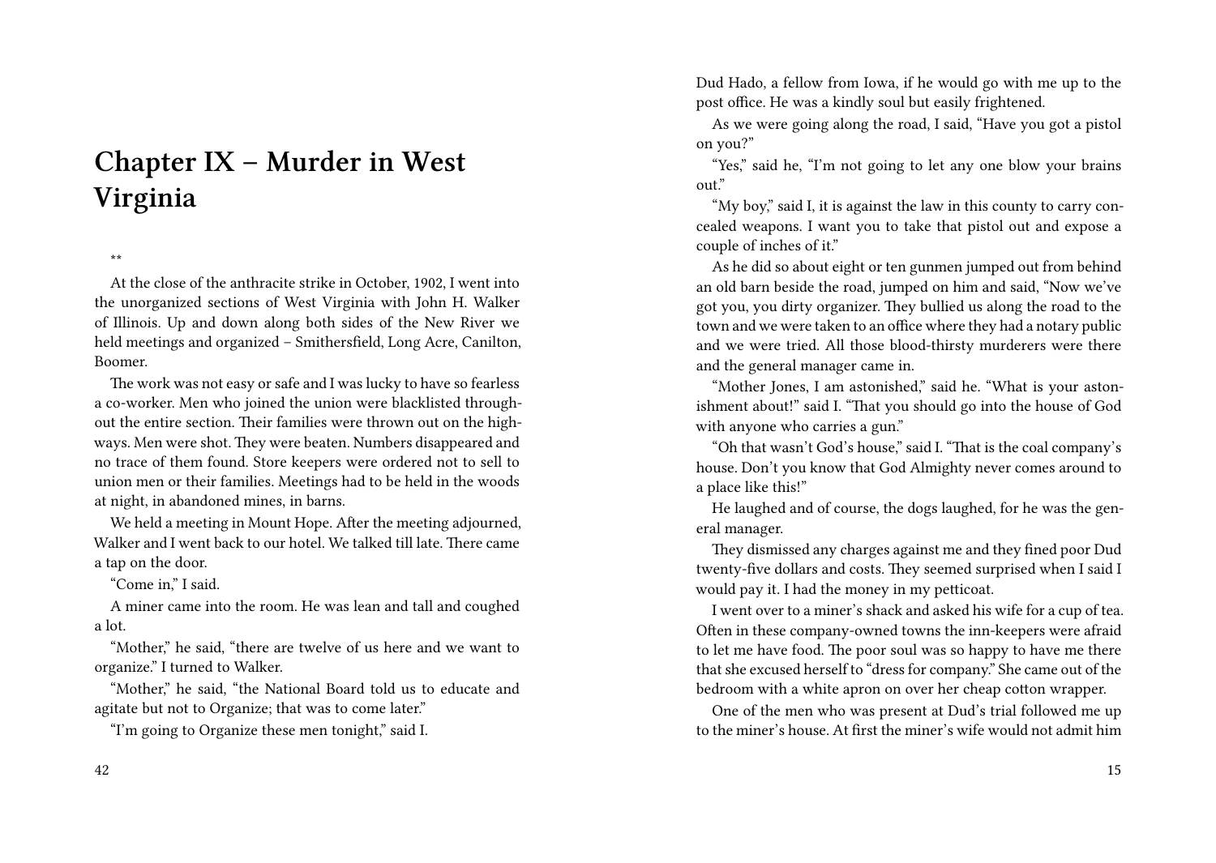# Chapter IX – Murder in West Virginia

**

At the close of the anthracite strike in October, 1902, I went into the unorganized sections of West Virginia with John H. Walker of Illinois. Up and down along both sides of the New River we held meetings and organized – Smithersfield, Long Acre, Canilton, Boomer.

The work was not easy or safe and I was lucky to have so fearless a co-worker. Men who joined the union were blacklisted throughout the entire section. Their families were thrown out on the highways. Men were shot. They were beaten. Numbers disappeared and no trace of them found. Store keepers were ordered not to sell to union men or their families. Meetings had to be held in the woods at night, in abandoned mines, in barns.

We held a meeting in Mount Hope. After the meeting adjourned, Walker and I went back to our hotel. We talked till late. There came a tap on the door.

"Come in," I said.

A miner came into the room. He was lean and tall and coughed a lot.

"Mother," he said, "there are twelve of us here and we want to organize." I turned to Walker.

"Mother," he said, "the National Board told us to educate and agitate but not to Organize; that was to come later."

"I'm going to Organize these men tonight," said I.

Dud Hado, a fellow from Iowa, if he would go with me up to the post office. He was a kindly soul but easily frightened.

As we were going along the road, I said, "Have you got a pistol on you?"

"Yes," said he, "I'm not going to let any one blow your brains out."

"My boy," said I, it is against the law in this county to carry concealed weapons. I want you to take that pistol out and expose a couple of inches of it."

As he did so about eight or ten gunmen jumped out from behind an old barn beside the road, jumped on him and said, "Now we've got you, you dirty organizer. They bullied us along the road to the town and we were taken to an office where they had a notary public and we were tried. All those blood-thirsty murderers were there and the general manager came in.

"Mother Jones, I am astonished," said he. "What is your astonishment about!" said I. "That you should go into the house of God with anyone who carries a gun."

"Oh that wasn't God's house," said I. "That is the coal company's house. Don't you know that God Almighty never comes around to a place like this!"

He laughed and of course, the dogs laughed, for he was the general manager.

They dismissed any charges against me and they fined poor Dud twenty-five dollars and costs. They seemed surprised when I said I would pay it. I had the money in my petticoat.

I went over to a miner's shack and asked his wife for a cup of tea. Often in these company-owned towns the inn-keepers were afraid to let me have food. The poor soul was so happy to have me there that she excused herself to "dress for company." She came out of the bedroom with a white apron on over her cheap cotton wrapper.

One of the men who was present at Dud's trial followed me up to the miner's house. At first the miner's wife would not admit him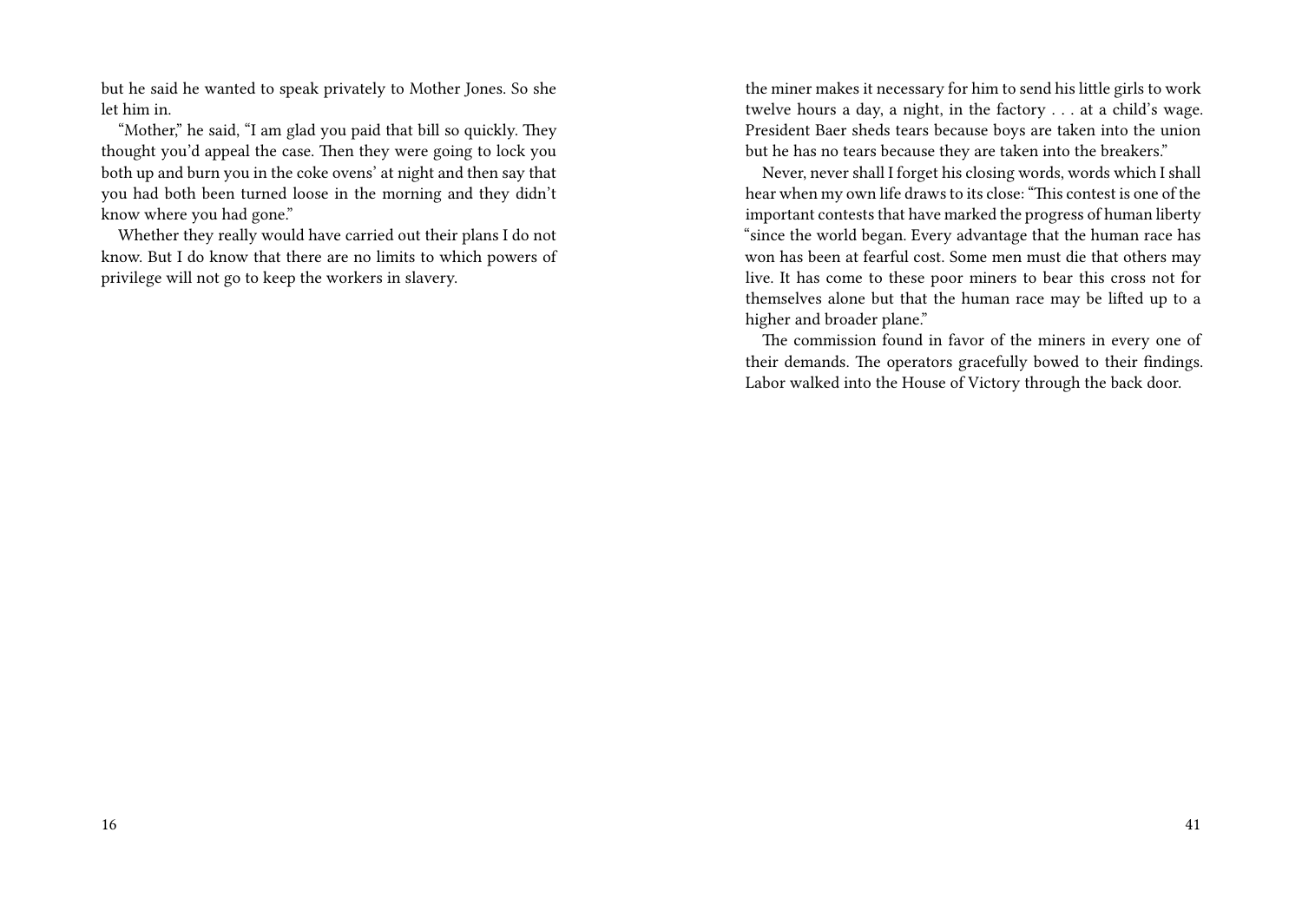but he said he wanted to speak privately to Mother Jones. So she let him in.

"Mother," he said, "I am glad you paid that bill so quickly. They thought you'd appeal the case. Then they were going to lock you both up and burn you in the coke ovens' at night and then say that you had both been turned loose in the morning and they didn't know where you had gone."

Whether they really would have carried out their plans I do not know. But I do know that there are no limits to which powers of privilege will not go to keep the workers in slavery.

the miner makes it necessary for him to send his little girls to work twelve hours a day, a night, in the factory . . . at a child's wage. President Baer sheds tears because boys are taken into the union but he has no tears because they are taken into the breakers."

Never, never shall I forget his closing words, words which I shall hear when my own life draws to its close: "This contest is one of the important contests that have marked the progress of human liberty "since the world began. Every advantage that the human race has won has been at fearful cost. Some men must die that others may live. It has come to these poor miners to bear this cross not for themselves alone but that the human race may be lifted up to a higher and broader plane."

The commission found in favor of the miners in every one of their demands. The operators gracefully bowed to their findings. Labor walked into the House of Victory through the back door.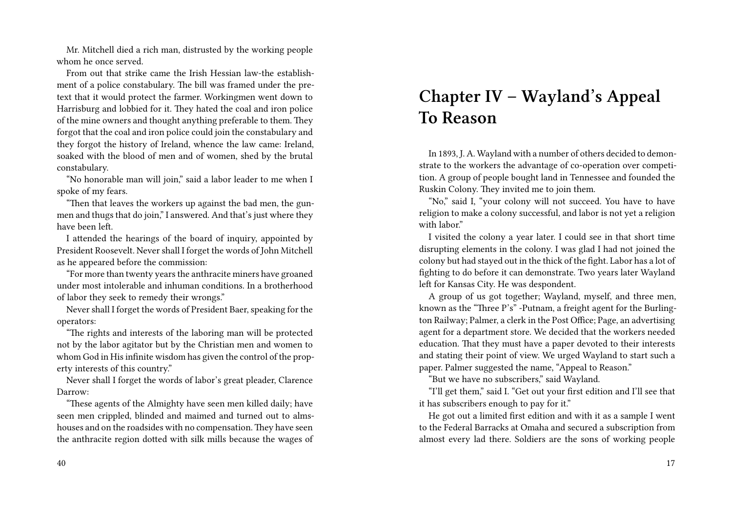Mr. Mitchell died a rich man, distrusted by the working people whom he once served.

From out that strike came the Irish Hessian law-the establishment of a police constabulary. The bill was framed under the pretext that it would protect the farmer. Workingmen went down to Harrisburg and lobbied for it. They hated the coal and iron police of the mine owners and thought anything preferable to them. They forgot that the coal and iron police could join the constabulary and they forgot the history of Ireland, whence the law came: Ireland, soaked with the blood of men and of women, shed by the brutal constabulary.

"No honorable man will join," said a labor leader to me when I spoke of my fears.

"Then that leaves the workers up against the bad men, the gunmen and thugs that do join," I answered. And that's just where they have been left.

I attended the hearings of the board of inquiry, appointed by President Roosevelt. Never shall I forget the words of John Mitchell as he appeared before the commission:

"For more than twenty years the anthracite miners have groaned under most intolerable and inhuman conditions. In a brotherhood of labor they seek to remedy their wrongs."

Never shall I forget the words of President Baer, speaking for the operators:

"The rights and interests of the laboring man will be protected not by the labor agitator but by the Christian men and women to whom God in His infinite wisdom has given the control of the property interests of this country."

Never shall I forget the words of labor's great pleader, Clarence Darrow:

"These agents of the Almighty have seen men killed daily; have seen men crippled, blinded and maimed and turned out to almshouses and on the roadsides with no compensation. They have seen the anthracite region dotted with silk mills because the wages of

# Chapter IV – Wayland's Appeal To Reason

In 1893, J. A. Wayland with a number of others decided to demonstrate to the workers the advantage of co-operation over competition. A group of people bought land in Tennessee and founded the Ruskin Colony. They invited me to join them.

"No," said I, "your colony will not succeed. You have to have religion to make a colony successful, and labor is not yet a religion with labor."

I visited the colony a year later. I could see in that short time disrupting elements in the colony. I was glad I had not joined the colony but had stayed out in the thick of the fight. Labor has a lot of fighting to do before it can demonstrate. Two years later Wayland left for Kansas City. He was despondent.

A group of us got together; Wayland, myself, and three men, known as the "Three P's" -Putnam, a freight agent for the Burlington Railway; Palmer, a clerk in the Post Office; Page, an advertising agent for a department store. We decided that the workers needed education. That they must have a paper devoted to their interests and stating their point of view. We urged Wayland to start such a paper. Palmer suggested the name, "Appeal to Reason."

"But we have no subscribers," said Wayland.

"I'll get them," said I. "Get out your first edition and I'll see that it has subscribers enough to pay for it."

He got out a limited first edition and with it as a sample I went to the Federal Barracks at Omaha and secured a subscription from almost every lad there. Soldiers are the sons of working people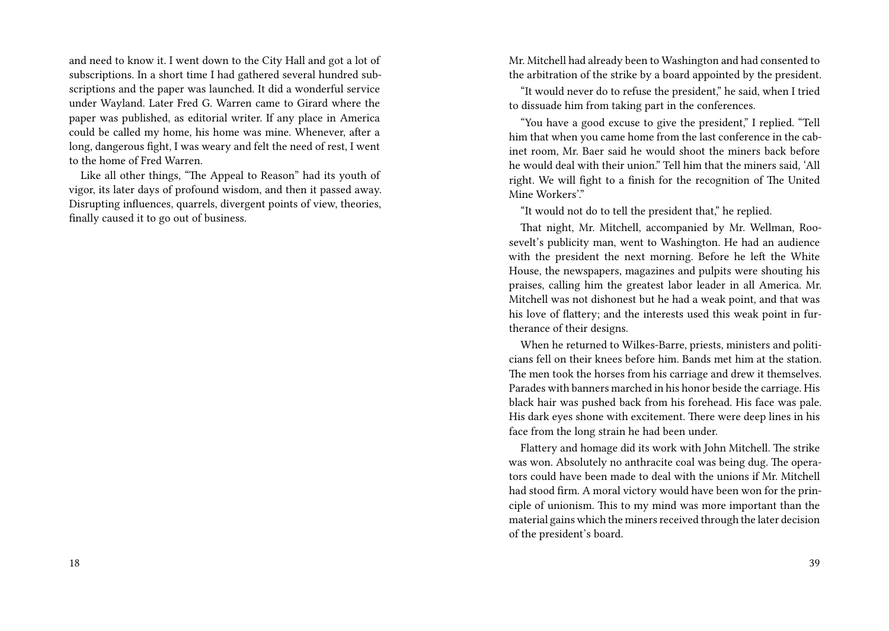and need to know it. I went down to the City Hall and got a lot of subscriptions. In a short time I had gathered several hundred subscriptions and the paper was launched. It did a wonderful service under Wayland. Later Fred G. Warren came to Girard where the paper was published, as editorial writer. If any place in America could be called my home, his home was mine. Whenever, after a long, dangerous fight, I was weary and felt the need of rest, I went to the home of Fred Warren.

Like all other things, "The Appeal to Reason" had its youth of vigor, its later days of profound wisdom, and then it passed away. Disrupting influences, quarrels, divergent points of view, theories, finally caused it to go out of business.

Mr. Mitchell had already been to Washington and had consented to the arbitration of the strike by a board appointed by the president.

"It would never do to refuse the president," he said, when I tried to dissuade him from taking part in the conferences.

"You have a good excuse to give the president," I replied. "Tell him that when you came home from the last conference in the cabinet room, Mr. Baer said he would shoot the miners back before he would deal with their union." Tell him that the miners said, 'All right. We will fight to a finish for the recognition of The United Mine Workers'."

"It would not do to tell the president that," he replied.

That night, Mr. Mitchell, accompanied by Mr. Wellman, Roosevelt's publicity man, went to Washington. He had an audience with the president the next morning. Before he left the White House, the newspapers, magazines and pulpits were shouting his praises, calling him the greatest labor leader in all America. Mr. Mitchell was not dishonest but he had a weak point, and that was his love of flattery; and the interests used this weak point in furtherance of their designs.

When he returned to Wilkes-Barre, priests, ministers and politicians fell on their knees before him. Bands met him at the station. The men took the horses from his carriage and drew it themselves. Parades with banners marched in his honor beside the carriage. His black hair was pushed back from his forehead. His face was pale. His dark eyes shone with excitement. There were deep lines in his face from the long strain he had been under.

Flattery and homage did its work with John Mitchell. The strike was won. Absolutely no anthracite coal was being dug. The operators could have been made to deal with the unions if Mr. Mitchell had stood firm. A moral victory would have been won for the principle of unionism. This to my mind was more important than the material gains which the miners received through the later decision of the president's board.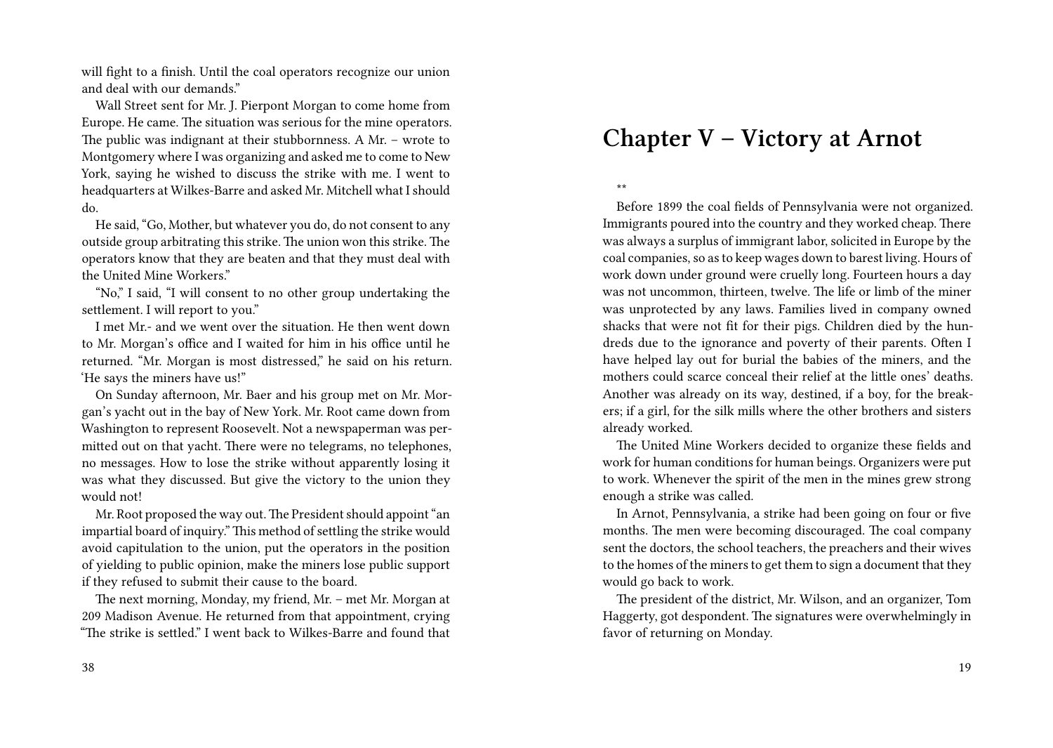will fight to a finish. Until the coal operators recognize our union and deal with our demands."

Wall Street sent for Mr. J. Pierpont Morgan to come home from Europe. He came. The situation was serious for the mine operators. The public was indignant at their stubbornness. A Mr. – wrote to Montgomery where I was organizing and asked me to come to New York, saying he wished to discuss the strike with me. I went to headquarters at Wilkes-Barre and asked Mr. Mitchell what I should do.

He said, "Go, Mother, but whatever you do, do not consent to any outside group arbitrating this strike. The union won this strike. The operators know that they are beaten and that they must deal with the United Mine Workers."

"No," I said, "I will consent to no other group undertaking the settlement. I will report to you."

I met Mr.- and we went over the situation. He then went down to Mr. Morgan's office and I waited for him in his office until he returned. "Mr. Morgan is most distressed," he said on his return. 'He says the miners have us!"

On Sunday afternoon, Mr. Baer and his group met on Mr. Morgan's yacht out in the bay of New York. Mr. Root came down from Washington to represent Roosevelt. Not a newspaperman was permitted out on that yacht. There were no telegrams, no telephones, no messages. How to lose the strike without apparently losing it was what they discussed. But give the victory to the union they would not!

Mr. Root proposed the way out. The President should appoint "an impartial board of inquiry." This method of settling the strike would avoid capitulation to the union, put the operators in the position of yielding to public opinion, make the miners lose public support if they refused to submit their cause to the board.

The next morning, Monday, my friend, Mr. – met Mr. Morgan at 209 Madison Avenue. He returned from that appointment, crying "The strike is settled." I went back to Wilkes-Barre and found that

# Chapter V – Victory at Arnot

**

Before 1899 the coal fields of Pennsylvania were not organized. Immigrants poured into the country and they worked cheap. There was always a surplus of immigrant labor, solicited in Europe by the coal companies, so as to keep wages down to barest living. Hours of work down under ground were cruelly long. Fourteen hours a day was not uncommon, thirteen, twelve. The life or limb of the miner was unprotected by any laws. Families lived in company owned shacks that were not fit for their pigs. Children died by the hundreds due to the ignorance and poverty of their parents. Often I have helped lay out for burial the babies of the miners, and the mothers could scarce conceal their relief at the little ones' deaths. Another was already on its way, destined, if a boy, for the breakers; if a girl, for the silk mills where the other brothers and sisters already worked.

The United Mine Workers decided to organize these fields and work for human conditions for human beings. Organizers were put to work. Whenever the spirit of the men in the mines grew strong enough a strike was called.

In Arnot, Pennsylvania, a strike had been going on four or five months. The men were becoming discouraged. The coal company sent the doctors, the school teachers, the preachers and their wives to the homes of the miners to get them to sign a document that they would go back to work.

The president of the district, Mr. Wilson, and an organizer, Tom Haggerty, got despondent. The signatures were overwhelmingly in favor of returning on Monday.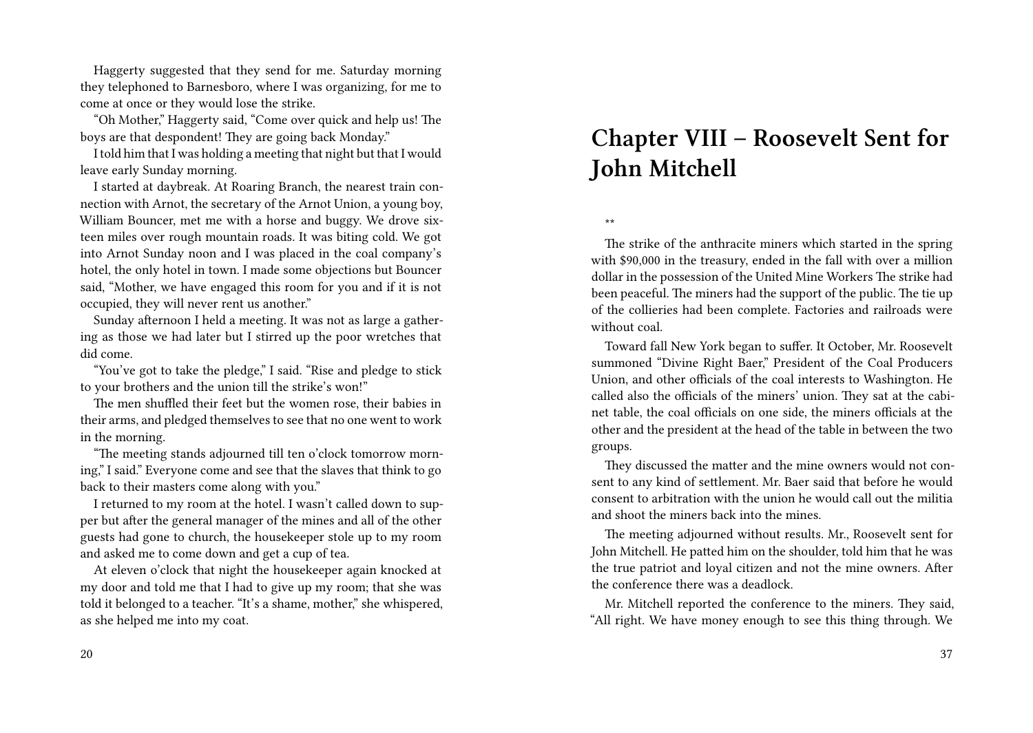Haggerty suggested that they send for me. Saturday morning they telephoned to Barnesboro, where I was organizing, for me to come at once or they would lose the strike.

"Oh Mother," Haggerty said, "Come over quick and help us! The boys are that despondent! They are going back Monday."

I told him that I was holding a meeting that night but that I would leave early Sunday morning.

I started at daybreak. At Roaring Branch, the nearest train connection with Arnot, the secretary of the Arnot Union, a young boy, William Bouncer, met me with a horse and buggy. We drove sixteen miles over rough mountain roads. It was biting cold. We got into Arnot Sunday noon and I was placed in the coal company's hotel, the only hotel in town. I made some objections but Bouncer said, "Mother, we have engaged this room for you and if it is not occupied, they will never rent us another."

Sunday afternoon I held a meeting. It was not as large a gathering as those we had later but I stirred up the poor wretches that did come.

"You've got to take the pledge," I said. "Rise and pledge to stick to your brothers and the union till the strike's won!"

The men shuffled their feet but the women rose, their babies in their arms, and pledged themselves to see that no one went to work in the morning.

"The meeting stands adjourned till ten o'clock tomorrow morning," I said." Everyone come and see that the slaves that think to go back to their masters come along with you."

I returned to my room at the hotel. I wasn't called down to supper but after the general manager of the mines and all of the other guests had gone to church, the housekeeper stole up to my room and asked me to come down and get a cup of tea.

At eleven o'clock that night the housekeeper again knocked at my door and told me that I had to give up my room; that she was told it belonged to a teacher. "It's a shame, mother," she whispered, as she helped me into my coat.

# Chapter VIII – Roosevelt Sent for John Mitchell

**

The strike of the anthracite miners which started in the spring with $90,000 in the treasury, ended in the fall with over a million dollar in the possession of the United Mine Workers The strike had been peaceful. The miners had the support of the public. The tie up of the collieries had been complete. Factories and railroads were without coal.

Toward fall New York began to suffer. It October, Mr. Roosevelt summoned "Divine Right Baer," President of the Coal Producers Union, and other officials of the coal interests to Washington. He called also the officials of the miners' union. They sat at the cabinet table, the coal officials on one side, the miners officials at the other and the president at the head of the table in between the two groups.

They discussed the matter and the mine owners would not consent to any kind of settlement. Mr. Baer said that before he would consent to arbitration with the union he would call out the militia and shoot the miners back into the mines.

The meeting adjourned without results. Mr., Roosevelt sent for John Mitchell. He patted him on the shoulder, told him that he was the true patriot and loyal citizen and not the mine owners. After the conference there was a deadlock.

Mr. Mitchell reported the conference to the miners. They said, "All right. We have money enough to see this thing through. We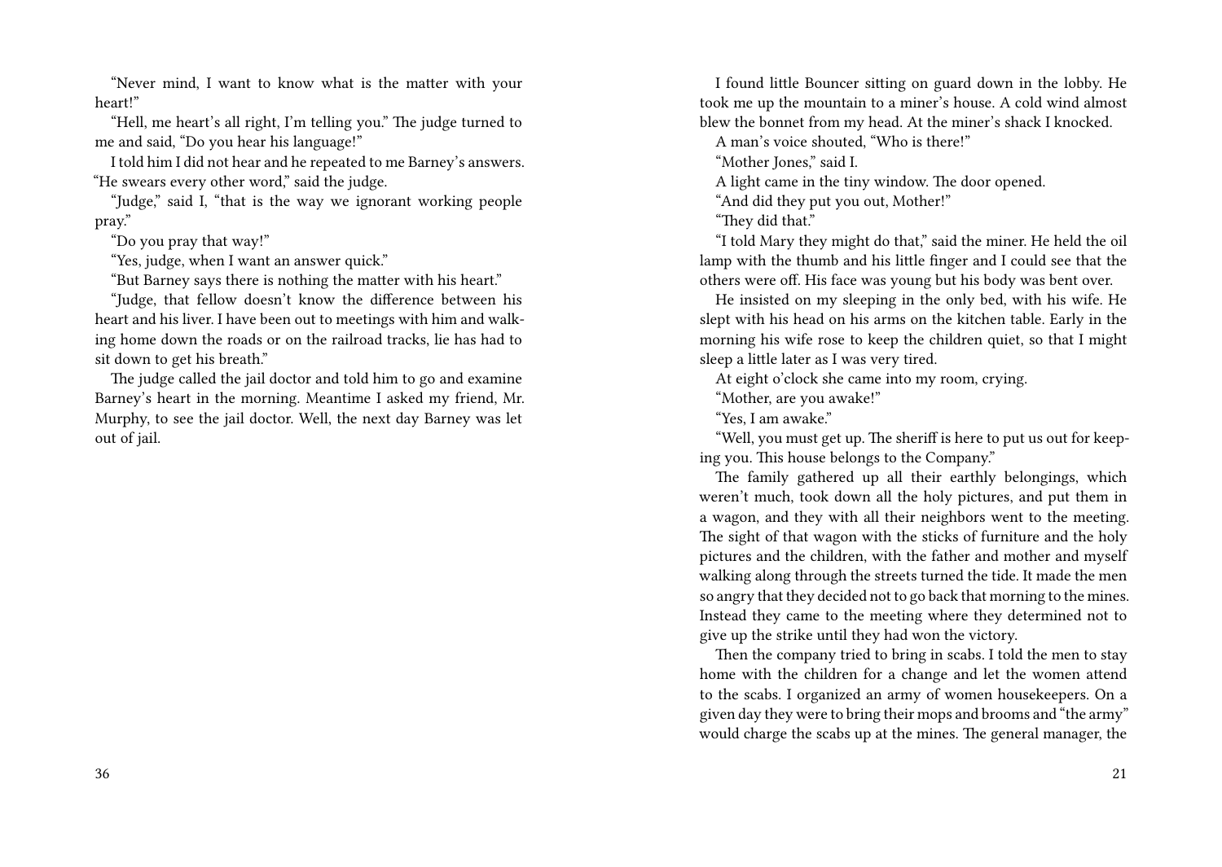"Never mind, I want to know what is the matter with your heart!"

"Hell, me heart's all right, I'm telling you." The judge turned to me and said, "Do you hear his language!"

I told him I did not hear and he repeated to me Barney's answers. "He swears every other word," said the judge.

"Judge," said I, "that is the way we ignorant working people pray."

"Do you pray that way!"

"Yes, judge, when I want an answer quick."

"But Barney says there is nothing the matter with his heart."

"Judge, that fellow doesn't know the difference between his heart and his liver. I have been out to meetings with him and walking home down the roads or on the railroad tracks, lie has had to sit down to get his breath."

The judge called the jail doctor and told him to go and examine Barney's heart in the morning. Meantime I asked my friend, Mr. Murphy, to see the jail doctor. Well, the next day Barney was let out of jail.

I found little Bouncer sitting on guard down in the lobby. He took me up the mountain to a miner's house. A cold wind almost blew the bonnet from my head. At the miner's shack I knocked.

A man's voice shouted, "Who is there!"

"Mother Jones," said I.

A light came in the tiny window. The door opened.

"And did they put you out, Mother!"

"They did that."

"I told Mary they might do that," said the miner. He held the oil lamp with the thumb and his little finger and I could see that the others were off. His face was young but his body was bent over.

He insisted on my sleeping in the only bed, with his wife. He slept with his head on his arms on the kitchen table. Early in the morning his wife rose to keep the children quiet, so that I might sleep a little later as I was very tired.

At eight o'clock she came into my room, crying.

"Mother, are you awake!"

"Yes, I am awake."

"Well, you must get up. The sheriff is here to put us out for keeping you. This house belongs to the Company."

The family gathered up all their earthly belongings, which weren't much, took down all the holy pictures, and put them in a wagon, and they with all their neighbors went to the meeting. The sight of that wagon with the sticks of furniture and the holy pictures and the children, with the father and mother and myself walking along through the streets turned the tide. It made the men so angry that they decided not to go back that morning to the mines. Instead they came to the meeting where they determined not to give up the strike until they had won the victory.

Then the company tried to bring in scabs. I told the men to stay home with the children for a change and let the women attend to the scabs. I organized an army of women housekeepers. On a given day they were to bring their mops and brooms and "the army" would charge the scabs up at the mines. The general manager, the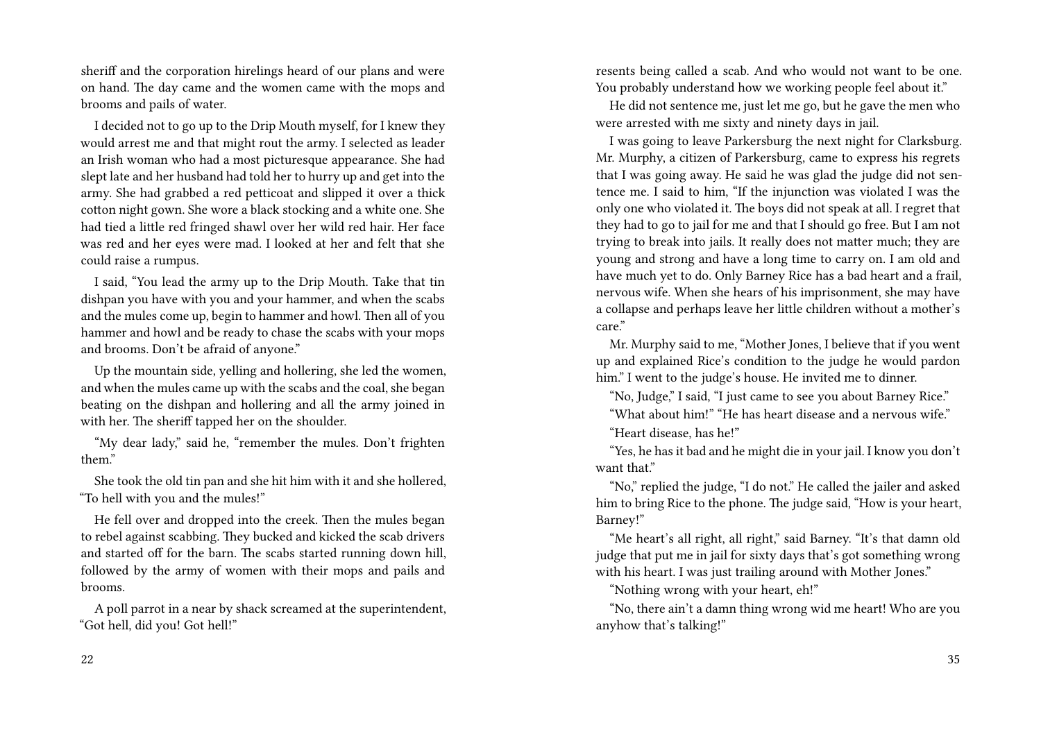sheriff and the corporation hirelings heard of our plans and were on hand. The day came and the women came with the mops and brooms and pails of water.

I decided not to go up to the Drip Mouth myself, for I knew they would arrest me and that might rout the army. I selected as leader an Irish woman who had a most picturesque appearance. She had slept late and her husband had told her to hurry up and get into the army. She had grabbed a red petticoat and slipped it over a thick cotton night gown. She wore a black stocking and a white one. She had tied a little red fringed shawl over her wild red hair. Her face was red and her eyes were mad. I looked at her and felt that she could raise a rumpus.

I said, "You lead the army up to the Drip Mouth. Take that tin dishpan you have with you and your hammer, and when the scabs and the mules come up, begin to hammer and howl. Then all of you hammer and howl and be ready to chase the scabs with your mops and brooms. Don't be afraid of anyone."

Up the mountain side, yelling and hollering, she led the women, and when the mules came up with the scabs and the coal, she began beating on the dishpan and hollering and all the army joined in with her. The sheriff tapped her on the shoulder.

"My dear lady," said he, "remember the mules. Don't frighten them."

She took the old tin pan and she hit him with it and she hollered, "To hell with you and the mules!"

He fell over and dropped into the creek. Then the mules began to rebel against scabbing. They bucked and kicked the scab drivers and started off for the barn. The scabs started running down hill, followed by the army of women with their mops and pails and brooms.

A poll parrot in a near by shack screamed at the superintendent, "Got hell, did you! Got hell!"

resents being called a scab. And who would not want to be one. You probably understand how we working people feel about it."

He did not sentence me, just let me go, but he gave the men who were arrested with me sixty and ninety days in jail.

I was going to leave Parkersburg the next night for Clarksburg. Mr. Murphy, a citizen of Parkersburg, came to express his regrets that I was going away. He said he was glad the judge did not sentence me. I said to him, "If the injunction was violated I was the only one who violated it. The boys did not speak at all. I regret that they had to go to jail for me and that I should go free. But I am not trying to break into jails. It really does not matter much; they are young and strong and have a long time to carry on. I am old and have much yet to do. Only Barney Rice has a bad heart and a frail, nervous wife. When she hears of his imprisonment, she may have a collapse and perhaps leave her little children without a mother's care."

Mr. Murphy said to me, "Mother Jones, I believe that if you went up and explained Rice's condition to the judge he would pardon him." I went to the judge's house. He invited me to dinner.

"No, Judge," I said, "I just came to see you about Barney Rice."

"What about him!" "He has heart disease and a nervous wife."

"Heart disease, has he!"

"Yes, he has it bad and he might die in your jail. I know you don't want that."

"No," replied the judge, "I do not." He called the jailer and asked him to bring Rice to the phone. The judge said, "How is your heart, Barney!"

"Me heart's all right, all right," said Barney. "It's that damn old judge that put me in jail for sixty days that's got something wrong with his heart. I was just trailing around with Mother Jones."

"Nothing wrong with your heart, eh!"

"No, there ain't a damn thing wrong wid me heart! Who are you anyhow that's talking!"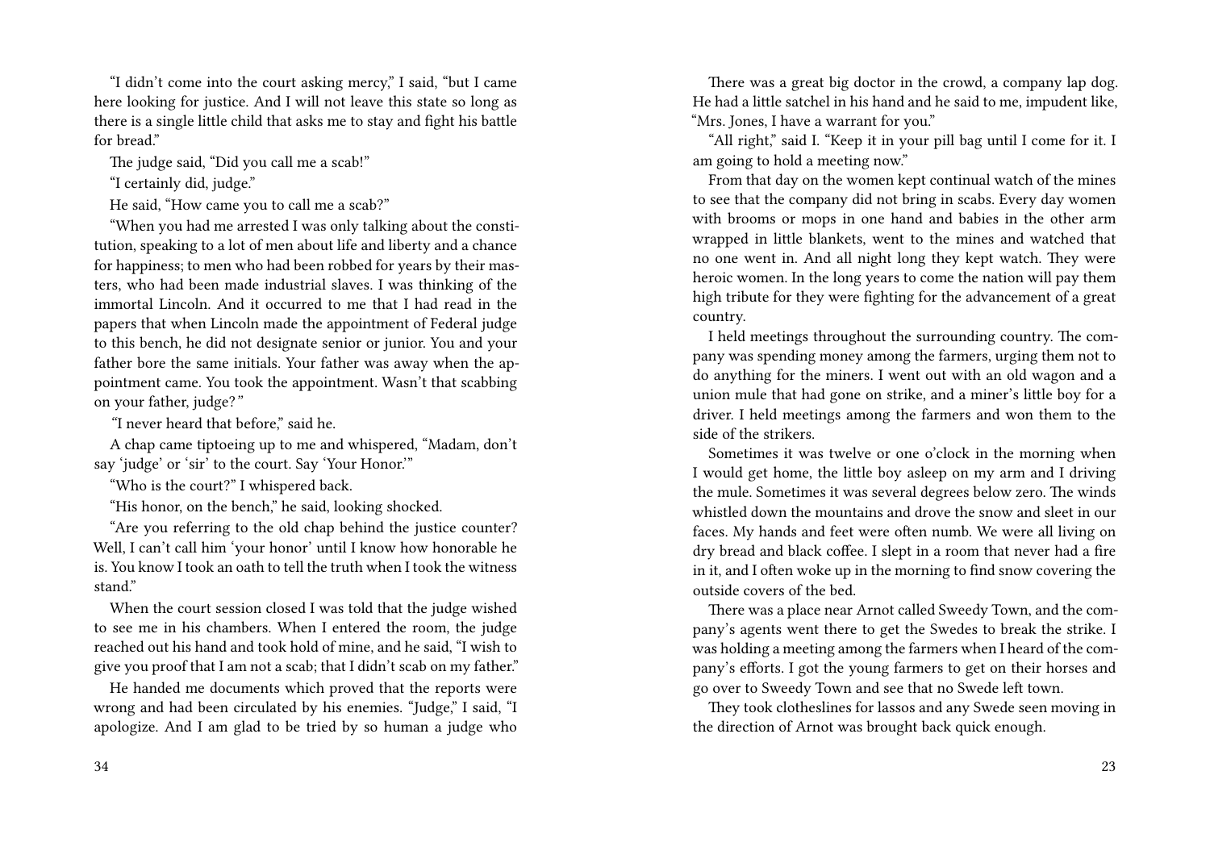"I didn't come into the court asking mercy," I said, "but I came here looking for justice. And I will not leave this state so long as there is a single little child that asks me to stay and fight his battle for bread."

The judge said, "Did you call me a scab!"

"I certainly did, judge."

He said, "How came you to call me a scab?"

"When you had me arrested I was only talking about the constitution, speaking to a lot of men about life and liberty and a chance for happiness; to men who had been robbed for years by their masters, who had been made industrial slaves. I was thinking of the immortal Lincoln. And it occurred to me that I had read in the papers that when Lincoln made the appointment of Federal judge to this bench, he did not designate senior or junior. You and your father bore the same initials. Your father was away when the appointment came. You took the appointment. Wasn't that scabbing on your father, judge?"

"I never heard that before," said he.

A chap came tiptoeing up to me and whispered, "Madam, don't say 'judge' or 'sir' to the court. Say 'Your Honor.'"

"Who is the court?" I whispered back.

"His honor, on the bench," he said, looking shocked.

"Are you referring to the old chap behind the justice counter? Well, I can't call him 'your honor' until I know how honorable he is. You know I took an oath to tell the truth when I took the witness stand."

When the court session closed I was told that the judge wished to see me in his chambers. When I entered the room, the judge reached out his hand and took hold of mine, and he said, "I wish to give you proof that I am not a scab; that I didn't scab on my father."

He handed me documents which proved that the reports were wrong and had been circulated by his enemies. "Judge," I said, "I apologize. And I am glad to be tried by so human a judge who

There was a great big doctor in the crowd, a company lap dog. He had a little satchel in his hand and he said to me, impudent like, "Mrs. Jones, I have a warrant for you."

"All right," said I. "Keep it in your pill bag until I come for it. I am going to hold a meeting now."

From that day on the women kept continual watch of the mines to see that the company did not bring in scabs. Every day women with brooms or mops in one hand and babies in the other arm wrapped in little blankets, went to the mines and watched that no one went in. And all night long they kept watch. They were heroic women. In the long years to come the nation will pay them high tribute for they were fighting for the advancement of a great country.

I held meetings throughout the surrounding country. The company was spending money among the farmers, urging them not to do anything for the miners. I went out with an old wagon and a union mule that had gone on strike, and a miner's little boy for a driver. I held meetings among the farmers and won them to the side of the strikers.

Sometimes it was twelve or one o'clock in the morning when I would get home, the little boy asleep on my arm and I driving the mule. Sometimes it was several degrees below zero. The winds whistled down the mountains and drove the snow and sleet in our faces. My hands and feet were often numb. We were all living on dry bread and black coffee. I slept in a room that never had a fire in it, and I often woke up in the morning to find snow covering the outside covers of the bed.

There was a place near Arnot called Sweedy Town, and the company's agents went there to get the Swedes to break the strike. I was holding a meeting among the farmers when I heard of the company's efforts. I got the young farmers to get on their horses and go over to Sweedy Town and see that no Swede left town.

They took clotheslines for lassos and any Swede seen moving in the direction of Arnot was brought back quick enough.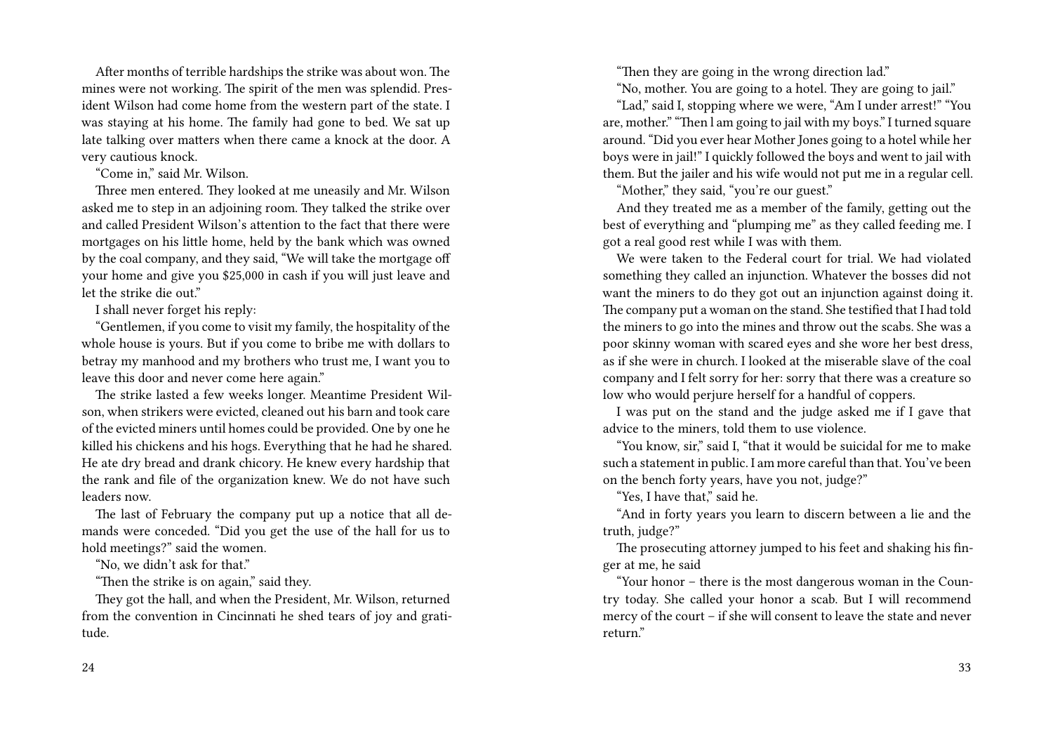After months of terrible hardships the strike was about won. The mines were not working. The spirit of the men was splendid. President Wilson had come home from the western part of the state. I was staying at his home. The family had gone to bed. We sat up late talking over matters when there came a knock at the door. A very cautious knock.

"Come in," said Mr. Wilson.

Three men entered. They looked at me uneasily and Mr. Wilson asked me to step in an adjoining room. They talked the strike over and called President Wilson's attention to the fact that there were mortgages on his little home, held by the bank which was owned by the coal company, and they said, "We will take the mortgage off your home and give you $25,000 in cash if you will just leave and let the strike die out."

I shall never forget his reply:

"Gentlemen, if you come to visit my family, the hospitality of the whole house is yours. But if you come to bribe me with dollars to betray my manhood and my brothers who trust me, I want you to leave this door and never come here again."

The strike lasted a few weeks longer. Meantime President Wilson, when strikers were evicted, cleaned out his barn and took care of the evicted miners until homes could be provided. One by one he killed his chickens and his hogs. Everything that he had he shared. He ate dry bread and drank chicory. He knew every hardship that the rank and file of the organization knew. We do not have such leaders now.

The last of February the company put up a notice that all demands were conceded. "Did you get the use of the hall for us to hold meetings?" said the women.

"No, we didn't ask for that."

"Then the strike is on again," said they.

They got the hall, and when the President, Mr. Wilson, returned from the convention in Cincinnati he shed tears of joy and gratitude.

"Then they are going in the wrong direction lad."

"No, mother. You are going to a hotel. They are going to jail."

"Lad," said I, stopping where we were, "Am I under arrest!" "You are, mother." "Then l am going to jail with my boys." I turned square around. "Did you ever hear Mother Jones going to a hotel while her boys were in jail!" I quickly followed the boys and went to jail with them. But the jailer and his wife would not put me in a regular cell.

"Mother," they said, "you're our guest."

And they treated me as a member of the family, getting out the best of everything and "plumping me" as they called feeding me. I got a real good rest while I was with them.

We were taken to the Federal court for trial. We had violated something they called an injunction. Whatever the bosses did not want the miners to do they got out an injunction against doing it. The company put a woman on the stand. She testified that I had told the miners to go into the mines and throw out the scabs. She was a poor skinny woman with scared eyes and she wore her best dress, as if she were in church. I looked at the miserable slave of the coal company and I felt sorry for her: sorry that there was a creature so low who would perjure herself for a handful of coppers.

I was put on the stand and the judge asked me if I gave that advice to the miners, told them to use violence.

"You know, sir," said I, "that it would be suicidal for me to make such a statement in public. I am more careful than that. You've been on the bench forty years, have you not, judge?"

"Yes, I have that," said he.

"And in forty years you learn to discern between a lie and the truth, judge?"

The prosecuting attorney jumped to his feet and shaking his finger at me, he said

"Your honor – there is the most dangerous woman in the Country today. She called your honor a scab. But I will recommend mercy of the court – if she will consent to leave the state and never return."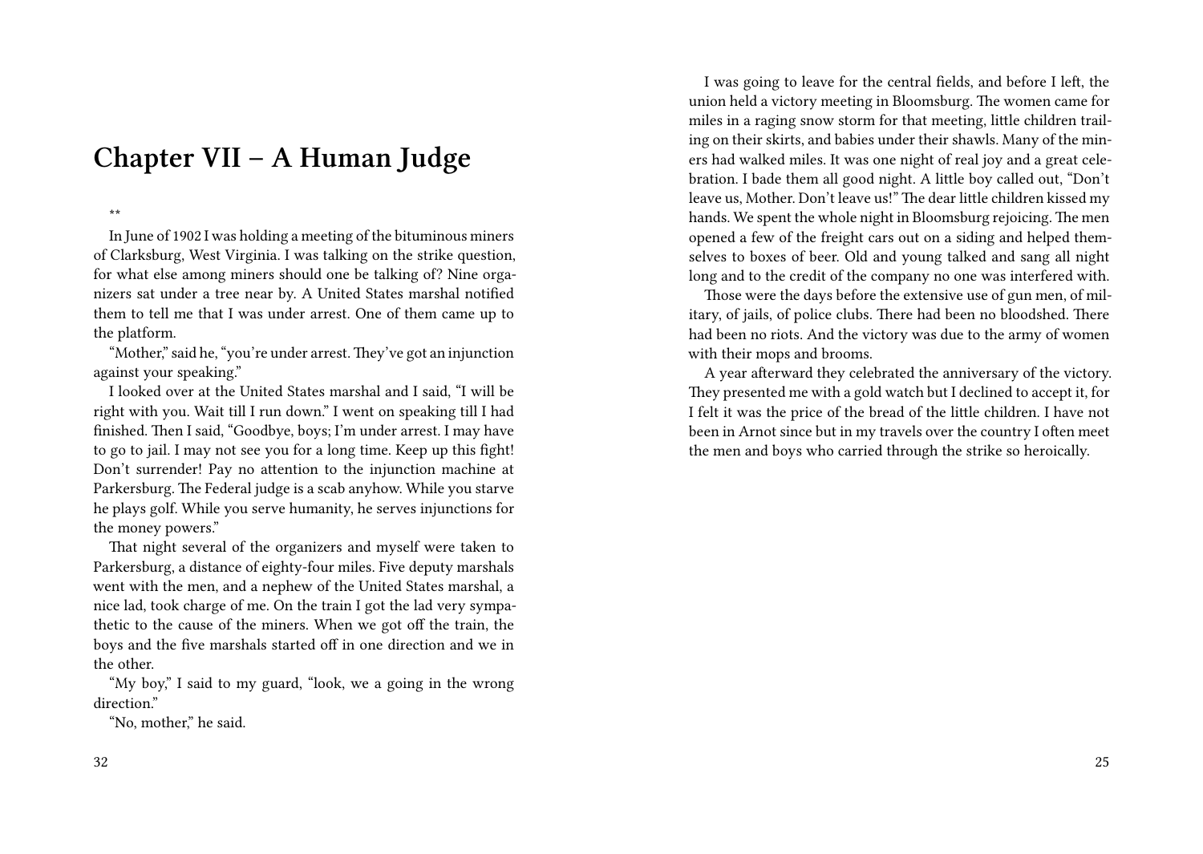# Chapter VII – A Human Judge

**

In June of 1902 I was holding a meeting of the bituminous miners of Clarksburg, West Virginia. I was talking on the strike question, for what else among miners should one be talking of? Nine organizers sat under a tree near by. A United States marshal notified them to tell me that I was under arrest. One of them came up to the platform.

"Mother," said he, "you're under arrest. They've got an injunction against your speaking."

I looked over at the United States marshal and I said, "I will be right with you. Wait till I run down." I went on speaking till I had finished. Then I said, "Goodbye, boys; I'm under arrest. I may have to go to jail. I may not see you for a long time. Keep up this fight! Don't surrender! Pay no attention to the injunction machine at Parkersburg. The Federal judge is a scab anyhow. While you starve he plays golf. While you serve humanity, he serves injunctions for the money powers."

That night several of the organizers and myself were taken to Parkersburg, a distance of eighty-four miles. Five deputy marshals went with the men, and a nephew of the United States marshal, a nice lad, took charge of me. On the train I got the lad very sympathetic to the cause of the miners. When we got off the train, the boys and the five marshals started off in one direction and we in the other.

"My boy," I said to my guard, "look, we a going in the wrong direction."

"No, mother," he said.

I was going to leave for the central fields, and before I left, the union held a victory meeting in Bloomsburg. The women came for miles in a raging snow storm for that meeting, little children trailing on their skirts, and babies under their shawls. Many of the miners had walked miles. It was one night of real joy and a great celebration. I bade them all good night. A little boy called out, "Don't leave us, Mother. Don't leave us!" The dear little children kissed my hands. We spent the whole night in Bloomsburg rejoicing. The men opened a few of the freight cars out on a siding and helped themselves to boxes of beer. Old and young talked and sang all night long and to the credit of the company no one was interfered with.

Those were the days before the extensive use of gun men, of military, of jails, of police clubs. There had been no bloodshed. There had been no riots. And the victory was due to the army of women with their mops and brooms.

A year afterward they celebrated the anniversary of the victory. They presented me with a gold watch but I declined to accept it, for I felt it was the price of the bread of the little children. I have not been in Arnot since but in my travels over the country I often meet the men and boys who carried through the strike so heroically.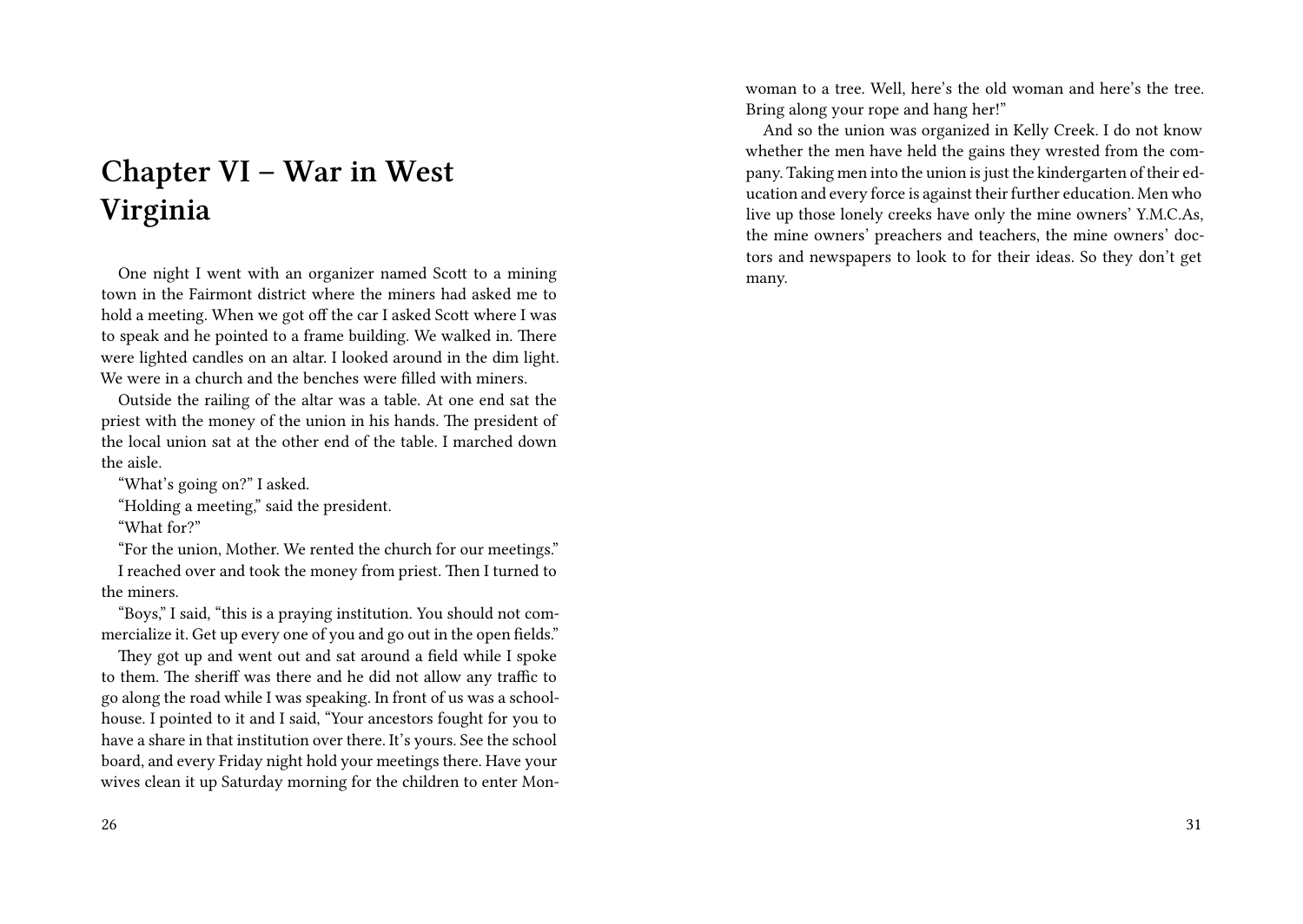# Chapter VI – War in West Virginia

One night I went with an organizer named Scott to a mining town in the Fairmont district where the miners had asked me to hold a meeting. When we got off the car I asked Scott where I was to speak and he pointed to a frame building. We walked in. There were lighted candles on an altar. I looked around in the dim light. We were in a church and the benches were filled with miners.

Outside the railing of the altar was a table. At one end sat the priest with the money of the union in his hands. The president of the local union sat at the other end of the table. I marched down the aisle.

"What's going on?" I asked.

"Holding a meeting," said the president.

"What for?"

"For the union, Mother. We rented the church for our meetings."

I reached over and took the money from priest. Then I turned to the miners.

"Boys," I said, "this is a praying institution. You should not commercialize it. Get up every one of you and go out in the open fields."

They got up and went out and sat around a field while I spoke to them. The sheriff was there and he did not allow any traffic to go along the road while I was speaking. In front of us was a schoolhouse. I pointed to it and I said, "Your ancestors fought for you to have a share in that institution over there. It's yours. See the school board, and every Friday night hold your meetings there. Have your wives clean it up Saturday morning for the children to enter Mon-

woman to a tree. Well, here's the old woman and here's the tree. Bring along your rope and hang her!"

And so the union was organized in Kelly Creek. I do not know whether the men have held the gains they wrested from the company. Taking men into the union is just the kindergarten of their education and every force is against their further education. Men who live up those lonely creeks have only the mine owners' Y.M.C.As, the mine owners' preachers and teachers, the mine owners' doctors and newspapers to look to for their ideas. So they don't get many.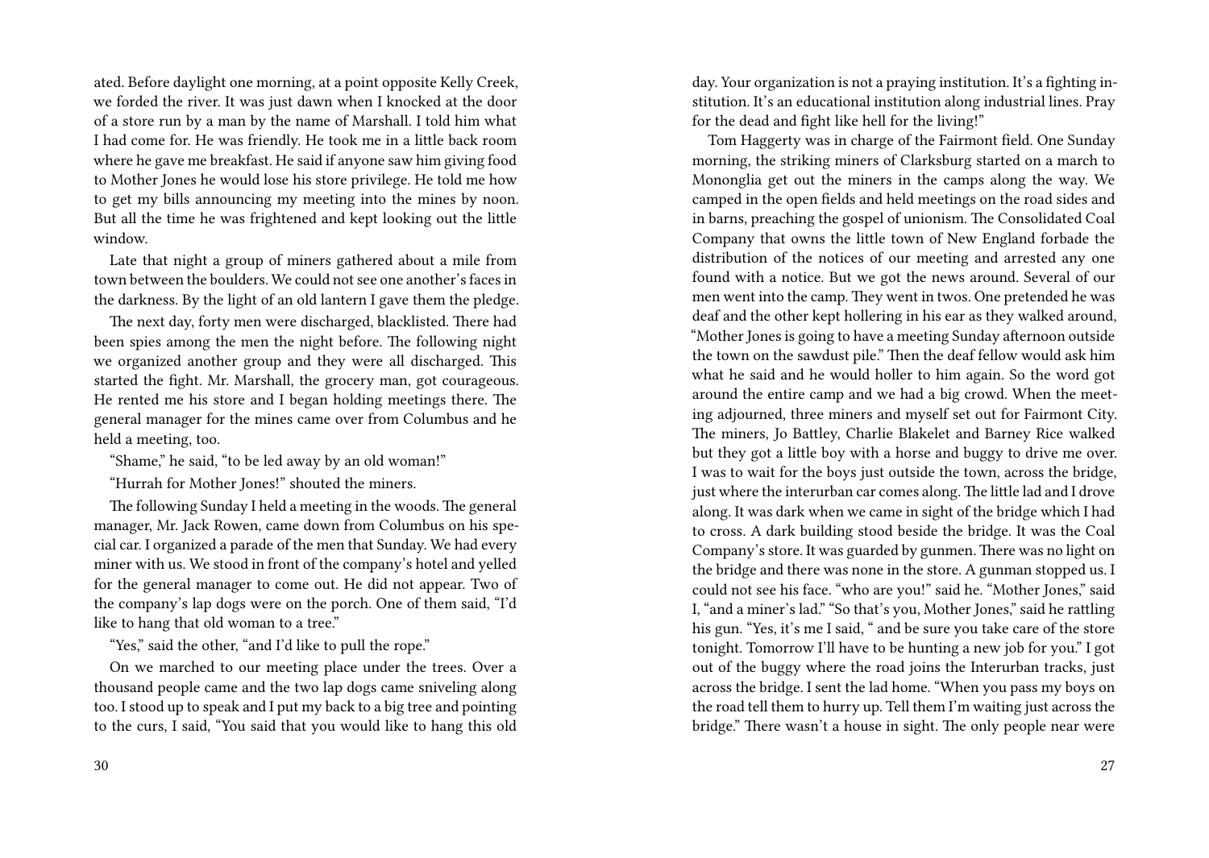ated. Before daylight one morning, at a point opposite Kelly Creek, we forded the river. It was just dawn when I knocked at the door of a store run by a man by the name of Marshall. I told him what I had come for. He was friendly. He took me in a little back room where he gave me breakfast. He said if anyone saw him giving food to Mother Jones he would lose his store privilege. He told me how to get my bills announcing my meeting into the mines by noon. But all the time he was frightened and kept looking out the little window.

Late that night a group of miners gathered about a mile from town between the boulders. We could not see one another's faces in the darkness. By the light of an old lantern I gave them the pledge.

The next day, forty men were discharged, blacklisted. There had been spies among the men the night before. The following night we organized another group and they were all discharged. This started the fight. Mr. Marshall, the grocery man, got courageous. He rented me his store and I began holding meetings there. The general manager for the mines came over from Columbus and he held a meeting, too.

"Shame," he said, "to be led away by an old woman!"

"Hurrah for Mother Jones!" shouted the miners.

The following Sunday I held a meeting in the woods. The general manager, Mr. Jack Rowen, came down from Columbus on his special car. I organized a parade of the men that Sunday. We had every miner with us. We stood in front of the company's hotel and yelled for the general manager to come out. He did not appear. Two of the company's lap dogs were on the porch. One of them said, "I'd like to hang that old woman to a tree."

"Yes," said the other, "and I'd like to pull the rope."

On we marched to our meeting place under the trees. Over a thousand people came and the two lap dogs came sniveling along too. I stood up to speak and I put my back to a big tree and pointing to the curs, I said, "You said that you would like to hang this old

day. Your organization is not a praying institution. It's a fighting institution. It's an educational institution along industrial lines. Pray for the dead and fight like hell for the living!"

Tom Haggerty was in charge of the Fairmont field. One Sunday morning, the striking miners of Clarksburg started on a march to Mononglia get out the miners in the camps along the way. We camped in the open fields and held meetings on the road sides and in barns, preaching the gospel of unionism. The Consolidated Coal Company that owns the little town of New England forbade the distribution of the notices of our meeting and arrested any one found with a notice. But we got the news around. Several of our men went into the camp. They went in twos. One pretended he was deaf and the other kept hollering in his ear as they walked around, "Mother Jones is going to have a meeting Sunday afternoon outside the town on the sawdust pile." Then the deaf fellow would ask him what he said and he would holler to him again. So the word got around the entire camp and we had a big crowd. When the meeting adjourned, three miners and myself set out for Fairmont City. The miners, Jo Battley, Charlie Blakelet and Barney Rice walked but they got a little boy with a horse and buggy to drive me over. I was to wait for the boys just outside the town, across the bridge, just where the interurban car comes along. The little lad and I drove along. It was dark when we came in sight of the bridge which I had to cross. A dark building stood beside the bridge. It was the Coal Company's store. It was guarded by gunmen. There was no light on the bridge and there was none in the store. A gunman stopped us. I could not see his face. "who are you!" said he. "Mother Jones," said I, "and a miner's lad." "So that's you, Mother Jones," said he rattling his gun. "Yes, it's me I said, " and be sure you take care of the store tonight. Tomorrow I'll have to be hunting a new job for you." I got out of the buggy where the road joins the Interurban tracks, just across the bridge. I sent the lad home. "When you pass my boys on the road tell them to hurry up. Tell them I'm waiting just across the bridge." There wasn't a house in sight. The only people near were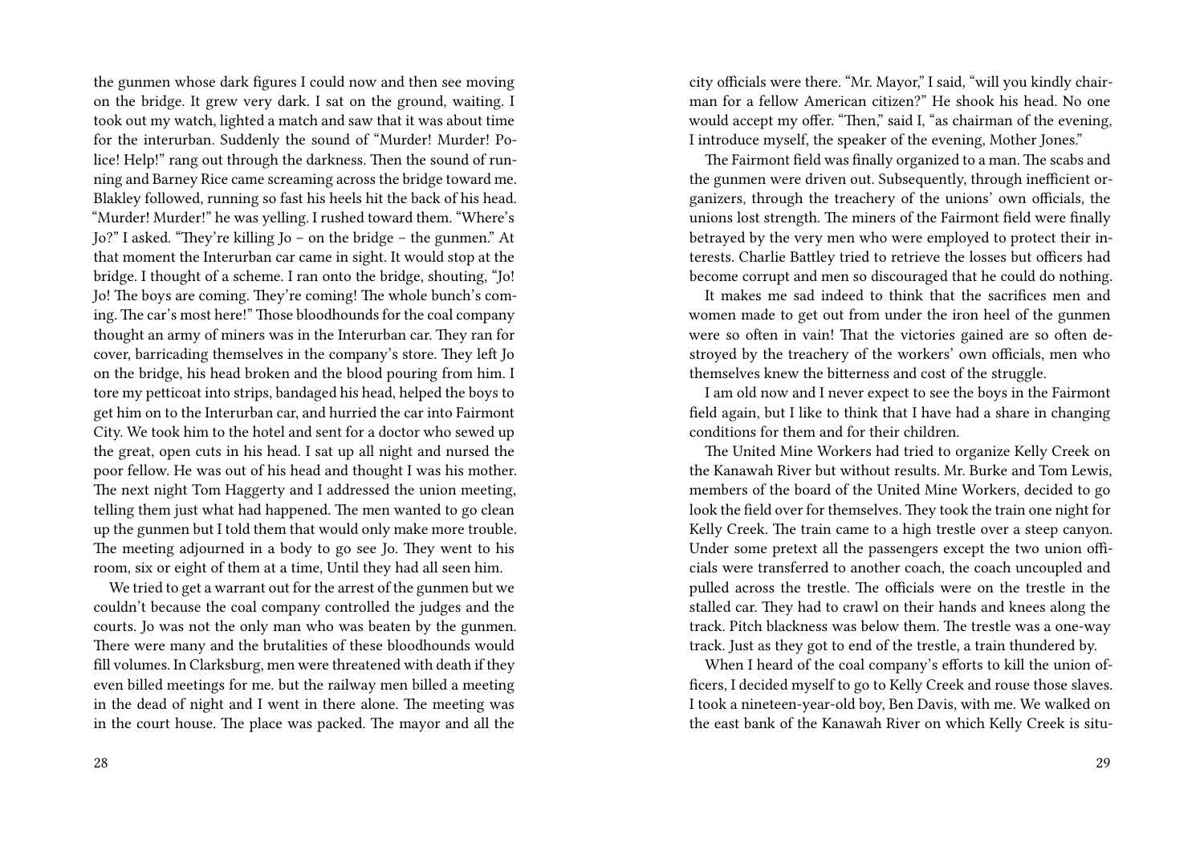the gunmen whose dark figures I could now and then see moving on the bridge. It grew very dark. I sat on the ground, waiting. I took out my watch, lighted a match and saw that it was about time for the interurban. Suddenly the sound of "Murder! Murder! Police! Help!" rang out through the darkness. Then the sound of running and Barney Rice came screaming across the bridge toward me. Blakley followed, running so fast his heels hit the back of his head. "Murder! Murder!" he was yelling. I rushed toward them. "Where's Jo?" I asked. "They're killing Jo – on the bridge – the gunmen." At that moment the Interurban car came in sight. It would stop at the bridge. I thought of a scheme. I ran onto the bridge, shouting, "Jo! Jo! The boys are coming. They're coming! The whole bunch's coming. The car's most here!" Those bloodhounds for the coal company thought an army of miners was in the Interurban car. They ran for cover, barricading themselves in the company's store. They left Jo on the bridge, his head broken and the blood pouring from him. I tore my petticoat into strips, bandaged his head, helped the boys to get him on to the Interurban car, and hurried the car into Fairmont City. We took him to the hotel and sent for a doctor who sewed up the great, open cuts in his head. I sat up all night and nursed the poor fellow. He was out of his head and thought I was his mother. The next night Tom Haggerty and I addressed the union meeting, telling them just what had happened. The men wanted to go clean up the gunmen but I told them that would only make more trouble. The meeting adjourned in a body to go see Jo. They went to his room, six or eight of them at a time, Until they had all seen him.

We tried to get a warrant out for the arrest of the gunmen but we couldn't because the coal company controlled the judges and the courts. Jo was not the only man who was beaten by the gunmen. There were many and the brutalities of these bloodhounds would fill volumes. In Clarksburg, men were threatened with death if they even billed meetings for me. but the railway men billed a meeting in the dead of night and I went in there alone. The meeting was in the court house. The place was packed. The mayor and all the city officials were there. "Mr. Mayor," I said, "will you kindly chairman for a fellow American citizen?" He shook his head. No one would accept my offer. "Then," said I, "as chairman of the evening, I introduce myself, the speaker of the evening, Mother Jones."

The Fairmont field was finally organized to a man. The scabs and the gunmen were driven out. Subsequently, through inefficient organizers, through the treachery of the unions' own officials, the unions lost strength. The miners of the Fairmont field were finally betrayed by the very men who were employed to protect their interests. Charlie Battley tried to retrieve the losses but officers had become corrupt and men so discouraged that he could do nothing.

It makes me sad indeed to think that the sacrifices men and women made to get out from under the iron heel of the gunmen were so often in vain! That the victories gained are so often destroyed by the treachery of the workers' own officials, men who themselves knew the bitterness and cost of the struggle.

I am old now and I never expect to see the boys in the Fairmont field again, but I like to think that I have had a share in changing conditions for them and for their children.

The United Mine Workers had tried to organize Kelly Creek on the Kanawah River but without results. Mr. Burke and Tom Lewis, members of the board of the United Mine Workers, decided to go look the field over for themselves. They took the train one night for Kelly Creek. The train came to a high trestle over a steep canyon. Under some pretext all the passengers except the two union officials were transferred to another coach, the coach uncoupled and pulled across the trestle. The officials were on the trestle in the stalled car. They had to crawl on their hands and knees along the track. Pitch blackness was below them. The trestle was a one-way track. Just as they got to end of the trestle, a train thundered by.

When I heard of the coal company's efforts to kill the union officers, I decided myself to go to Kelly Creek and rouse those slaves. I took a nineteen-year-old boy, Ben Davis, with me. We walked on the east bank of the Kanawah River on which Kelly Creek is situ-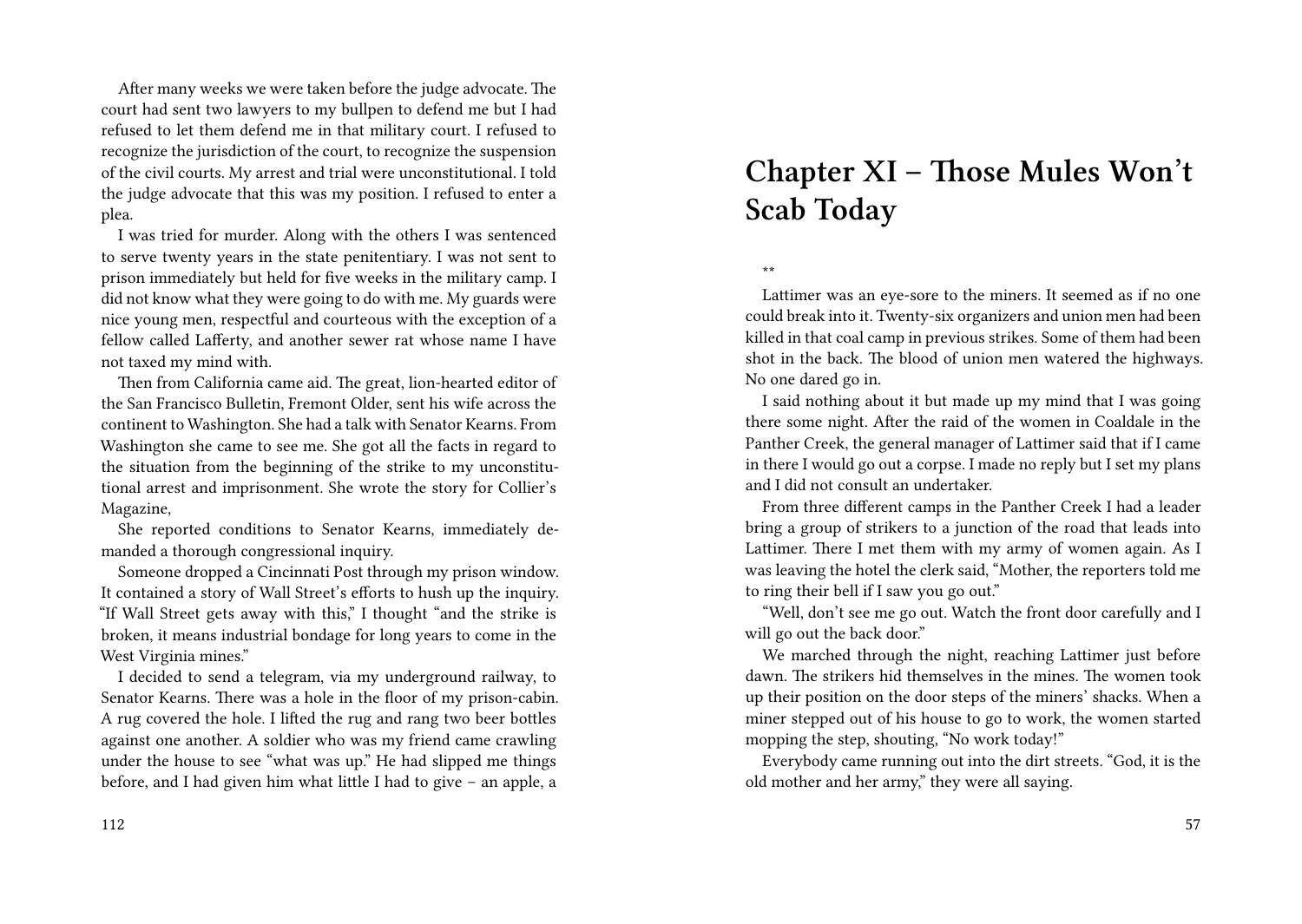After many weeks we were taken before the judge advocate. The court had sent two lawyers to my bullpen to defend me but I had refused to let them defend me in that military court. I refused to recognize the jurisdiction of the court, to recognize the suspension of the civil courts. My arrest and trial were unconstitutional. I told the judge advocate that this was my position. I refused to enter a plea.

I was tried for murder. Along with the others I was sentenced to serve twenty years in the state penitentiary. I was not sent to prison immediately but held for five weeks in the military camp. I did not know what they were going to do with me. My guards were nice young men, respectful and courteous with the exception of a fellow called Lafferty, and another sewer rat whose name I have not taxed my mind with.

Then from California came aid. The great, lion-hearted editor of the San Francisco Bulletin, Fremont Older, sent his wife across the continent to Washington. She had a talk with Senator Kearns. From Washington she came to see me. She got all the facts in regard to the situation from the beginning of the strike to my unconstitutional arrest and imprisonment. She wrote the story for Collier's Magazine,

She reported conditions to Senator Kearns, immediately demanded a thorough congressional inquiry.

Someone dropped a Cincinnati Post through my prison window. It contained a story of Wall Street's efforts to hush up the inquiry. "If Wall Street gets away with this," I thought "and the strike is broken, it means industrial bondage for long years to come in the West Virginia mines."

I decided to send a telegram, via my underground railway, to Senator Kearns. There was a hole in the floor of my prison-cabin. A rug covered the hole. I lifted the rug and rang two beer bottles against one another. A soldier who was my friend came crawling under the house to see "what was up." He had slipped me things before, and I had given him what little I had to give – an apple, a

# Chapter XI – Those Mules Won't Scab Today

**

Lattimer was an eye-sore to the miners. It seemed as if no one could break into it. Twenty-six organizers and union men had been killed in that coal camp in previous strikes. Some of them had been shot in the back. The blood of union men watered the highways. No one dared go in.

I said nothing about it but made up my mind that I was going there some night. After the raid of the women in Coaldale in the Panther Creek, the general manager of Lattimer said that if I came in there I would go out a corpse. I made no reply but I set my plans and I did not consult an undertaker.

From three different camps in the Panther Creek I had a leader bring a group of strikers to a junction of the road that leads into Lattimer. There I met them with my army of women again. As I was leaving the hotel the clerk said, "Mother, the reporters told me to ring their bell if I saw you go out."

"Well, don't see me go out. Watch the front door carefully and I will go out the back door."

We marched through the night, reaching Lattimer just before dawn. The strikers hid themselves in the mines. The women took up their position on the door steps of the miners' shacks. When a miner stepped out of his house to go to work, the women started mopping the step, shouting, "No work today!"

Everybody came running out into the dirt streets. "God, it is the old mother and her army," they were all saying.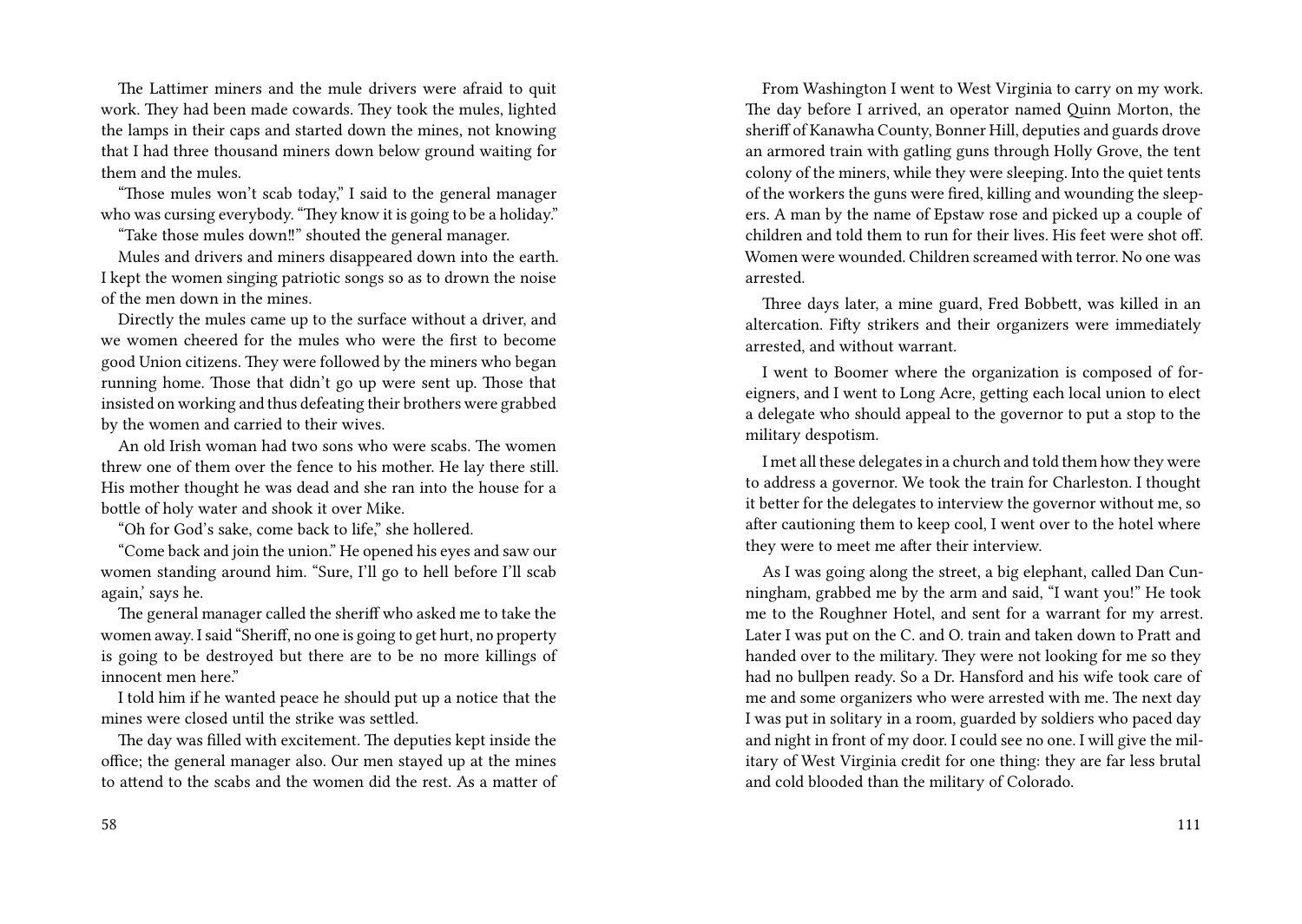The Lattimer miners and the mule drivers were afraid to quit work. They had been made cowards. They took the mules, lighted the lamps in their caps and started down the mines, not knowing that I had three thousand miners down below ground waiting for them and the mules.

"Those mules won't scab today," I said to the general manager who was cursing everybody. "They know it is going to be a holiday."

"Take those mules down!!" shouted the general manager.

Mules and drivers and miners disappeared down into the earth. I kept the women singing patriotic songs so as to drown the noise of the men down in the mines.

Directly the mules came up to the surface without a driver, and we women cheered for the mules who were the first to become good Union citizens. They were followed by the miners who began running home. Those that didn't go up were sent up. Those that insisted on working and thus defeating their brothers were grabbed by the women and carried to their wives.

An old Irish woman had two sons who were scabs. The women threw one of them over the fence to his mother. He lay there still. His mother thought he was dead and she ran into the house for a bottle of holy water and shook it over Mike.

"Oh for God's sake, come back to life," she hollered.

"Come back and join the union." He opened his eyes and saw our women standing around him. "Sure, I'll go to hell before I'll scab again,' says he.

The general manager called the sheriff who asked me to take the women away. I said "Sheriff, no one is going to get hurt, no property is going to be destroyed but there are to be no more killings of innocent men here."

I told him if he wanted peace he should put up a notice that the mines were closed until the strike was settled.

The day was filled with excitement. The deputies kept inside the office; the general manager also. Our men stayed up at the mines to attend to the scabs and the women did the rest. As a matter of

From Washington I went to West Virginia to carry on my work. The day before I arrived, an operator named Quinn Morton, the sheriff of Kanawha County, Bonner Hill, deputies and guards drove an armored train with gatling guns through Holly Grove, the tent colony of the miners, while they were sleeping. Into the quiet tents of the workers the guns were fired, killing and wounding the sleepers. A man by the name of Epstaw rose and picked up a couple of children and told them to run for their lives. His feet were shot off. Women were wounded. Children screamed with terror. No one was arrested.

Three days later, a mine guard, Fred Bobbett, was killed in an altercation. Fifty strikers and their organizers were immediately arrested, and without warrant.

I went to Boomer where the organization is composed of foreigners, and I went to Long Acre, getting each local union to elect a delegate who should appeal to the governor to put a stop to the military despotism.

I met all these delegates in a church and told them how they were to address a governor. We took the train for Charleston. I thought it better for the delegates to interview the governor without me, so after cautioning them to keep cool, I went over to the hotel where they were to meet me after their interview.

As I was going along the street, a big elephant, called Dan Cunningham, grabbed me by the arm and said, "I want you!" He took me to the Roughner Hotel, and sent for a warrant for my arrest. Later I was put on the C. and O. train and taken down to Pratt and handed over to the military. They were not looking for me so they had no bullpen ready. So a Dr. Hansford and his wife took care of me and some organizers who were arrested with me. The next day I was put in solitary in a room, guarded by soldiers who paced day and night in front of my door. I could see no one. I will give the military of West Virginia credit for one thing: they are far less brutal and cold blooded than the military of Colorado.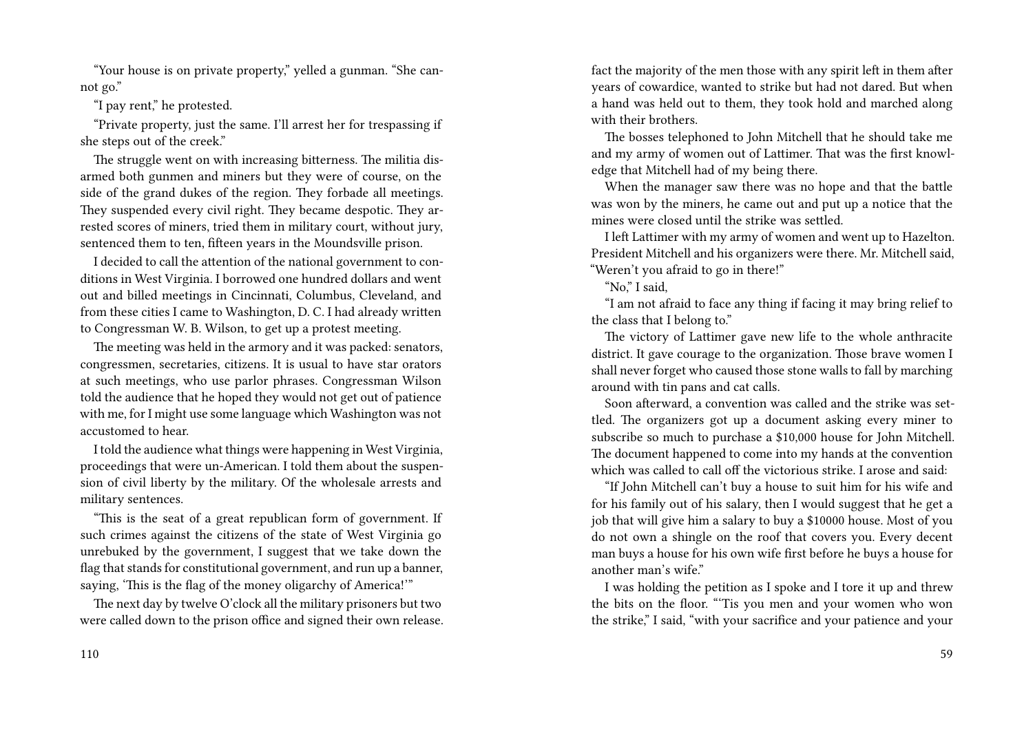"Your house is on private property," yelled a gunman. "She cannot go."

"I pay rent," he protested.

"Private property, just the same. I'll arrest her for trespassing if she steps out of the creek."

The struggle went on with increasing bitterness. The militia disarmed both gunmen and miners but they were of course, on the side of the grand dukes of the region. They forbade all meetings. They suspended every civil right. They became despotic. They arrested scores of miners, tried them in military court, without jury, sentenced them to ten, fifteen years in the Moundsville prison.

I decided to call the attention of the national government to conditions in West Virginia. I borrowed one hundred dollars and went out and billed meetings in Cincinnati, Columbus, Cleveland, and from these cities I came to Washington, D. C. I had already written to Congressman W. B. Wilson, to get up a protest meeting.

The meeting was held in the armory and it was packed: senators, congressmen, secretaries, citizens. It is usual to have star orators at such meetings, who use parlor phrases. Congressman Wilson told the audience that he hoped they would not get out of patience with me, for I might use some language which Washington was not accustomed to hear.

I told the audience what things were happening in West Virginia, proceedings that were un-American. I told them about the suspension of civil liberty by the military. Of the wholesale arrests and military sentences.

"This is the seat of a great republican form of government. If such crimes against the citizens of the state of West Virginia go unrebuked by the government, I suggest that we take down the flag that stands for constitutional government, and run up a banner, saying, 'This is the flag of the money oligarchy of America!'"

The next day by twelve O'clock all the military prisoners but two were called down to the prison office and signed their own release.

fact the majority of the men those with any spirit left in them after years of cowardice, wanted to strike but had not dared. But when a hand was held out to them, they took hold and marched along with their brothers.

The bosses telephoned to John Mitchell that he should take me and my army of women out of Lattimer. That was the first knowledge that Mitchell had of my being there.

When the manager saw there was no hope and that the battle was won by the miners, he came out and put up a notice that the mines were closed until the strike was settled.

I left Lattimer with my army of women and went up to Hazelton. President Mitchell and his organizers were there. Mr. Mitchell said, "Weren't you afraid to go in there!"

"No," I said,

"I am not afraid to face any thing if facing it may bring relief to the class that I belong to."

The victory of Lattimer gave new life to the whole anthracite district. It gave courage to the organization. Those brave women I shall never forget who caused those stone walls to fall by marching around with tin pans and cat calls.

Soon afterward, a convention was called and the strike was settled. The organizers got up a document asking every miner to subscribe so much to purchase a $10,000 house for John Mitchell. The document happened to come into my hands at the convention which was called to call off the victorious strike. I arose and said:

"If John Mitchell can't buy a house to suit him for his wife and for his family out of his salary, then I would suggest that he get a job that will give him a salary to buy a $10000 house. Most of you do not own a shingle on the roof that covers you. Every decent man buys a house for his own wife first before he buys a house for another man's wife."

I was holding the petition as I spoke and I tore it up and threw the bits on the floor. "'Tis you men and your women who won the strike," I said, "with your sacrifice and your patience and your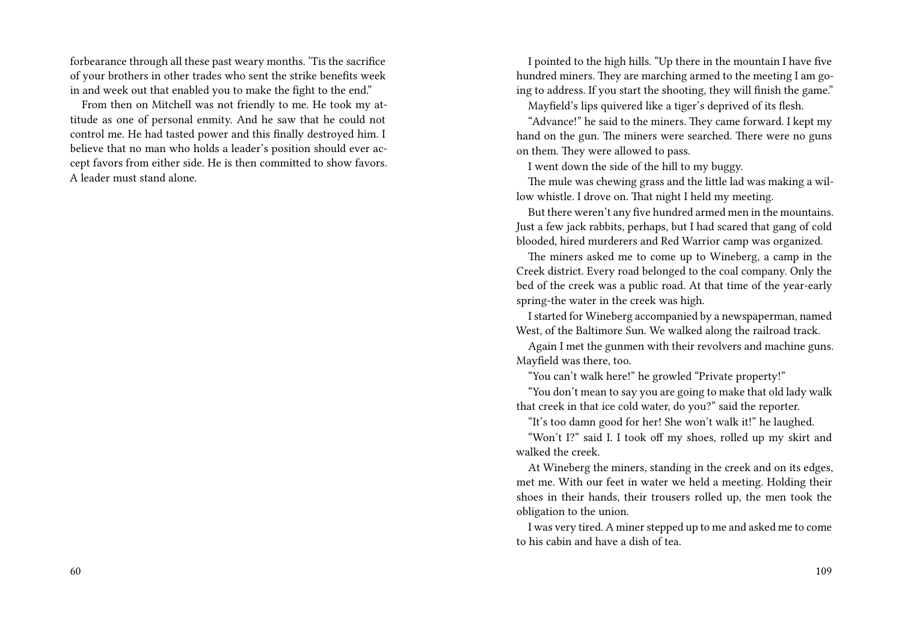forbearance through all these past weary months. 'Tis the sacrifice of your brothers in other trades who sent the strike benefits week in and week out that enabled you to make the fight to the end."

From then on Mitchell was not friendly to me. He took my attitude as one of personal enmity. And he saw that he could not control me. He had tasted power and this finally destroyed him. I believe that no man who holds a leader's position should ever accept favors from either side. He is then committed to show favors. A leader must stand alone.

I pointed to the high hills. "Up there in the mountain I have five hundred miners. They are marching armed to the meeting I am going to address. If you start the shooting, they will finish the game."

Mayfield's lips quivered like a tiger's deprived of its flesh.

"Advance!" he said to the miners. They came forward. I kept my hand on the gun. The miners were searched. There were no guns on them. They were allowed to pass.

I went down the side of the hill to my buggy.

The mule was chewing grass and the little lad was making a willow whistle. I drove on. That night I held my meeting.

But there weren't any five hundred armed men in the mountains. Just a few jack rabbits, perhaps, but I had scared that gang of cold blooded, hired murderers and Red Warrior camp was organized.

The miners asked me to come up to Wineberg, a camp in the Creek district. Every road belonged to the coal company. Only the bed of the creek was a public road. At that time of the year-early spring-the water in the creek was high.

I started for Wineberg accompanied by a newspaperman, named West, of the Baltimore Sun. We walked along the railroad track.

Again I met the gunmen with their revolvers and machine guns. Mayfield was there, too.

"You can't walk here!" he growled "Private property!"

"You don't mean to say you are going to make that old lady walk that creek in that ice cold water, do you?" said the reporter.

"It's too damn good for her! She won't walk it!" he laughed.

"Won't I?" said I. I took off my shoes, rolled up my skirt and walked the creek.

At Wineberg the miners, standing in the creek and on its edges, met me. With our feet in water we held a meeting. Holding their shoes in their hands, their trousers rolled up, the men took the obligation to the union.

I was very tired. A miner stepped up to me and asked me to come to his cabin and have a dish of tea.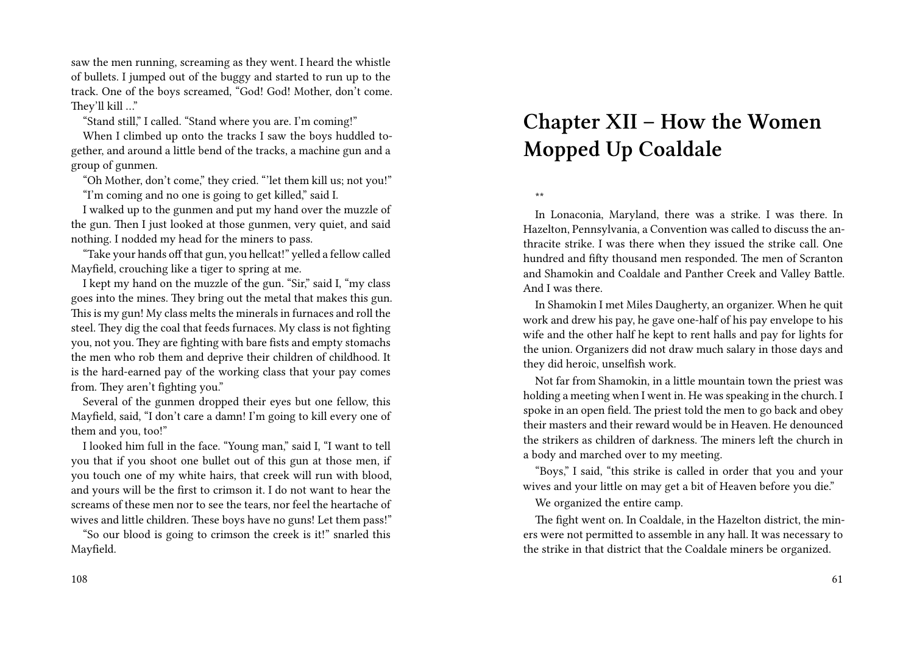saw the men running, screaming as they went. I heard the whistle of bullets. I jumped out of the buggy and started to run up to the track. One of the boys screamed, "God! God! Mother, don't come. They'll kill …"

"Stand still," I called. "Stand where you are. I'm coming!"

When I climbed up onto the tracks I saw the boys huddled together, and around a little bend of the tracks, a machine gun and a group of gunmen.

"Oh Mother, don't come," they cried. "'let them kill us; not you!"

"I'm coming and no one is going to get killed," said I.

I walked up to the gunmen and put my hand over the muzzle of the gun. Then I just looked at those gunmen, very quiet, and said nothing. I nodded my head for the miners to pass.

"Take your hands off that gun, you hellcat!" yelled a fellow called Mayfield, crouching like a tiger to spring at me.

I kept my hand on the muzzle of the gun. "Sir," said I, "my class goes into the mines. They bring out the metal that makes this gun. This is my gun! My class melts the minerals in furnaces and roll the steel. They dig the coal that feeds furnaces. My class is not fighting you, not you. They are fighting with bare fists and empty stomachs the men who rob them and deprive their children of childhood. It is the hard-earned pay of the working class that your pay comes from. They aren't fighting you."

Several of the gunmen dropped their eyes but one fellow, this Mayfield, said, "I don't care a damn! I'm going to kill every one of them and you, too!"

I looked him full in the face. "Young man," said I, "I want to tell you that if you shoot one bullet out of this gun at those men, if you touch one of my white hairs, that creek will run with blood, and yours will be the first to crimson it. I do not want to hear the screams of these men nor to see the tears, nor feel the heartache of wives and little children. These boys have no guns! Let them pass!"

"So our blood is going to crimson the creek is it!" snarled this Mayfield.

# Chapter XII – How the Women Mopped Up Coaldale

**

In Lonaconia, Maryland, there was a strike. I was there. In Hazelton, Pennsylvania, a Convention was called to discuss the anthracite strike. I was there when they issued the strike call. One hundred and fifty thousand men responded. The men of Scranton and Shamokin and Coaldale and Panther Creek and Valley Battle. And I was there.

In Shamokin I met Miles Daugherty, an organizer. When he quit work and drew his pay, he gave one-half of his pay envelope to his wife and the other half he kept to rent halls and pay for lights for the union. Organizers did not draw much salary in those days and they did heroic, unselfish work.

Not far from Shamokin, in a little mountain town the priest was holding a meeting when I went in. He was speaking in the church. I spoke in an open field. The priest told the men to go back and obey their masters and their reward would be in Heaven. He denounced the strikers as children of darkness. The miners left the church in a body and marched over to my meeting.

"Boys," I said, "this strike is called in order that you and your wives and your little on may get a bit of Heaven before you die."

We organized the entire camp.

The fight went on. In Coaldale, in the Hazelton district, the miners were not permitted to assemble in any hall. It was necessary to the strike in that district that the Coaldale miners be organized.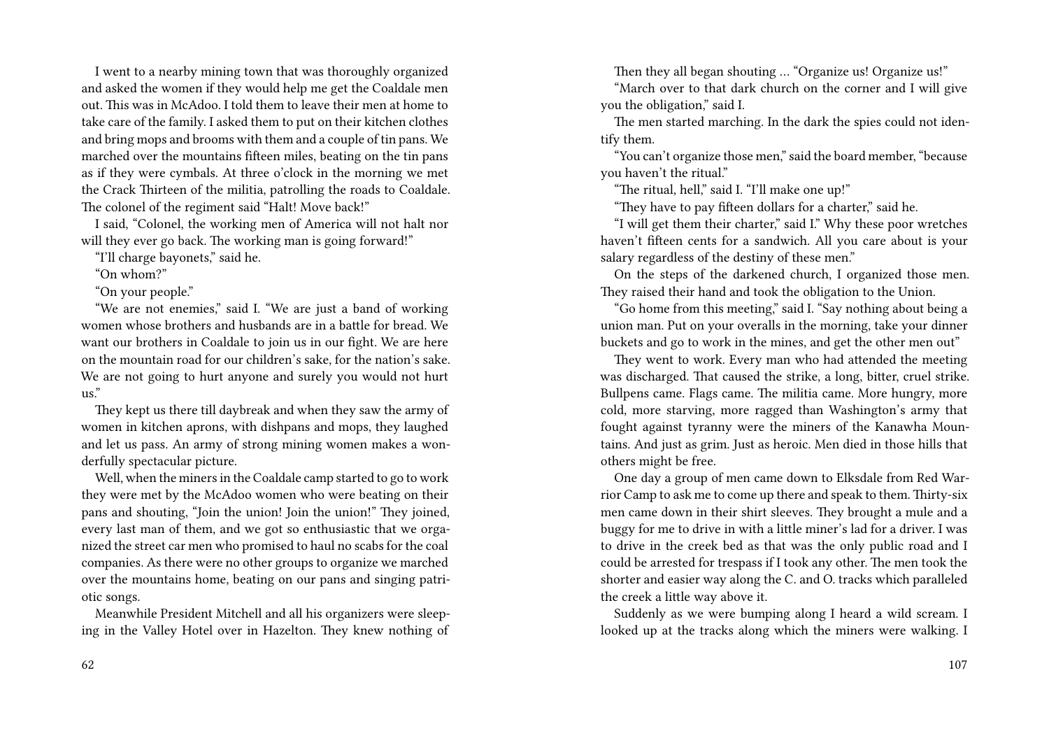I went to a nearby mining town that was thoroughly organized and asked the women if they would help me get the Coaldale men out. This was in McAdoo. I told them to leave their men at home to take care of the family. I asked them to put on their kitchen clothes and bring mops and brooms with them and a couple of tin pans. We marched over the mountains fifteen miles, beating on the tin pans as if they were cymbals. At three o'clock in the morning we met the Crack Thirteen of the militia, patrolling the roads to Coaldale. The colonel of the regiment said "Halt! Move back!"

I said, "Colonel, the working men of America will not halt nor will they ever go back. The working man is going forward!"

"I'll charge bayonets," said he.

"On whom?"

"On your people."

"We are not enemies," said I. "We are just a band of working women whose brothers and husbands are in a battle for bread. We want our brothers in Coaldale to join us in our fight. We are here on the mountain road for our children's sake, for the nation's sake. We are not going to hurt anyone and surely you would not hurt us."

They kept us there till daybreak and when they saw the army of women in kitchen aprons, with dishpans and mops, they laughed and let us pass. An army of strong mining women makes a wonderfully spectacular picture.

Well, when the miners in the Coaldale camp started to go to work they were met by the McAdoo women who were beating on their pans and shouting, "Join the union! Join the union!" They joined, every last man of them, and we got so enthusiastic that we organized the street car men who promised to haul no scabs for the coal companies. As there were no other groups to organize we marched over the mountains home, beating on our pans and singing patriotic songs.

Meanwhile President Mitchell and all his organizers were sleeping in the Valley Hotel over in Hazelton. They knew nothing of

Then they all began shouting … "Organize us! Organize us!"

"March over to that dark church on the corner and I will give you the obligation," said I.

The men started marching. In the dark the spies could not identify them.

"You can't organize those men," said the board member, "because you haven't the ritual."

"The ritual, hell," said I. "I'll make one up!"

"They have to pay fifteen dollars for a charter," said he.

"I will get them their charter," said I." Why these poor wretches haven't fifteen cents for a sandwich. All you care about is your salary regardless of the destiny of these men."

On the steps of the darkened church, I organized those men. They raised their hand and took the obligation to the Union.

"Go home from this meeting," said I. "Say nothing about being a union man. Put on your overalls in the morning, take your dinner buckets and go to work in the mines, and get the other men out"

They went to work. Every man who had attended the meeting was discharged. That caused the strike, a long, bitter, cruel strike. Bullpens came. Flags came. The militia came. More hungry, more cold, more starving, more ragged than Washington's army that fought against tyranny were the miners of the Kanawha Mountains. And just as grim. Just as heroic. Men died in those hills that others might be free.

One day a group of men came down to Elksdale from Red Warrior Camp to ask me to come up there and speak to them. Thirty-six men came down in their shirt sleeves. They brought a mule and a buggy for me to drive in with a little miner's lad for a driver. I was to drive in the creek bed as that was the only public road and I could be arrested for trespass if I took any other. The men took the shorter and easier way along the C. and O. tracks which paralleled the creek a little way above it.

Suddenly as we were bumping along I heard a wild scream. I looked up at the tracks along which the miners were walking. I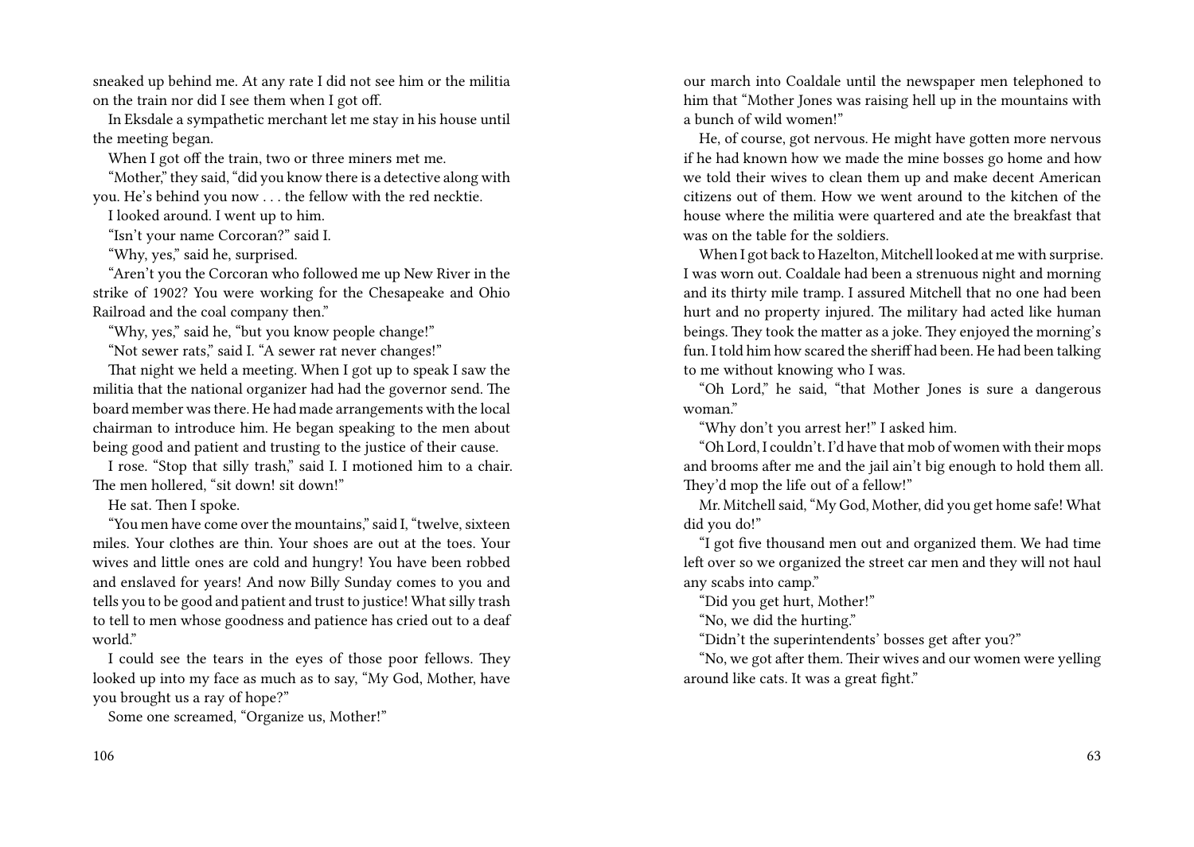sneaked up behind me. At any rate I did not see him or the militia on the train nor did I see them when I got off.

In Eksdale a sympathetic merchant let me stay in his house until the meeting began.

When I got off the train, two or three miners met me.

"Mother," they said, "did you know there is a detective along with you. He's behind you now . . . the fellow with the red necktie.

I looked around. I went up to him.

"Isn't your name Corcoran?" said I.

"Why, yes," said he, surprised.

"Aren't you the Corcoran who followed me up New River in the strike of 1902? You were working for the Chesapeake and Ohio Railroad and the coal company then."

"Why, yes," said he, "but you know people change!"

"Not sewer rats," said I. "A sewer rat never changes!"

That night we held a meeting. When I got up to speak I saw the militia that the national organizer had had the governor send. The board member was there. He had made arrangements with the local chairman to introduce him. He began speaking to the men about being good and patient and trusting to the justice of their cause.

I rose. "Stop that silly trash," said I. I motioned him to a chair. The men hollered, "sit down! sit down!"

He sat. Then I spoke.

"You men have come over the mountains," said I, "twelve, sixteen miles. Your clothes are thin. Your shoes are out at the toes. Your wives and little ones are cold and hungry! You have been robbed and enslaved for years! And now Billy Sunday comes to you and tells you to be good and patient and trust to justice! What silly trash to tell to men whose goodness and patience has cried out to a deaf world."

I could see the tears in the eyes of those poor fellows. They looked up into my face as much as to say, "My God, Mother, have you brought us a ray of hope?"

Some one screamed, "Organize us, Mother!"

our march into Coaldale until the newspaper men telephoned to him that "Mother Jones was raising hell up in the mountains with a bunch of wild women!"

He, of course, got nervous. He might have gotten more nervous if he had known how we made the mine bosses go home and how we told their wives to clean them up and make decent American citizens out of them. How we went around to the kitchen of the house where the militia were quartered and ate the breakfast that was on the table for the soldiers.

When I got back to Hazelton, Mitchell looked at me with surprise. I was worn out. Coaldale had been a strenuous night and morning and its thirty mile tramp. I assured Mitchell that no one had been hurt and no property injured. The military had acted like human beings. They took the matter as a joke. They enjoyed the morning's fun. I told him how scared the sheriff had been. He had been talking to me without knowing who I was.

"Oh Lord," he said, "that Mother Jones is sure a dangerous woman."

"Why don't you arrest her!" I asked him.

"Oh Lord, I couldn't. I'd have that mob of women with their mops and brooms after me and the jail ain't big enough to hold them all. They'd mop the life out of a fellow!"

Mr. Mitchell said, "My God, Mother, did you get home safe! What did you do!"

"I got five thousand men out and organized them. We had time left over so we organized the street car men and they will not haul any scabs into camp."

"Did you get hurt, Mother!"

"No, we did the hurting."

"Didn't the superintendents' bosses get after you?"

"No, we got after them. Their wives and our women were yelling around like cats. It was a great fight."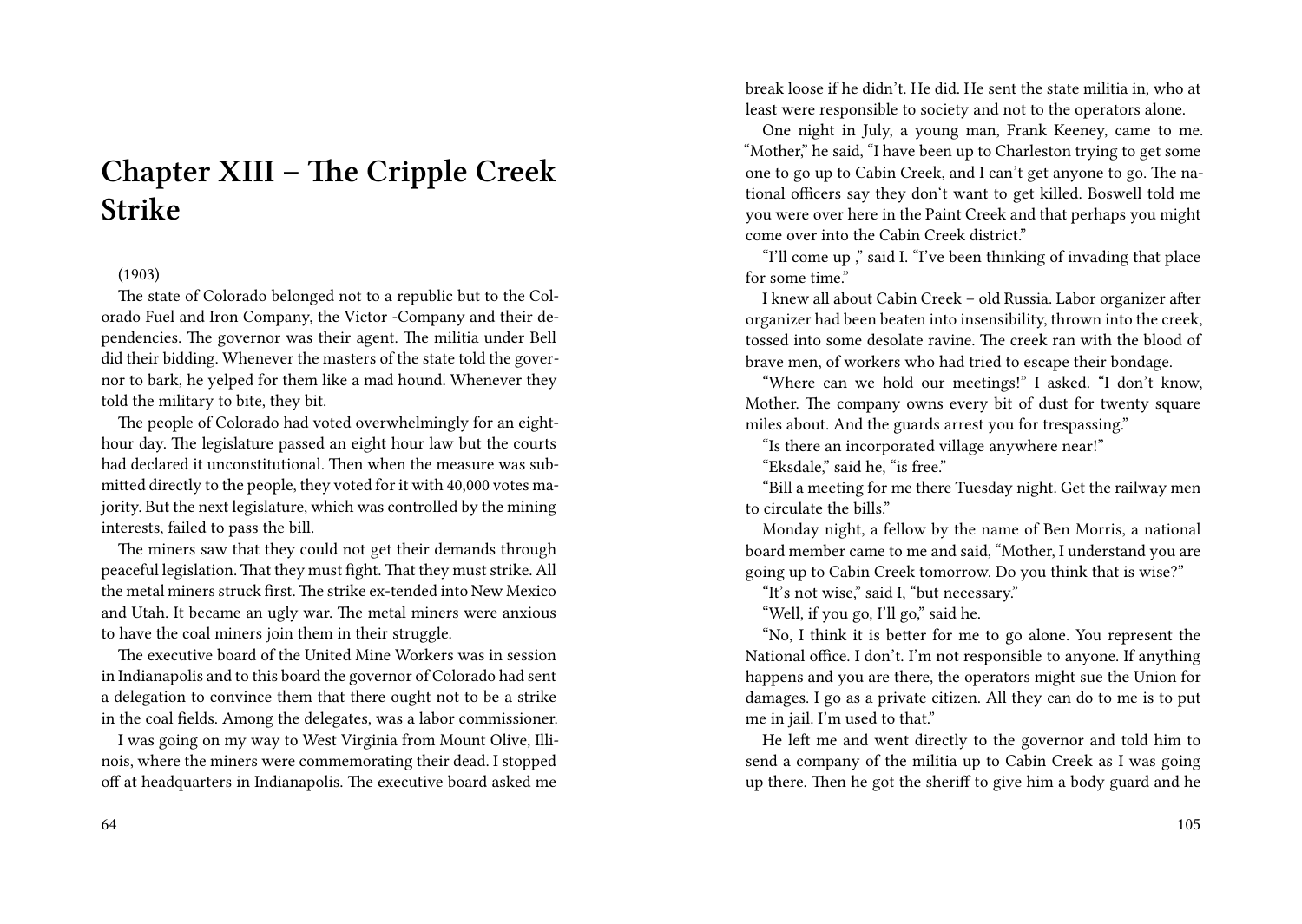# Chapter XIII – The Cripple Creek Strike

(1903)

The state of Colorado belonged not to a republic but to the Colorado Fuel and Iron Company, the Victor -Company and their dependencies. The governor was their agent. The militia under Bell did their bidding. Whenever the masters of the state told the governor to bark, he yelped for them like a mad hound. Whenever they told the military to bite, they bit.

The people of Colorado had voted overwhelmingly for an eight-hour day. The legislature passed an eight hour law but the courts had declared it unconstitutional. Then when the measure was submitted directly to the people, they voted for it with 40,000 votes majority. But the next legislature, which was controlled by the mining interests, failed to pass the bill.

The miners saw that they could not get their demands through peaceful legislation. That they must fight. That they must strike. All the metal miners struck first. The strike ex-tended into New Mexico and Utah. It became an ugly war. The metal miners were anxious to have the coal miners join them in their struggle.

The executive board of the United Mine Workers was in session in Indianapolis and to this board the governor of Colorado had sent a delegation to convince them that there ought not to be a strike in the coal fields. Among the delegates, was a labor commissioner.

I was going on my way to West Virginia from Mount Olive, Illinois, where the miners were commemorating their dead. I stopped off at headquarters in Indianapolis. The executive board asked me

break loose if he didn't. He did. He sent the state militia in, who at least were responsible to society and not to the operators alone.

One night in July, a young man, Frank Keeney, came to me. "Mother," he said, "I have been up to Charleston trying to get some one to go up to Cabin Creek, and I can't get anyone to go. The national officers say they don't want to get killed. Boswell told me you were over here in the Paint Creek and that perhaps you might come over into the Cabin Creek district."

"I'll come up ," said I. "I've been thinking of invading that place for some time."

I knew all about Cabin Creek – old Russia. Labor organizer after organizer had been beaten into insensibility, thrown into the creek, tossed into some desolate ravine. The creek ran with the blood of brave men, of workers who had tried to escape their bondage.

"Where can we hold our meetings!" I asked. "I don't know, Mother. The company owns every bit of dust for twenty square miles about. And the guards arrest you for trespassing."

"Is there an incorporated village anywhere near!"

"Eksdale," said he, "is free."

"Bill a meeting for me there Tuesday night. Get the railway men to circulate the bills."

Monday night, a fellow by the name of Ben Morris, a national board member came to me and said, "Mother, I understand you are going up to Cabin Creek tomorrow. Do you think that is wise?"

"It's not wise," said I, "but necessary."

"Well, if you go, I'll go," said he.

"No, I think it is better for me to go alone. You represent the National office. I don't. I'm not responsible to anyone. If anything happens and you are there, the operators might sue the Union for damages. I go as a private citizen. All they can do to me is to put me in jail. I'm used to that."

He left me and went directly to the governor and told him to send a company of the militia up to Cabin Creek as I was going up there. Then he got the sheriff to give him a body guard and he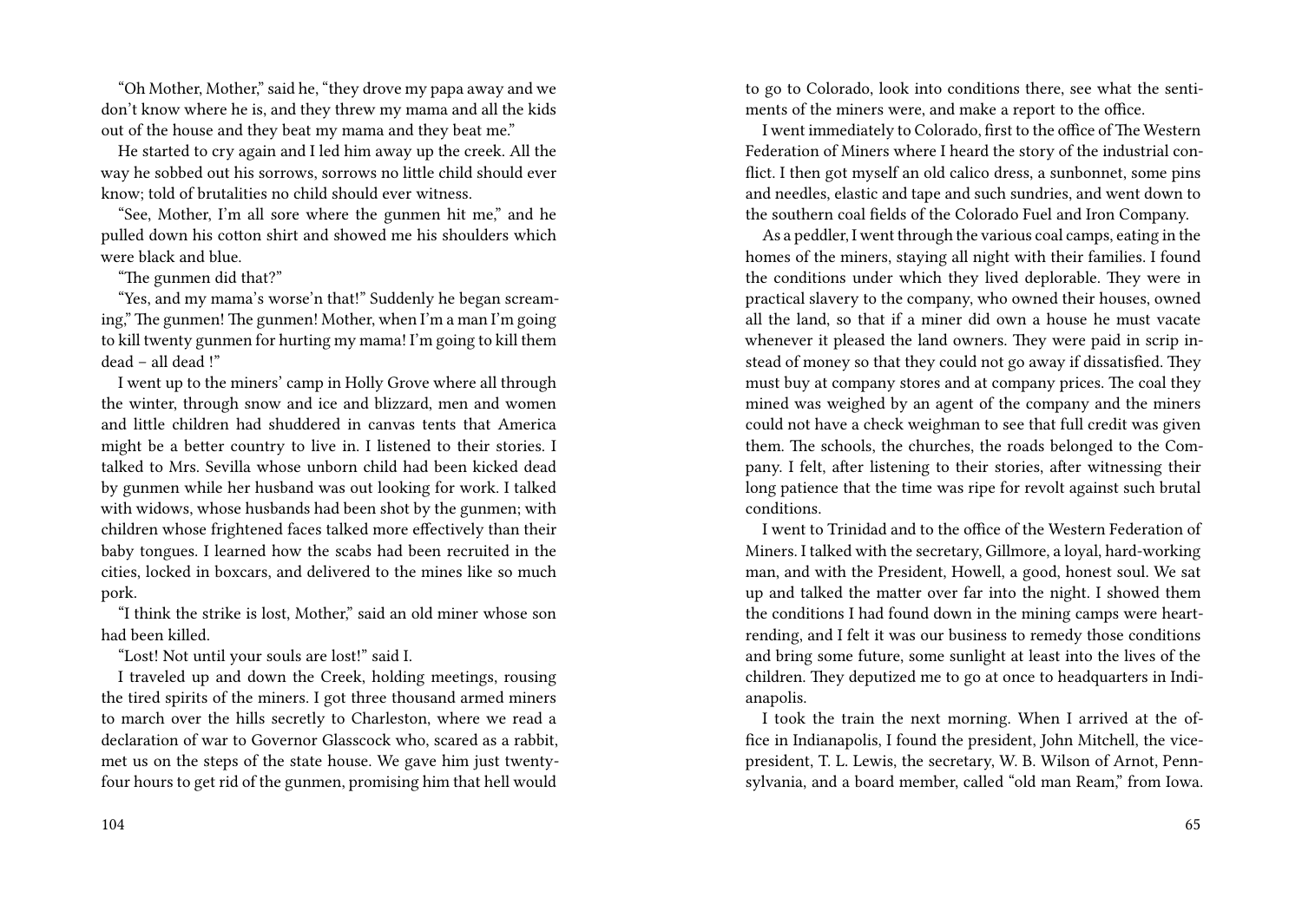"Oh Mother, Mother," said he, "they drove my papa away and we don't know where he is, and they threw my mama and all the kids out of the house and they beat my mama and they beat me."

He started to cry again and I led him away up the creek. All the way he sobbed out his sorrows, sorrows no little child should ever know; told of brutalities no child should ever witness.

"See, Mother, I'm all sore where the gunmen hit me," and he pulled down his cotton shirt and showed me his shoulders which were black and blue.

"The gunmen did that?"

"Yes, and my mama's worse'n that!" Suddenly he began screaming," The gunmen! The gunmen! Mother, when I'm a man I'm going to kill twenty gunmen for hurting my mama! I'm going to kill them dead – all dead !"

I went up to the miners' camp in Holly Grove where all through the winter, through snow and ice and blizzard, men and women and little children had shuddered in canvas tents that America might be a better country to live in. I listened to their stories. I talked to Mrs. Sevilla whose unborn child had been kicked dead by gunmen while her husband was out looking for work. I talked with widows, whose husbands had been shot by the gunmen; with children whose frightened faces talked more effectively than their baby tongues. I learned how the scabs had been recruited in the cities, locked in boxcars, and delivered to the mines like so much pork.

"I think the strike is lost, Mother," said an old miner whose son had been killed.

"Lost! Not until your souls are lost!" said I.

I traveled up and down the Creek, holding meetings, rousing the tired spirits of the miners. I got three thousand armed miners to march over the hills secretly to Charleston, where we read a declaration of war to Governor Glasscock who, scared as a rabbit, met us on the steps of the state house. We gave him just twenty-four hours to get rid of the gunmen, promising him that hell would

to go to Colorado, look into conditions there, see what the sentiments of the miners were, and make a report to the office.

I went immediately to Colorado, first to the office of The Western Federation of Miners where I heard the story of the industrial conflict. I then got myself an old calico dress, a sunbonnet, some pins and needles, elastic and tape and such sundries, and went down to the southern coal fields of the Colorado Fuel and Iron Company.

As a peddler, I went through the various coal camps, eating in the homes of the miners, staying all night with their families. I found the conditions under which they lived deplorable. They were in practical slavery to the company, who owned their houses, owned all the land, so that if a miner did own a house he must vacate whenever it pleased the land owners. They were paid in scrip instead of money so that they could not go away if dissatisfied. They must buy at company stores and at company prices. The coal they mined was weighed by an agent of the company and the miners could not have a check weighman to see that full credit was given them. The schools, the churches, the roads belonged to the Company. I felt, after listening to their stories, after witnessing their long patience that the time was ripe for revolt against such brutal conditions.

I went to Trinidad and to the office of the Western Federation of Miners. I talked with the secretary, Gillmore, a loyal, hard-working man, and with the President, Howell, a good, honest soul. We sat up and talked the matter over far into the night. I showed them the conditions I had found down in the mining camps were heart-rending, and I felt it was our business to remedy those conditions and bring some future, some sunlight at least into the lives of the children. They deputized me to go at once to headquarters in Indianapolis.

I took the train the next morning. When I arrived at the office in Indianapolis, I found the president, John Mitchell, the vice-president, T. L. Lewis, the secretary, W. B. Wilson of Arnot, Pennsylvania, and a board member, called "old man Ream," from Iowa.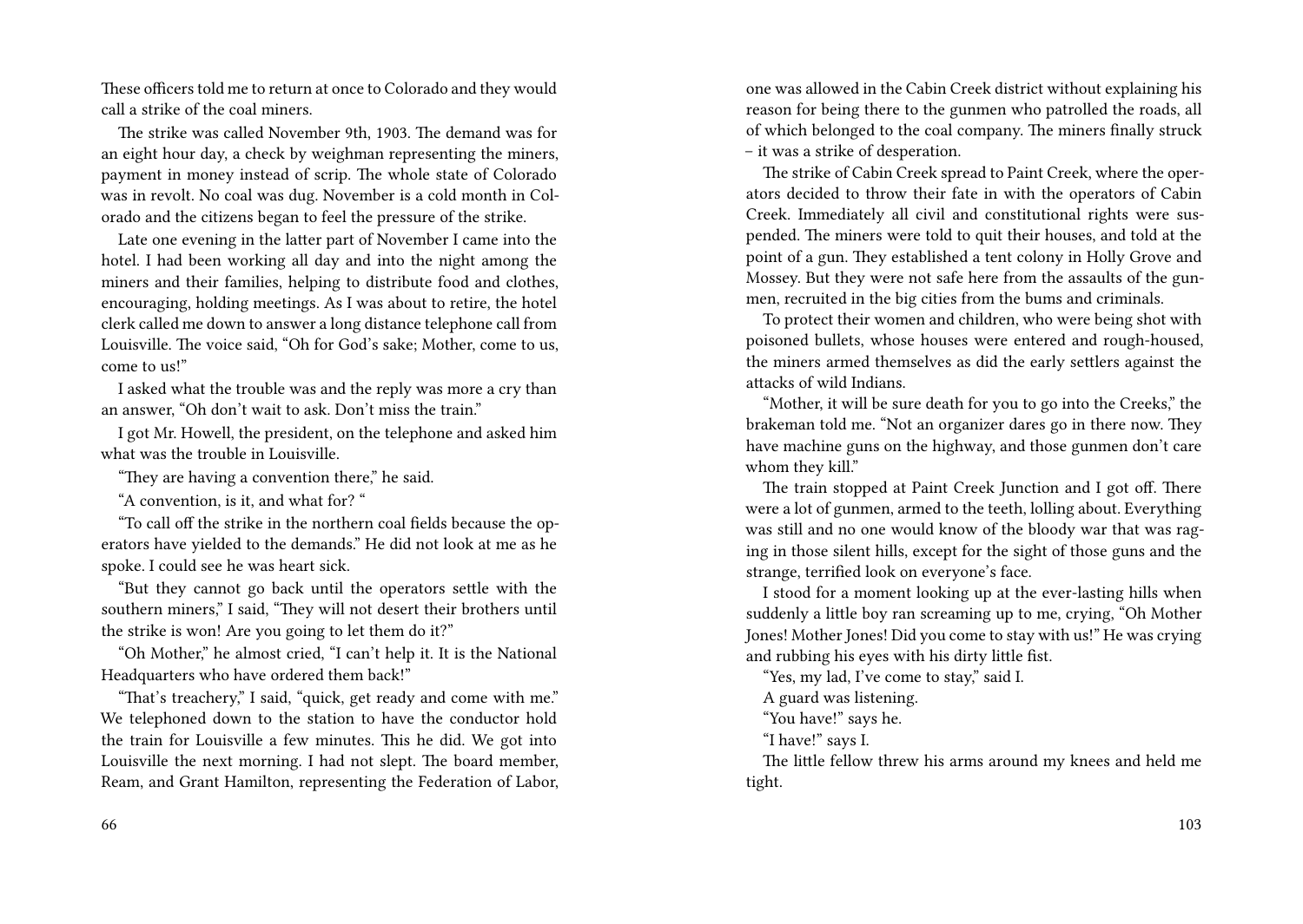These officers told me to return at once to Colorado and they would call a strike of the coal miners.

The strike was called November 9th, 1903. The demand was for an eight hour day, a check by weighman representing the miners, payment in money instead of scrip. The whole state of Colorado was in revolt. No coal was dug. November is a cold month in Colorado and the citizens began to feel the pressure of the strike.

Late one evening in the latter part of November I came into the hotel. I had been working all day and into the night among the miners and their families, helping to distribute food and clothes, encouraging, holding meetings. As I was about to retire, the hotel clerk called me down to answer a long distance telephone call from Louisville. The voice said, "Oh for God's sake; Mother, come to us, come to us!"

I asked what the trouble was and the reply was more a cry than an answer, "Oh don't wait to ask. Don't miss the train."

I got Mr. Howell, the president, on the telephone and asked him what was the trouble in Louisville.

"They are having a convention there," he said.

"A convention, is it, and what for? "

"To call off the strike in the northern coal fields because the operators have yielded to the demands." He did not look at me as he spoke. I could see he was heart sick.

"But they cannot go back until the operators settle with the southern miners," I said, "They will not desert their brothers until the strike is won! Are you going to let them do it?"

"Oh Mother," he almost cried, "I can't help it. It is the National Headquarters who have ordered them back!"

"That's treachery," I said, "quick, get ready and come with me." We telephoned down to the station to have the conductor hold the train for Louisville a few minutes. This he did. We got into Louisville the next morning. I had not slept. The board member, Ream, and Grant Hamilton, representing the Federation of Labor,

one was allowed in the Cabin Creek district without explaining his reason for being there to the gunmen who patrolled the roads, all of which belonged to the coal company. The miners finally struck – it was a strike of desperation.

The strike of Cabin Creek spread to Paint Creek, where the operators decided to throw their fate in with the operators of Cabin Creek. Immediately all civil and constitutional rights were suspended. The miners were told to quit their houses, and told at the point of a gun. They established a tent colony in Holly Grove and Mossey. But they were not safe here from the assaults of the gunmen, recruited in the big cities from the bums and criminals.

To protect their women and children, who were being shot with poisoned bullets, whose houses were entered and rough-housed, the miners armed themselves as did the early settlers against the attacks of wild Indians.

"Mother, it will be sure death for you to go into the Creeks," the brakeman told me. "Not an organizer dares go in there now. They have machine guns on the highway, and those gunmen don't care whom they kill."

The train stopped at Paint Creek Junction and I got off. There were a lot of gunmen, armed to the teeth, lolling about. Everything was still and no one would know of the bloody war that was raging in those silent hills, except for the sight of those guns and the strange, terrified look on everyone's face.

I stood for a moment looking up at the ever-lasting hills when suddenly a little boy ran screaming up to me, crying, "Oh Mother Jones! Mother Jones! Did you come to stay with us!" He was crying and rubbing his eyes with his dirty little fist.

"Yes, my lad, I've come to stay," said I.

A guard was listening.

"You have!" says he.

"I have!" says I.

The little fellow threw his arms around my knees and held me tight.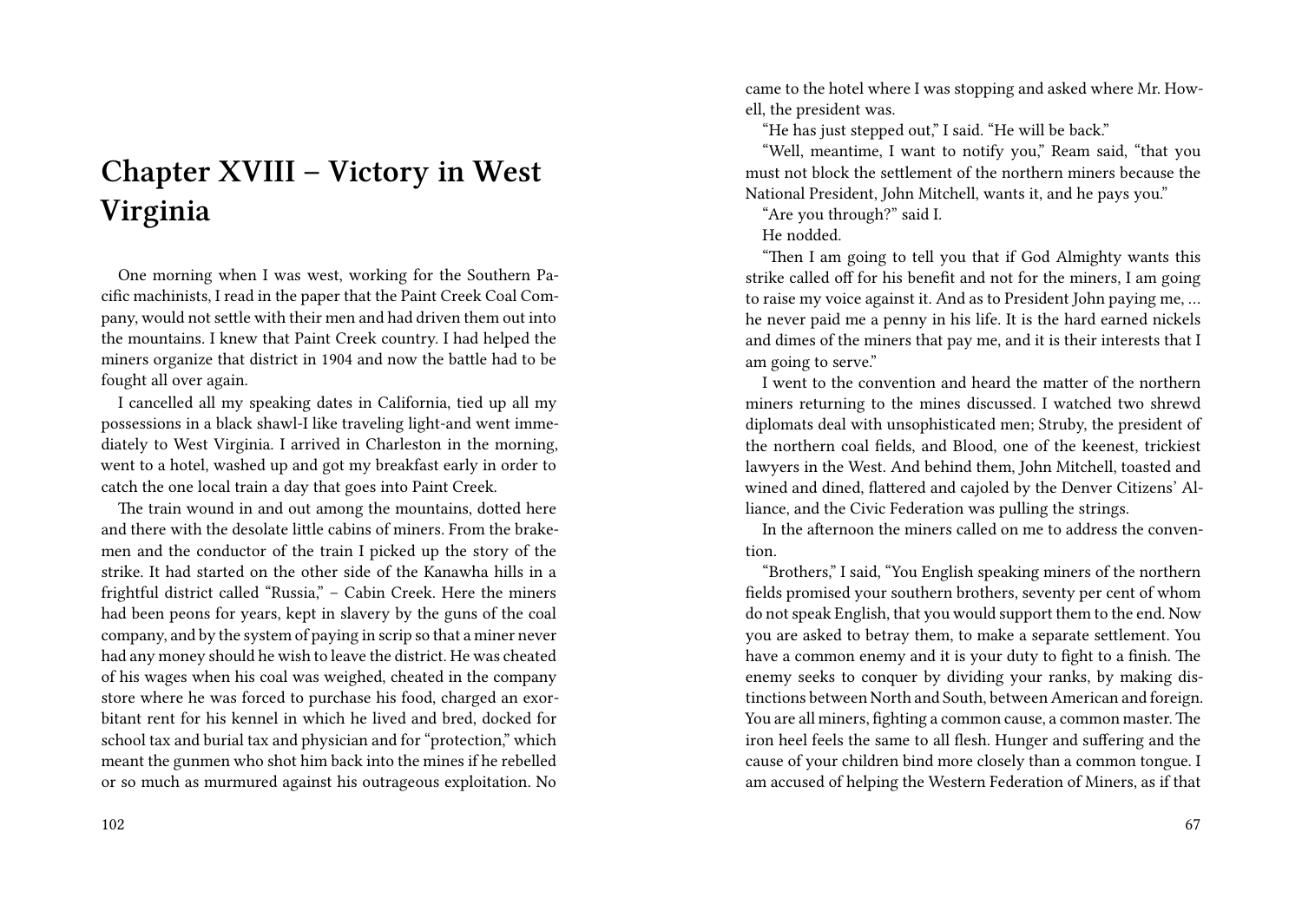# Chapter XVIII – Victory in West Virginia

One morning when I was west, working for the Southern Pacific machinists, I read in the paper that the Paint Creek Coal Company, would not settle with their men and had driven them out into the mountains. I knew that Paint Creek country. I had helped the miners organize that district in 1904 and now the battle had to be fought all over again.

I cancelled all my speaking dates in California, tied up all my possessions in a black shawl-I like traveling light-and went immediately to West Virginia. I arrived in Charleston in the morning, went to a hotel, washed up and got my breakfast early in order to catch the one local train a day that goes into Paint Creek.

The train wound in and out among the mountains, dotted here and there with the desolate little cabins of miners. From the brakemen and the conductor of the train I picked up the story of the strike. It had started on the other side of the Kanawha hills in a frightful district called "Russia," – Cabin Creek. Here the miners had been peons for years, kept in slavery by the guns of the coal company, and by the system of paying in scrip so that a miner never had any money should he wish to leave the district. He was cheated of his wages when his coal was weighed, cheated in the company store where he was forced to purchase his food, charged an exorbitant rent for his kennel in which he lived and bred, docked for school tax and burial tax and physician and for "protection," which meant the gunmen who shot him back into the mines if he rebelled or so much as murmured against his outrageous exploitation. No

came to the hotel where I was stopping and asked where Mr. Howell, the president was.

"He has just stepped out," I said. "He will be back."

"Well, meantime, I want to notify you," Ream said, "that you must not block the settlement of the northern miners because the National President, John Mitchell, wants it, and he pays you."

"Are you through?" said I.

He nodded.

"Then I am going to tell you that if God Almighty wants this strike called off for his benefit and not for the miners, I am going to raise my voice against it. And as to President John paying me, … he never paid me a penny in his life. It is the hard earned nickels and dimes of the miners that pay me, and it is their interests that I am going to serve."

I went to the convention and heard the matter of the northern miners returning to the mines discussed. I watched two shrewd diplomats deal with unsophisticated men; Struby, the president of the northern coal fields, and Blood, one of the keenest, trickiest lawyers in the West. And behind them, John Mitchell, toasted and wined and dined, flattered and cajoled by the Denver Citizens' Alliance, and the Civic Federation was pulling the strings.

In the afternoon the miners called on me to address the convention.

"Brothers," I said, "You English speaking miners of the northern fields promised your southern brothers, seventy per cent of whom do not speak English, that you would support them to the end. Now you are asked to betray them, to make a separate settlement. You have a common enemy and it is your duty to fight to a finish. The enemy seeks to conquer by dividing your ranks, by making distinctions between North and South, between American and foreign. You are all miners, fighting a common cause, a common master. The iron heel feels the same to all flesh. Hunger and suffering and the cause of your children bind more closely than a common tongue. I am accused of helping the Western Federation of Miners, as if that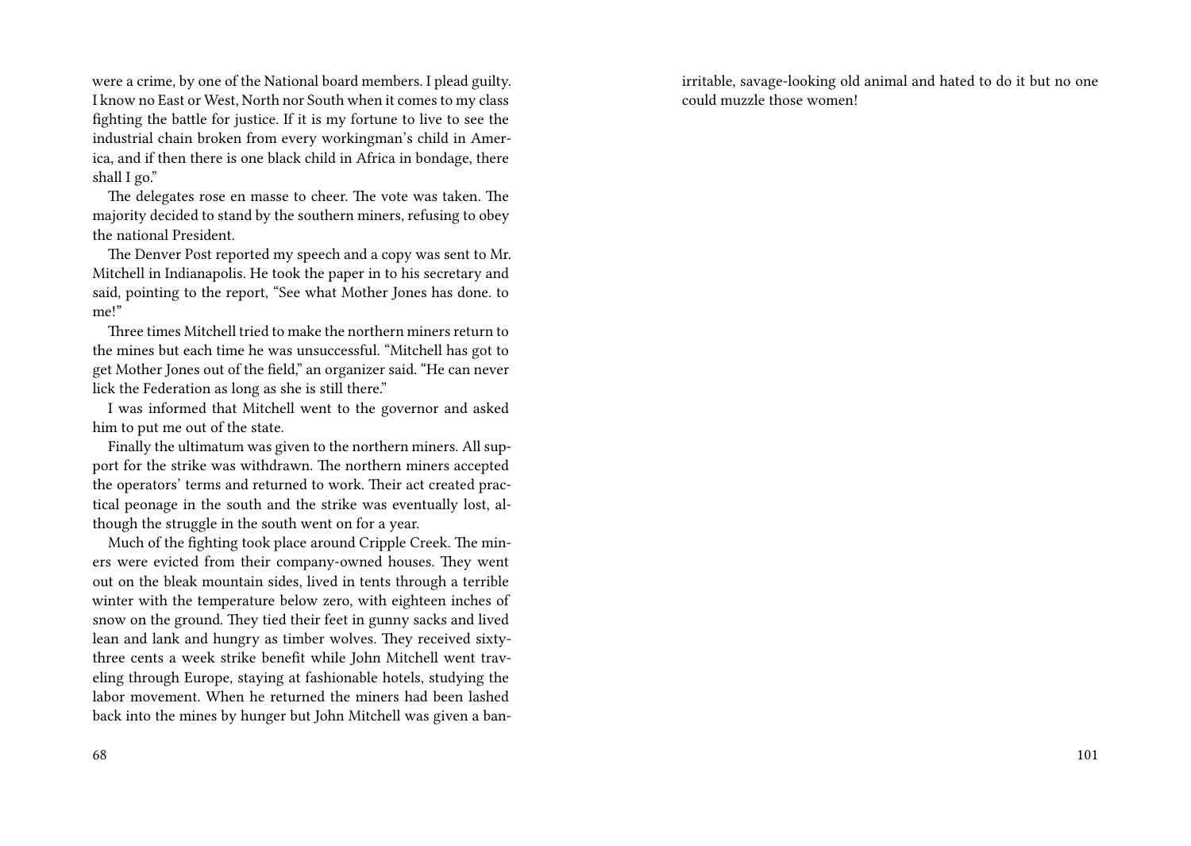were a crime, by one of the National board members. I plead guilty. I know no East or West, North nor South when it comes to my class fighting the battle for justice. If it is my fortune to live to see the industrial chain broken from every workingman's child in America, and if then there is one black child in Africa in bondage, there shall I go."

The delegates rose en masse to cheer. The vote was taken. The majority decided to stand by the southern miners, refusing to obey the national President.

The Denver Post reported my speech and a copy was sent to Mr. Mitchell in Indianapolis. He took the paper in to his secretary and said, pointing to the report, "See what Mother Jones has done. to me!"

Three times Mitchell tried to make the northern miners return to the mines but each time he was unsuccessful. "Mitchell has got to get Mother Jones out of the field," an organizer said. "He can never lick the Federation as long as she is still there."

I was informed that Mitchell went to the governor and asked him to put me out of the state.

Finally the ultimatum was given to the northern miners. All support for the strike was withdrawn. The northern miners accepted the operators' terms and returned to work. Their act created practical peonage in the south and the strike was eventually lost, although the struggle in the south went on for a year.

Much of the fighting took place around Cripple Creek. The miners were evicted from their company-owned houses. They went out on the bleak mountain sides, lived in tents through a terrible winter with the temperature below zero, with eighteen inches of snow on the ground. They tied their feet in gunny sacks and lived lean and lank and hungry as timber wolves. They received sixty-three cents a week strike benefit while John Mitchell went traveling through Europe, staying at fashionable hotels, studying the labor movement. When he returned the miners had been lashed back into the mines by hunger but John Mitchell was given a ban-

irritable, savage-looking old animal and hated to do it but no one could muzzle those women!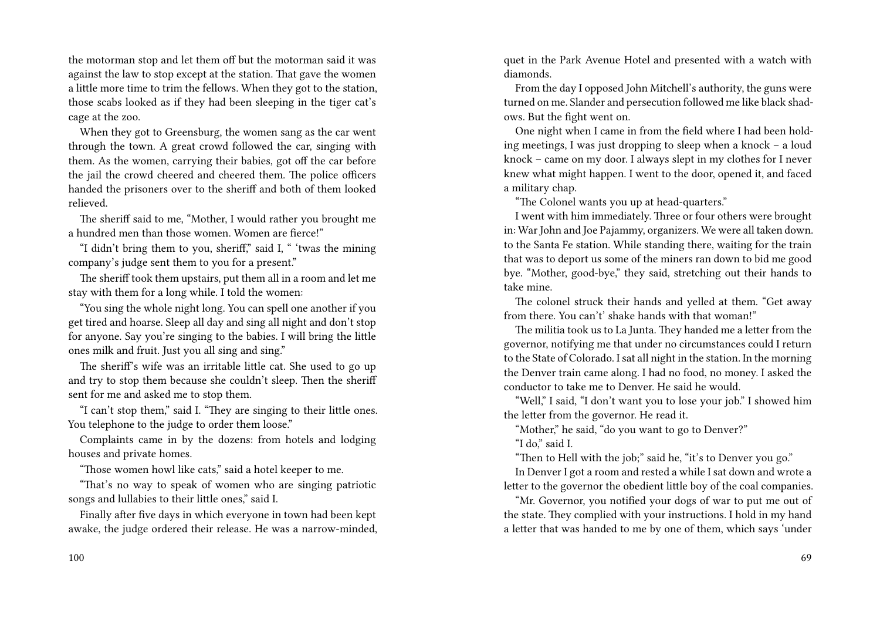the motorman stop and let them off but the motorman said it was against the law to stop except at the station. That gave the women a little more time to trim the fellows. When they got to the station, those scabs looked as if they had been sleeping in the tiger cat's cage at the zoo.

When they got to Greensburg, the women sang as the car went through the town. A great crowd followed the car, singing with them. As the women, carrying their babies, got off the car before the jail the crowd cheered and cheered them. The police officers handed the prisoners over to the sheriff and both of them looked relieved.

The sheriff said to me, "Mother, I would rather you brought me a hundred men than those women. Women are fierce!"

"I didn't bring them to you, sheriff," said I, " 'twas the mining company's judge sent them to you for a present."

The sheriff took them upstairs, put them all in a room and let me stay with them for a long while. I told the women:

"You sing the whole night long. You can spell one another if you get tired and hoarse. Sleep all day and sing all night and don't stop for anyone. Say you're singing to the babies. I will bring the little ones milk and fruit. Just you all sing and sing."

The sheriff's wife was an irritable little cat. She used to go up and try to stop them because she couldn't sleep. Then the sheriff sent for me and asked me to stop them.

"I can't stop them," said I. "They are singing to their little ones. You telephone to the judge to order them loose."

Complaints came in by the dozens: from hotels and lodging houses and private homes.

"Those women howl like cats," said a hotel keeper to me.

"That's no way to speak of women who are singing patriotic songs and lullabies to their little ones," said I.

Finally after five days in which everyone in town had been kept awake, the judge ordered their release. He was a narrow-minded,

quet in the Park Avenue Hotel and presented with a watch with diamonds.

From the day I opposed John Mitchell's authority, the guns were turned on me. Slander and persecution followed me like black shadows. But the fight went on.

One night when I came in from the field where I had been holding meetings, I was just dropping to sleep when a knock – a loud knock – came on my door. I always slept in my clothes for I never knew what might happen. I went to the door, opened it, and faced a military chap.

"The Colonel wants you up at head-quarters."

I went with him immediately. Three or four others were brought in: War John and Joe Pajammy, organizers. We were all taken down. to the Santa Fe station. While standing there, waiting for the train that was to deport us some of the miners ran down to bid me good bye. "Mother, good-bye," they said, stretching out their hands to take mine.

The colonel struck their hands and yelled at them. "Get away from there. You can't' shake hands with that woman!"

The militia took us to La Junta. They handed me a letter from the governor, notifying me that under no circumstances could I return to the State of Colorado. I sat all night in the station. In the morning the Denver train came along. I had no food, no money. I asked the conductor to take me to Denver. He said he would.

"Well," I said, "I don't want you to lose your job." I showed him the letter from the governor. He read it.

"Mother," he said, "do you want to go to Denver?"

"I do," said I.

"Then to Hell with the job;" said he, "it's to Denver you go."

In Denver I got a room and rested a while I sat down and wrote a letter to the governor the obedient little boy of the coal companies.

"Mr. Governor, you notified your dogs of war to put me out of the state. They complied with your instructions. I hold in my hand a letter that was handed to me by one of them, which says 'under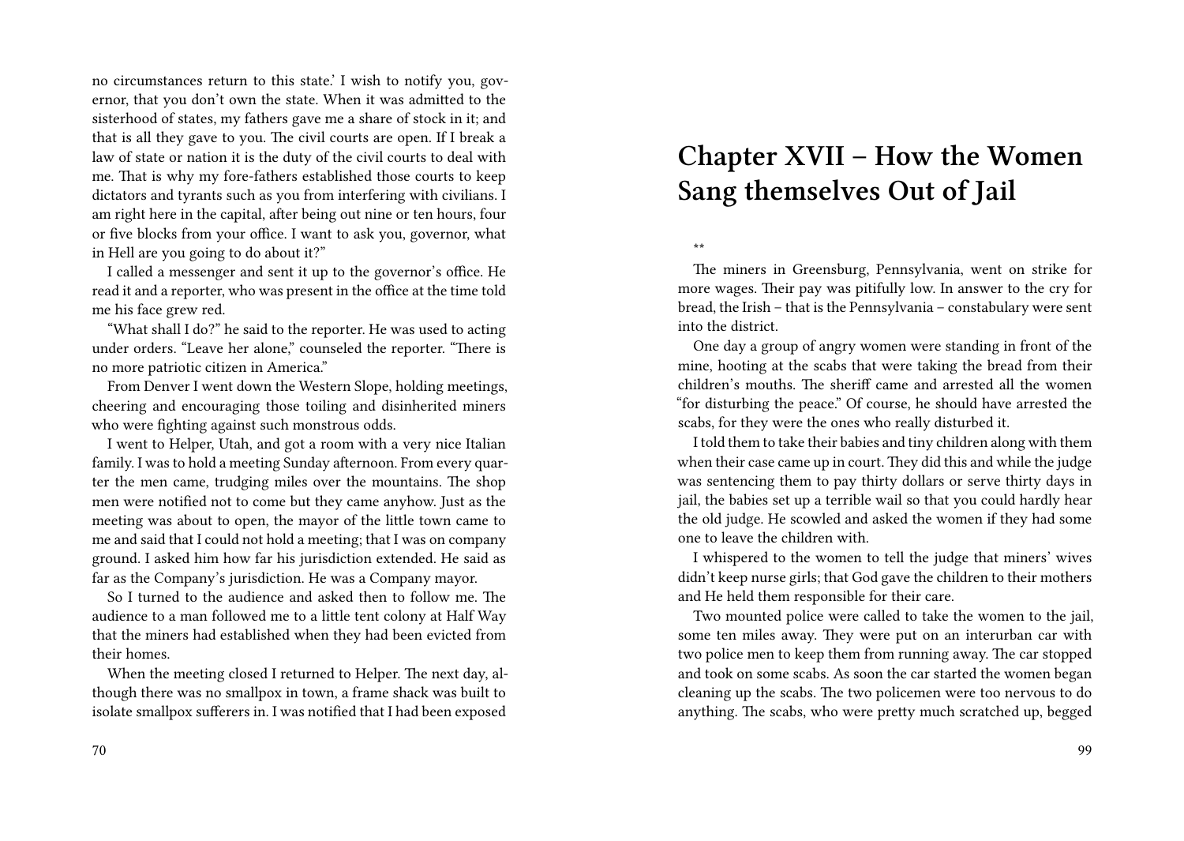no circumstances return to this state.' I wish to notify you, governor, that you don't own the state. When it was admitted to the sisterhood of states, my fathers gave me a share of stock in it; and that is all they gave to you. The civil courts are open. If I break a law of state or nation it is the duty of the civil courts to deal with me. That is why my fore-fathers established those courts to keep dictators and tyrants such as you from interfering with civilians. I am right here in the capital, after being out nine or ten hours, four or five blocks from your office. I want to ask you, governor, what in Hell are you going to do about it?"

I called a messenger and sent it up to the governor's office. He read it and a reporter, who was present in the office at the time told me his face grew red.

"What shall I do?" he said to the reporter. He was used to acting under orders. "Leave her alone," counseled the reporter. "There is no more patriotic citizen in America."

From Denver I went down the Western Slope, holding meetings, cheering and encouraging those toiling and disinherited miners who were fighting against such monstrous odds.

I went to Helper, Utah, and got a room with a very nice Italian family. I was to hold a meeting Sunday afternoon. From every quarter the men came, trudging miles over the mountains. The shop men were notified not to come but they came anyhow. Just as the meeting was about to open, the mayor of the little town came to me and said that I could not hold a meeting; that I was on company ground. I asked him how far his jurisdiction extended. He said as far as the Company's jurisdiction. He was a Company mayor.

So I turned to the audience and asked then to follow me. The audience to a man followed me to a little tent colony at Half Way that the miners had established when they had been evicted from their homes.

When the meeting closed I returned to Helper. The next day, although there was no smallpox in town, a frame shack was built to isolate smallpox sufferers in. I was notified that I had been exposed

# Chapter XVII – How the Women Sang themselves Out of Jail

\*\*

The miners in Greensburg, Pennsylvania, went on strike for more wages. Their pay was pitifully low. In answer to the cry for bread, the Irish – that is the Pennsylvania – constabulary were sent into the district.

One day a group of angry women were standing in front of the mine, hooting at the scabs that were taking the bread from their children's mouths. The sheriff came and arrested all the women "for disturbing the peace." Of course, he should have arrested the scabs, for they were the ones who really disturbed it.

I told them to take their babies and tiny children along with them when their case came up in court. They did this and while the judge was sentencing them to pay thirty dollars or serve thirty days in jail, the babies set up a terrible wail so that you could hardly hear the old judge. He scowled and asked the women if they had some one to leave the children with.

I whispered to the women to tell the judge that miners' wives didn't keep nurse girls; that God gave the children to their mothers and He held them responsible for their care.

Two mounted police were called to take the women to the jail, some ten miles away. They were put on an interurban car with two police men to keep them from running away. The car stopped and took on some scabs. As soon the car started the women began cleaning up the scabs. The two policemen were too nervous to do anything. The scabs, who were pretty much scratched up, begged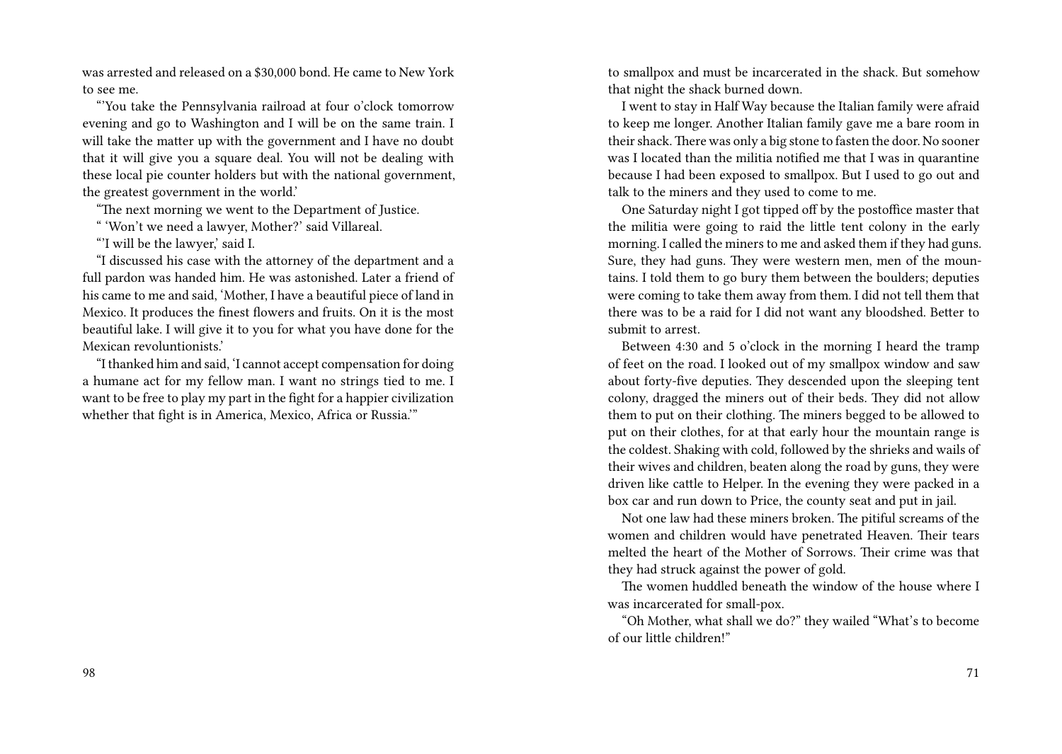was arrested and released on a $30,000 bond. He came to New York to see me.

"'You take the Pennsylvania railroad at four o'clock tomorrow evening and go to Washington and I will be on the same train. I will take the matter up with the government and I have no doubt that it will give you a square deal. You will not be dealing with these local pie counter holders but with the national government, the greatest government in the world.'

"The next morning we went to the Department of Justice.

" 'Won't we need a lawyer, Mother?' said Villareal.

"'I will be the lawyer,' said I.

"I discussed his case with the attorney of the department and a full pardon was handed him. He was astonished. Later a friend of his came to me and said, 'Mother, I have a beautiful piece of land in Mexico. It produces the finest flowers and fruits. On it is the most beautiful lake. I will give it to you for what you have done for the Mexican revoluntionists.'

"I thanked him and said, 'I cannot accept compensation for doing a humane act for my fellow man. I want no strings tied to me. I want to be free to play my part in the fight for a happier civilization whether that fight is in America, Mexico, Africa or Russia.'"

to smallpox and must be incarcerated in the shack. But somehow that night the shack burned down.

I went to stay in Half Way because the Italian family were afraid to keep me longer. Another Italian family gave me a bare room in their shack. There was only a big stone to fasten the door. No sooner was I located than the militia notified me that I was in quarantine because I had been exposed to smallpox. But I used to go out and talk to the miners and they used to come to me.

One Saturday night I got tipped off by the postoffice master that the militia were going to raid the little tent colony in the early morning. I called the miners to me and asked them if they had guns. Sure, they had guns. They were western men, men of the mountains. I told them to go bury them between the boulders; deputies were coming to take them away from them. I did not tell them that there was to be a raid for I did not want any bloodshed. Better to submit to arrest.

Between 4:30 and 5 o'clock in the morning I heard the tramp of feet on the road. I looked out of my smallpox window and saw about forty-five deputies. They descended upon the sleeping tent colony, dragged the miners out of their beds. They did not allow them to put on their clothing. The miners begged to be allowed to put on their clothes, for at that early hour the mountain range is the coldest. Shaking with cold, followed by the shrieks and wails of their wives and children, beaten along the road by guns, they were driven like cattle to Helper. In the evening they were packed in a box car and run down to Price, the county seat and put in jail.

Not one law had these miners broken. The pitiful screams of the women and children would have penetrated Heaven. Their tears melted the heart of the Mother of Sorrows. Their crime was that they had struck against the power of gold.

The women huddled beneath the window of the house where I was incarcerated for small-pox.

"Oh Mother, what shall we do?" they wailed "What's to become of our little children!"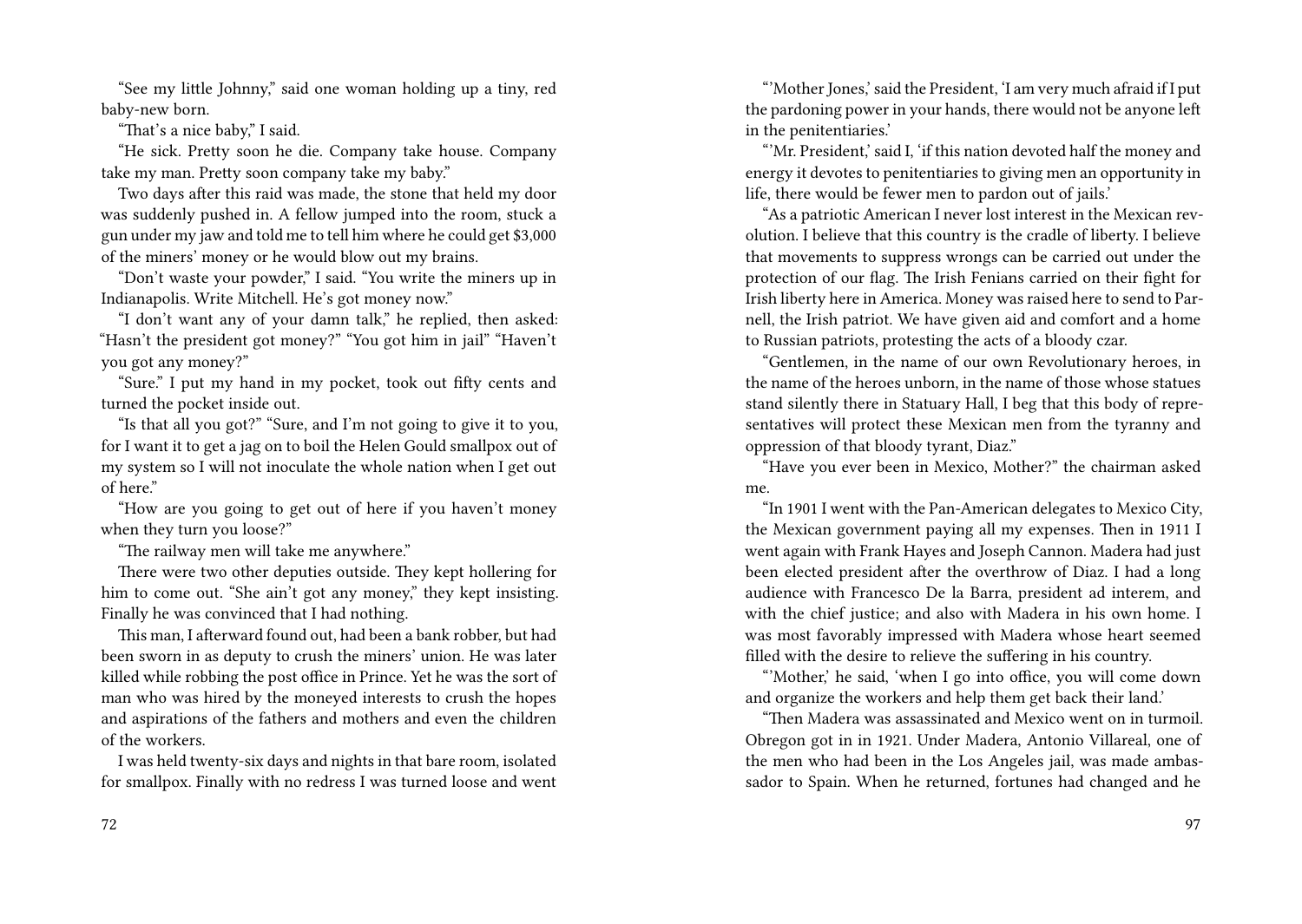"See my little Johnny," said one woman holding up a tiny, red baby-new born.

"That's a nice baby," I said.

"He sick. Pretty soon he die. Company take house. Company take my man. Pretty soon company take my baby."

Two days after this raid was made, the stone that held my door was suddenly pushed in. A fellow jumped into the room, stuck a gun under my jaw and told me to tell him where he could get $3,000 of the miners' money or he would blow out my brains.

"Don't waste your powder," I said. "You write the miners up in Indianapolis. Write Mitchell. He's got money now."

"I don't want any of your damn talk," he replied, then asked: "Hasn't the president got money?" "You got him in jail" "Haven't you got any money?"

"Sure." I put my hand in my pocket, took out fifty cents and turned the pocket inside out.

"Is that all you got?" "Sure, and I'm not going to give it to you, for I want it to get a jag on to boil the Helen Gould smallpox out of my system so I will not inoculate the whole nation when I get out of here."

"How are you going to get out of here if you haven't money when they turn you loose?"

"The railway men will take me anywhere."

There were two other deputies outside. They kept hollering for him to come out. "She ain't got any money," they kept insisting. Finally he was convinced that I had nothing.

This man, I afterward found out, had been a bank robber, but had been sworn in as deputy to crush the miners' union. He was later killed while robbing the post office in Prince. Yet he was the sort of man who was hired by the moneyed interests to crush the hopes and aspirations of the fathers and mothers and even the children of the workers.

I was held twenty-six days and nights in that bare room, isolated for smallpox. Finally with no redress I was turned loose and went

"'Mother Jones,' said the President, 'I am very much afraid if I put the pardoning power in your hands, there would not be anyone left in the penitentiaries.'

"'Mr. President,' said I, 'if this nation devoted half the money and energy it devotes to penitentiaries to giving men an opportunity in life, there would be fewer men to pardon out of jails.'

"As a patriotic American I never lost interest in the Mexican revolution. I believe that this country is the cradle of liberty. I believe that movements to suppress wrongs can be carried out under the protection of our flag. The Irish Fenians carried on their fight for Irish liberty here in America. Money was raised here to send to Parnell, the Irish patriot. We have given aid and comfort and a home to Russian patriots, protesting the acts of a bloody czar.

"Gentlemen, in the name of our own Revolutionary heroes, in the name of the heroes unborn, in the name of those whose statues stand silently there in Statuary Hall, I beg that this body of representatives will protect these Mexican men from the tyranny and oppression of that bloody tyrant, Diaz."

"Have you ever been in Mexico, Mother?" the chairman asked me.

"In 1901 I went with the Pan-American delegates to Mexico City, the Mexican government paying all my expenses. Then in 1911 I went again with Frank Hayes and Joseph Cannon. Madera had just been elected president after the overthrow of Diaz. I had a long audience with Francesco De la Barra, president ad interem, and with the chief justice; and also with Madera in his own home. I was most favorably impressed with Madera whose heart seemed filled with the desire to relieve the suffering in his country.

"'Mother,' he said, 'when I go into office, you will come down and organize the workers and help them get back their land.'

"Then Madera was assassinated and Mexico went on in turmoil. Obregon got in in 1921. Under Madera, Antonio Villareal, one of the men who had been in the Los Angeles jail, was made ambassador to Spain. When he returned, fortunes had changed and he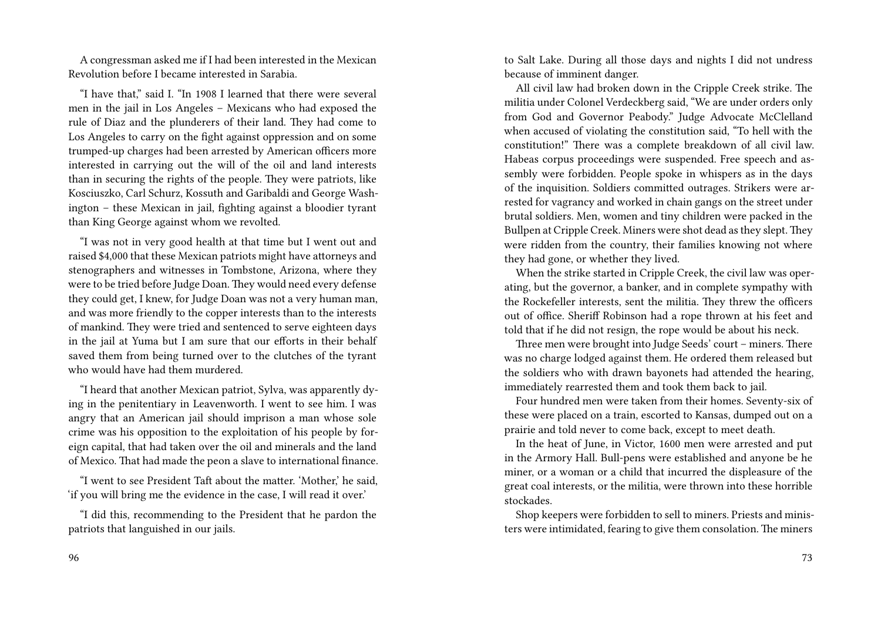A congressman asked me if I had been interested in the Mexican Revolution before I became interested in Sarabia.

"I have that," said I. "In 1908 I learned that there were several men in the jail in Los Angeles – Mexicans who had exposed the rule of Diaz and the plunderers of their land. They had come to Los Angeles to carry on the fight against oppression and on some trumped-up charges had been arrested by American officers more interested in carrying out the will of the oil and land interests than in securing the rights of the people. They were patriots, like Kosciuszko, Carl Schurz, Kossuth and Garibaldi and George Washington – these Mexican in jail, fighting against a bloodier tyrant than King George against whom we revolted.

"I was not in very good health at that time but I went out and raised $4,000 that these Mexican patriots might have attorneys and stenographers and witnesses in Tombstone, Arizona, where they were to be tried before Judge Doan. They would need every defense they could get, I knew, for Judge Doan was not a very human man, and was more friendly to the copper interests than to the interests of mankind. They were tried and sentenced to serve eighteen days in the jail at Yuma but I am sure that our efforts in their behalf saved them from being turned over to the clutches of the tyrant who would have had them murdered.

"I heard that another Mexican patriot, Sylva, was apparently dying in the penitentiary in Leavenworth. I went to see him. I was angry that an American jail should imprison a man whose sole crime was his opposition to the exploitation of his people by foreign capital, that had taken over the oil and minerals and the land of Mexico. That had made the peon a slave to international finance.

"I went to see President Taft about the matter. 'Mother,' he said, 'if you will bring me the evidence in the case, I will read it over.'

"I did this, recommending to the President that he pardon the patriots that languished in our jails.

to Salt Lake. During all those days and nights I did not undress because of imminent danger.

All civil law had broken down in the Cripple Creek strike. The militia under Colonel Verdeckberg said, "We are under orders only from God and Governor Peabody." Judge Advocate McClelland when accused of violating the constitution said, "To hell with the constitution!" There was a complete breakdown of all civil law. Habeas corpus proceedings were suspended. Free speech and assembly were forbidden. People spoke in whispers as in the days of the inquisition. Soldiers committed outrages. Strikers were arrested for vagrancy and worked in chain gangs on the street under brutal soldiers. Men, women and tiny children were packed in the Bullpen at Cripple Creek. Miners were shot dead as they slept. They were ridden from the country, their families knowing not where they had gone, or whether they lived.

When the strike started in Cripple Creek, the civil law was operating, but the governor, a banker, and in complete sympathy with the Rockefeller interests, sent the militia. They threw the officers out of office. Sheriff Robinson had a rope thrown at his feet and told that if he did not resign, the rope would be about his neck.

Three men were brought into Judge Seeds' court – miners. There was no charge lodged against them. He ordered them released but the soldiers who with drawn bayonets had attended the hearing, immediately rearrested them and took them back to jail.

Four hundred men were taken from their homes. Seventy-six of these were placed on a train, escorted to Kansas, dumped out on a prairie and told never to come back, except to meet death.

In the heat of June, in Victor, 1600 men were arrested and put in the Armory Hall. Bull-pens were established and anyone be he miner, or a woman or a child that incurred the displeasure of the great coal interests, or the militia, were thrown into these horrible stockades.

Shop keepers were forbidden to sell to miners. Priests and ministers were intimidated, fearing to give them consolation. The miners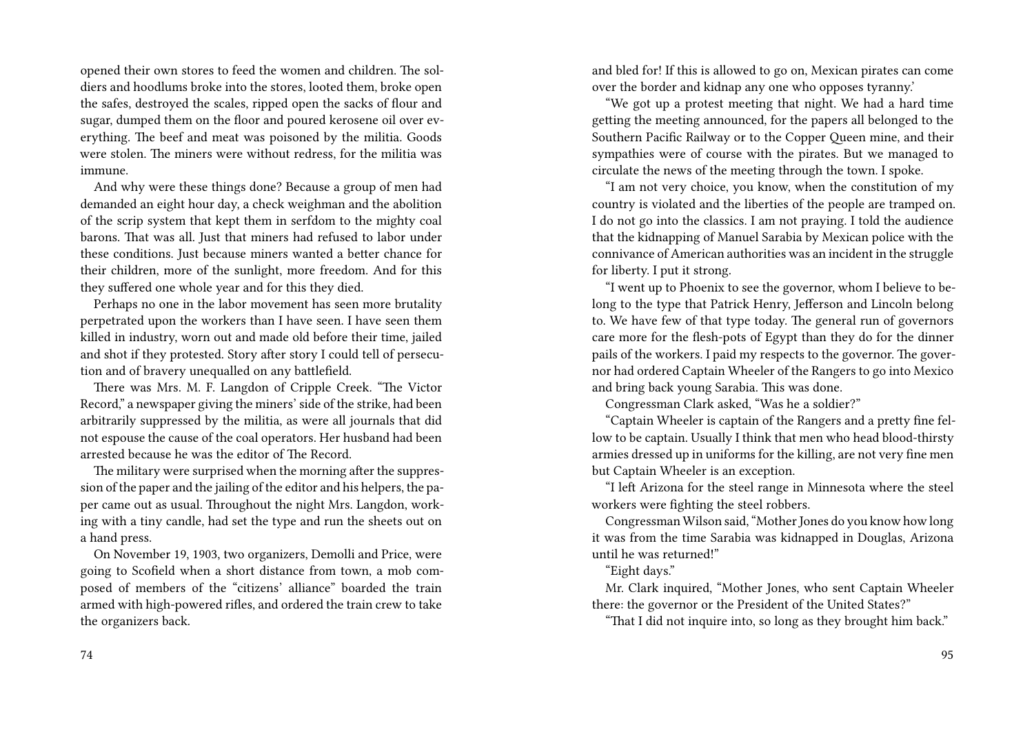opened their own stores to feed the women and children. The soldiers and hoodlums broke into the stores, looted them, broke open the safes, destroyed the scales, ripped open the sacks of flour and sugar, dumped them on the floor and poured kerosene oil over everything. The beef and meat was poisoned by the militia. Goods were stolen. The miners were without redress, for the militia was immune.

And why were these things done? Because a group of men had demanded an eight hour day, a check weighman and the abolition of the scrip system that kept them in serfdom to the mighty coal barons. That was all. Just that miners had refused to labor under these conditions. Just because miners wanted a better chance for their children, more of the sunlight, more freedom. And for this they suffered one whole year and for this they died.

Perhaps no one in the labor movement has seen more brutality perpetrated upon the workers than I have seen. I have seen them killed in industry, worn out and made old before their time, jailed and shot if they protested. Story after story I could tell of persecution and of bravery unequalled on any battlefield.

There was Mrs. M. F. Langdon of Cripple Creek. "The Victor Record," a newspaper giving the miners' side of the strike, had been arbitrarily suppressed by the militia, as were all journals that did not espouse the cause of the coal operators. Her husband had been arrested because he was the editor of The Record.

The military were surprised when the morning after the suppression of the paper and the jailing of the editor and his helpers, the paper came out as usual. Throughout the night Mrs. Langdon, working with a tiny candle, had set the type and run the sheets out on a hand press.

On November 19, 1903, two organizers, Demolli and Price, were going to Scofield when a short distance from town, a mob composed of members of the "citizens' alliance" boarded the train armed with high-powered rifles, and ordered the train crew to take the organizers back.

and bled for! If this is allowed to go on, Mexican pirates can come over the border and kidnap any one who opposes tyranny.'

"We got up a protest meeting that night. We had a hard time getting the meeting announced, for the papers all belonged to the Southern Pacific Railway or to the Copper Queen mine, and their sympathies were of course with the pirates. But we managed to circulate the news of the meeting through the town. I spoke.

"I am not very choice, you know, when the constitution of my country is violated and the liberties of the people are tramped on. I do not go into the classics. I am not praying. I told the audience that the kidnapping of Manuel Sarabia by Mexican police with the connivance of American authorities was an incident in the struggle for liberty. I put it strong.

"I went up to Phoenix to see the governor, whom I believe to belong to the type that Patrick Henry, Jefferson and Lincoln belong to. We have few of that type today. The general run of governors care more for the flesh-pots of Egypt than they do for the dinner pails of the workers. I paid my respects to the governor. The governor had ordered Captain Wheeler of the Rangers to go into Mexico and bring back young Sarabia. This was done.

Congressman Clark asked, "Was he a soldier?"

"Captain Wheeler is captain of the Rangers and a pretty fine fellow to be captain. Usually I think that men who head blood-thirsty armies dressed up in uniforms for the killing, are not very fine men but Captain Wheeler is an exception.

"I left Arizona for the steel range in Minnesota where the steel workers were fighting the steel robbers.

Congressman Wilson said, "Mother Jones do you know how long it was from the time Sarabia was kidnapped in Douglas, Arizona until he was returned!"

"Eight days."

Mr. Clark inquired, "Mother Jones, who sent Captain Wheeler there: the governor or the President of the United States?"

"That I did not inquire into, so long as they brought him back."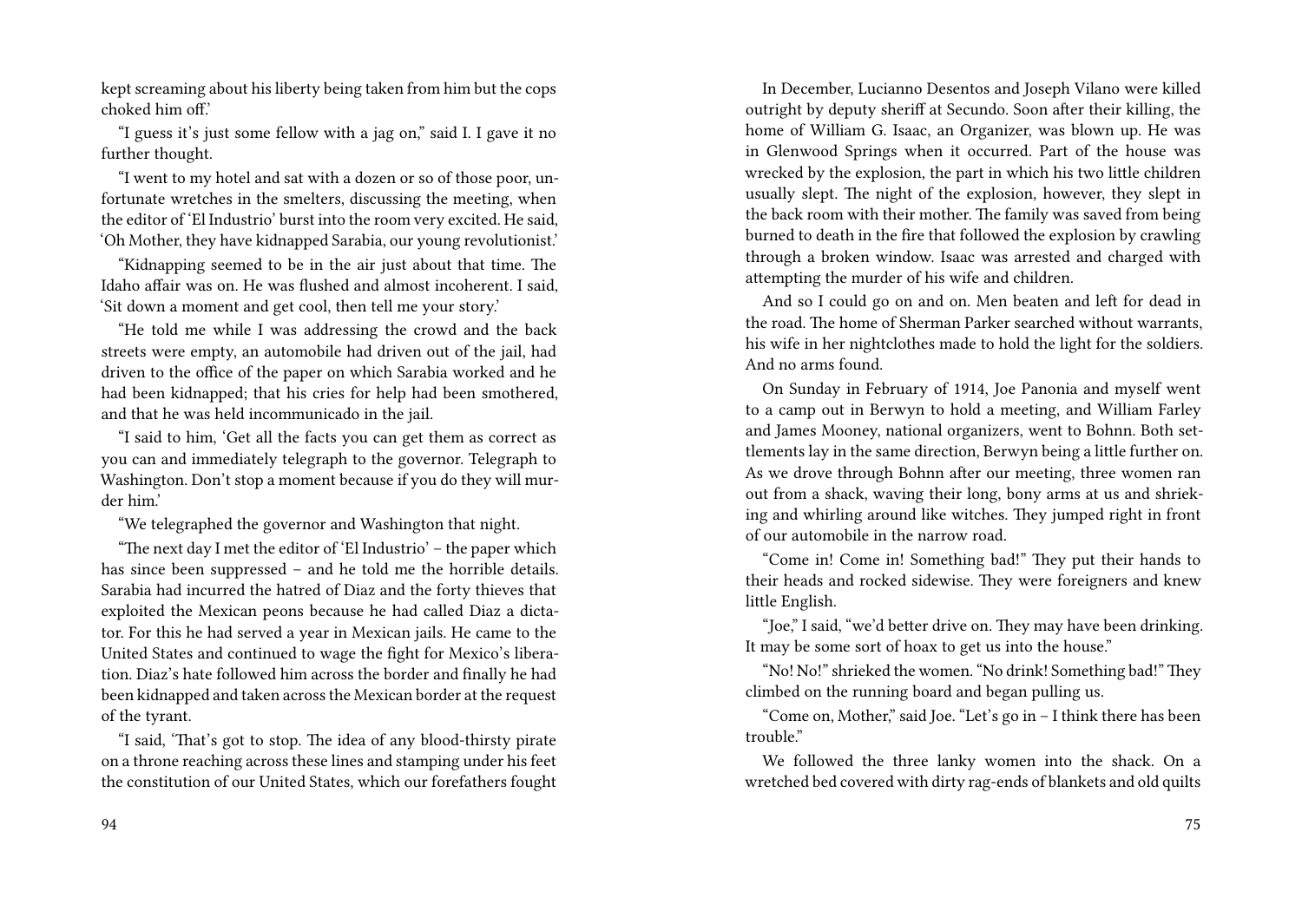kept screaming about his liberty being taken from him but the cops choked him off.'

"I guess it's just some fellow with a jag on," said I. I gave it no further thought.

"I went to my hotel and sat with a dozen or so of those poor, unfortunate wretches in the smelters, discussing the meeting, when the editor of 'El Industrio' burst into the room very excited. He said, 'Oh Mother, they have kidnapped Sarabia, our young revolutionist.'

"Kidnapping seemed to be in the air just about that time. The Idaho affair was on. He was flushed and almost incoherent. I said, 'Sit down a moment and get cool, then tell me your story.'

"He told me while I was addressing the crowd and the back streets were empty, an automobile had driven out of the jail, had driven to the office of the paper on which Sarabia worked and he had been kidnapped; that his cries for help had been smothered, and that he was held incommunicado in the jail.

"I said to him, 'Get all the facts you can get them as correct as you can and immediately telegraph to the governor. Telegraph to Washington. Don't stop a moment because if you do they will murder him.'

"We telegraphed the governor and Washington that night.

"The next day I met the editor of 'El Industrio' – the paper which has since been suppressed – and he told me the horrible details. Sarabia had incurred the hatred of Diaz and the forty thieves that exploited the Mexican peons because he had called Diaz a dictator. For this he had served a year in Mexican jails. He came to the United States and continued to wage the fight for Mexico's liberation. Diaz's hate followed him across the border and finally he had been kidnapped and taken across the Mexican border at the request of the tyrant.

"I said, 'That's got to stop. The idea of any blood-thirsty pirate on a throne reaching across these lines and stamping under his feet the constitution of our United States, which our forefathers fought

In December, Lucianno Desentos and Joseph Vilano were killed outright by deputy sheriff at Secundo. Soon after their killing, the home of William G. Isaac, an Organizer, was blown up. He was in Glenwood Springs when it occurred. Part of the house was wrecked by the explosion, the part in which his two little children usually slept. The night of the explosion, however, they slept in the back room with their mother. The family was saved from being burned to death in the fire that followed the explosion by crawling through a broken window. Isaac was arrested and charged with attempting the murder of his wife and children.

And so I could go on and on. Men beaten and left for dead in the road. The home of Sherman Parker searched without warrants, his wife in her nightclothes made to hold the light for the soldiers. And no arms found.

On Sunday in February of 1914, Joe Panonia and myself went to a camp out in Berwyn to hold a meeting, and William Farley and James Mooney, national organizers, went to Bohnn. Both settlements lay in the same direction, Berwyn being a little further on. As we drove through Bohnn after our meeting, three women ran out from a shack, waving their long, bony arms at us and shrieking and whirling around like witches. They jumped right in front of our automobile in the narrow road.

"Come in! Come in! Something bad!" They put their hands to their heads and rocked sidewise. They were foreigners and knew little English.

"Joe," I said, "we'd better drive on. They may have been drinking. It may be some sort of hoax to get us into the house."

"No! No!" shrieked the women. "No drink! Something bad!" They climbed on the running board and began pulling us.

"Come on, Mother," said Joe. "Let's go in – I think there has been trouble."

We followed the three lanky women into the shack. On a wretched bed covered with dirty rag-ends of blankets and old quilts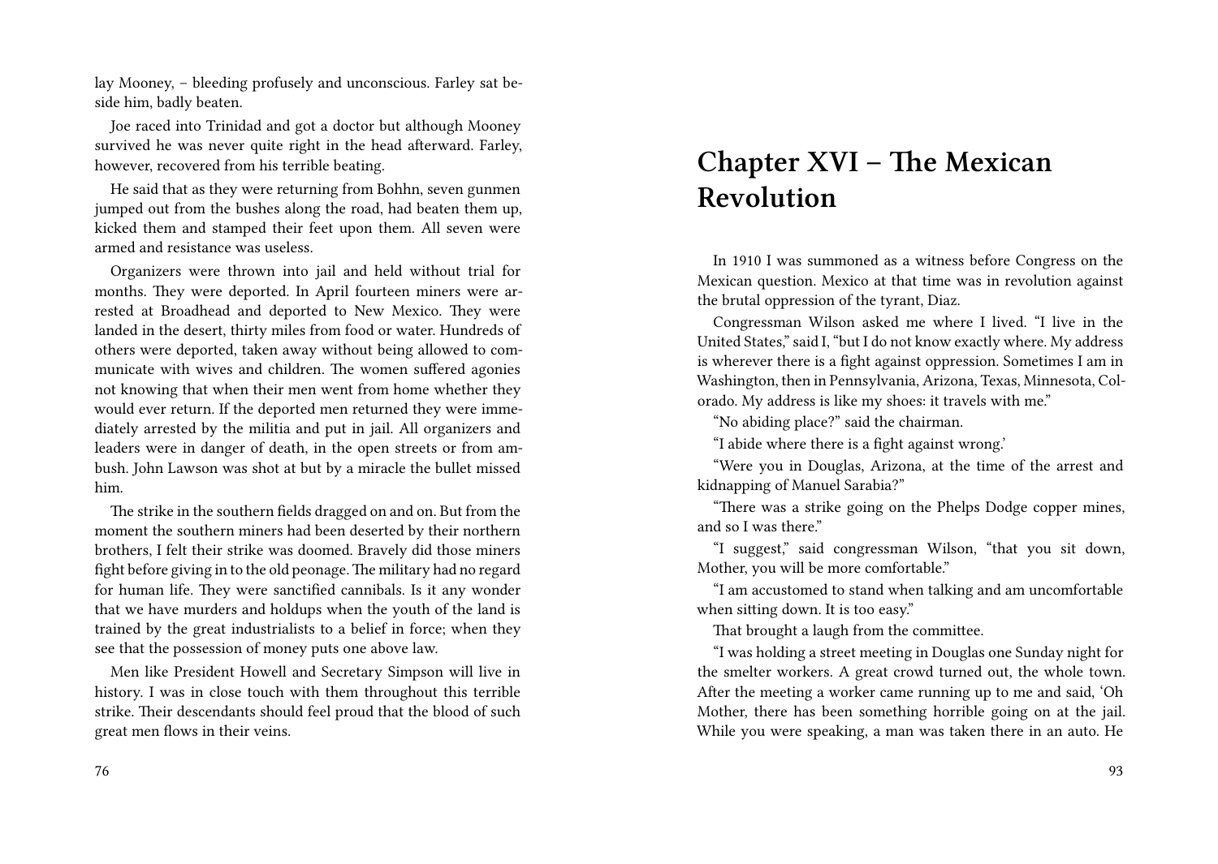lay Mooney, – bleeding profusely and unconscious. Farley sat beside him, badly beaten.

Joe raced into Trinidad and got a doctor but although Mooney survived he was never quite right in the head afterward. Farley, however, recovered from his terrible beating.

He said that as they were returning from Bohhn, seven gunmen jumped out from the bushes along the road, had beaten them up, kicked them and stamped their feet upon them. All seven were armed and resistance was useless.

Organizers were thrown into jail and held without trial for months. They were deported. In April fourteen miners were arrested at Broadhead and deported to New Mexico. They were landed in the desert, thirty miles from food or water. Hundreds of others were deported, taken away without being allowed to communicate with wives and children. The women suffered agonies not knowing that when their men went from home whether they would ever return. If the deported men returned they were immediately arrested by the militia and put in jail. All organizers and leaders were in danger of death, in the open streets or from ambush. John Lawson was shot at but by a miracle the bullet missed him.

The strike in the southern fields dragged on and on. But from the moment the southern miners had been deserted by their northern brothers, I felt their strike was doomed. Bravely did those miners fight before giving in to the old peonage. The military had no regard for human life. They were sanctified cannibals. Is it any wonder that we have murders and holdups when the youth of the land is trained by the great industrialists to a belief in force; when they see that the possession of money puts one above law.

Men like President Howell and Secretary Simpson will live in history. I was in close touch with them throughout this terrible strike. Their descendants should feel proud that the blood of such great men flows in their veins.

# Chapter XVI – The Mexican Revolution

In 1910 I was summoned as a witness before Congress on the Mexican question. Mexico at that time was in revolution against the brutal oppression of the tyrant, Diaz.

Congressman Wilson asked me where I lived. "I live in the United States," said I, "but I do not know exactly where. My address is wherever there is a fight against oppression. Sometimes I am in Washington, then in Pennsylvania, Arizona, Texas, Minnesota, Colorado. My address is like my shoes: it travels with me."

"No abiding place?" said the chairman.

"I abide where there is a fight against wrong.'

"Were you in Douglas, Arizona, at the time of the arrest and kidnapping of Manuel Sarabia?"

"There was a strike going on the Phelps Dodge copper mines, and so I was there."

"I suggest," said congressman Wilson, "that you sit down, Mother, you will be more comfortable."

"I am accustomed to stand when talking and am uncomfortable when sitting down. It is too easy."

That brought a laugh from the committee.

"I was holding a street meeting in Douglas one Sunday night for the smelter workers. A great crowd turned out, the whole town. After the meeting a worker came running up to me and said, 'Oh Mother, there has been something horrible going on at the jail. While you were speaking, a man was taken there in an auto. He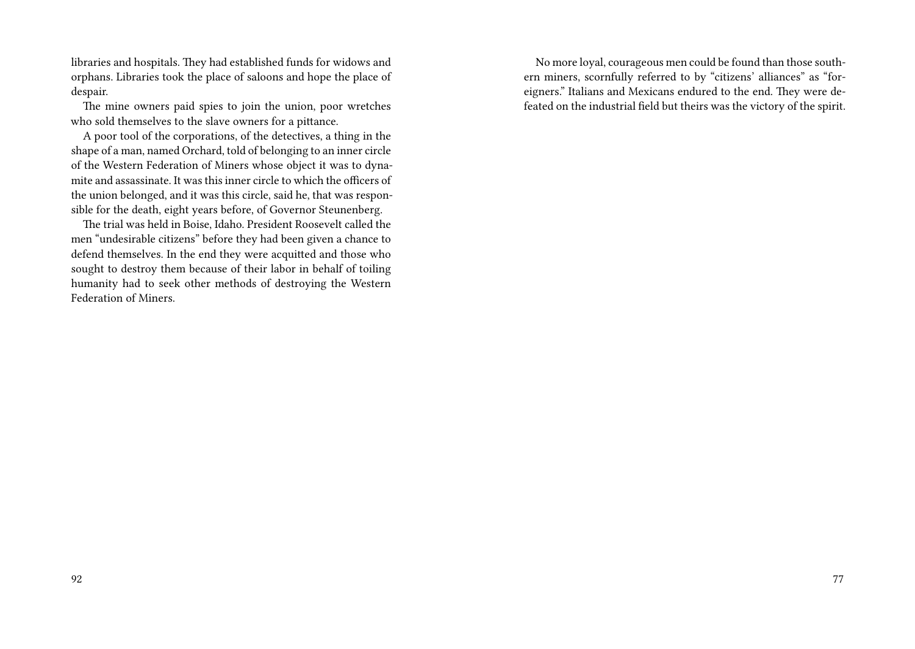libraries and hospitals. They had established funds for widows and orphans. Libraries took the place of saloons and hope the place of despair.

The mine owners paid spies to join the union, poor wretches who sold themselves to the slave owners for a pittance.

A poor tool of the corporations, of the detectives, a thing in the shape of a man, named Orchard, told of belonging to an inner circle of the Western Federation of Miners whose object it was to dynamite and assassinate. It was this inner circle to which the officers of the union belonged, and it was this circle, said he, that was responsible for the death, eight years before, of Governor Steunenberg.

The trial was held in Boise, Idaho. President Roosevelt called the men "undesirable citizens" before they had been given a chance to defend themselves. In the end they were acquitted and those who sought to destroy them because of their labor in behalf of toiling humanity had to seek other methods of destroying the Western Federation of Miners.

No more loyal, courageous men could be found than those southern miners, scornfully referred to by "citizens' alliances" as "foreigners." Italians and Mexicans endured to the end. They were defeated on the industrial field but theirs was the victory of the spirit.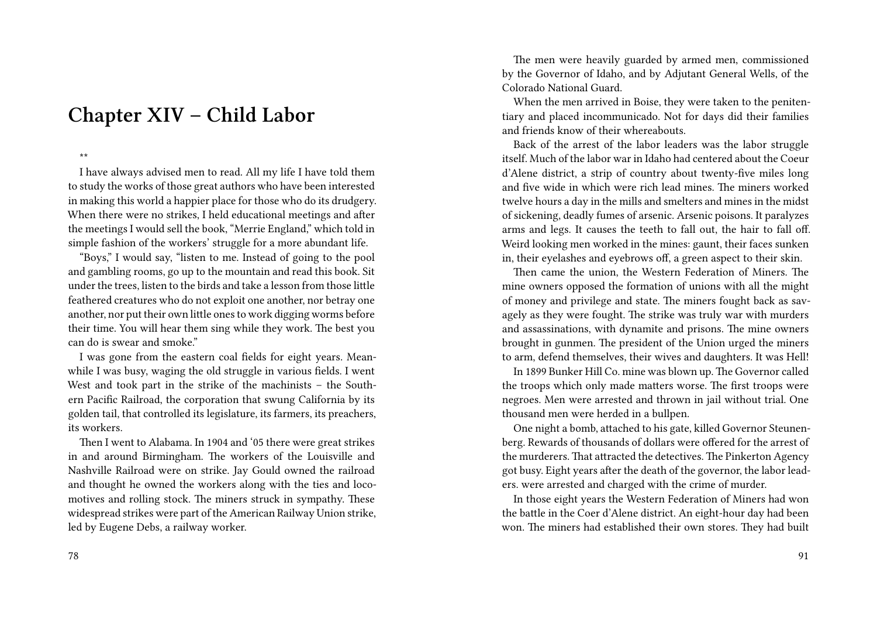# Chapter XIV – Child Labor

**

I have always advised men to read. All my life I have told them to study the works of those great authors who have been interested in making this world a happier place for those who do its drudgery. When there were no strikes, I held educational meetings and after the meetings I would sell the book, "Merrie England," which told in simple fashion of the workers' struggle for a more abundant life.

"Boys," I would say, "listen to me. Instead of going to the pool and gambling rooms, go up to the mountain and read this book. Sit under the trees, listen to the birds and take a lesson from those little feathered creatures who do not exploit one another, nor betray one another, nor put their own little ones to work digging worms before their time. You will hear them sing while they work. The best you can do is swear and smoke."

I was gone from the eastern coal fields for eight years. Meanwhile I was busy, waging the old struggle in various fields. I went West and took part in the strike of the machinists – the Southern Pacific Railroad, the corporation that swung California by its golden tail, that controlled its legislature, its farmers, its preachers, its workers.

Then I went to Alabama. In 1904 and '05 there were great strikes in and around Birmingham. The workers of the Louisville and Nashville Railroad were on strike. Jay Gould owned the railroad and thought he owned the workers along with the ties and locomotives and rolling stock. The miners struck in sympathy. These widespread strikes were part of the American Railway Union strike, led by Eugene Debs, a railway worker.

The men were heavily guarded by armed men, commissioned by the Governor of Idaho, and by Adjutant General Wells, of the Colorado National Guard.

When the men arrived in Boise, they were taken to the penitentiary and placed incommunicado. Not for days did their families and friends know of their whereabouts.

Back of the arrest of the labor leaders was the labor struggle itself. Much of the labor war in Idaho had centered about the Coeur d'Alene district, a strip of country about twenty-five miles long and five wide in which were rich lead mines. The miners worked twelve hours a day in the mills and smelters and mines in the midst of sickening, deadly fumes of arsenic. Arsenic poisons. It paralyzes arms and legs. It causes the teeth to fall out, the hair to fall off. Weird looking men worked in the mines: gaunt, their faces sunken in, their eyelashes and eyebrows off, a green aspect to their skin.

Then came the union, the Western Federation of Miners. The mine owners opposed the formation of unions with all the might of money and privilege and state. The miners fought back as savagely as they were fought. The strike was truly war with murders and assassinations, with dynamite and prisons. The mine owners brought in gunmen. The president of the Union urged the miners to arm, defend themselves, their wives and daughters. It was Hell!

In 1899 Bunker Hill Co. mine was blown up. The Governor called the troops which only made matters worse. The first troops were negroes. Men were arrested and thrown in jail without trial. One thousand men were herded in a bullpen.

One night a bomb, attached to his gate, killed Governor Steunenberg. Rewards of thousands of dollars were offered for the arrest of the murderers. That attracted the detectives. The Pinkerton Agency got busy. Eight years after the death of the governor, the labor leaders. were arrested and charged with the crime of murder.

In those eight years the Western Federation of Miners had won the battle in the Coer d'Alene district. An eight-hour day had been won. The miners had established their own stores. They had built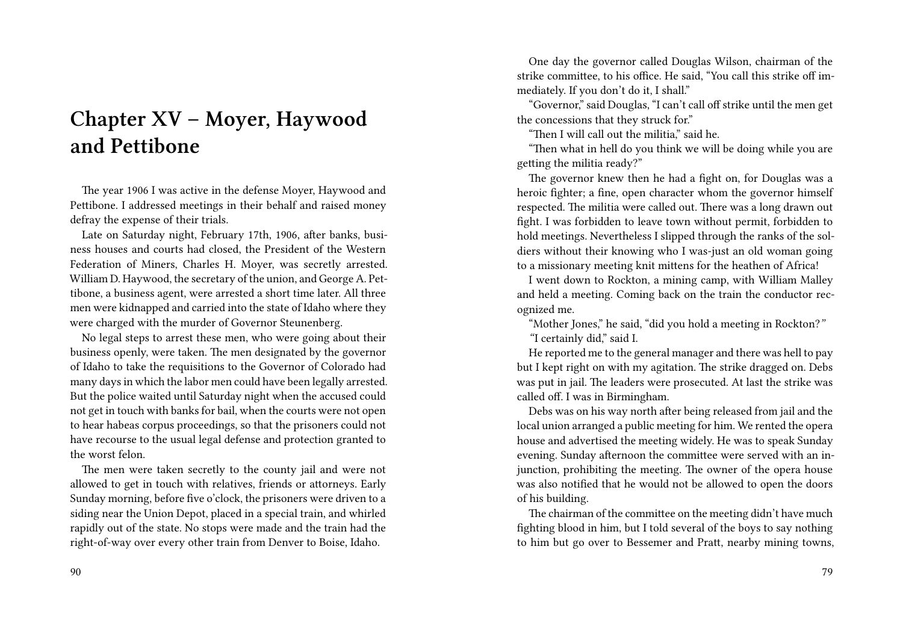# Chapter XV – Moyer, Haywood and Pettibone

The year 1906 I was active in the defense Moyer, Haywood and Pettibone. I addressed meetings in their behalf and raised money defray the expense of their trials.

Late on Saturday night, February 17th, 1906, after banks, business houses and courts had closed, the President of the Western Federation of Miners, Charles H. Moyer, was secretly arrested. William D. Haywood, the secretary of the union, and George A. Pettibone, a business agent, were arrested a short time later. All three men were kidnapped and carried into the state of Idaho where they were charged with the murder of Governor Steunenberg.

No legal steps to arrest these men, who were going about their business openly, were taken. The men designated by the governor of Idaho to take the requisitions to the Governor of Colorado had many days in which the labor men could have been legally arrested. But the police waited until Saturday night when the accused could not get in touch with banks for bail, when the courts were not open to hear habeas corpus proceedings, so that the prisoners could not have recourse to the usual legal defense and protection granted to the worst felon.

The men were taken secretly to the county jail and were not allowed to get in touch with relatives, friends or attorneys. Early Sunday morning, before five o'clock, the prisoners were driven to a siding near the Union Depot, placed in a special train, and whirled rapidly out of the state. No stops were made and the train had the right-of-way over every other train from Denver to Boise, Idaho.

One day the governor called Douglas Wilson, chairman of the strike committee, to his office. He said, "You call this strike off immediately. If you don't do it, I shall."

"Governor," said Douglas, "I can't call off strike until the men get the concessions that they struck for."

"Then I will call out the militia," said he.

"Then what in hell do you think we will be doing while you are getting the militia ready?"

The governor knew then he had a fight on, for Douglas was a heroic fighter; a fine, open character whom the governor himself respected. The militia were called out. There was a long drawn out fight. I was forbidden to leave town without permit, forbidden to hold meetings. Nevertheless I slipped through the ranks of the soldiers without their knowing who I was-just an old woman going to a missionary meeting knit mittens for the heathen of Africa!

I went down to Rockton, a mining camp, with William Malley and held a meeting. Coming back on the train the conductor recognized me.

"Mother Jones," he said, "did you hold a meeting in Rockton?"

"I certainly did," said I.

He reported me to the general manager and there was hell to pay but I kept right on with my agitation. The strike dragged on. Debs was put in jail. The leaders were prosecuted. At last the strike was called off. I was in Birmingham.

Debs was on his way north after being released from jail and the local union arranged a public meeting for him. We rented the opera house and advertised the meeting widely. He was to speak Sunday evening. Sunday afternoon the committee were served with an injunction, prohibiting the meeting. The owner of the opera house was also notified that he would not be allowed to open the doors of his building.

The chairman of the committee on the meeting didn't have much fighting blood in him, but I told several of the boys to say nothing to him but go over to Bessemer and Pratt, nearby mining towns,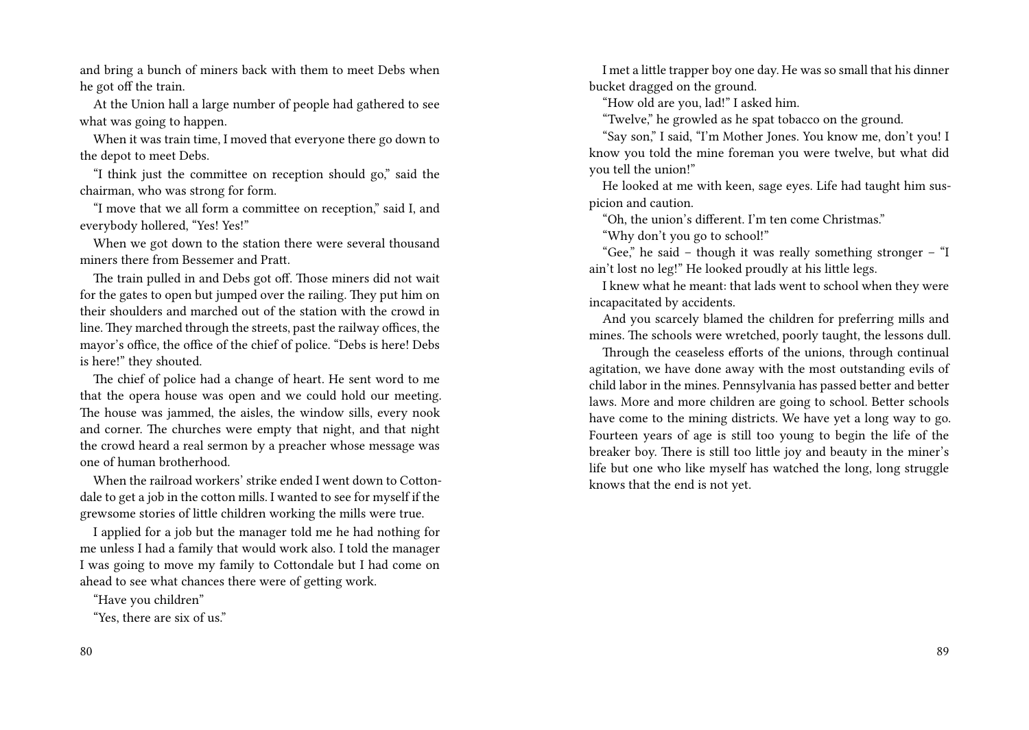and bring a bunch of miners back with them to meet Debs when he got off the train.

At the Union hall a large number of people had gathered to see what was going to happen.

When it was train time, I moved that everyone there go down to the depot to meet Debs.

"I think just the committee on reception should go," said the chairman, who was strong for form.

"I move that we all form a committee on reception," said I, and everybody hollered, "Yes! Yes!"

When we got down to the station there were several thousand miners there from Bessemer and Pratt.

The train pulled in and Debs got off. Those miners did not wait for the gates to open but jumped over the railing. They put him on their shoulders and marched out of the station with the crowd in line. They marched through the streets, past the railway offices, the mayor's office, the office of the chief of police. "Debs is here! Debs is here!" they shouted.

The chief of police had a change of heart. He sent word to me that the opera house was open and we could hold our meeting. The house was jammed, the aisles, the window sills, every nook and corner. The churches were empty that night, and that night the crowd heard a real sermon by a preacher whose message was one of human brotherhood.

When the railroad workers' strike ended I went down to Cottondale to get a job in the cotton mills. I wanted to see for myself if the grewsome stories of little children working the mills were true.

I applied for a job but the manager told me he had nothing for me unless I had a family that would work also. I told the manager I was going to move my family to Cottondale but I had come on ahead to see what chances there were of getting work.

"Have you children"

"Yes, there are six of us."

I met a little trapper boy one day. He was so small that his dinner bucket dragged on the ground.

"How old are you, lad!" I asked him.

"Twelve," he growled as he spat tobacco on the ground.

"Say son," I said, "I'm Mother Jones. You know me, don't you! I know you told the mine foreman you were twelve, but what did you tell the union!"

He looked at me with keen, sage eyes. Life had taught him suspicion and caution.

"Oh, the union's different. I'm ten come Christmas."

"Why don't you go to school!"

"Gee," he said – though it was really something stronger – "I ain't lost no leg!" He looked proudly at his little legs.

I knew what he meant: that lads went to school when they were incapacitated by accidents.

And you scarcely blamed the children for preferring mills and mines. The schools were wretched, poorly taught, the lessons dull.

Through the ceaseless efforts of the unions, through continual agitation, we have done away with the most outstanding evils of child labor in the mines. Pennsylvania has passed better and better laws. More and more children are going to school. Better schools have come to the mining districts. We have yet a long way to go. Fourteen years of age is still too young to begin the life of the breaker boy. There is still too little joy and beauty in the miner's life but one who like myself has watched the long, long struggle knows that the end is not yet.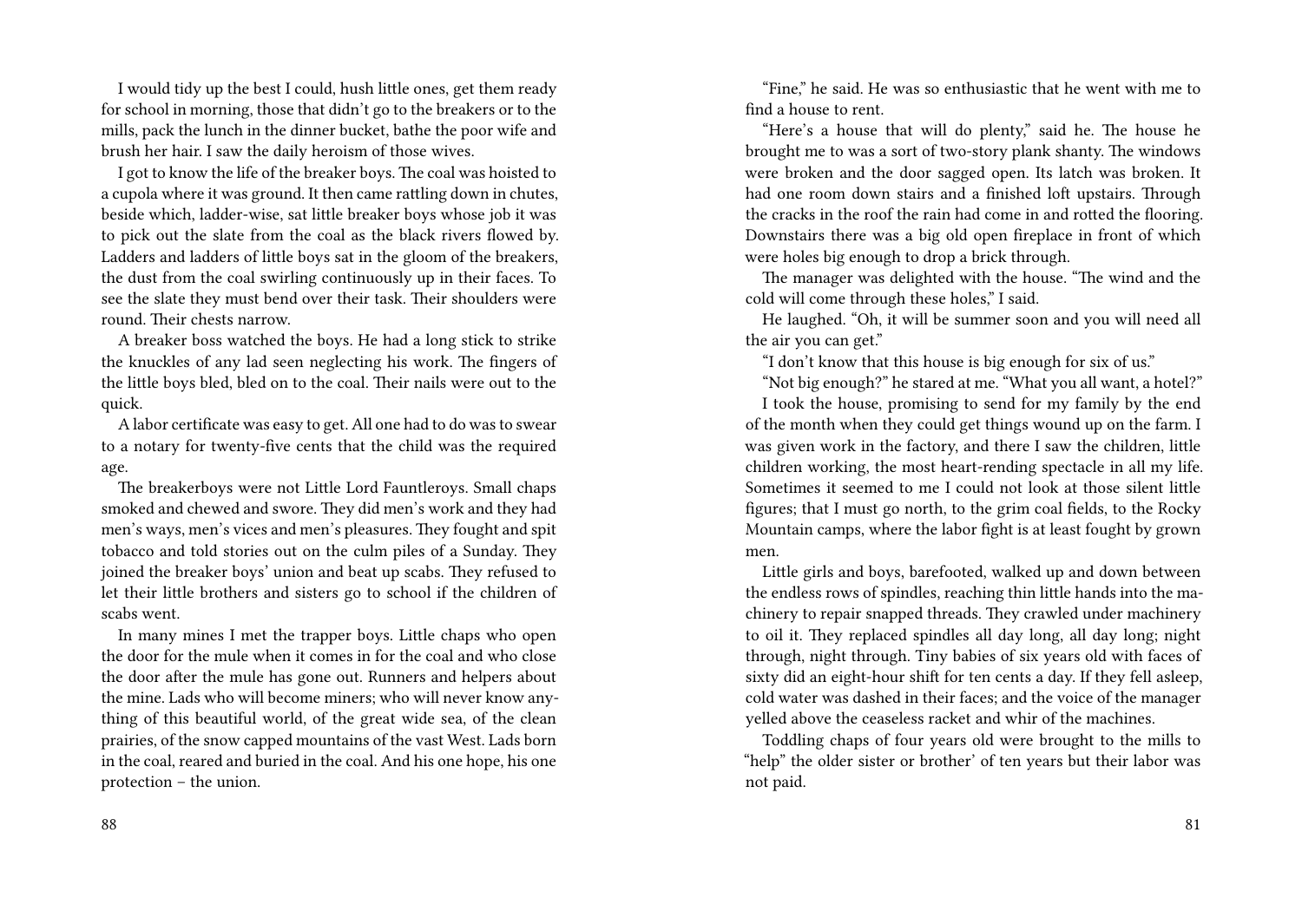I would tidy up the best I could, hush little ones, get them ready for school in morning, those that didn't go to the breakers or to the mills, pack the lunch in the dinner bucket, bathe the poor wife and brush her hair. I saw the daily heroism of those wives.

I got to know the life of the breaker boys. The coal was hoisted to a cupola where it was ground. It then came rattling down in chutes, beside which, ladder-wise, sat little breaker boys whose job it was to pick out the slate from the coal as the black rivers flowed by. Ladders and ladders of little boys sat in the gloom of the breakers, the dust from the coal swirling continuously up in their faces. To see the slate they must bend over their task. Their shoulders were round. Their chests narrow.

A breaker boss watched the boys. He had a long stick to strike the knuckles of any lad seen neglecting his work. The fingers of the little boys bled, bled on to the coal. Their nails were out to the quick.

A labor certificate was easy to get. All one had to do was to swear to a notary for twenty-five cents that the child was the required age.

The breakerboys were not Little Lord Fauntleroys. Small chaps smoked and chewed and swore. They did men's work and they had men's ways, men's vices and men's pleasures. They fought and spit tobacco and told stories out on the culm piles of a Sunday. They joined the breaker boys' union and beat up scabs. They refused to let their little brothers and sisters go to school if the children of scabs went.

In many mines I met the trapper boys. Little chaps who open the door for the mule when it comes in for the coal and who close the door after the mule has gone out. Runners and helpers about the mine. Lads who will become miners; who will never know anything of this beautiful world, of the great wide sea, of the clean prairies, of the snow capped mountains of the vast West. Lads born in the coal, reared and buried in the coal. And his one hope, his one protection – the union.

"Fine," he said. He was so enthusiastic that he went with me to find a house to rent.

"Here's a house that will do plenty," said he. The house he brought me to was a sort of two-story plank shanty. The windows were broken and the door sagged open. Its latch was broken. It had one room down stairs and a finished loft upstairs. Through the cracks in the roof the rain had come in and rotted the flooring. Downstairs there was a big old open fireplace in front of which were holes big enough to drop a brick through.

The manager was delighted with the house. "The wind and the cold will come through these holes," I said.

He laughed. "Oh, it will be summer soon and you will need all the air you can get."

"I don't know that this house is big enough for six of us."

"Not big enough?" he stared at me. "What you all want, a hotel?"

I took the house, promising to send for my family by the end of the month when they could get things wound up on the farm. I was given work in the factory, and there I saw the children, little children working, the most heart-rending spectacle in all my life. Sometimes it seemed to me I could not look at those silent little figures; that I must go north, to the grim coal fields, to the Rocky Mountain camps, where the labor fight is at least fought by grown men.

Little girls and boys, barefooted, walked up and down between the endless rows of spindles, reaching thin little hands into the machinery to repair snapped threads. They crawled under machinery to oil it. They replaced spindles all day long, all day long; night through, night through. Tiny babies of six years old with faces of sixty did an eight-hour shift for ten cents a day. If they fell asleep, cold water was dashed in their faces; and the voice of the manager yelled above the ceaseless racket and whir of the machines.

Toddling chaps of four years old were brought to the mills to "help" the older sister or brother' of ten years but their labor was not paid.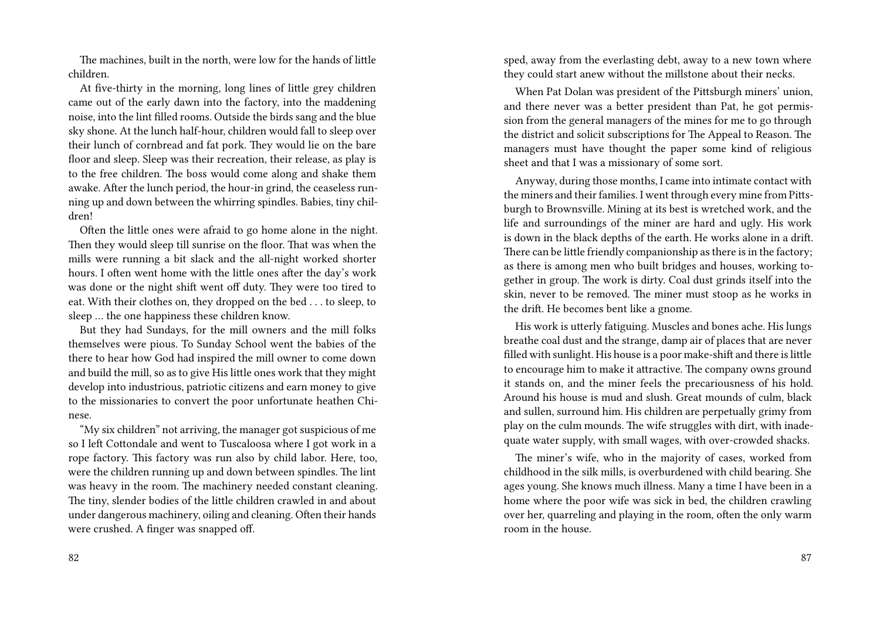The machines, built in the north, were low for the hands of little children.

At five-thirty in the morning, long lines of little grey children came out of the early dawn into the factory, into the maddening noise, into the lint filled rooms. Outside the birds sang and the blue sky shone. At the lunch half-hour, children would fall to sleep over their lunch of cornbread and fat pork. They would lie on the bare floor and sleep. Sleep was their recreation, their release, as play is to the free children. The boss would come along and shake them awake. After the lunch period, the hour-in grind, the ceaseless running up and down between the whirring spindles. Babies, tiny children!

Often the little ones were afraid to go home alone in the night. Then they would sleep till sunrise on the floor. That was when the mills were running a bit slack and the all-night worked shorter hours. I often went home with the little ones after the day's work was done or the night shift went off duty. They were too tired to eat. With their clothes on, they dropped on the bed . . . to sleep, to sleep … the one happiness these children know.

But they had Sundays, for the mill owners and the mill folks themselves were pious. To Sunday School went the babies of the there to hear how God had inspired the mill owner to come down and build the mill, so as to give His little ones work that they might develop into industrious, patriotic citizens and earn money to give to the missionaries to convert the poor unfortunate heathen Chinese.

"My six children" not arriving, the manager got suspicious of me so I left Cottondale and went to Tuscaloosa where I got work in a rope factory. This factory was run also by child labor. Here, too, were the children running up and down between spindles. The lint was heavy in the room. The machinery needed constant cleaning. The tiny, slender bodies of the little children crawled in and about under dangerous machinery, oiling and cleaning. Often their hands were crushed. A finger was snapped off.

sped, away from the everlasting debt, away to a new town where they could start anew without the millstone about their necks.

When Pat Dolan was president of the Pittsburgh miners' union, and there never was a better president than Pat, he got permission from the general managers of the mines for me to go through the district and solicit subscriptions for The Appeal to Reason. The managers must have thought the paper some kind of religious sheet and that I was a missionary of some sort.

Anyway, during those months, I came into intimate contact with the miners and their families. I went through every mine from Pittsburgh to Brownsville. Mining at its best is wretched work, and the life and surroundings of the miner are hard and ugly. His work is down in the black depths of the earth. He works alone in a drift. There can be little friendly companionship as there is in the factory; as there is among men who built bridges and houses, working together in group. The work is dirty. Coal dust grinds itself into the skin, never to be removed. The miner must stoop as he works in the drift. He becomes bent like a gnome.

His work is utterly fatiguing. Muscles and bones ache. His lungs breathe coal dust and the strange, damp air of places that are never filled with sunlight. His house is a poor make-shift and there is little to encourage him to make it attractive. The company owns ground it stands on, and the miner feels the precariousness of his hold. Around his house is mud and slush. Great mounds of culm, black and sullen, surround him. His children are perpetually grimy from play on the culm mounds. The wife struggles with dirt, with inadequate water supply, with small wages, with over-crowded shacks.

The miner's wife, who in the majority of cases, worked from childhood in the silk mills, is overburdened with child bearing. She ages young. She knows much illness. Many a time I have been in a home where the poor wife was sick in bed, the children crawling over her, quarreling and playing in the room, often the only warm room in the house.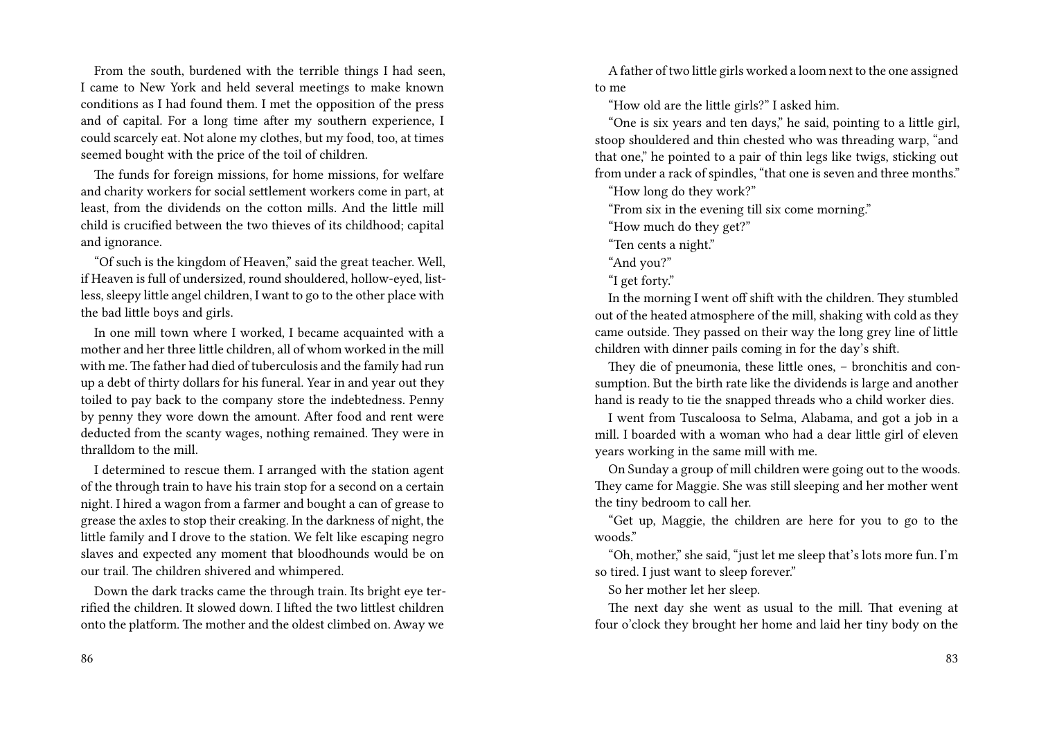From the south, burdened with the terrible things I had seen, I came to New York and held several meetings to make known conditions as I had found them. I met the opposition of the press and of capital. For a long time after my southern experience, I could scarcely eat. Not alone my clothes, but my food, too, at times seemed bought with the price of the toil of children.

The funds for foreign missions, for home missions, for welfare and charity workers for social settlement workers come in part, at least, from the dividends on the cotton mills. And the little mill child is crucified between the two thieves of its childhood; capital and ignorance.

"Of such is the kingdom of Heaven," said the great teacher. Well, if Heaven is full of undersized, round shouldered, hollow-eyed, listless, sleepy little angel children, I want to go to the other place with the bad little boys and girls.

In one mill town where I worked, I became acquainted with a mother and her three little children, all of whom worked in the mill with me. The father had died of tuberculosis and the family had run up a debt of thirty dollars for his funeral. Year in and year out they toiled to pay back to the company store the indebtedness. Penny by penny they wore down the amount. After food and rent were deducted from the scanty wages, nothing remained. They were in thralldom to the mill.

I determined to rescue them. I arranged with the station agent of the through train to have his train stop for a second on a certain night. I hired a wagon from a farmer and bought a can of grease to grease the axles to stop their creaking. In the darkness of night, the little family and I drove to the station. We felt like escaping negro slaves and expected any moment that bloodhounds would be on our trail. The children shivered and whimpered.

Down the dark tracks came the through train. Its bright eye terrified the children. It slowed down. I lifted the two littlest children onto the platform. The mother and the oldest climbed on. Away we

A father of two little girls worked a loom next to the one assigned to me

"How old are the little girls?" I asked him.

"One is six years and ten days," he said, pointing to a little girl, stoop shouldered and thin chested who was threading warp, "and that one," he pointed to a pair of thin legs like twigs, sticking out from under a rack of spindles, "that one is seven and three months."

"How long do they work?"

"From six in the evening till six come morning."

"How much do they get?"

"Ten cents a night."

"And you?"

"I get forty."

In the morning I went off shift with the children. They stumbled out of the heated atmosphere of the mill, shaking with cold as they came outside. They passed on their way the long grey line of little children with dinner pails coming in for the day's shift.

They die of pneumonia, these little ones, – bronchitis and consumption. But the birth rate like the dividends is large and another hand is ready to tie the snapped threads who a child worker dies.

I went from Tuscaloosa to Selma, Alabama, and got a job in a mill. I boarded with a woman who had a dear little girl of eleven years working in the same mill with me.

On Sunday a group of mill children were going out to the woods. They came for Maggie. She was still sleeping and her mother went the tiny bedroom to call her.

"Get up, Maggie, the children are here for you to go to the woods."

"Oh, mother," she said, "just let me sleep that's lots more fun. I'm so tired. I just want to sleep forever."

So her mother let her sleep.

The next day she went as usual to the mill. That evening at four o'clock they brought her home and laid her tiny body on the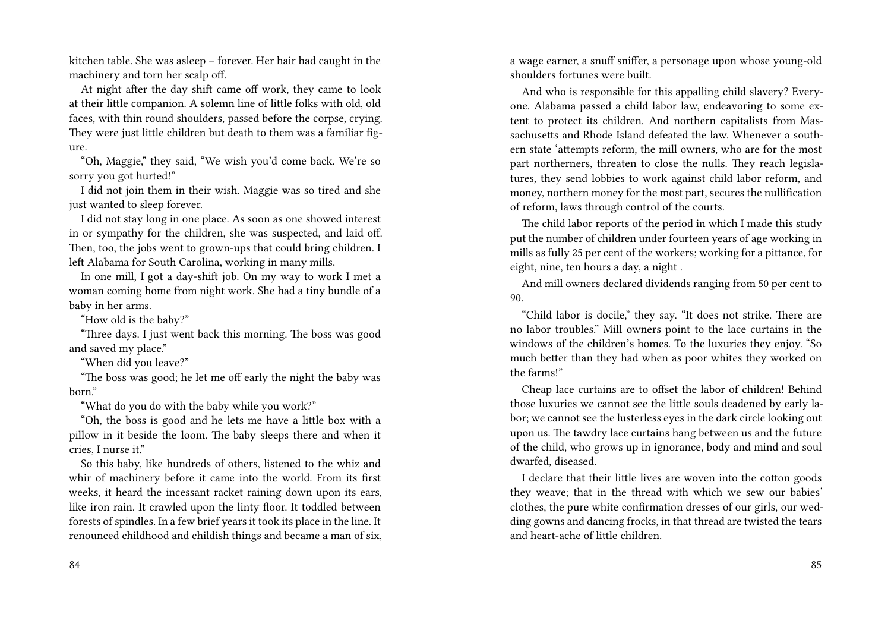kitchen table. She was asleep – forever. Her hair had caught in the machinery and torn her scalp off.

At night after the day shift came off work, they came to look at their little companion. A solemn line of little folks with old, old faces, with thin round shoulders, passed before the corpse, crying. They were just little children but death to them was a familiar figure.

"Oh, Maggie," they said, "We wish you'd come back. We're so sorry you got hurted!"

I did not join them in their wish. Maggie was so tired and she just wanted to sleep forever.

I did not stay long in one place. As soon as one showed interest in or sympathy for the children, she was suspected, and laid off. Then, too, the jobs went to grown-ups that could bring children. I left Alabama for South Carolina, working in many mills.

In one mill, I got a day-shift job. On my way to work I met a woman coming home from night work. She had a tiny bundle of a baby in her arms.

"How old is the baby?"

"Three days. I just went back this morning. The boss was good and saved my place."

"When did you leave?"

"The boss was good; he let me off early the night the baby was born."

"What do you do with the baby while you work?"

"Oh, the boss is good and he lets me have a little box with a pillow in it beside the loom. The baby sleeps there and when it cries, I nurse it."

So this baby, like hundreds of others, listened to the whiz and whir of machinery before it came into the world. From its first weeks, it heard the incessant racket raining down upon its ears, like iron rain. It crawled upon the linty floor. It toddled between forests of spindles. In a few brief years it took its place in the line. It renounced childhood and childish things and became a man of six, a wage earner, a snuff sniffer, a personage upon whose young-old shoulders fortunes were built.

And who is responsible for this appalling child slavery? Everyone. Alabama passed a child labor law, endeavoring to some extent to protect its children. And northern capitalists from Massachusetts and Rhode Island defeated the law. Whenever a southern state 'attempts reform, the mill owners, who are for the most part northerners, threaten to close the nulls. They reach legislatures, they send lobbies to work against child labor reform, and money, northern money for the most part, secures the nullification of reform, laws through control of the courts.

The child labor reports of the period in which I made this study put the number of children under fourteen years of age working in mills as fully 25 per cent of the workers; working for a pittance, for eight, nine, ten hours a day, a night .

And mill owners declared dividends ranging from 50 per cent to 90.

"Child labor is docile," they say. "It does not strike. There are no labor troubles." Mill owners point to the lace curtains in the windows of the children's homes. To the luxuries they enjoy. "So much better than they had when as poor whites they worked on the farms!"

Cheap lace curtains are to offset the labor of children! Behind those luxuries we cannot see the little souls deadened by early labor; we cannot see the lusterless eyes in the dark circle looking out upon us. The tawdry lace curtains hang between us and the future of the child, who grows up in ignorance, body and mind and soul dwarfed, diseased.

I declare that their little lives are woven into the cotton goods they weave; that in the thread with which we sew our babies' clothes, the pure white confirmation dresses of our girls, our wedding gowns and dancing frocks, in that thread are twisted the tears and heart-ache of little children.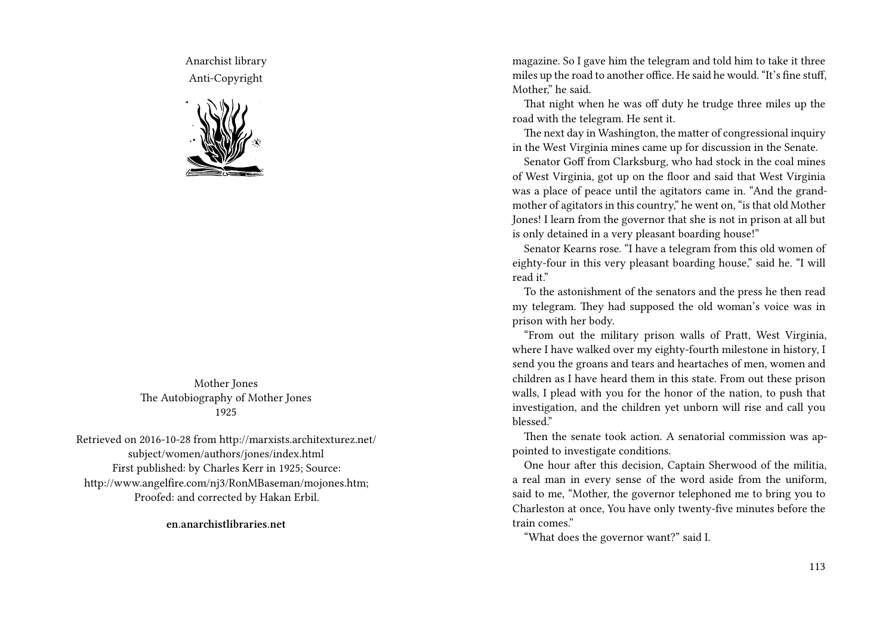Anarchist library
Anti-Copyright

Mother Jones
The Autobiography of Mother Jones
1925

Retrieved on 2016-10-28 from http://marxists.architexturez.net/subject/women/authors/jones/index.html
First published: by Charles Kerr in 1925; Source: http://www.angelfire.com/nj3/RonMBaseman/mojones.htm; Proofed: and corrected by Hakan Erbil.

**en.anarchistlibraries.net**

magazine. So I gave him the telegram and told him to take it three miles up the road to another office. He said he would. "It's fine stuff, Mother," he said.

That night when he was off duty he trudge three miles up the road with the telegram. He sent it.

The next day in Washington, the matter of congressional inquiry in the West Virginia mines came up for discussion in the Senate.

Senator Goff from Clarksburg, who had stock in the coal mines of West Virginia, got up on the floor and said that West Virginia was a place of peace until the agitators came in. "And the grandmother of agitators in this country," he went on, "is that old Mother Jones! I learn from the governor that she is not in prison at all but is only detained in a very pleasant boarding house!"

Senator Kearns rose. "I have a telegram from this old women of eighty-four in this very pleasant boarding house," said he. "I will read it."

To the astonishment of the senators and the press he then read my telegram. They had supposed the old woman's voice was in prison with her body.

"From out the military prison walls of Pratt, West Virginia, where I have walked over my eighty-fourth milestone in history, I send you the groans and tears and heartaches of men, women and children as I have heard them in this state. From out these prison walls, I plead with you for the honor of the nation, to push that investigation, and the children yet unborn will rise and call you blessed."

Then the senate took action. A senatorial commission was appointed to investigate conditions.

One hour after this decision, Captain Sherwood of the militia, a real man in every sense of the word aside from the uniform, said to me, "Mother, the governor telephoned me to bring you to Charleston at once, You have only twenty-five minutes before the train comes."

"What does the governor want?" said I.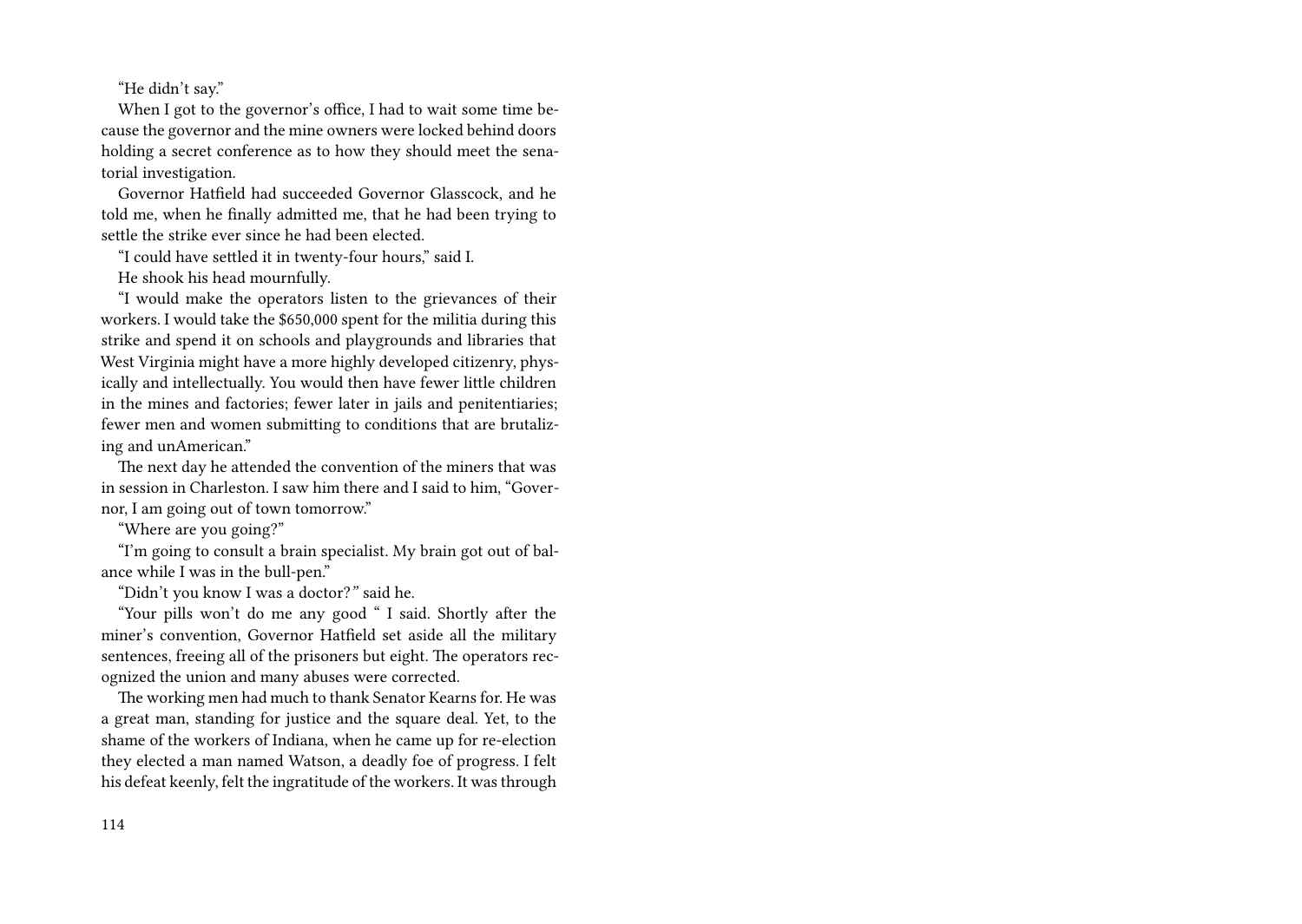"He didn't say."

When I got to the governor's office, I had to wait some time because the governor and the mine owners were locked behind doors holding a secret conference as to how they should meet the senatorial investigation.

Governor Hatfield had succeeded Governor Glasscock, and he told me, when he finally admitted me, that he had been trying to settle the strike ever since he had been elected.

"I could have settled it in twenty-four hours," said I.

He shook his head mournfully.

"I would make the operators listen to the grievances of their workers. I would take the $650,000 spent for the militia during this strike and spend it on schools and playgrounds and libraries that West Virginia might have a more highly developed citizenry, physically and intellectually. You would then have fewer little children in the mines and factories; fewer later in jails and penitentiaries; fewer men and women submitting to conditions that are brutalizing and unAmerican."

The next day he attended the convention of the miners that was in session in Charleston. I saw him there and I said to him, "Governor, I am going out of town tomorrow."

"Where are you going?"

"I'm going to consult a brain specialist. My brain got out of balance while I was in the bull-pen."

"Didn't you know I was a doctor?" said he.

"Your pills won't do me any good " I said. Shortly after the miner's convention, Governor Hatfield set aside all the military sentences, freeing all of the prisoners but eight. The operators recognized the union and many abuses were corrected.

The working men had much to thank Senator Kearns for. He was a great man, standing for justice and the square deal. Yet, to the shame of the workers of Indiana, when he came up for re-election they elected a man named Watson, a deadly foe of progress. I felt his defeat keenly, felt the ingratitude of the workers. It was through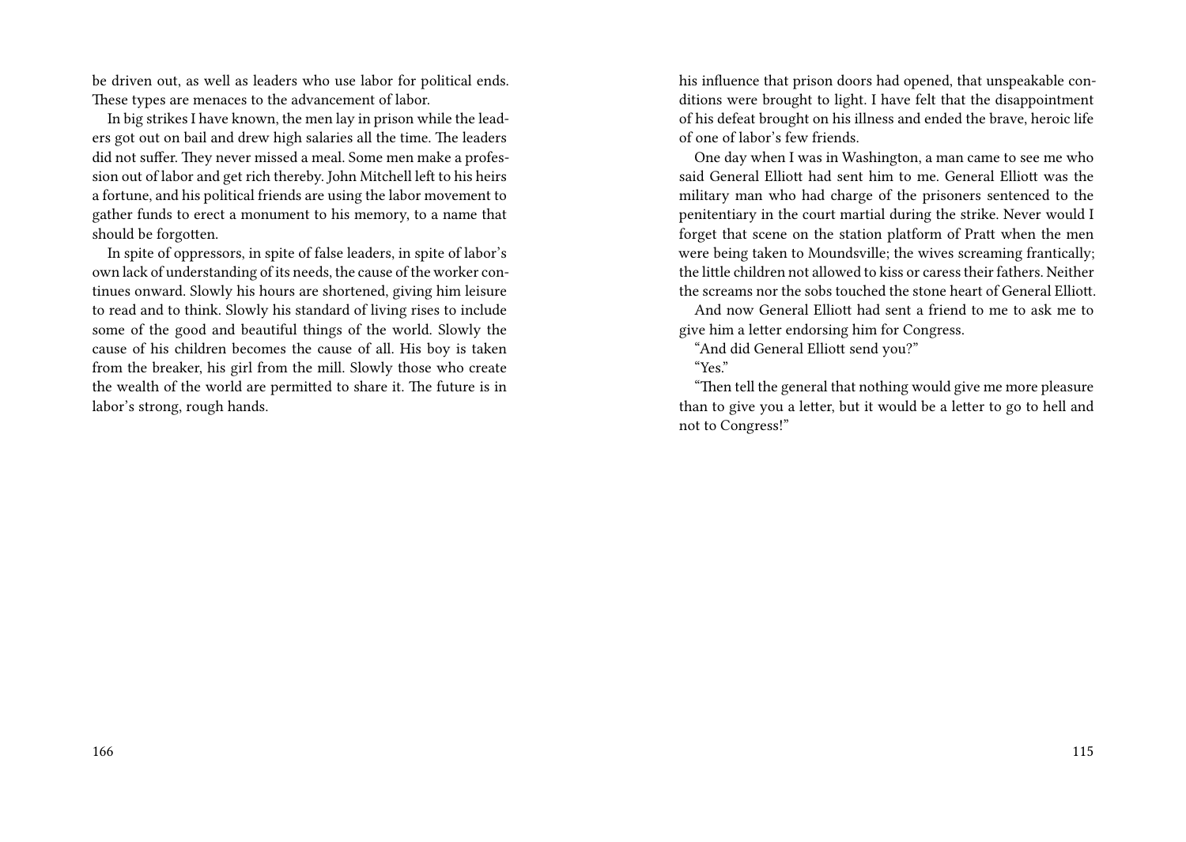be driven out, as well as leaders who use labor for political ends. These types are menaces to the advancement of labor.

In big strikes I have known, the men lay in prison while the leaders got out on bail and drew high salaries all the time. The leaders did not suffer. They never missed a meal. Some men make a profession out of labor and get rich thereby. John Mitchell left to his heirs a fortune, and his political friends are using the labor movement to gather funds to erect a monument to his memory, to a name that should be forgotten.

In spite of oppressors, in spite of false leaders, in spite of labor's own lack of understanding of its needs, the cause of the worker continues onward. Slowly his hours are shortened, giving him leisure to read and to think. Slowly his standard of living rises to include some of the good and beautiful things of the world. Slowly the cause of his children becomes the cause of all. His boy is taken from the breaker, his girl from the mill. Slowly those who create the wealth of the world are permitted to share it. The future is in labor's strong, rough hands.

his influence that prison doors had opened, that unspeakable conditions were brought to light. I have felt that the disappointment of his defeat brought on his illness and ended the brave, heroic life of one of labor's few friends.

One day when I was in Washington, a man came to see me who said General Elliott had sent him to me. General Elliott was the military man who had charge of the prisoners sentenced to the penitentiary in the court martial during the strike. Never would I forget that scene on the station platform of Pratt when the men were being taken to Moundsville; the wives screaming frantically; the little children not allowed to kiss or caress their fathers. Neither the screams nor the sobs touched the stone heart of General Elliott.

And now General Elliott had sent a friend to me to ask me to give him a letter endorsing him for Congress.

"And did General Elliott send you?"

"Yes."

"Then tell the general that nothing would give me more pleasure than to give you a letter, but it would be a letter to go to hell and not to Congress!"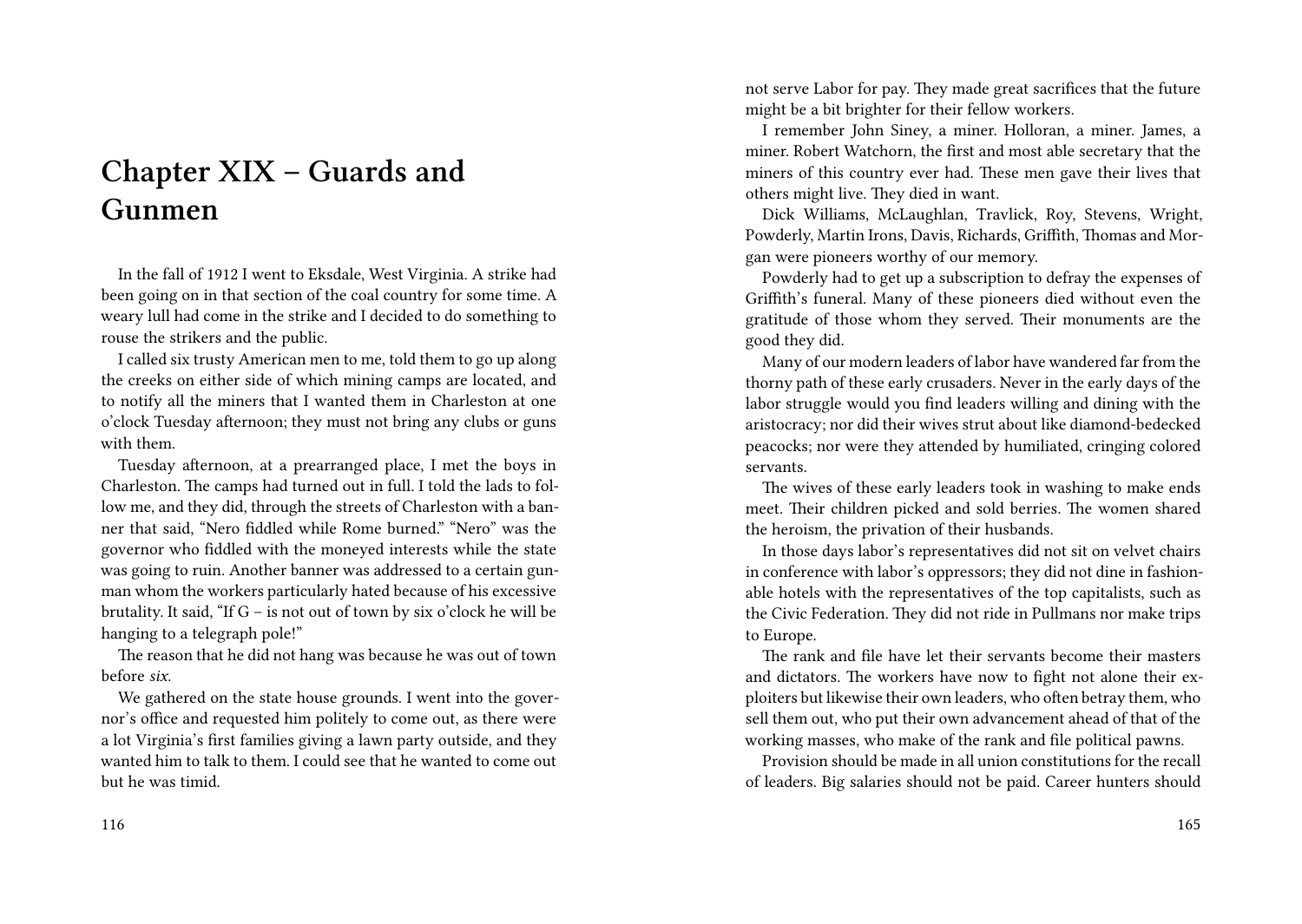# Chapter XIX – Guards and Gunmen

In the fall of 1912 I went to Eksdale, West Virginia. A strike had been going on in that section of the coal country for some time. A weary lull had come in the strike and I decided to do something to rouse the strikers and the public.

I called six trusty American men to me, told them to go up along the creeks on either side of which mining camps are located, and to notify all the miners that I wanted them in Charleston at one o'clock Tuesday afternoon; they must not bring any clubs or guns with them.

Tuesday afternoon, at a prearranged place, I met the boys in Charleston. The camps had turned out in full. I told the lads to follow me, and they did, through the streets of Charleston with a banner that said, "Nero fiddled while Rome burned." "Nero" was the governor who fiddled with the moneyed interests while the state was going to ruin. Another banner was addressed to a certain gunman whom the workers particularly hated because of his excessive brutality. It said, "If G – is not out of town by six o'clock he will be hanging to a telegraph pole!"

The reason that he did not hang was because he was out of town before *six.*

We gathered on the state house grounds. I went into the governor's office and requested him politely to come out, as there were a lot Virginia's first families giving a lawn party outside, and they wanted him to talk to them. I could see that he wanted to come out but he was timid.

not serve Labor for pay. They made great sacrifices that the future might be a bit brighter for their fellow workers.

I remember John Siney, a miner. Holloran, a miner. James, a miner. Robert Watchorn, the first and most able secretary that the miners of this country ever had. These men gave their lives that others might live. They died in want.

Dick Williams, McLaughlan, Travlick, Roy, Stevens, Wright, Powderly, Martin Irons, Davis, Richards, Griffith, Thomas and Morgan were pioneers worthy of our memory.

Powderly had to get up a subscription to defray the expenses of Griffith's funeral. Many of these pioneers died without even the gratitude of those whom they served. Their monuments are the good they did.

Many of our modern leaders of labor have wandered far from the thorny path of these early crusaders. Never in the early days of the labor struggle would you find leaders willing and dining with the aristocracy; nor did their wives strut about like diamond-bedecked peacocks; nor were they attended by humiliated, cringing colored servants.

The wives of these early leaders took in washing to make ends meet. Their children picked and sold berries. The women shared the heroism, the privation of their husbands.

In those days labor's representatives did not sit on velvet chairs in conference with labor's oppressors; they did not dine in fashionable hotels with the representatives of the top capitalists, such as the Civic Federation. They did not ride in Pullmans nor make trips to Europe.

The rank and file have let their servants become their masters and dictators. The workers have now to fight not alone their exploiters but likewise their own leaders, who often betray them, who sell them out, who put their own advancement ahead of that of the working masses, who make of the rank and file political pawns.

Provision should be made in all union constitutions for the recall of leaders. Big salaries should not be paid. Career hunters should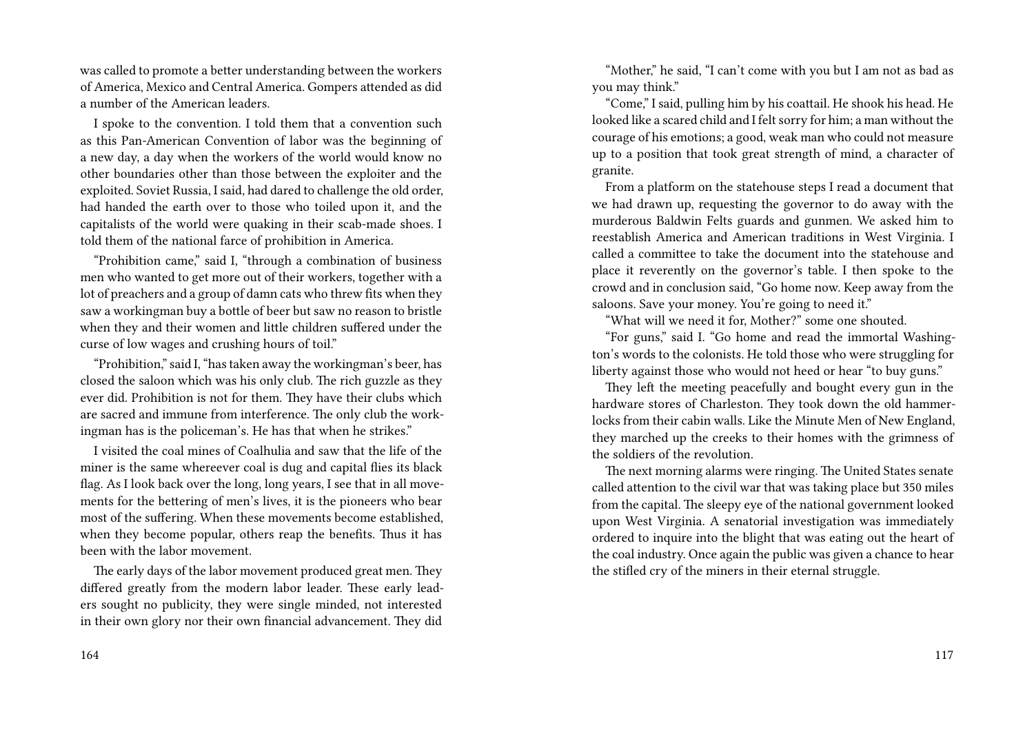was called to promote a better understanding between the workers of America, Mexico and Central America. Gompers attended as did a number of the American leaders.

I spoke to the convention. I told them that a convention such as this Pan-American Convention of labor was the beginning of a new day, a day when the workers of the world would know no other boundaries other than those between the exploiter and the exploited. Soviet Russia, I said, had dared to challenge the old order, had handed the earth over to those who toiled upon it, and the capitalists of the world were quaking in their scab-made shoes. I told them of the national farce of prohibition in America.

"Prohibition came," said I, "through a combination of business men who wanted to get more out of their workers, together with a lot of preachers and a group of damn cats who threw fits when they saw a workingman buy a bottle of beer but saw no reason to bristle when they and their women and little children suffered under the curse of low wages and crushing hours of toil."

"Prohibition," said I, "has taken away the workingman's beer, has closed the saloon which was his only club. The rich guzzle as they ever did. Prohibition is not for them. They have their clubs which are sacred and immune from interference. The only club the workingman has is the policeman's. He has that when he strikes."

I visited the coal mines of Coalhulia and saw that the life of the miner is the same whereever coal is dug and capital flies its black flag. As I look back over the long, long years, I see that in all movements for the bettering of men's lives, it is the pioneers who bear most of the suffering. When these movements become established, when they become popular, others reap the benefits. Thus it has been with the labor movement.

The early days of the labor movement produced great men. They differed greatly from the modern labor leader. These early leaders sought no publicity, they were single minded, not interested in their own glory nor their own financial advancement. They did

"Mother," he said, "I can't come with you but I am not as bad as you may think."

"Come," I said, pulling him by his coattail. He shook his head. He looked like a scared child and I felt sorry for him; a man without the courage of his emotions; a good, weak man who could not measure up to a position that took great strength of mind, a character of granite.

From a platform on the statehouse steps I read a document that we had drawn up, requesting the governor to do away with the murderous Baldwin Felts guards and gunmen. We asked him to reestablish America and American traditions in West Virginia. I called a committee to take the document into the statehouse and place it reverently on the governor's table. I then spoke to the crowd and in conclusion said, "Go home now. Keep away from the saloons. Save your money. You're going to need it."

"What will we need it for, Mother?" some one shouted.

"For guns," said I. "Go home and read the immortal Washington's words to the colonists. He told those who were struggling for liberty against those who would not heed or hear "to buy guns."

They left the meeting peacefully and bought every gun in the hardware stores of Charleston. They took down the old hammerlocks from their cabin walls. Like the Minute Men of New England, they marched up the creeks to their homes with the grimness of the soldiers of the revolution.

The next morning alarms were ringing. The United States senate called attention to the civil war that was taking place but 350 miles from the capital. The sleepy eye of the national government looked upon West Virginia. A senatorial investigation was immediately ordered to inquire into the blight that was eating out the heart of the coal industry. Once again the public was given a chance to hear the stifled cry of the miners in their eternal struggle.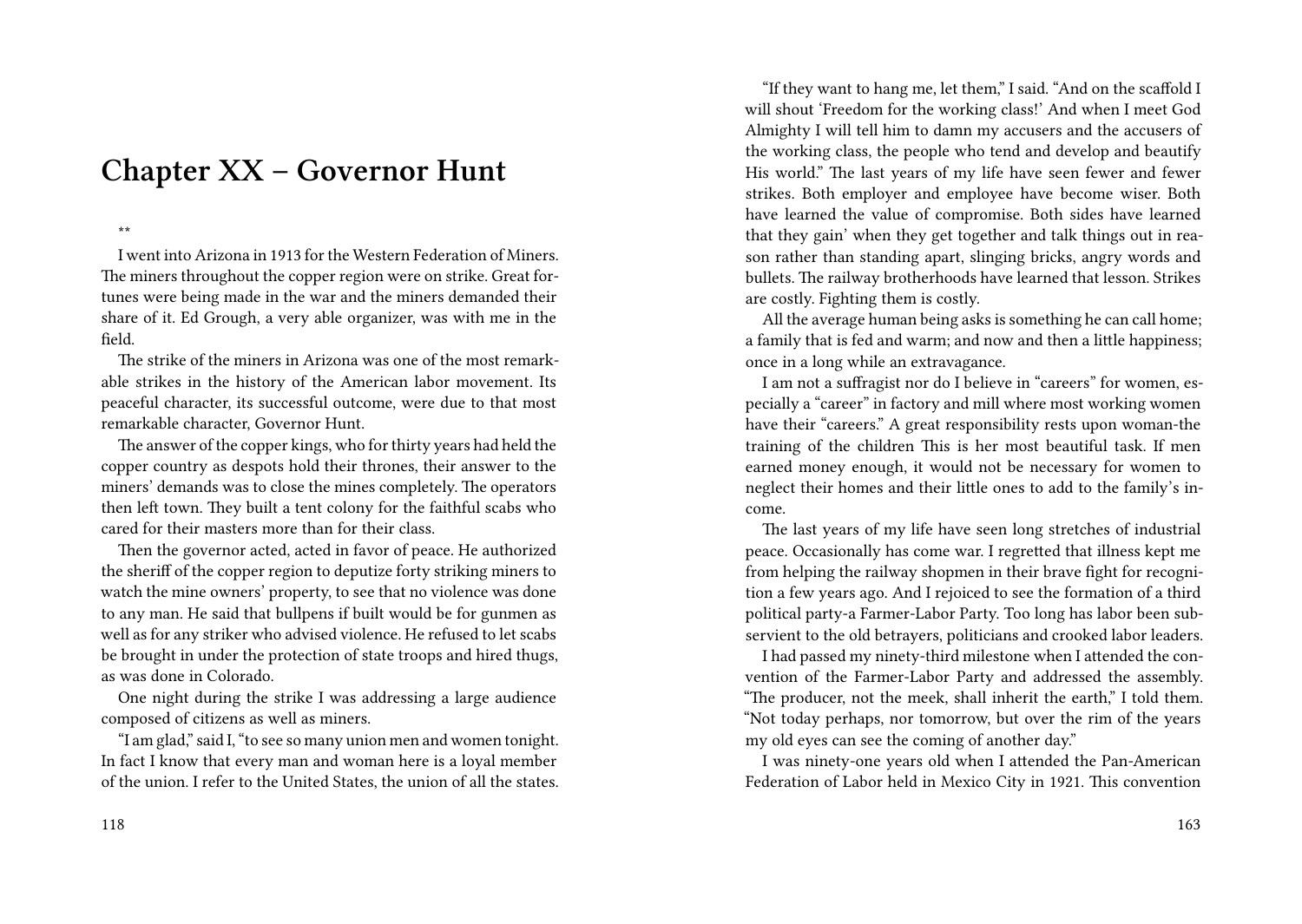# Chapter XX – Governor Hunt

**

I went into Arizona in 1913 for the Western Federation of Miners. The miners throughout the copper region were on strike. Great fortunes were being made in the war and the miners demanded their share of it. Ed Grough, a very able organizer, was with me in the field.

The strike of the miners in Arizona was one of the most remarkable strikes in the history of the American labor movement. Its peaceful character, its successful outcome, were due to that most remarkable character, Governor Hunt.

The answer of the copper kings, who for thirty years had held the copper country as despots hold their thrones, their answer to the miners' demands was to close the mines completely. The operators then left town. They built a tent colony for the faithful scabs who cared for their masters more than for their class.

Then the governor acted, acted in favor of peace. He authorized the sheriff of the copper region to deputize forty striking miners to watch the mine owners' property, to see that no violence was done to any man. He said that bullpens if built would be for gunmen as well as for any striker who advised violence. He refused to let scabs be brought in under the protection of state troops and hired thugs, as was done in Colorado.

One night during the strike I was addressing a large audience composed of citizens as well as miners.

"I am glad," said I, "to see so many union men and women tonight. In fact I know that every man and woman here is a loyal member of the union. I refer to the United States, the union of all the states.

"If they want to hang me, let them," I said. "And on the scaffold I will shout 'Freedom for the working class!' And when I meet God Almighty I will tell him to damn my accusers and the accusers of the working class, the people who tend and develop and beautify His world." The last years of my life have seen fewer and fewer strikes. Both employer and employee have become wiser. Both have learned the value of compromise. Both sides have learned that they gain' when they get together and talk things out in reason rather than standing apart, slinging bricks, angry words and bullets. The railway brotherhoods have learned that lesson. Strikes are costly. Fighting them is costly.

All the average human being asks is something he can call home; a family that is fed and warm; and now and then a little happiness; once in a long while an extravagance.

I am not a suffragist nor do I believe in "careers" for women, especially a "career" in factory and mill where most working women have their "careers." A great responsibility rests upon woman-the training of the children This is her most beautiful task. If men earned money enough, it would not be necessary for women to neglect their homes and their little ones to add to the family's income.

The last years of my life have seen long stretches of industrial peace. Occasionally has come war. I regretted that illness kept me from helping the railway shopmen in their brave fight for recognition a few years ago. And I rejoiced to see the formation of a third political party-a Farmer-Labor Party. Too long has labor been subservient to the old betrayers, politicians and crooked labor leaders.

I had passed my ninety-third milestone when I attended the convention of the Farmer-Labor Party and addressed the assembly. "The producer, not the meek, shall inherit the earth," I told them. "Not today perhaps, nor tomorrow, but over the rim of the years my old eyes can see the coming of another day."

I was ninety-one years old when I attended the Pan-American Federation of Labor held in Mexico City in 1921. This convention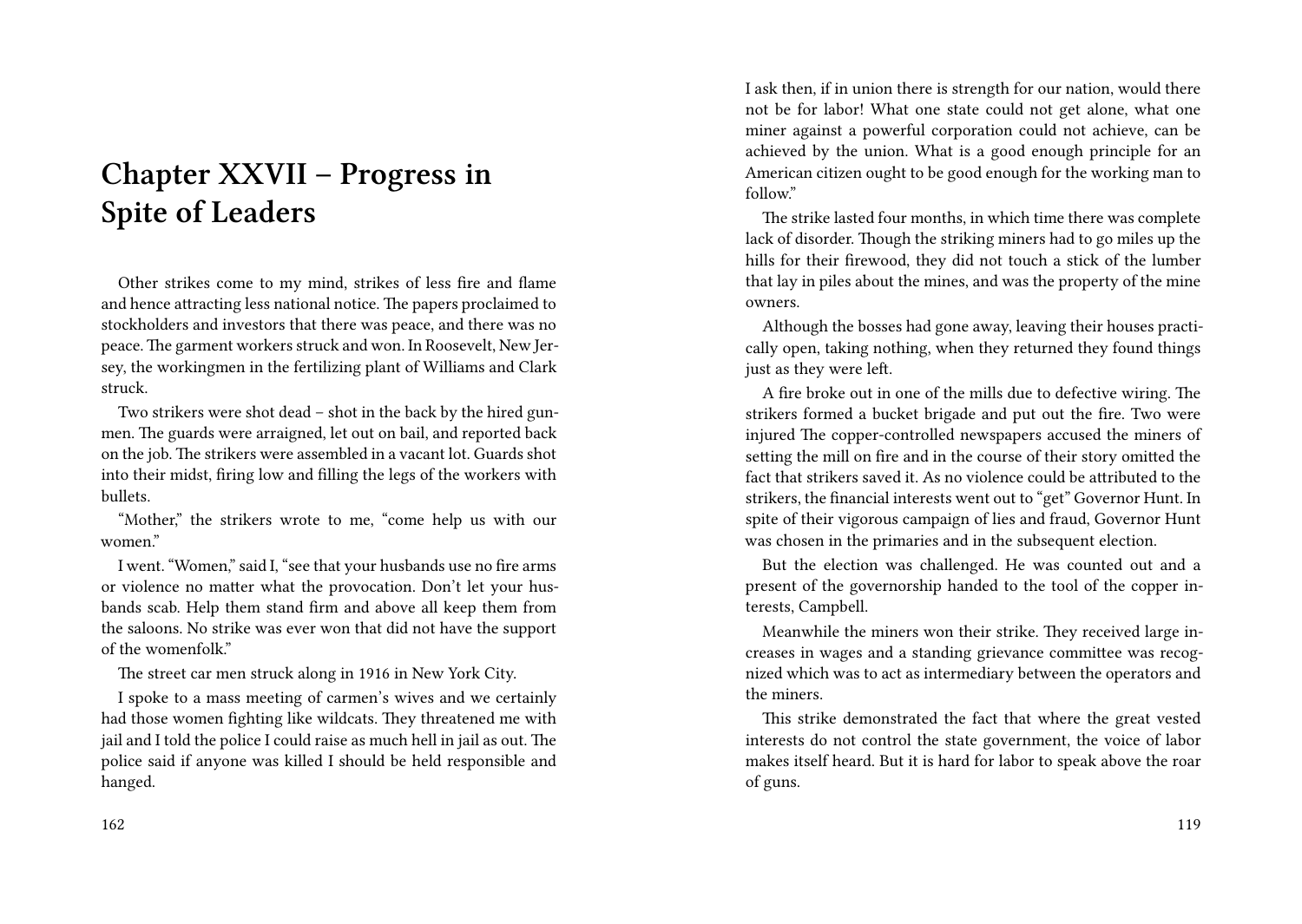# Chapter XXVII – Progress in Spite of Leaders

Other strikes come to my mind, strikes of less fire and flame and hence attracting less national notice. The papers proclaimed to stockholders and investors that there was peace, and there was no peace. The garment workers struck and won. In Roosevelt, New Jersey, the workingmen in the fertilizing plant of Williams and Clark struck.

Two strikers were shot dead – shot in the back by the hired gunmen. The guards were arraigned, let out on bail, and reported back on the job. The strikers were assembled in a vacant lot. Guards shot into their midst, firing low and filling the legs of the workers with bullets.

"Mother," the strikers wrote to me, "come help us with our women."

I went. "Women," said I, "see that your husbands use no fire arms or violence no matter what the provocation. Don't let your husbands scab. Help them stand firm and above all keep them from the saloons. No strike was ever won that did not have the support of the womenfolk."

The street car men struck along in 1916 in New York City.

I spoke to a mass meeting of carmen's wives and we certainly had those women fighting like wildcats. They threatened me with jail and I told the police I could raise as much hell in jail as out. The police said if anyone was killed I should be held responsible and hanged.

I ask then, if in union there is strength for our nation, would there not be for labor! What one state could not get alone, what one miner against a powerful corporation could not achieve, can be achieved by the union. What is a good enough principle for an American citizen ought to be good enough for the working man to follow."

The strike lasted four months, in which time there was complete lack of disorder. Though the striking miners had to go miles up the hills for their firewood, they did not touch a stick of the lumber that lay in piles about the mines, and was the property of the mine owners.

Although the bosses had gone away, leaving their houses practically open, taking nothing, when they returned they found things just as they were left.

A fire broke out in one of the mills due to defective wiring. The strikers formed a bucket brigade and put out the fire. Two were injured The copper-controlled newspapers accused the miners of setting the mill on fire and in the course of their story omitted the fact that strikers saved it. As no violence could be attributed to the strikers, the financial interests went out to "get" Governor Hunt. In spite of their vigorous campaign of lies and fraud, Governor Hunt was chosen in the primaries and in the subsequent election.

But the election was challenged. He was counted out and a present of the governorship handed to the tool of the copper interests, Campbell.

Meanwhile the miners won their strike. They received large increases in wages and a standing grievance committee was recognized which was to act as intermediary between the operators and the miners.

This strike demonstrated the fact that where the great vested interests do not control the state government, the voice of labor makes itself heard. But it is hard for labor to speak above the roar of guns.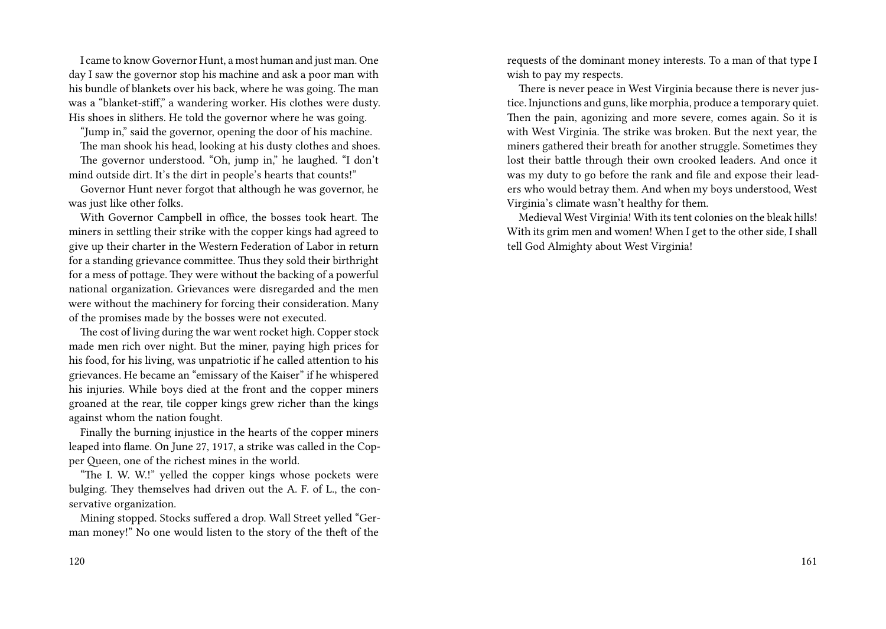I came to know Governor Hunt, a most human and just man. One day I saw the governor stop his machine and ask a poor man with his bundle of blankets over his back, where he was going. The man was a "blanket-stiff," a wandering worker. His clothes were dusty. His shoes in slithers. He told the governor where he was going.

"Jump in," said the governor, opening the door of his machine.

The man shook his head, looking at his dusty clothes and shoes.

The governor understood. "Oh, jump in," he laughed. "I don't mind outside dirt. It's the dirt in people's hearts that counts!"

Governor Hunt never forgot that although he was governor, he was just like other folks.

With Governor Campbell in office, the bosses took heart. The miners in settling their strike with the copper kings had agreed to give up their charter in the Western Federation of Labor in return for a standing grievance committee. Thus they sold their birthright for a mess of pottage. They were without the backing of a powerful national organization. Grievances were disregarded and the men were without the machinery for forcing their consideration. Many of the promises made by the bosses were not executed.

The cost of living during the war went rocket high. Copper stock made men rich over night. But the miner, paying high prices for his food, for his living, was unpatriotic if he called attention to his grievances. He became an "emissary of the Kaiser" if he whispered his injuries. While boys died at the front and the copper miners groaned at the rear, tile copper kings grew richer than the kings against whom the nation fought.

Finally the burning injustice in the hearts of the copper miners leaped into flame. On June 27, 1917, a strike was called in the Copper Queen, one of the richest mines in the world.

"The I. W. W.!" yelled the copper kings whose pockets were bulging. They themselves had driven out the A. F. of L., the conservative organization.

Mining stopped. Stocks suffered a drop. Wall Street yelled "German money!" No one would listen to the story of the theft of the

requests of the dominant money interests. To a man of that type I wish to pay my respects.

There is never peace in West Virginia because there is never justice. Injunctions and guns, like morphia, produce a temporary quiet. Then the pain, agonizing and more severe, comes again. So it is with West Virginia. The strike was broken. But the next year, the miners gathered their breath for another struggle. Sometimes they lost their battle through their own crooked leaders. And once it was my duty to go before the rank and file and expose their leaders who would betray them. And when my boys understood, West Virginia's climate wasn't healthy for them.

Medieval West Virginia! With its tent colonies on the bleak hills! With its grim men and women! When I get to the other side, I shall tell God Almighty about West Virginia!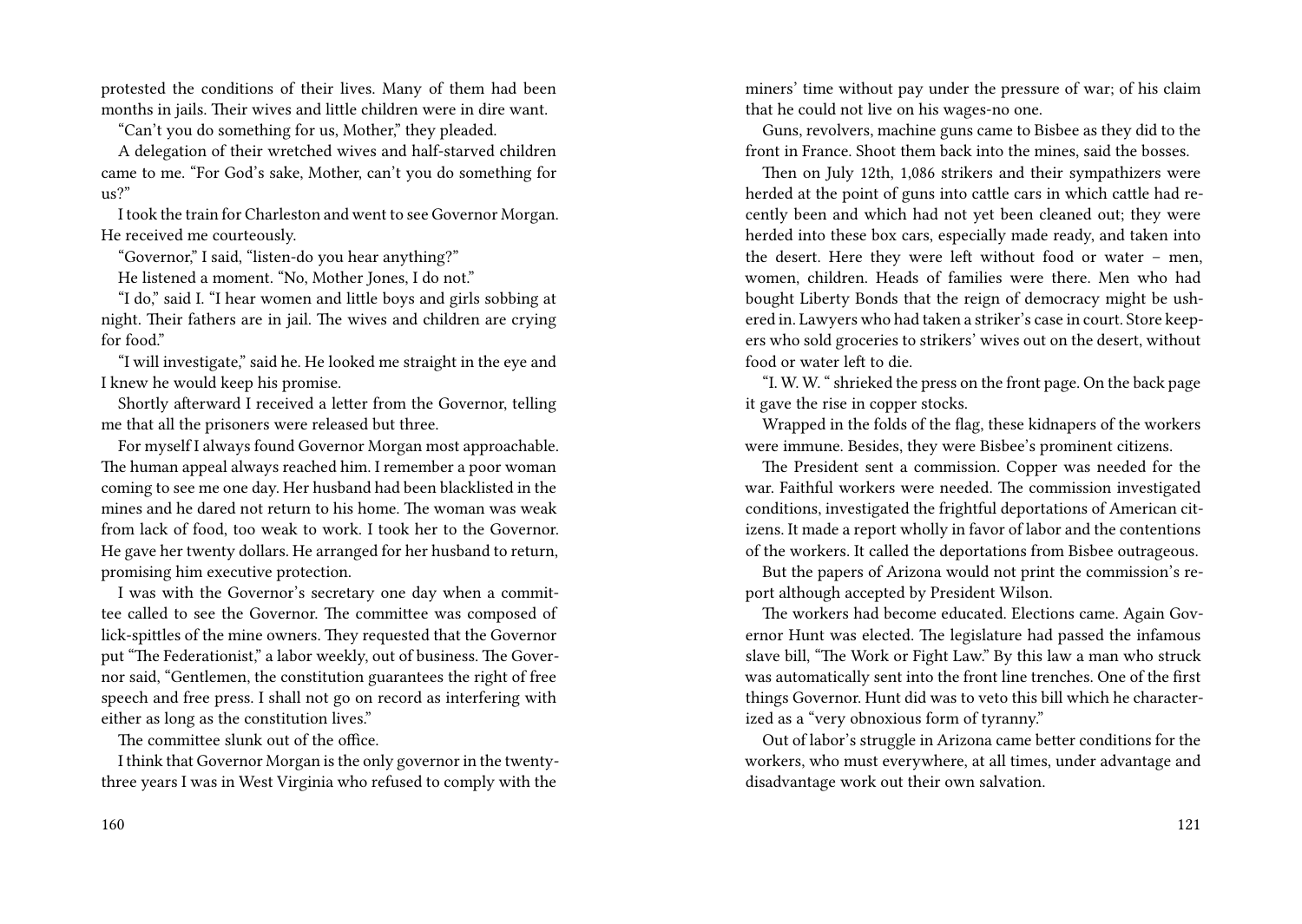protested the conditions of their lives. Many of them had been months in jails. Their wives and little children were in dire want.

"Can't you do something for us, Mother," they pleaded.

A delegation of their wretched wives and half-starved children came to me. "For God's sake, Mother, can't you do something for us?"

I took the train for Charleston and went to see Governor Morgan. He received me courteously.

"Governor," I said, "listen-do you hear anything?"

He listened a moment. "No, Mother Jones, I do not."

"I do," said I. "I hear women and little boys and girls sobbing at night. Their fathers are in jail. The wives and children are crying for food."

"I will investigate," said he. He looked me straight in the eye and I knew he would keep his promise.

Shortly afterward I received a letter from the Governor, telling me that all the prisoners were released but three.

For myself I always found Governor Morgan most approachable. The human appeal always reached him. I remember a poor woman coming to see me one day. Her husband had been blacklisted in the mines and he dared not return to his home. The woman was weak from lack of food, too weak to work. I took her to the Governor. He gave her twenty dollars. He arranged for her husband to return, promising him executive protection.

I was with the Governor's secretary one day when a committee called to see the Governor. The committee was composed of lick-spittles of the mine owners. They requested that the Governor put "The Federationist," a labor weekly, out of business. The Governor said, "Gentlemen, the constitution guarantees the right of free speech and free press. I shall not go on record as interfering with either as long as the constitution lives."

The committee slunk out of the office.

I think that Governor Morgan is the only governor in the twenty-three years I was in West Virginia who refused to comply with the

miners' time without pay under the pressure of war; of his claim that he could not live on his wages-no one.

Guns, revolvers, machine guns came to Bisbee as they did to the front in France. Shoot them back into the mines, said the bosses.

Then on July 12th, 1,086 strikers and their sympathizers were herded at the point of guns into cattle cars in which cattle had recently been and which had not yet been cleaned out; they were herded into these box cars, especially made ready, and taken into the desert. Here they were left without food or water – men, women, children. Heads of families were there. Men who had bought Liberty Bonds that the reign of democracy might be ushered in. Lawyers who had taken a striker's case in court. Store keepers who sold groceries to strikers' wives out on the desert, without food or water left to die.

"I. W. W. " shrieked the press on the front page. On the back page it gave the rise in copper stocks.

Wrapped in the folds of the flag, these kidnapers of the workers were immune. Besides, they were Bisbee's prominent citizens.

The President sent a commission. Copper was needed for the war. Faithful workers were needed. The commission investigated conditions, investigated the frightful deportations of American citizens. It made a report wholly in favor of labor and the contentions of the workers. It called the deportations from Bisbee outrageous.

But the papers of Arizona would not print the commission's report although accepted by President Wilson.

The workers had become educated. Elections came. Again Governor Hunt was elected. The legislature had passed the infamous slave bill, "The Work or Fight Law." By this law a man who struck was automatically sent into the front line trenches. One of the first things Governor. Hunt did was to veto this bill which he characterized as a "very obnoxious form of tyranny."

Out of labor's struggle in Arizona came better conditions for the workers, who must everywhere, at all times, under advantage and disadvantage work out their own salvation.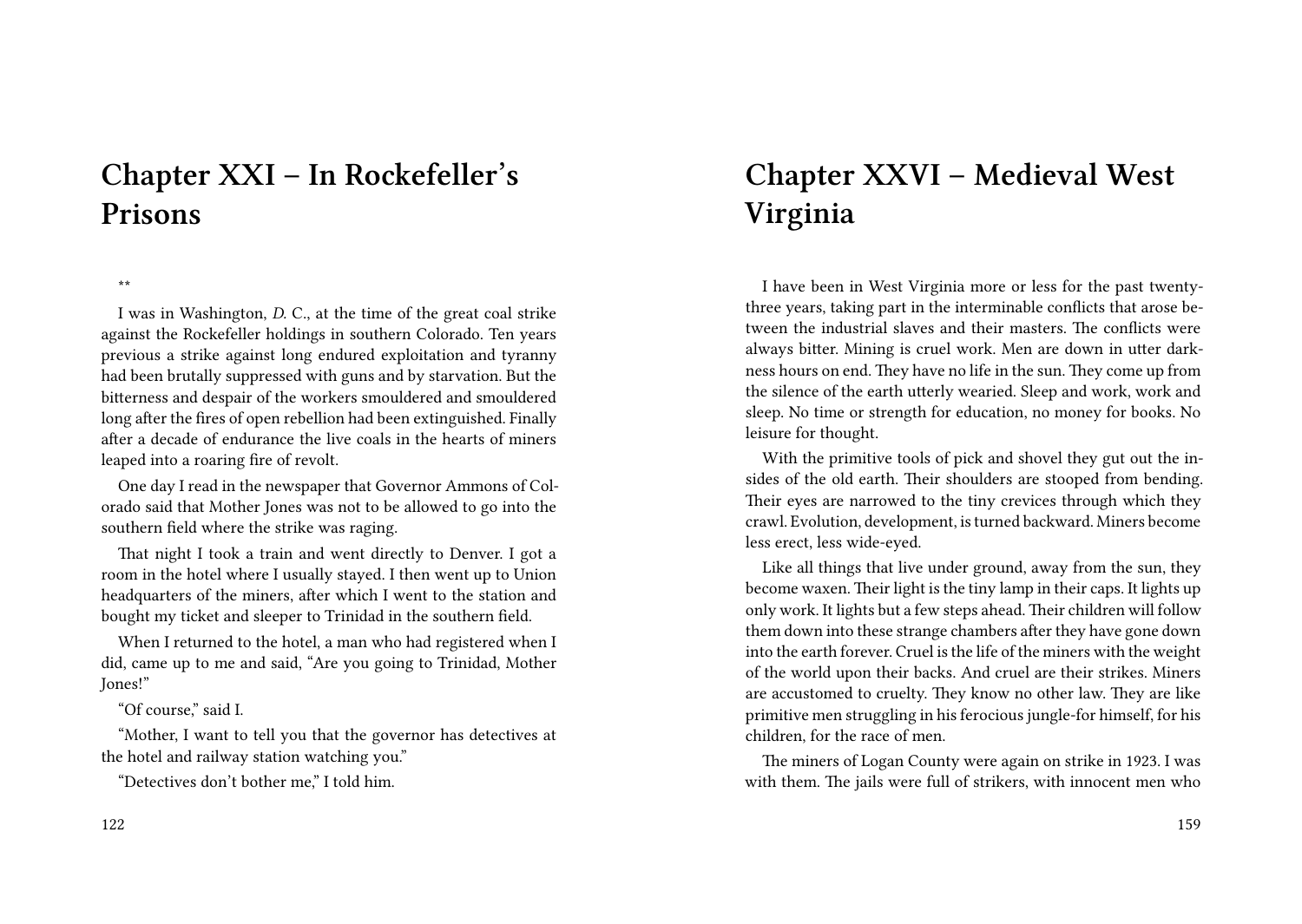## Chapter XXI – In Rockefeller's Prisons

**

I was in Washington, *D.* C., at the time of the great coal strike against the Rockefeller holdings in southern Colorado. Ten years previous a strike against long endured exploitation and tyranny had been brutally suppressed with guns and by starvation. But the bitterness and despair of the workers smouldered and smouldered long after the fires of open rebellion had been extinguished. Finally after a decade of endurance the live coals in the hearts of miners leaped into a roaring fire of revolt.

One day I read in the newspaper that Governor Ammons of Colorado said that Mother Jones was not to be allowed to go into the southern field where the strike was raging.

That night I took a train and went directly to Denver. I got a room in the hotel where I usually stayed. I then went up to Union headquarters of the miners, after which I went to the station and bought my ticket and sleeper to Trinidad in the southern field.

When I returned to the hotel, a man who had registered when I did, came up to me and said, "Are you going to Trinidad, Mother Jones!"

"Of course," said I.

"Mother, I want to tell you that the governor has detectives at the hotel and railway station watching you."

"Detectives don't bother me," I told him.

## Chapter XXVI – Medieval West Virginia

I have been in West Virginia more or less for the past twenty-three years, taking part in the interminable conflicts that arose between the industrial slaves and their masters. The conflicts were always bitter. Mining is cruel work. Men are down in utter darkness hours on end. They have no life in the sun. They come up from the silence of the earth utterly wearied. Sleep and work, work and sleep. No time or strength for education, no money for books. No leisure for thought.

With the primitive tools of pick and shovel they gut out the insides of the old earth. Their shoulders are stooped from bending. Their eyes are narrowed to the tiny crevices through which they crawl. Evolution, development, is turned backward. Miners become less erect, less wide-eyed.

Like all things that live under ground, away from the sun, they become waxen. Their light is the tiny lamp in their caps. It lights up only work. It lights but a few steps ahead. Their children will follow them down into these strange chambers after they have gone down into the earth forever. Cruel is the life of the miners with the weight of the world upon their backs. And cruel are their strikes. Miners are accustomed to cruelty. They know no other law. They are like primitive men struggling in his ferocious jungle-for himself, for his children, for the race of men.

The miners of Logan County were again on strike in 1923. I was with them. The jails were full of strikers, with innocent men who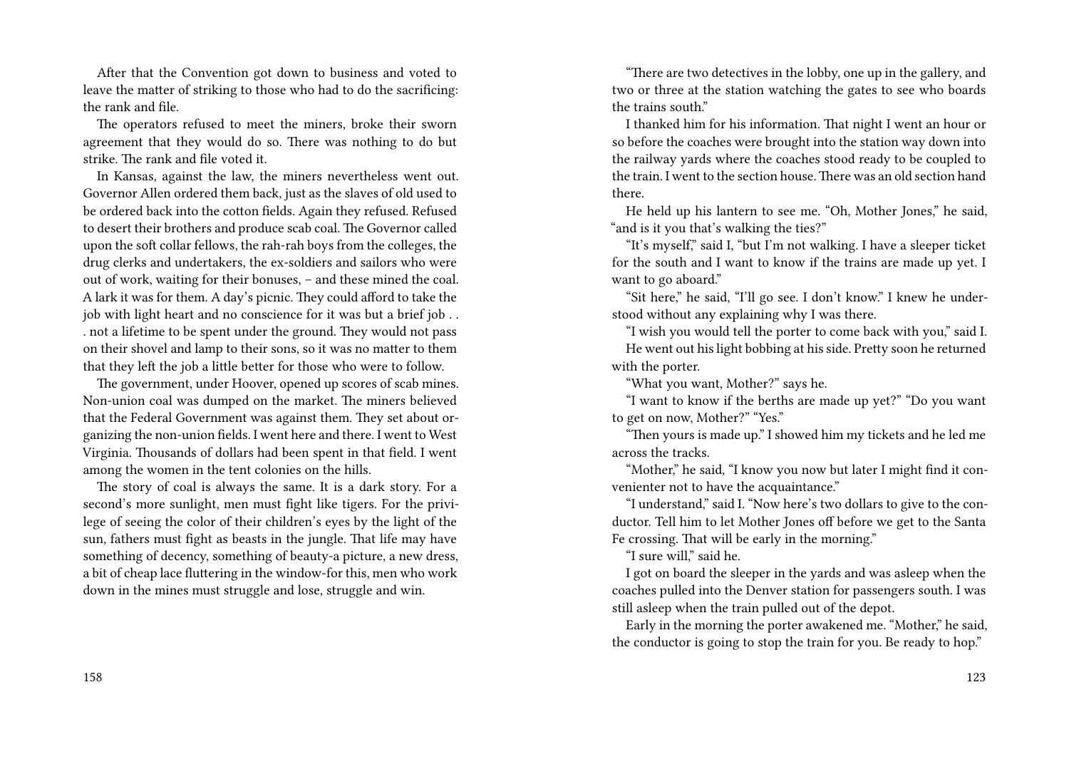After that the Convention got down to business and voted to leave the matter of striking to those who had to do the sacrificing: the rank and file.

The operators refused to meet the miners, broke their sworn agreement that they would do so. There was nothing to do but strike. The rank and file voted it.

In Kansas, against the law, the miners nevertheless went out. Governor Allen ordered them back, just as the slaves of old used to be ordered back into the cotton fields. Again they refused. Refused to desert their brothers and produce scab coal. The Governor called upon the soft collar fellows, the rah-rah boys from the colleges, the drug clerks and undertakers, the ex-soldiers and sailors who were out of work, waiting for their bonuses, – and these mined the coal. A lark it was for them. A day's picnic. They could afford to take the job with light heart and no conscience for it was but a brief job . . . not a lifetime to be spent under the ground. They would not pass on their shovel and lamp to their sons, so it was no matter to them that they left the job a little better for those who were to follow.

The government, under Hoover, opened up scores of scab mines. Non-union coal was dumped on the market. The miners believed that the Federal Government was against them. They set about organizing the non-union fields. I went here and there. I went to West Virginia. Thousands of dollars had been spent in that field. I went among the women in the tent colonies on the hills.

The story of coal is always the same. It is a dark story. For a second's more sunlight, men must fight like tigers. For the privilege of seeing the color of their children's eyes by the light of the sun, fathers must fight as beasts in the jungle. That life may have something of decency, something of beauty-a picture, a new dress, a bit of cheap lace fluttering in the window-for this, men who work down in the mines must struggle and lose, struggle and win.

"There are two detectives in the lobby, one up in the gallery, and two or three at the station watching the gates to see who boards the trains south."

I thanked him for his information. That night I went an hour or so before the coaches were brought into the station way down into the railway yards where the coaches stood ready to be coupled to the train. I went to the section house. There was an old section hand there.

He held up his lantern to see me. "Oh, Mother Jones," he said, "and is it you that's walking the ties?"

"It's myself," said I, "but I'm not walking. I have a sleeper ticket for the south and I want to know if the trains are made up yet. I want to go aboard."

"Sit here," he said, "I'll go see. I don't know." I knew he understood without any explaining why I was there.

"I wish you would tell the porter to come back with you," said I.

He went out his light bobbing at his side. Pretty soon he returned with the porter.

"What you want, Mother?" says he.

"I want to know if the berths are made up yet?" "Do you want to get on now, Mother?" "Yes."

"Then yours is made up." I showed him my tickets and he led me across the tracks.

"Mother," he said, "I know you now but later I might find it convenienter not to have the acquaintance."

"I understand," said I. "Now here's two dollars to give to the conductor. Tell him to let Mother Jones off before we get to the Santa Fe crossing. That will be early in the morning."

"I sure will," said he.

I got on board the sleeper in the yards and was asleep when the coaches pulled into the Denver station for passengers south. I was still asleep when the train pulled out of the depot.

Early in the morning the porter awakened me. "Mother," he said, the conductor is going to stop the train for you. Be ready to hop."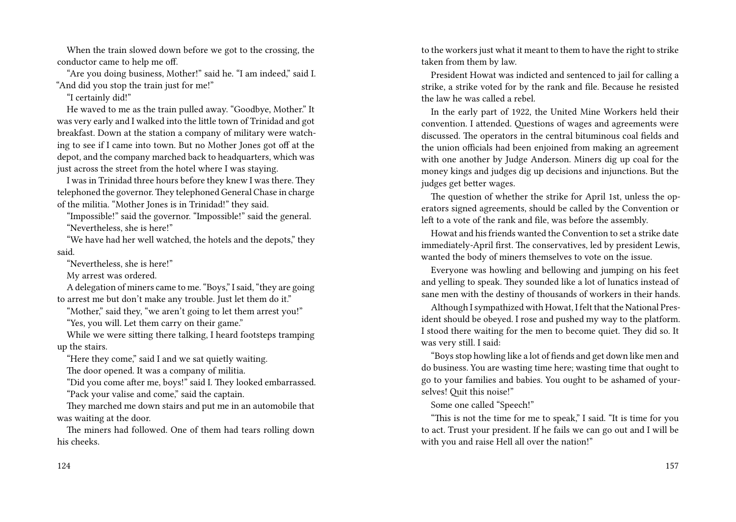When the train slowed down before we got to the crossing, the conductor came to help me off.

"Are you doing business, Mother!" said he. "I am indeed," said I. "And did you stop the train just for me!"

"I certainly did!"

He waved to me as the train pulled away. "Goodbye, Mother." It was very early and I walked into the little town of Trinidad and got breakfast. Down at the station a company of military were watching to see if I came into town. But no Mother Jones got off at the depot, and the company marched back to headquarters, which was just across the street from the hotel where I was staying.

I was in Trinidad three hours before they knew I was there. They telephoned the governor. They telephoned General Chase in charge of the militia. "Mother Jones is in Trinidad!" they said.

"Impossible!" said the governor. "Impossible!" said the general.

"Nevertheless, she is here!"

"We have had her well watched, the hotels and the depots," they said.

"Nevertheless, she is here!"

My arrest was ordered.

A delegation of miners came to me. "Boys," I said, "they are going to arrest me but don't make any trouble. Just let them do it."

"Mother," said they, "we aren't going to let them arrest you!"

"Yes, you will. Let them carry on their game."

While we were sitting there talking, I heard footsteps tramping up the stairs.

"Here they come," said I and we sat quietly waiting.

The door opened. It was a company of militia.

"Did you come after me, boys!" said I. They looked embarrassed.

"Pack your valise and come," said the captain.

They marched me down stairs and put me in an automobile that was waiting at the door.

The miners had followed. One of them had tears rolling down his cheeks.

to the workers just what it meant to them to have the right to strike taken from them by law.

President Howat was indicted and sentenced to jail for calling a strike, a strike voted for by the rank and file. Because he resisted the law he was called a rebel.

In the early part of 1922, the United Mine Workers held their convention. I attended. Questions of wages and agreements were discussed. The operators in the central bituminous coal fields and the union officials had been enjoined from making an agreement with one another by Judge Anderson. Miners dig up coal for the money kings and judges dig up decisions and injunctions. But the judges get better wages.

The question of whether the strike for April 1st, unless the operators signed agreements, should be called by the Convention or left to a vote of the rank and file, was before the assembly.

Howat and his friends wanted the Convention to set a strike date immediately-April first. The conservatives, led by president Lewis, wanted the body of miners themselves to vote on the issue.

Everyone was howling and bellowing and jumping on his feet and yelling to speak. They sounded like a lot of lunatics instead of sane men with the destiny of thousands of workers in their hands.

Although I sympathized with Howat, I felt that the National President should be obeyed. I rose and pushed my way to the platform. I stood there waiting for the men to become quiet. They did so. It was very still. I said:

"Boys stop howling like a lot of fiends and get down like men and do business. You are wasting time here; wasting time that ought to go to your families and babies. You ought to be ashamed of yourselves! Quit this noise!"

Some one called "Speech!"

"This is not the time for me to speak," I said. "It is time for you to act. Trust your president. If he fails we can go out and I will be with you and raise Hell all over the nation!"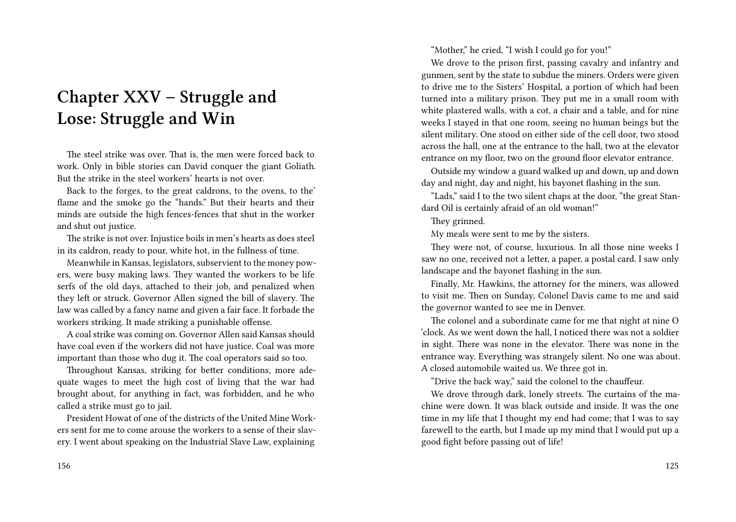# Chapter XXV – Struggle and Lose: Struggle and Win

The steel strike was over. That is, the men were forced back to work. Only in bible stories can David conquer the giant Goliath. But the strike in the steel workers' hearts is not over.

Back to the forges, to the great caldrons, to the ovens, to the' flame and the smoke go the "hands." But their hearts and their minds are outside the high fences-fences that shut in the worker and shut out justice.

The strike is not over. Injustice boils in men's hearts as does steel in its caldron, ready to pour, white hot, in the fullness of time.

Meanwhile in Kansas, legislators, subservient to the money powers, were busy making laws. They wanted the workers to be life serfs of the old days, attached to their job, and penalized when they left or struck. Governor Allen signed the bill of slavery. The law was called by a fancy name and given a fair face. It forbade the workers striking. It made striking a punishable offense.

A coal strike was coming on. Governor Allen said Kansas should have coal even if the workers did not have justice. Coal was more important than those who dug it. The coal operators said so too.

Throughout Kansas, striking for better conditions, more adequate wages to meet the high cost of living that the war had brought about, for anything in fact, was forbidden, and he who called a strike must go to jail.

President Howat of one of the districts of the United Mine Workers sent for me to come arouse the workers to a sense of their slavery. I went about speaking on the Industrial Slave Law, explaining

"Mother," he cried, "I wish I could go for you!"

We drove to the prison first, passing cavalry and infantry and gunmen, sent by the state to subdue the miners. Orders were given to drive me to the Sisters' Hospital, a portion of which had been turned into a military prison. They put me in a small room with white plastered walls, with a cot, a chair and a table, and for nine weeks I stayed in that one room, seeing no human beings but the silent military. One stood on either side of the cell door, two stood across the hall, one at the entrance to the hall, two at the elevator entrance on my floor, two on the ground floor elevator entrance.

Outside my window a guard walked up and down, up and down day and night, day and night, his bayonet flashing in the sun.

"Lads," said I to the two silent chaps at the door, "the great Standard Oil is certainly afraid of an old woman!"

They grinned.

My meals were sent to me by the sisters.

They were not, of course, luxurious. In all those nine weeks I saw no one, received not a letter, a paper, a postal card. I saw only landscape and the bayonet flashing in the sun.

Finally, Mr. Hawkins, the attorney for the miners, was allowed to visit me. Then on Sunday, Colonel Davis came to me and said the governor wanted to see me in Denver.

The colonel and a subordinate came for me that night at nine O 'clock. As we went down the hall, I noticed there was not a soldier in sight. There was none in the elevator. There was none in the entrance way. Everything was strangely silent. No one was about. A closed automobile waited us. We three got in.

"Drive the back way," said the colonel to the chauffeur.

We drove through dark, lonely streets. The curtains of the machine were down. It was black outside and inside. It was the one time in my life that I thought my end had come; that I was to say farewell to the earth, but I made up my mind that I would put up a good fight before passing out of life!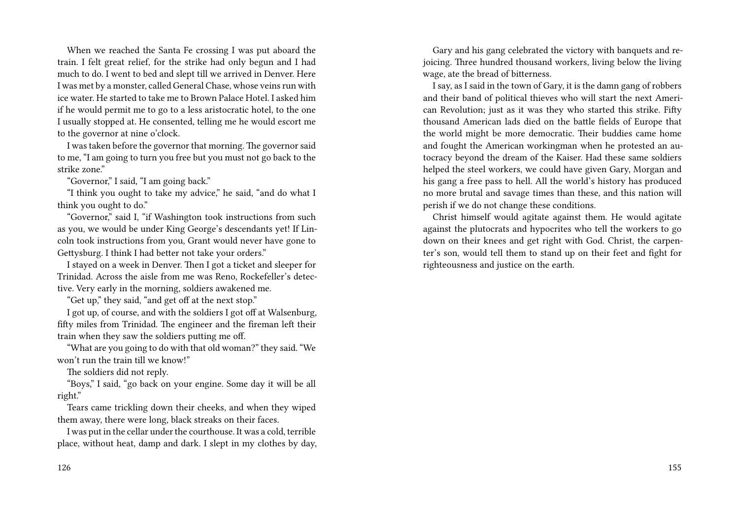When we reached the Santa Fe crossing I was put aboard the train. I felt great relief, for the strike had only begun and I had much to do. I went to bed and slept till we arrived in Denver. Here I was met by a monster, called General Chase, whose veins run with ice water. He started to take me to Brown Palace Hotel. I asked him if he would permit me to go to a less aristocratic hotel, to the one I usually stopped at. He consented, telling me he would escort me to the governor at nine o'clock.

I was taken before the governor that morning. The governor said to me, "I am going to turn you free but you must not go back to the strike zone."

"Governor," I said, "I am going back."

"I think you ought to take my advice," he said, "and do what I think you ought to do."

"Governor," said I, "if Washington took instructions from such as you, we would be under King George's descendants yet! If Lincoln took instructions from you, Grant would never have gone to Gettysburg. I think I had better not take your orders."

I stayed on a week in Denver. Then I got a ticket and sleeper for Trinidad. Across the aisle from me was Reno, Rockefeller's detective. Very early in the morning, soldiers awakened me.

"Get up," they said, "and get off at the next stop."

I got up, of course, and with the soldiers I got off at Walsenburg, fifty miles from Trinidad. The engineer and the fireman left their train when they saw the soldiers putting me off.

"What are you going to do with that old woman?" they said. "We won't run the train till we know!"

The soldiers did not reply.

"Boys," I said, "go back on your engine. Some day it will be all right."

Tears came trickling down their cheeks, and when they wiped them away, there were long, black streaks on their faces.

I was put in the cellar under the courthouse. It was a cold, terrible place, without heat, damp and dark. I slept in my clothes by day,

Gary and his gang celebrated the victory with banquets and rejoicing. Three hundred thousand workers, living below the living wage, ate the bread of bitterness.

I say, as I said in the town of Gary, it is the damn gang of robbers and their band of political thieves who will start the next American Revolution; just as it was they who started this strike. Fifty thousand American lads died on the battle fields of Europe that the world might be more democratic. Their buddies came home and fought the American workingman when he protested an autocracy beyond the dream of the Kaiser. Had these same soldiers helped the steel workers, we could have given Gary, Morgan and his gang a free pass to hell. All the world's history has produced no more brutal and savage times than these, and this nation will perish if we do not change these conditions.

Christ himself would agitate against them. He would agitate against the plutocrats and hypocrites who tell the workers to go down on their knees and get right with God. Christ, the carpenter's son, would tell them to stand up on their feet and fight for righteousness and justice on the earth.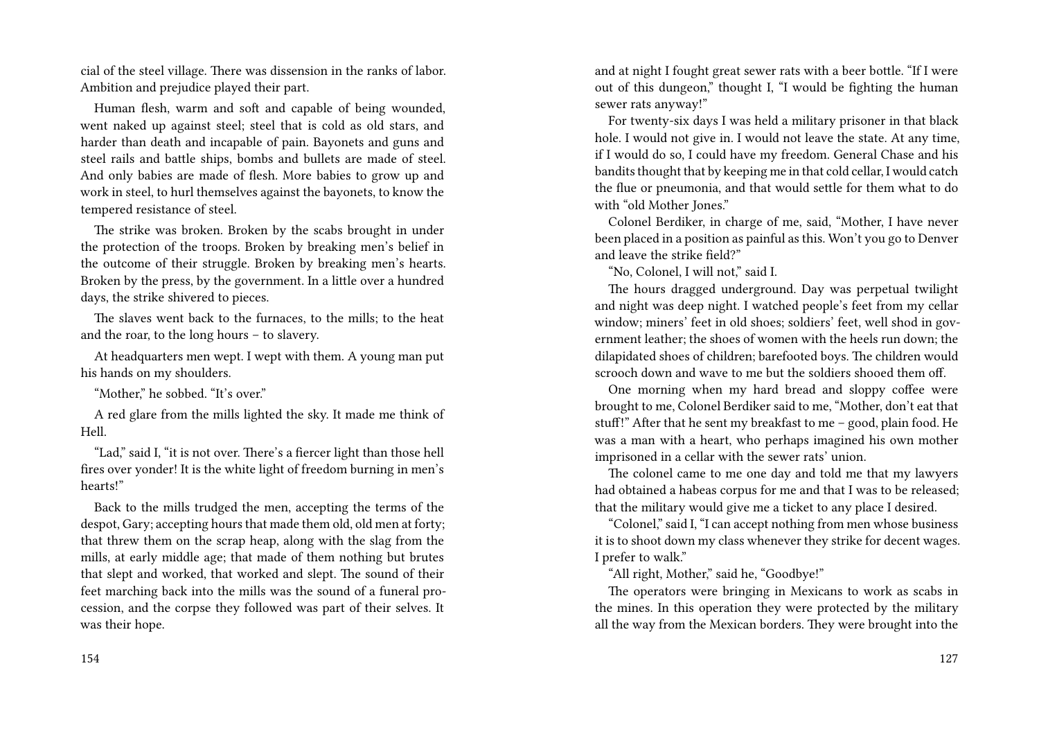cial of the steel village. There was dissension in the ranks of labor. Ambition and prejudice played their part.

Human flesh, warm and soft and capable of being wounded, went naked up against steel; steel that is cold as old stars, and harder than death and incapable of pain. Bayonets and guns and steel rails and battle ships, bombs and bullets are made of steel. And only babies are made of flesh. More babies to grow up and work in steel, to hurl themselves against the bayonets, to know the tempered resistance of steel.

The strike was broken. Broken by the scabs brought in under the protection of the troops. Broken by breaking men's belief in the outcome of their struggle. Broken by breaking men's hearts. Broken by the press, by the government. In a little over a hundred days, the strike shivered to pieces.

The slaves went back to the furnaces, to the mills; to the heat and the roar, to the long hours – to slavery.

At headquarters men wept. I wept with them. A young man put his hands on my shoulders.

"Mother," he sobbed. "It's over."

A red glare from the mills lighted the sky. It made me think of Hell.

"Lad," said I, "it is not over. There's a fiercer light than those hell fires over yonder! It is the white light of freedom burning in men's hearts!"

Back to the mills trudged the men, accepting the terms of the despot, Gary; accepting hours that made them old, old men at forty; that threw them on the scrap heap, along with the slag from the mills, at early middle age; that made of them nothing but brutes that slept and worked, that worked and slept. The sound of their feet marching back into the mills was the sound of a funeral procession, and the corpse they followed was part of their selves. It was their hope.

and at night I fought great sewer rats with a beer bottle. "If I were out of this dungeon," thought I, "I would be fighting the human sewer rats anyway!"

For twenty-six days I was held a military prisoner in that black hole. I would not give in. I would not leave the state. At any time, if I would do so, I could have my freedom. General Chase and his bandits thought that by keeping me in that cold cellar, I would catch the flue or pneumonia, and that would settle for them what to do with "old Mother Jones."

Colonel Berdiker, in charge of me, said, "Mother, I have never been placed in a position as painful as this. Won't you go to Denver and leave the strike field?"

"No, Colonel, I will not," said I.

The hours dragged underground. Day was perpetual twilight and night was deep night. I watched people's feet from my cellar window; miners' feet in old shoes; soldiers' feet, well shod in government leather; the shoes of women with the heels run down; the dilapidated shoes of children; barefooted boys. The children would scrooch down and wave to me but the soldiers shooed them off.

One morning when my hard bread and sloppy coffee were brought to me, Colonel Berdiker said to me, "Mother, don't eat that stuff!" After that he sent my breakfast to me – good, plain food. He was a man with a heart, who perhaps imagined his own mother imprisoned in a cellar with the sewer rats' union.

The colonel came to me one day and told me that my lawyers had obtained a habeas corpus for me and that I was to be released; that the military would give me a ticket to any place I desired.

"Colonel," said I, "I can accept nothing from men whose business it is to shoot down my class whenever they strike for decent wages. I prefer to walk."

"All right, Mother," said he, "Goodbye!"

The operators were bringing in Mexicans to work as scabs in the mines. In this operation they were protected by the military all the way from the Mexican borders. They were brought into the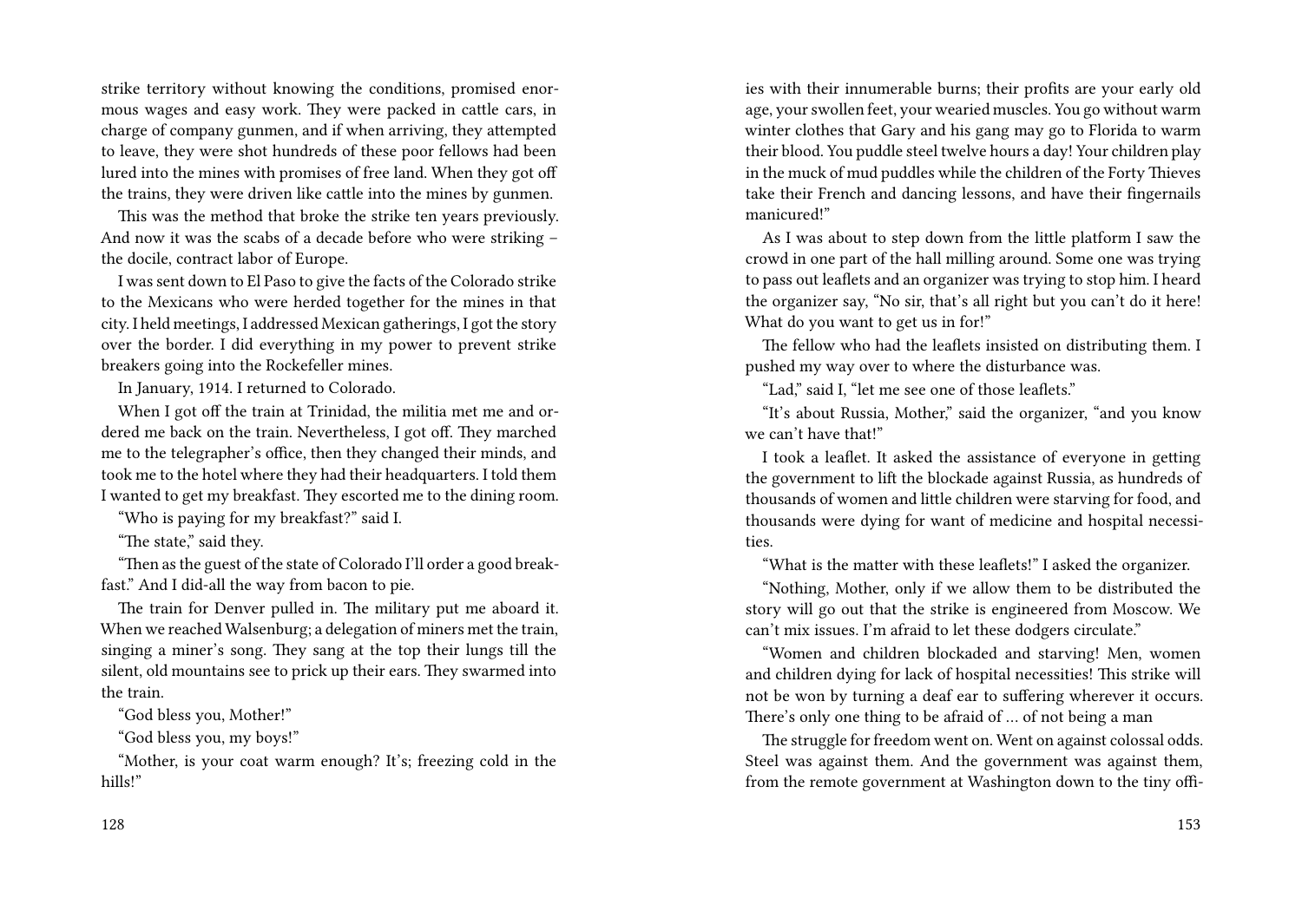strike territory without knowing the conditions, promised enormous wages and easy work. They were packed in cattle cars, in charge of company gunmen, and if when arriving, they attempted to leave, they were shot hundreds of these poor fellows had been lured into the mines with promises of free land. When they got off the trains, they were driven like cattle into the mines by gunmen.

This was the method that broke the strike ten years previously. And now it was the scabs of a decade before who were striking – the docile, contract labor of Europe.

I was sent down to El Paso to give the facts of the Colorado strike to the Mexicans who were herded together for the mines in that city. I held meetings, I addressed Mexican gatherings, I got the story over the border. I did everything in my power to prevent strike breakers going into the Rockefeller mines.

In January, 1914. I returned to Colorado.

When I got off the train at Trinidad, the militia met me and ordered me back on the train. Nevertheless, I got off. They marched me to the telegrapher's office, then they changed their minds, and took me to the hotel where they had their headquarters. I told them I wanted to get my breakfast. They escorted me to the dining room.

"Who is paying for my breakfast?" said I.

"The state," said they.

"Then as the guest of the state of Colorado I'll order a good breakfast." And I did-all the way from bacon to pie.

The train for Denver pulled in. The military put me aboard it. When we reached Walsenburg; a delegation of miners met the train, singing a miner's song. They sang at the top their lungs till the silent, old mountains see to prick up their ears. They swarmed into the train.

"God bless you, Mother!"

"God bless you, my boys!"

"Mother, is your coat warm enough? It's; freezing cold in the hills!"

ies with their innumerable burns; their profits are your early old age, your swollen feet, your wearied muscles. You go without warm winter clothes that Gary and his gang may go to Florida to warm their blood. You puddle steel twelve hours a day! Your children play in the muck of mud puddles while the children of the Forty Thieves take their French and dancing lessons, and have their fingernails manicured!"

As I was about to step down from the little platform I saw the crowd in one part of the hall milling around. Some one was trying to pass out leaflets and an organizer was trying to stop him. I heard the organizer say, "No sir, that's all right but you can't do it here! What do you want to get us in for!"

The fellow who had the leaflets insisted on distributing them. I pushed my way over to where the disturbance was.

"Lad," said I, "let me see one of those leaflets."

"It's about Russia, Mother," said the organizer, "and you know we can't have that!"

I took a leaflet. It asked the assistance of everyone in getting the government to lift the blockade against Russia, as hundreds of thousands of women and little children were starving for food, and thousands were dying for want of medicine and hospital necessities.

"What is the matter with these leaflets!" I asked the organizer.

"Nothing, Mother, only if we allow them to be distributed the story will go out that the strike is engineered from Moscow. We can't mix issues. I'm afraid to let these dodgers circulate."

"Women and children blockaded and starving! Men, women and children dying for lack of hospital necessities! This strike will not be won by turning a deaf ear to suffering wherever it occurs. There's only one thing to be afraid of … of not being a man

The struggle for freedom went on. Went on against colossal odds. Steel was against them. And the government was against them, from the remote government at Washington down to the tiny offi-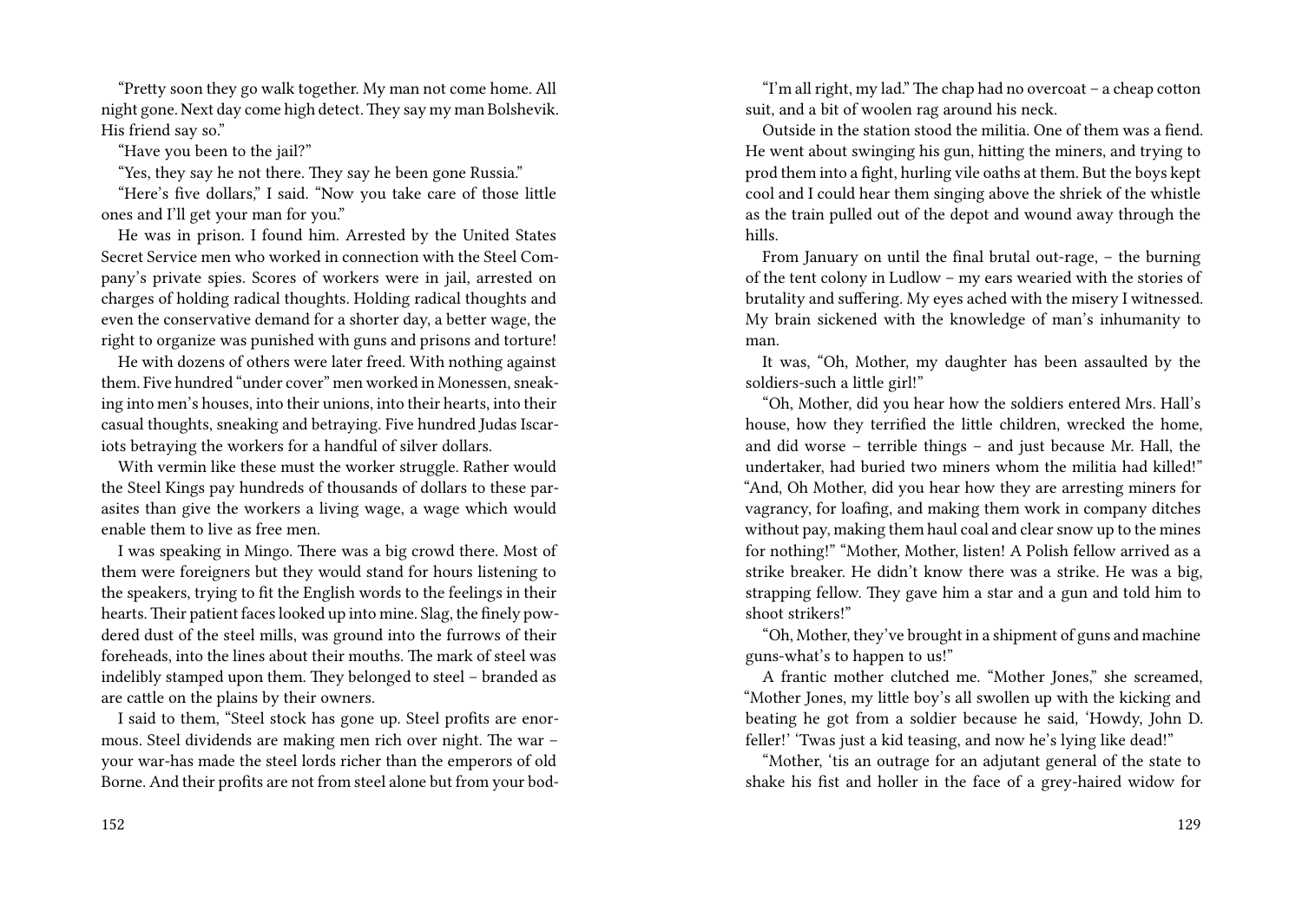"Pretty soon they go walk together. My man not come home. All night gone. Next day come high detect. They say my man Bolshevik. His friend say so."

"Have you been to the jail?"

"Yes, they say he not there. They say he been gone Russia."

"Here's five dollars," I said. "Now you take care of those little ones and I'll get your man for you."

He was in prison. I found him. Arrested by the United States Secret Service men who worked in connection with the Steel Company's private spies. Scores of workers were in jail, arrested on charges of holding radical thoughts. Holding radical thoughts and even the conservative demand for a shorter day, a better wage, the right to organize was punished with guns and prisons and torture!

He with dozens of others were later freed. With nothing against them. Five hundred "under cover" men worked in Monessen, sneaking into men's houses, into their unions, into their hearts, into their casual thoughts, sneaking and betraying. Five hundred Judas Iscariots betraying the workers for a handful of silver dollars.

With vermin like these must the worker struggle. Rather would the Steel Kings pay hundreds of thousands of dollars to these parasites than give the workers a living wage, a wage which would enable them to live as free men.

I was speaking in Mingo. There was a big crowd there. Most of them were foreigners but they would stand for hours listening to the speakers, trying to fit the English words to the feelings in their hearts. Their patient faces looked up into mine. Slag, the finely powdered dust of the steel mills, was ground into the furrows of their foreheads, into the lines about their mouths. The mark of steel was indelibly stamped upon them. They belonged to steel – branded as are cattle on the plains by their owners.

I said to them, "Steel stock has gone up. Steel profits are enormous. Steel dividends are making men rich over night. The war – your war-has made the steel lords richer than the emperors of old Borne. And their profits are not from steel alone but from your bod-

"I'm all right, my lad." The chap had no overcoat – a cheap cotton suit, and a bit of woolen rag around his neck.

Outside in the station stood the militia. One of them was a fiend. He went about swinging his gun, hitting the miners, and trying to prod them into a fight, hurling vile oaths at them. But the boys kept cool and I could hear them singing above the shriek of the whistle as the train pulled out of the depot and wound away through the hills.

From January on until the final brutal out-rage, – the burning of the tent colony in Ludlow – my ears wearied with the stories of brutality and suffering. My eyes ached with the misery I witnessed. My brain sickened with the knowledge of man's inhumanity to man.

It was, "Oh, Mother, my daughter has been assaulted by the soldiers-such a little girl!"

"Oh, Mother, did you hear how the soldiers entered Mrs. Hall's house, how they terrified the little children, wrecked the home, and did worse – terrible things – and just because Mr. Hall, the undertaker, had buried two miners whom the militia had killed!" "And, Oh Mother, did you hear how they are arresting miners for vagrancy, for loafing, and making them work in company ditches without pay, making them haul coal and clear snow up to the mines for nothing!" "Mother, Mother, listen! A Polish fellow arrived as a strike breaker. He didn't know there was a strike. He was a big, strapping fellow. They gave him a star and a gun and told him to shoot strikers!"

"Oh, Mother, they've brought in a shipment of guns and machine guns-what's to happen to us!"

A frantic mother clutched me. "Mother Jones," she screamed, "Mother Jones, my little boy's all swollen up with the kicking and beating he got from a soldier because he said, 'Howdy, John D. feller!' 'Twas just a kid teasing, and now he's lying like dead!"

"Mother, 'tis an outrage for an adjutant general of the state to shake his fist and holler in the face of a grey-haired widow for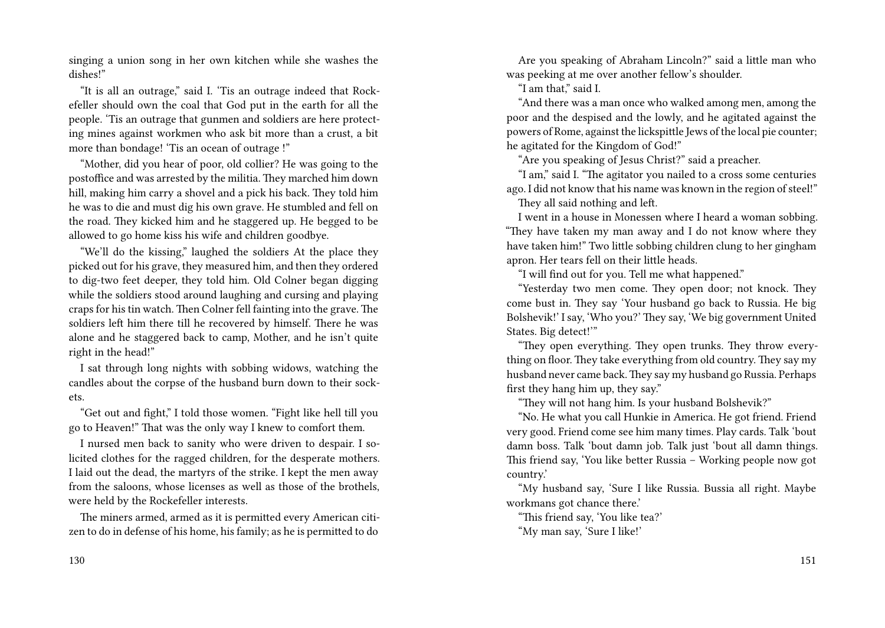singing a union song in her own kitchen while she washes the dishes!"

"It is all an outrage," said I. 'Tis an outrage indeed that Rockefeller should own the coal that God put in the earth for all the people. 'Tis an outrage that gunmen and soldiers are here protecting mines against workmen who ask bit more than a crust, a bit more than bondage! 'Tis an ocean of outrage !"

"Mother, did you hear of poor, old collier? He was going to the postoffice and was arrested by the militia. They marched him down hill, making him carry a shovel and a pick his back. They told him he was to die and must dig his own grave. He stumbled and fell on the road. They kicked him and he staggered up. He begged to be allowed to go home kiss his wife and children goodbye.

"We'll do the kissing," laughed the soldiers At the place they picked out for his grave, they measured him, and then they ordered to dig-two feet deeper, they told him. Old Colner began digging while the soldiers stood around laughing and cursing and playing craps for his tin watch. Then Colner fell fainting into the grave. The soldiers left him there till he recovered by himself. There he was alone and he staggered back to camp, Mother, and he isn't quite right in the head!"

I sat through long nights with sobbing widows, watching the candles about the corpse of the husband burn down to their sockets.

"Get out and fight," I told those women. "Fight like hell till you go to Heaven!" That was the only way I knew to comfort them.

I nursed men back to sanity who were driven to despair. I solicited clothes for the ragged children, for the desperate mothers. I laid out the dead, the martyrs of the strike. I kept the men away from the saloons, whose licenses as well as those of the brothels, were held by the Rockefeller interests.

The miners armed, armed as it is permitted every American citizen to do in defense of his home, his family; as he is permitted to do

Are you speaking of Abraham Lincoln?" said a little man who was peeking at me over another fellow's shoulder.

"I am that," said I.

"And there was a man once who walked among men, among the poor and the despised and the lowly, and he agitated against the powers of Rome, against the lickspittle Jews of the local pie counter; he agitated for the Kingdom of God!"

"Are you speaking of Jesus Christ?" said a preacher.

"I am," said I. "The agitator you nailed to a cross some centuries ago. I did not know that his name was known in the region of steel!"

They all said nothing and left.

I went in a house in Monessen where I heard a woman sobbing. "They have taken my man away and I do not know where they have taken him!" Two little sobbing children clung to her gingham apron. Her tears fell on their little heads.

"I will find out for you. Tell me what happened."

"Yesterday two men come. They open door; not knock. They come bust in. They say 'Your husband go back to Russia. He big Bolshevik!' I say, 'Who you?' They say, 'We big government United States. Big detect!'"

"They open everything. They open trunks. They throw everything on floor. They take everything from old country. They say my husband never came back. They say my husband go Russia. Perhaps first they hang him up, they say."

"They will not hang him. Is your husband Bolshevik?"

"No. He what you call Hunkie in America. He got friend. Friend very good. Friend come see him many times. Play cards. Talk 'bout damn boss. Talk 'bout damn job. Talk just 'bout all damn things. This friend say, 'You like better Russia – Working people now got country.'

"My husband say, 'Sure I like Russia. Bussia all right. Maybe workmans got chance there.'

"This friend say, 'You like tea?'

"My man say, 'Sure I like!'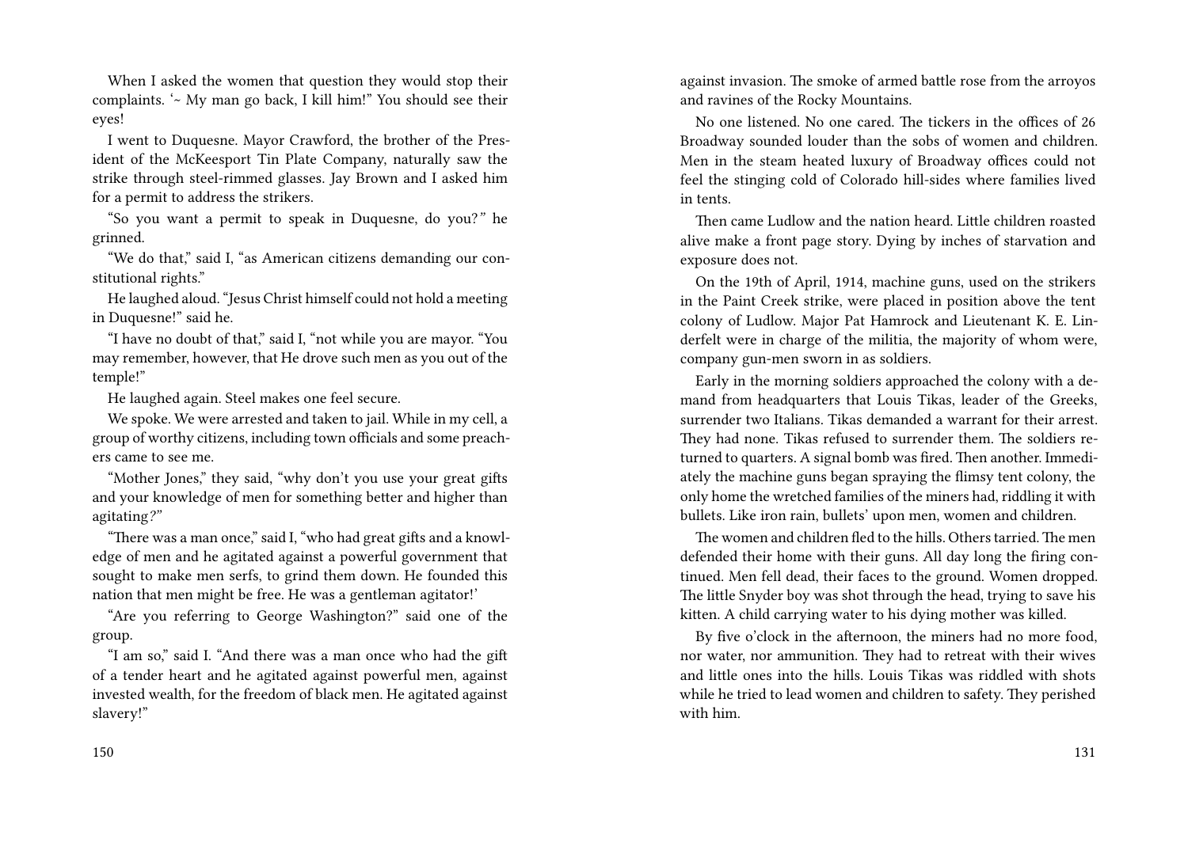When I asked the women that question they would stop their complaints. '~ My man go back, I kill him!" You should see their eyes!

I went to Duquesne. Mayor Crawford, the brother of the President of the McKeesport Tin Plate Company, naturally saw the strike through steel-rimmed glasses. Jay Brown and I asked him for a permit to address the strikers.

"So you want a permit to speak in Duquesne, do you?" he grinned.

"We do that," said I, "as American citizens demanding our constitutional rights."

He laughed aloud. "Jesus Christ himself could not hold a meeting in Duquesne!" said he.

"I have no doubt of that," said I, "not while you are mayor. "You may remember, however, that He drove such men as you out of the temple!"

He laughed again. Steel makes one feel secure.

We spoke. We were arrested and taken to jail. While in my cell, a group of worthy citizens, including town officials and some preachers came to see me.

"Mother Jones," they said, "why don't you use your great gifts and your knowledge of men for something better and higher than agitating?"

"There was a man once," said I, "who had great gifts and a knowledge of men and he agitated against a powerful government that sought to make men serfs, to grind them down. He founded this nation that men might be free. He was a gentleman agitator!'

"Are you referring to George Washington?" said one of the group.

"I am so," said I. "And there was a man once who had the gift of a tender heart and he agitated against powerful men, against invested wealth, for the freedom of black men. He agitated against slavery!"

against invasion. The smoke of armed battle rose from the arroyos and ravines of the Rocky Mountains.

No one listened. No one cared. The tickers in the offices of 26 Broadway sounded louder than the sobs of women and children. Men in the steam heated luxury of Broadway offices could not feel the stinging cold of Colorado hill-sides where families lived in tents.

Then came Ludlow and the nation heard. Little children roasted alive make a front page story. Dying by inches of starvation and exposure does not.

On the 19th of April, 1914, machine guns, used on the strikers in the Paint Creek strike, were placed in position above the tent colony of Ludlow. Major Pat Hamrock and Lieutenant K. E. Linderfelt were in charge of the militia, the majority of whom were, company gun-men sworn in as soldiers.

Early in the morning soldiers approached the colony with a demand from headquarters that Louis Tikas, leader of the Greeks, surrender two Italians. Tikas demanded a warrant for their arrest. They had none. Tikas refused to surrender them. The soldiers returned to quarters. A signal bomb was fired. Then another. Immediately the machine guns began spraying the flimsy tent colony, the only home the wretched families of the miners had, riddling it with bullets. Like iron rain, bullets' upon men, women and children.

The women and children fled to the hills. Others tarried. The men defended their home with their guns. All day long the firing continued. Men fell dead, their faces to the ground. Women dropped. The little Snyder boy was shot through the head, trying to save his kitten. A child carrying water to his dying mother was killed.

By five o'clock in the afternoon, the miners had no more food, nor water, nor ammunition. They had to retreat with their wives and little ones into the hills. Louis Tikas was riddled with shots while he tried to lead women and children to safety. They perished with him.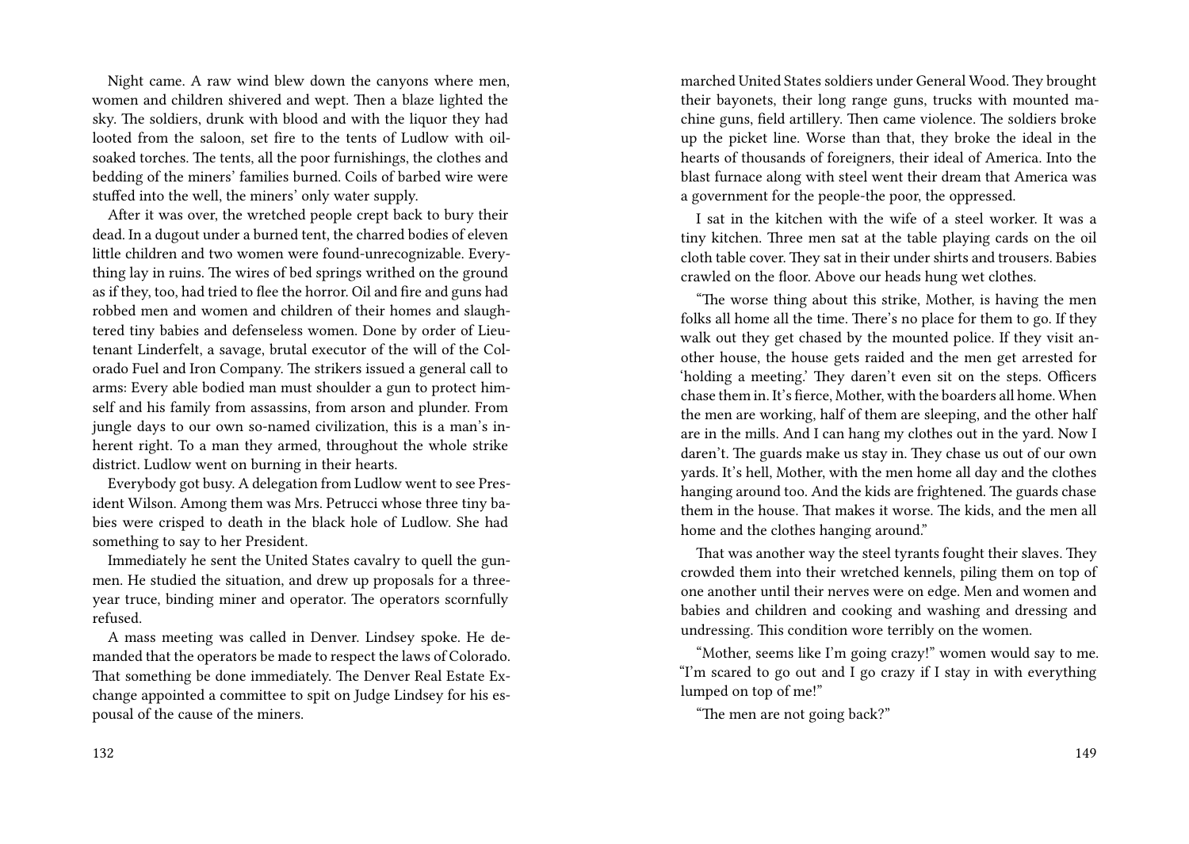Night came. A raw wind blew down the canyons where men, women and children shivered and wept. Then a blaze lighted the sky. The soldiers, drunk with blood and with the liquor they had looted from the saloon, set fire to the tents of Ludlow with oil-soaked torches. The tents, all the poor furnishings, the clothes and bedding of the miners' families burned. Coils of barbed wire were stuffed into the well, the miners' only water supply.

After it was over, the wretched people crept back to bury their dead. In a dugout under a burned tent, the charred bodies of eleven little children and two women were found-unrecognizable. Everything lay in ruins. The wires of bed springs writhed on the ground as if they, too, had tried to flee the horror. Oil and fire and guns had robbed men and women and children of their homes and slaughtered tiny babies and defenseless women. Done by order of Lieutenant Linderfelt, a savage, brutal executor of the will of the Colorado Fuel and Iron Company. The strikers issued a general call to arms: Every able bodied man must shoulder a gun to protect himself and his family from assassins, from arson and plunder. From jungle days to our own so-named civilization, this is a man's inherent right. To a man they armed, throughout the whole strike district. Ludlow went on burning in their hearts.

Everybody got busy. A delegation from Ludlow went to see President Wilson. Among them was Mrs. Petrucci whose three tiny babies were crisped to death in the black hole of Ludlow. She had something to say to her President.

Immediately he sent the United States cavalry to quell the gunmen. He studied the situation, and drew up proposals for a three-year truce, binding miner and operator. The operators scornfully refused.

A mass meeting was called in Denver. Lindsey spoke. He demanded that the operators be made to respect the laws of Colorado. That something be done immediately. The Denver Real Estate Exchange appointed a committee to spit on Judge Lindsey for his espousal of the cause of the miners.

marched United States soldiers under General Wood. They brought their bayonets, their long range guns, trucks with mounted machine guns, field artillery. Then came violence. The soldiers broke up the picket line. Worse than that, they broke the ideal in the hearts of thousands of foreigners, their ideal of America. Into the blast furnace along with steel went their dream that America was a government for the people-the poor, the oppressed.

I sat in the kitchen with the wife of a steel worker. It was a tiny kitchen. Three men sat at the table playing cards on the oil cloth table cover. They sat in their under shirts and trousers. Babies crawled on the floor. Above our heads hung wet clothes.

"The worse thing about this strike, Mother, is having the men folks all home all the time. There's no place for them to go. If they walk out they get chased by the mounted police. If they visit another house, the house gets raided and the men get arrested for 'holding a meeting.' They daren't even sit on the steps. Officers chase them in. It's fierce, Mother, with the boarders all home. When the men are working, half of them are sleeping, and the other half are in the mills. And I can hang my clothes out in the yard. Now I daren't. The guards make us stay in. They chase us out of our own yards. It's hell, Mother, with the men home all day and the clothes hanging around too. And the kids are frightened. The guards chase them in the house. That makes it worse. The kids, and the men all home and the clothes hanging around."

That was another way the steel tyrants fought their slaves. They crowded them into their wretched kennels, piling them on top of one another until their nerves were on edge. Men and women and babies and children and cooking and washing and dressing and undressing. This condition wore terribly on the women.

"Mother, seems like I'm going crazy!" women would say to me. "I'm scared to go out and I go crazy if I stay in with everything lumped on top of me!"

"The men are not going back?"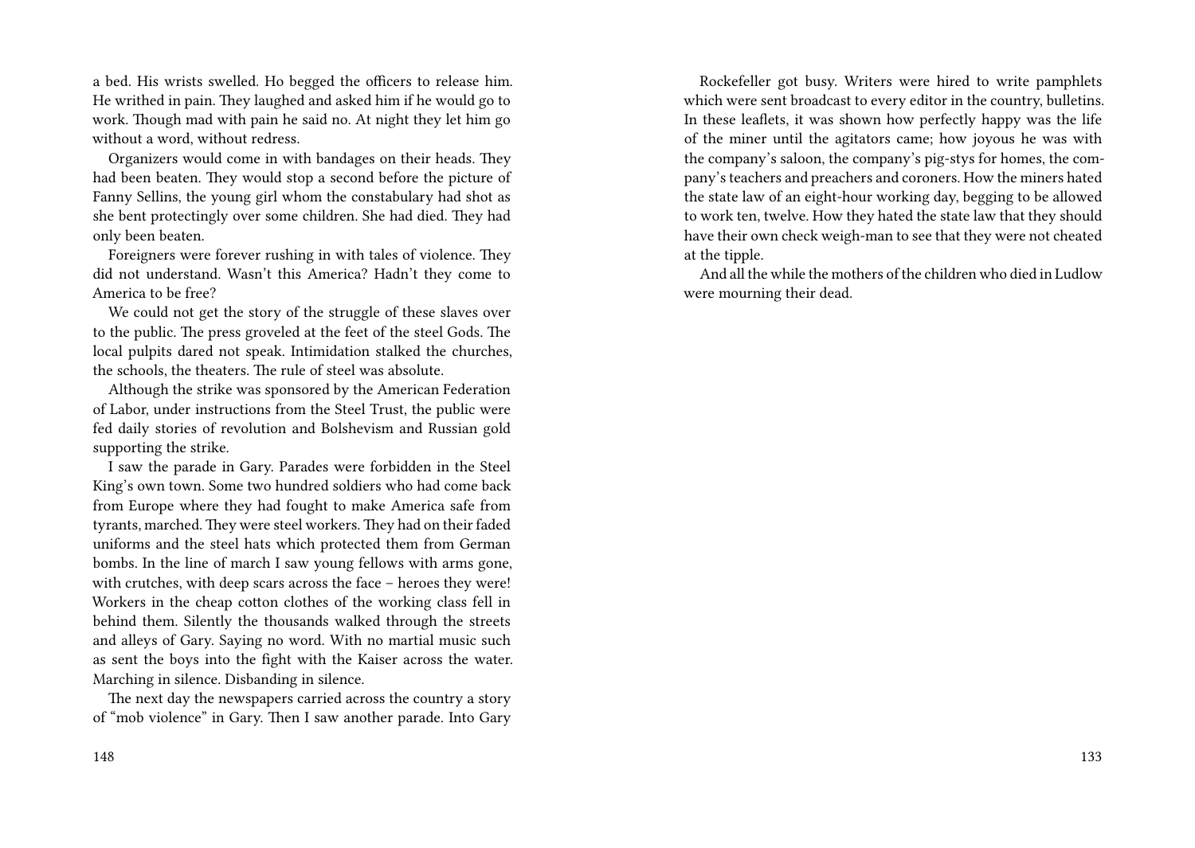a bed. His wrists swelled. Ho begged the officers to release him. He writhed in pain. They laughed and asked him if he would go to work. Though mad with pain he said no. At night they let him go without a word, without redress.

Organizers would come in with bandages on their heads. They had been beaten. They would stop a second before the picture of Fanny Sellins, the young girl whom the constabulary had shot as she bent protectingly over some children. She had died. They had only been beaten.

Foreigners were forever rushing in with tales of violence. They did not understand. Wasn't this America? Hadn't they come to America to be free?

We could not get the story of the struggle of these slaves over to the public. The press groveled at the feet of the steel Gods. The local pulpits dared not speak. Intimidation stalked the churches, the schools, the theaters. The rule of steel was absolute.

Although the strike was sponsored by the American Federation of Labor, under instructions from the Steel Trust, the public were fed daily stories of revolution and Bolshevism and Russian gold supporting the strike.

I saw the parade in Gary. Parades were forbidden in the Steel King's own town. Some two hundred soldiers who had come back from Europe where they had fought to make America safe from tyrants, marched. They were steel workers. They had on their faded uniforms and the steel hats which protected them from German bombs. In the line of march I saw young fellows with arms gone, with crutches, with deep scars across the face – heroes they were! Workers in the cheap cotton clothes of the working class fell in behind them. Silently the thousands walked through the streets and alleys of Gary. Saying no word. With no martial music such as sent the boys into the fight with the Kaiser across the water. Marching in silence. Disbanding in silence.

The next day the newspapers carried across the country a story of "mob violence" in Gary. Then I saw another parade. Into Gary

Rockefeller got busy. Writers were hired to write pamphlets which were sent broadcast to every editor in the country, bulletins. In these leaflets, it was shown how perfectly happy was the life of the miner until the agitators came; how joyous he was with the company's saloon, the company's pig-stys for homes, the company's teachers and preachers and coroners. How the miners hated the state law of an eight-hour working day, begging to be allowed to work ten, twelve. How they hated the state law that they should have their own check weigh-man to see that they were not cheated at the tipple.

And all the while the mothers of the children who died in Ludlow were mourning their dead.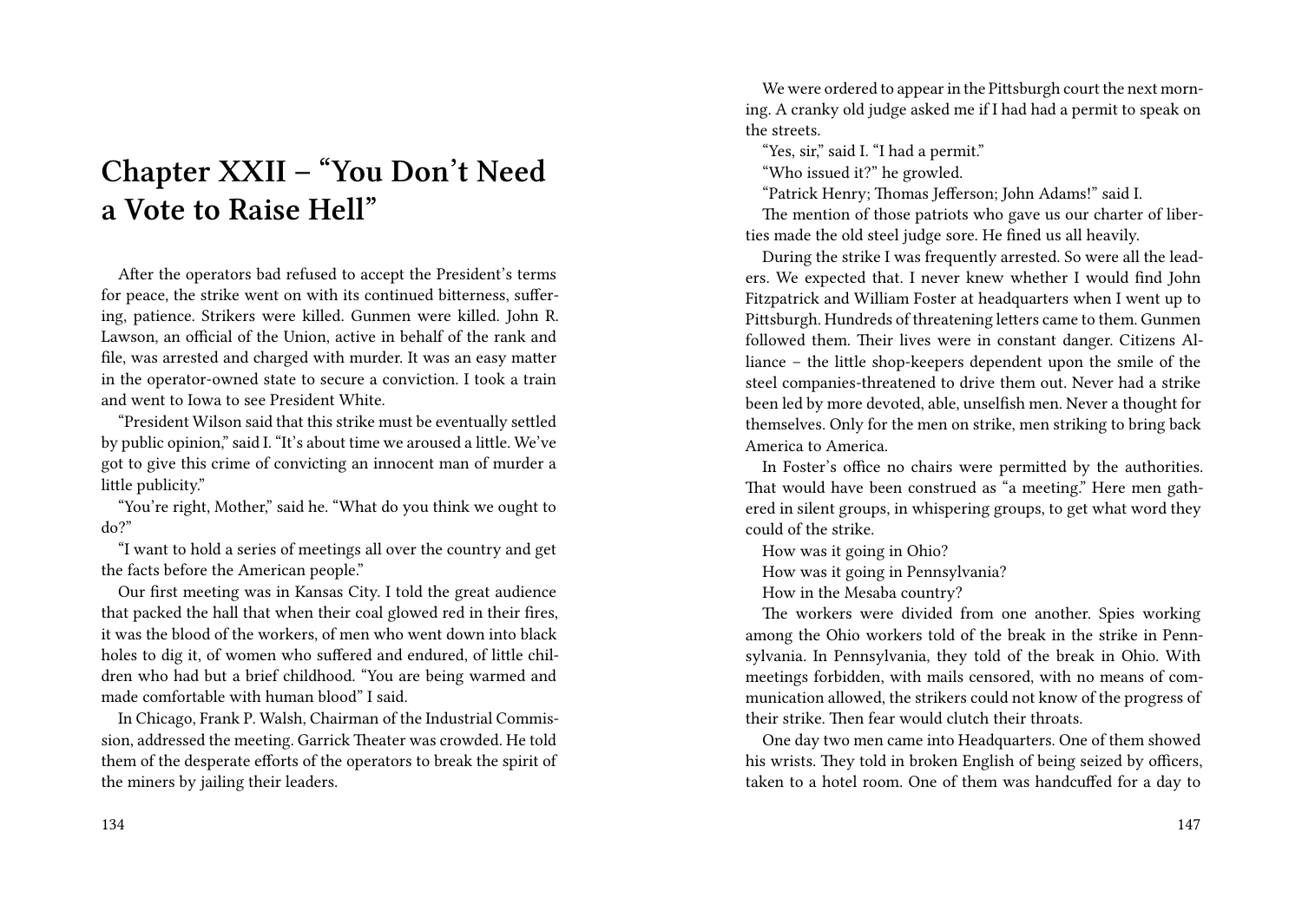# Chapter XXII – "You Don't Need a Vote to Raise Hell"

After the operators bad refused to accept the President's terms for peace, the strike went on with its continued bitterness, suffering, patience. Strikers were killed. Gunmen were killed. John R. Lawson, an official of the Union, active in behalf of the rank and file, was arrested and charged with murder. It was an easy matter in the operator-owned state to secure a conviction. I took a train and went to Iowa to see President White.

"President Wilson said that this strike must be eventually settled by public opinion," said I. "It's about time we aroused a little. We've got to give this crime of convicting an innocent man of murder a little publicity."

"You're right, Mother," said he. "What do you think we ought to do?"

"I want to hold a series of meetings all over the country and get the facts before the American people."

Our first meeting was in Kansas City. I told the great audience that packed the hall that when their coal glowed red in their fires, it was the blood of the workers, of men who went down into black holes to dig it, of women who suffered and endured, of little children who had but a brief childhood. "You are being warmed and made comfortable with human blood" I said.

In Chicago, Frank P. Walsh, Chairman of the Industrial Commission, addressed the meeting. Garrick Theater was crowded. He told them of the desperate efforts of the operators to break the spirit of the miners by jailing their leaders.

We were ordered to appear in the Pittsburgh court the next morning. A cranky old judge asked me if I had had a permit to speak on the streets.

"Yes, sir," said I. "I had a permit."

"Who issued it?" he growled.

"Patrick Henry; Thomas Jefferson; John Adams!" said I.

The mention of those patriots who gave us our charter of liberties made the old steel judge sore. He fined us all heavily.

During the strike I was frequently arrested. So were all the leaders. We expected that. I never knew whether I would find John Fitzpatrick and William Foster at headquarters when I went up to Pittsburgh. Hundreds of threatening letters came to them. Gunmen followed them. Their lives were in constant danger. Citizens Alliance – the little shop-keepers dependent upon the smile of the steel companies-threatened to drive them out. Never had a strike been led by more devoted, able, unselfish men. Never a thought for themselves. Only for the men on strike, men striking to bring back America to America.

In Foster's office no chairs were permitted by the authorities. That would have been construed as "a meeting." Here men gathered in silent groups, in whispering groups, to get what word they could of the strike.

How was it going in Ohio?

How was it going in Pennsylvania?

How in the Mesaba country?

The workers were divided from one another. Spies working among the Ohio workers told of the break in the strike in Pennsylvania. In Pennsylvania, they told of the break in Ohio. With meetings forbidden, with mails censored, with no means of communication allowed, the strikers could not know of the progress of their strike. Then fear would clutch their throats.

One day two men came into Headquarters. One of them showed his wrists. They told in broken English of being seized by officers, taken to a hotel room. One of them was handcuffed for a day to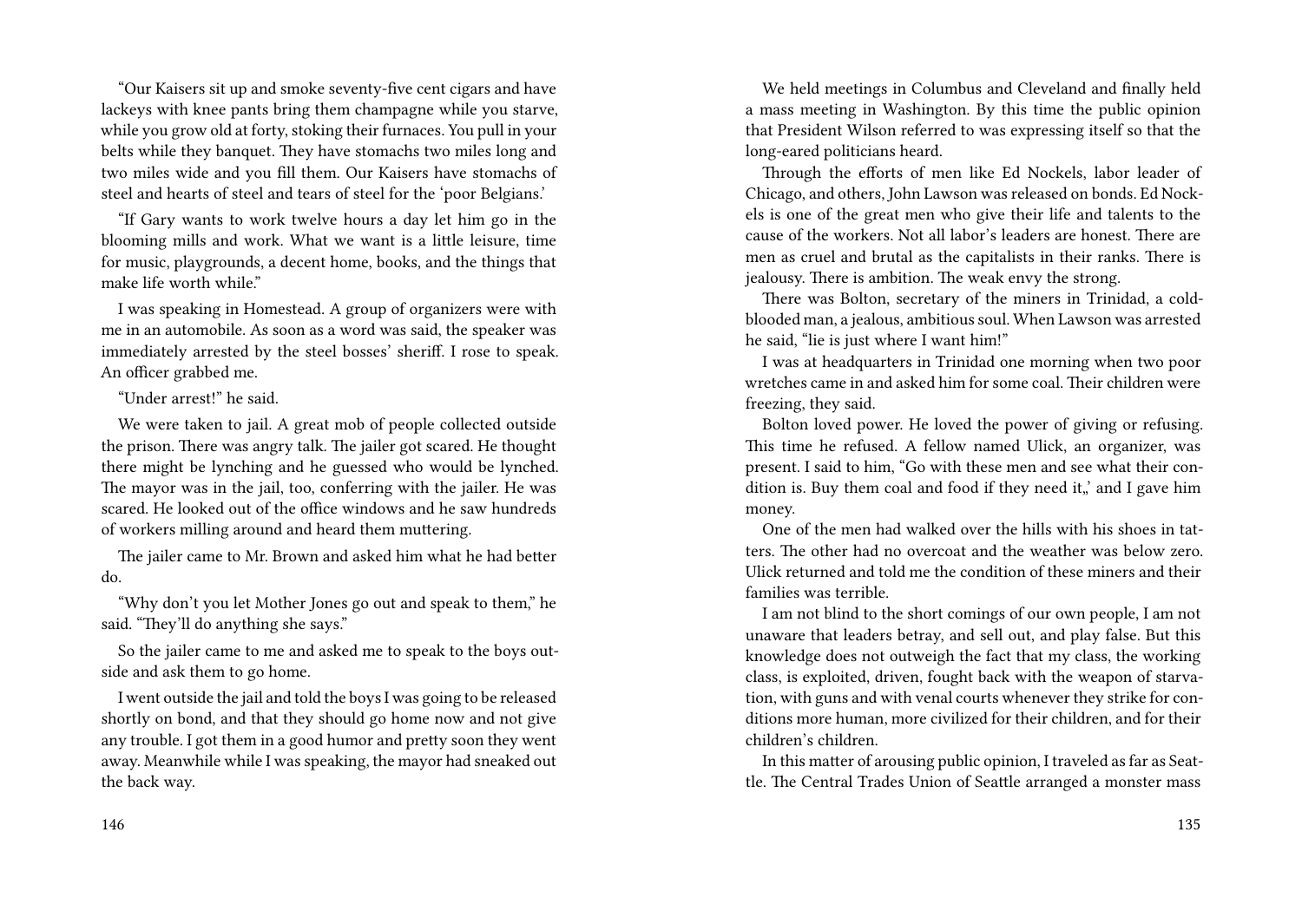"Our Kaisers sit up and smoke seventy-five cent cigars and have lackeys with knee pants bring them champagne while you starve, while you grow old at forty, stoking their furnaces. You pull in your belts while they banquet. They have stomachs two miles long and two miles wide and you fill them. Our Kaisers have stomachs of steel and hearts of steel and tears of steel for the 'poor Belgians.'

"If Gary wants to work twelve hours a day let him go in the blooming mills and work. What we want is a little leisure, time for music, playgrounds, a decent home, books, and the things that make life worth while."

I was speaking in Homestead. A group of organizers were with me in an automobile. As soon as a word was said, the speaker was immediately arrested by the steel bosses' sheriff. I rose to speak. An officer grabbed me.

"Under arrest!" he said.

We were taken to jail. A great mob of people collected outside the prison. There was angry talk. The jailer got scared. He thought there might be lynching and he guessed who would be lynched. The mayor was in the jail, too, conferring with the jailer. He was scared. He looked out of the office windows and he saw hundreds of workers milling around and heard them muttering.

The jailer came to Mr. Brown and asked him what he had better do.

"Why don't you let Mother Jones go out and speak to them," he said. "They'll do anything she says."

So the jailer came to me and asked me to speak to the boys outside and ask them to go home.

I went outside the jail and told the boys I was going to be released shortly on bond, and that they should go home now and not give any trouble. I got them in a good humor and pretty soon they went away. Meanwhile while I was speaking, the mayor had sneaked out the back way.

We held meetings in Columbus and Cleveland and finally held a mass meeting in Washington. By this time the public opinion that President Wilson referred to was expressing itself so that the long-eared politicians heard.

Through the efforts of men like Ed Nockels, labor leader of Chicago, and others, John Lawson was released on bonds. Ed Nockels is one of the great men who give their life and talents to the cause of the workers. Not all labor's leaders are honest. There are men as cruel and brutal as the capitalists in their ranks. There is jealousy. There is ambition. The weak envy the strong.

There was Bolton, secretary of the miners in Trinidad, a cold-blooded man, a jealous, ambitious soul. When Lawson was arrested he said, "lie is just where I want him!"

I was at headquarters in Trinidad one morning when two poor wretches came in and asked him for some coal. Their children were freezing, they said.

Bolton loved power. He loved the power of giving or refusing. This time he refused. A fellow named Ulick, an organizer, was present. I said to him, "Go with these men and see what their condition is. Buy them coal and food if they need it,,' and I gave him money.

One of the men had walked over the hills with his shoes in tatters. The other had no overcoat and the weather was below zero. Ulick returned and told me the condition of these miners and their families was terrible.

I am not blind to the short comings of our own people, I am not unaware that leaders betray, and sell out, and play false. But this knowledge does not outweigh the fact that my class, the working class, is exploited, driven, fought back with the weapon of starvation, with guns and with venal courts whenever they strike for conditions more human, more civilized for their children, and for their children's children.

In this matter of arousing public opinion, I traveled as far as Seattle. The Central Trades Union of Seattle arranged a monster mass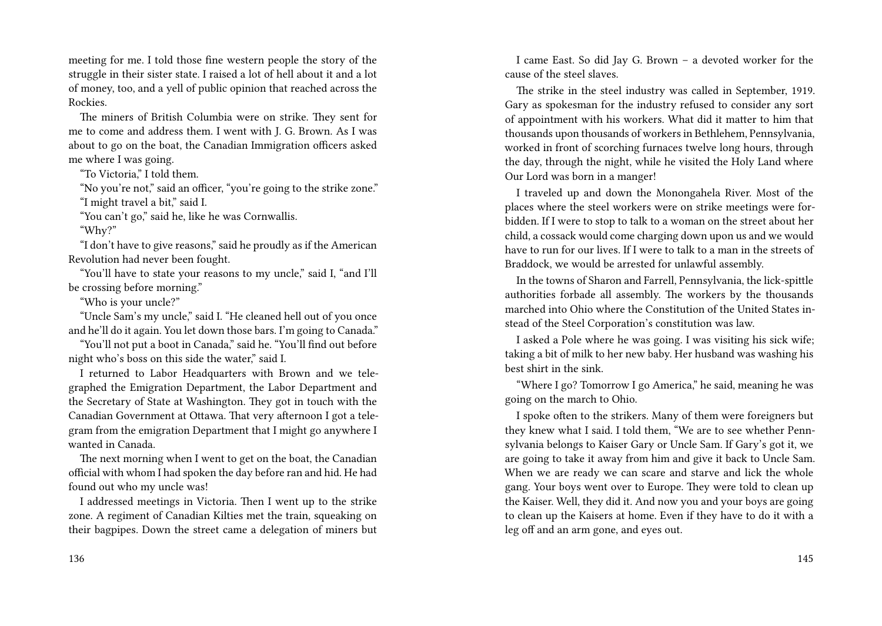meeting for me. I told those fine western people the story of the struggle in their sister state. I raised a lot of hell about it and a lot of money, too, and a yell of public opinion that reached across the Rockies.

The miners of British Columbia were on strike. They sent for me to come and address them. I went with J. G. Brown. As I was about to go on the boat, the Canadian Immigration officers asked me where I was going.

"To Victoria," I told them.

"No you're not," said an officer, "you're going to the strike zone."

"I might travel a bit," said I.

"You can't go," said he, like he was Cornwallis.

"Why?"

"I don't have to give reasons," said he proudly as if the American Revolution had never been fought.

"You'll have to state your reasons to my uncle," said I, "and I'll be crossing before morning."

"Who is your uncle?"

"Uncle Sam's my uncle," said I. "He cleaned hell out of you once and he'll do it again. You let down those bars. I'm going to Canada."

"You'll not put a boot in Canada," said he. "You'll find out before night who's boss on this side the water," said I.

I returned to Labor Headquarters with Brown and we telegraphed the Emigration Department, the Labor Department and the Secretary of State at Washington. They got in touch with the Canadian Government at Ottawa. That very afternoon I got a telegram from the emigration Department that I might go anywhere I wanted in Canada.

The next morning when I went to get on the boat, the Canadian official with whom I had spoken the day before ran and hid. He had found out who my uncle was!

I addressed meetings in Victoria. Then I went up to the strike zone. A regiment of Canadian Kilties met the train, squeaking on their bagpipes. Down the street came a delegation of miners but

I came East. So did Jay G. Brown – a devoted worker for the cause of the steel slaves.

The strike in the steel industry was called in September, 1919. Gary as spokesman for the industry refused to consider any sort of appointment with his workers. What did it matter to him that thousands upon thousands of workers in Bethlehem, Pennsylvania, worked in front of scorching furnaces twelve long hours, through the day, through the night, while he visited the Holy Land where Our Lord was born in a manger!

I traveled up and down the Monongahela River. Most of the places where the steel workers were on strike meetings were forbidden. If I were to stop to talk to a woman on the street about her child, a cossack would come charging down upon us and we would have to run for our lives. If I were to talk to a man in the streets of Braddock, we would be arrested for unlawful assembly.

In the towns of Sharon and Farrell, Pennsylvania, the lick-spittle authorities forbade all assembly. The workers by the thousands marched into Ohio where the Constitution of the United States instead of the Steel Corporation's constitution was law.

I asked a Pole where he was going. I was visiting his sick wife; taking a bit of milk to her new baby. Her husband was washing his best shirt in the sink.

"Where I go? Tomorrow I go America," he said, meaning he was going on the march to Ohio.

I spoke often to the strikers. Many of them were foreigners but they knew what I said. I told them, "We are to see whether Pennsylvania belongs to Kaiser Gary or Uncle Sam. If Gary's got it, we are going to take it away from him and give it back to Uncle Sam. When we are ready we can scare and starve and lick the whole gang. Your boys went over to Europe. They were told to clean up the Kaiser. Well, they did it. And now you and your boys are going to clean up the Kaisers at home. Even if they have to do it with a leg off and an arm gone, and eyes out.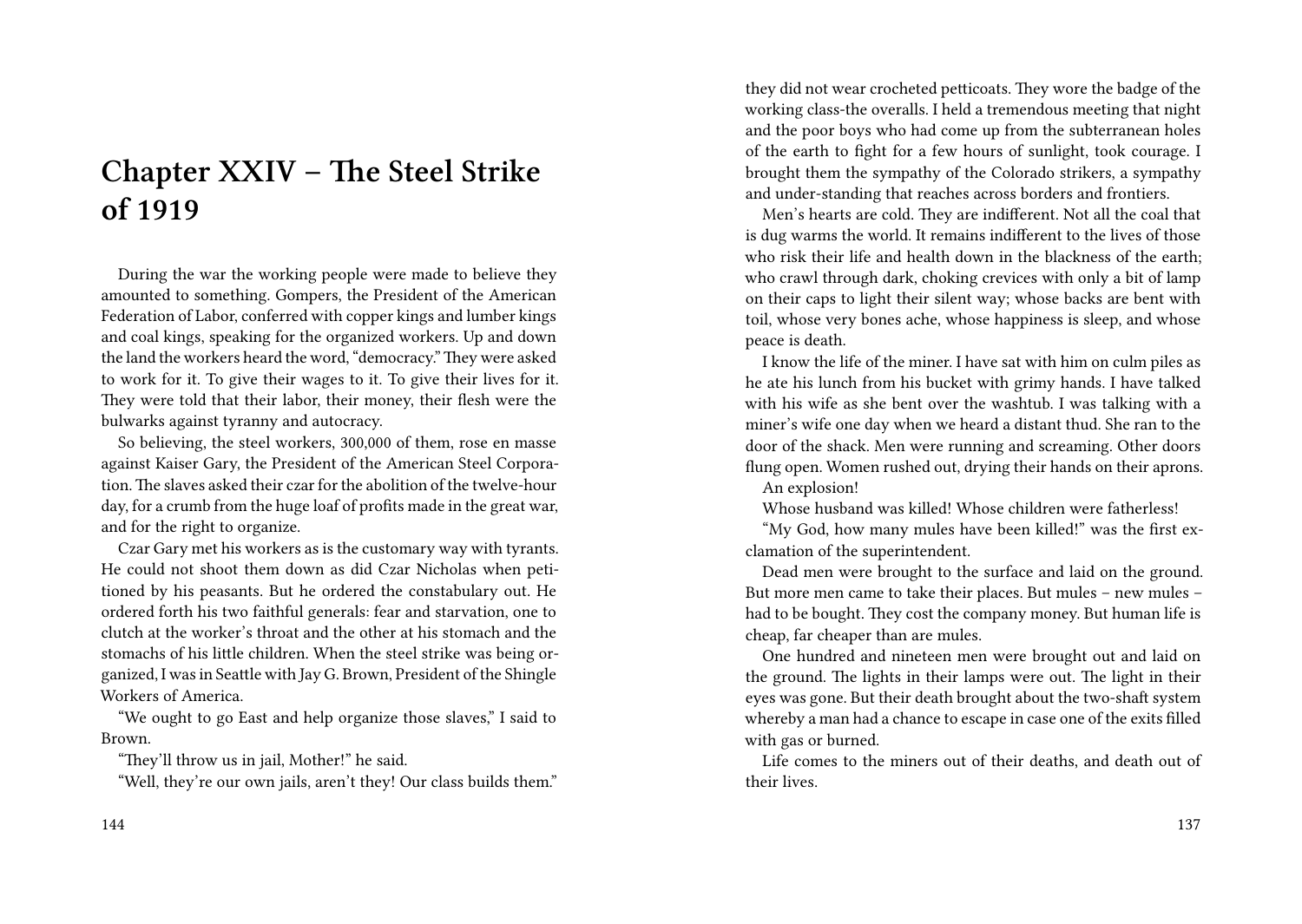# Chapter XXIV – The Steel Strike of 1919

During the war the working people were made to believe they amounted to something. Gompers, the President of the American Federation of Labor, conferred with copper kings and lumber kings and coal kings, speaking for the organized workers. Up and down the land the workers heard the word, "democracy." They were asked to work for it. To give their wages to it. To give their lives for it. They were told that their labor, their money, their flesh were the bulwarks against tyranny and autocracy.

So believing, the steel workers, 300,000 of them, rose en masse against Kaiser Gary, the President of the American Steel Corporation. The slaves asked their czar for the abolition of the twelve-hour day, for a crumb from the huge loaf of profits made in the great war, and for the right to organize.

Czar Gary met his workers as is the customary way with tyrants. He could not shoot them down as did Czar Nicholas when petitioned by his peasants. But he ordered the constabulary out. He ordered forth his two faithful generals: fear and starvation, one to clutch at the worker's throat and the other at his stomach and the stomachs of his little children. When the steel strike was being organized, I was in Seattle with Jay G. Brown, President of the Shingle Workers of America.

"We ought to go East and help organize those slaves," I said to Brown.

"They'll throw us in jail, Mother!" he said.

"Well, they're our own jails, aren't they! Our class builds them."

they did not wear crocheted petticoats. They wore the badge of the working class-the overalls. I held a tremendous meeting that night and the poor boys who had come up from the subterranean holes of the earth to fight for a few hours of sunlight, took courage. I brought them the sympathy of the Colorado strikers, a sympathy and under-standing that reaches across borders and frontiers.

Men's hearts are cold. They are indifferent. Not all the coal that is dug warms the world. It remains indifferent to the lives of those who risk their life and health down in the blackness of the earth; who crawl through dark, choking crevices with only a bit of lamp on their caps to light their silent way; whose backs are bent with toil, whose very bones ache, whose happiness is sleep, and whose peace is death.

I know the life of the miner. I have sat with him on culm piles as he ate his lunch from his bucket with grimy hands. I have talked with his wife as she bent over the washtub. I was talking with a miner's wife one day when we heard a distant thud. She ran to the door of the shack. Men were running and screaming. Other doors flung open. Women rushed out, drying their hands on their aprons.

An explosion!

Whose husband was killed! Whose children were fatherless!

"My God, how many mules have been killed!" was the first exclamation of the superintendent.

Dead men were brought to the surface and laid on the ground. But more men came to take their places. But mules – new mules – had to be bought. They cost the company money. But human life is cheap, far cheaper than are mules.

One hundred and nineteen men were brought out and laid on the ground. The lights in their lamps were out. The light in their eyes was gone. But their death brought about the two-shaft system whereby a man had a chance to escape in case one of the exits filled with gas or burned.

Life comes to the miners out of their deaths, and death out of their lives.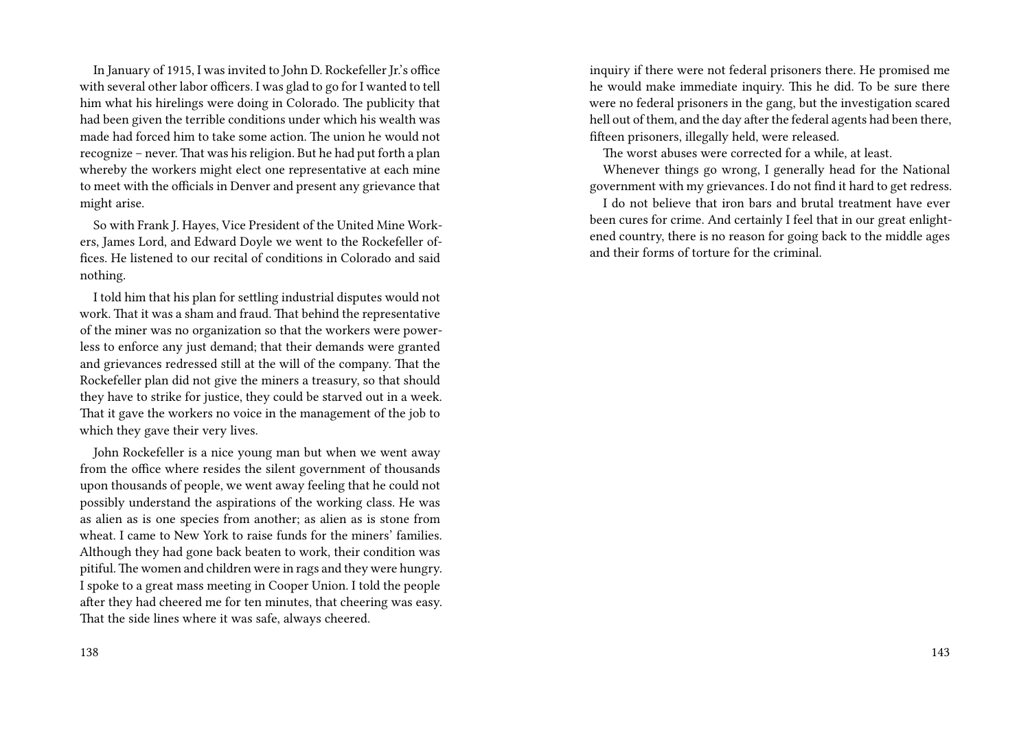In January of 1915, I was invited to John D. Rockefeller Jr.'s office with several other labor officers. I was glad to go for I wanted to tell him what his hirelings were doing in Colorado. The publicity that had been given the terrible conditions under which his wealth was made had forced him to take some action. The union he would not recognize – never. That was his religion. But he had put forth a plan whereby the workers might elect one representative at each mine to meet with the officials in Denver and present any grievance that might arise.

So with Frank J. Hayes, Vice President of the United Mine Workers, James Lord, and Edward Doyle we went to the Rockefeller offices. He listened to our recital of conditions in Colorado and said nothing.

I told him that his plan for settling industrial disputes would not work. That it was a sham and fraud. That behind the representative of the miner was no organization so that the workers were powerless to enforce any just demand; that their demands were granted and grievances redressed still at the will of the company. That the Rockefeller plan did not give the miners a treasury, so that should they have to strike for justice, they could be starved out in a week. That it gave the workers no voice in the management of the job to which they gave their very lives.

John Rockefeller is a nice young man but when we went away from the office where resides the silent government of thousands upon thousands of people, we went away feeling that he could not possibly understand the aspirations of the working class. He was as alien as is one species from another; as alien as is stone from wheat. I came to New York to raise funds for the miners' families. Although they had gone back beaten to work, their condition was pitiful. The women and children were in rags and they were hungry. I spoke to a great mass meeting in Cooper Union. I told the people after they had cheered me for ten minutes, that cheering was easy. That the side lines where it was safe, always cheered.

inquiry if there were not federal prisoners there. He promised me he would make immediate inquiry. This he did. To be sure there were no federal prisoners in the gang, but the investigation scared hell out of them, and the day after the federal agents had been there, fifteen prisoners, illegally held, were released.

The worst abuses were corrected for a while, at least.

Whenever things go wrong, I generally head for the National government with my grievances. I do not find it hard to get redress.

I do not believe that iron bars and brutal treatment have ever been cures for crime. And certainly I feel that in our great enlightened country, there is no reason for going back to the middle ages and their forms of torture for the criminal.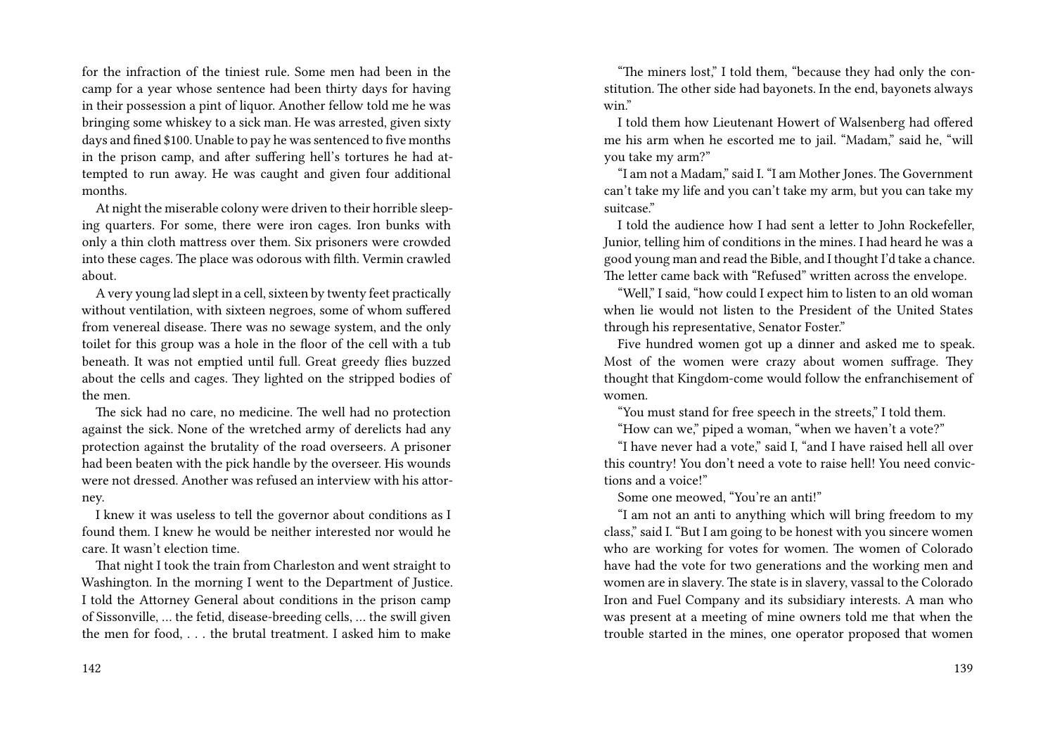for the infraction of the tiniest rule. Some men had been in the camp for a year whose sentence had been thirty days for having in their possession a pint of liquor. Another fellow told me he was bringing some whiskey to a sick man. He was arrested, given sixty days and fined $100. Unable to pay he was sentenced to five months in the prison camp, and after suffering hell's tortures he had attempted to run away. He was caught and given four additional months.

At night the miserable colony were driven to their horrible sleeping quarters. For some, there were iron cages. Iron bunks with only a thin cloth mattress over them. Six prisoners were crowded into these cages. The place was odorous with filth. Vermin crawled about.

A very young lad slept in a cell, sixteen by twenty feet practically without ventilation, with sixteen negroes, some of whom suffered from venereal disease. There was no sewage system, and the only toilet for this group was a hole in the floor of the cell with a tub beneath. It was not emptied until full. Great greedy flies buzzed about the cells and cages. They lighted on the stripped bodies of the men.

The sick had no care, no medicine. The well had no protection against the sick. None of the wretched army of derelicts had any protection against the brutality of the road overseers. A prisoner had been beaten with the pick handle by the overseer. His wounds were not dressed. Another was refused an interview with his attorney.

I knew it was useless to tell the governor about conditions as I found them. I knew he would be neither interested nor would he care. It wasn't election time.

That night I took the train from Charleston and went straight to Washington. In the morning I went to the Department of Justice. I told the Attorney General about conditions in the prison camp of Sissonville, … the fetid, disease-breeding cells, … the swill given the men for food, . . . the brutal treatment. I asked him to make

"The miners lost," I told them, "because they had only the constitution. The other side had bayonets. In the end, bayonets always win."

I told them how Lieutenant Howert of Walsenberg had offered me his arm when he escorted me to jail. "Madam," said he, "will you take my arm?"

"I am not a Madam," said I. "I am Mother Jones. The Government can't take my life and you can't take my arm, but you can take my suitcase."

I told the audience how I had sent a letter to John Rockefeller, Junior, telling him of conditions in the mines. I had heard he was a good young man and read the Bible, and I thought I'd take a chance. The letter came back with "Refused" written across the envelope.

"Well," I said, "how could I expect him to listen to an old woman when lie would not listen to the President of the United States through his representative, Senator Foster."

Five hundred women got up a dinner and asked me to speak. Most of the women were crazy about women suffrage. They thought that Kingdom-come would follow the enfranchisement of women.

"You must stand for free speech in the streets," I told them.

"How can we," piped a woman, "when we haven't a vote?"

"I have never had a vote," said I, "and I have raised hell all over this country! You don't need a vote to raise hell! You need convictions and a voice!"

Some one meowed, "You're an anti!"

"I am not an anti to anything which will bring freedom to my class," said I. "But I am going to be honest with you sincere women who are working for votes for women. The women of Colorado have had the vote for two generations and the working men and women are in slavery. The state is in slavery, vassal to the Colorado Iron and Fuel Company and its subsidiary interests. A man who was present at a meeting of mine owners told me that when the trouble started in the mines, one operator proposed that women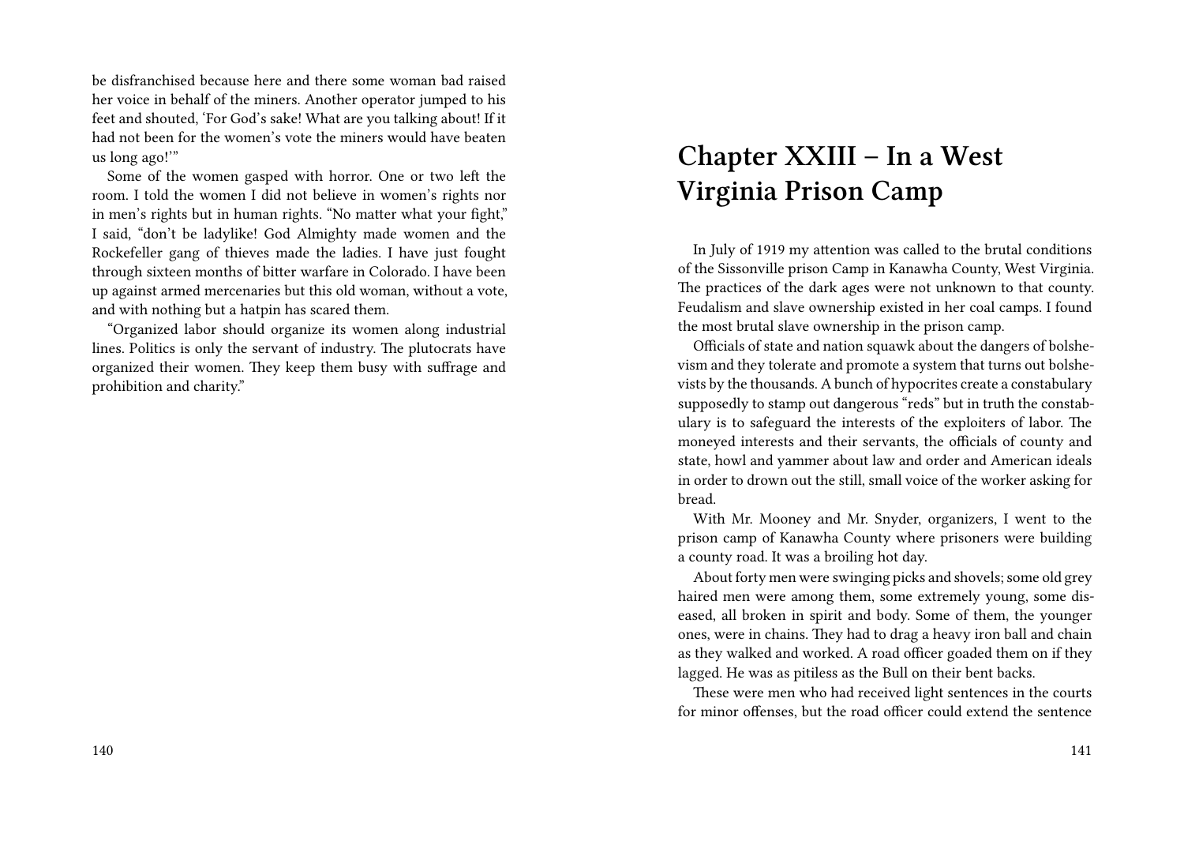be disfranchised because here and there some woman bad raised her voice in behalf of the miners. Another operator jumped to his feet and shouted, 'For God's sake! What are you talking about! If it had not been for the women's vote the miners would have beaten us long ago!'"

Some of the women gasped with horror. One or two left the room. I told the women I did not believe in women's rights nor in men's rights but in human rights. "No matter what your fight," I said, "don't be ladylike! God Almighty made women and the Rockefeller gang of thieves made the ladies. I have just fought through sixteen months of bitter warfare in Colorado. I have been up against armed mercenaries but this old woman, without a vote, and with nothing but a hatpin has scared them.

"Organized labor should organize its women along industrial lines. Politics is only the servant of industry. The plutocrats have organized their women. They keep them busy with suffrage and prohibition and charity."

# Chapter XXIII – In a West Virginia Prison Camp

In July of 1919 my attention was called to the brutal conditions of the Sissonville prison Camp in Kanawha County, West Virginia. The practices of the dark ages were not unknown to that county. Feudalism and slave ownership existed in her coal camps. I found the most brutal slave ownership in the prison camp.

Officials of state and nation squawk about the dangers of bolshevism and they tolerate and promote a system that turns out bolshevists by the thousands. A bunch of hypocrites create a constabulary supposedly to stamp out dangerous "reds" but in truth the constabulary is to safeguard the interests of the exploiters of labor. The moneyed interests and their servants, the officials of county and state, howl and yammer about law and order and American ideals in order to drown out the still, small voice of the worker asking for bread.

With Mr. Mooney and Mr. Snyder, organizers, I went to the prison camp of Kanawha County where prisoners were building a county road. It was a broiling hot day.

About forty men were swinging picks and shovels; some old grey haired men were among them, some extremely young, some diseased, all broken in spirit and body. Some of them, the younger ones, were in chains. They had to drag a heavy iron ball and chain as they walked and worked. A road officer goaded them on if they lagged. He was as pitiless as the Bull on their bent backs.

These were men who had received light sentences in the courts for minor offenses, but the road officer could extend the sentence